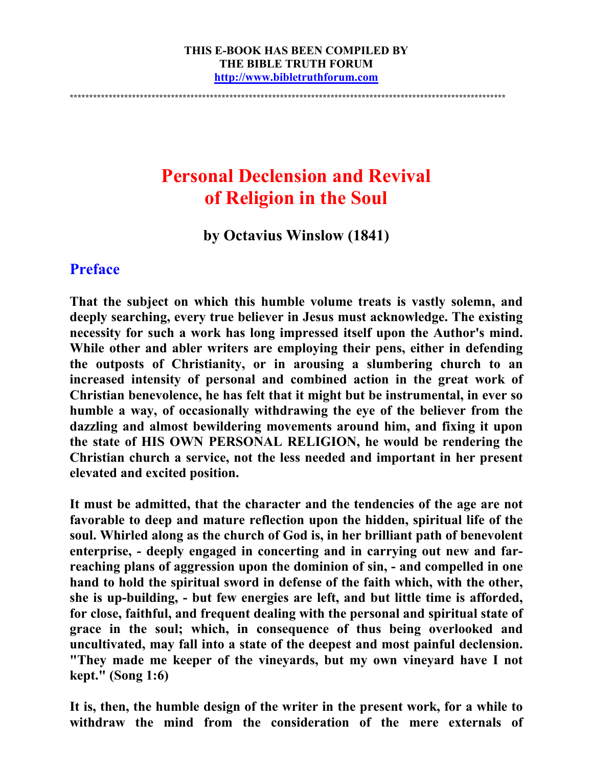**THIS E-BOOK HAS BEEN COMPILED BY**
**THE BIBLE TRUTH FORUM**
**http://www.bibletruthforum.com**

*******************************************************************************************************************

# Personal Declension and Revival of Religion in the Soul

### by Octavius Winslow (1841)

## Preface

**That the subject on which this humble volume treats is vastly solemn, and deeply searching, every true believer in Jesus must acknowledge. The existing necessity for such a work has long impressed itself upon the Author's mind. While other and abler writers are employing their pens, either in defending the outposts of Christianity, or in arousing a slumbering church to an increased intensity of personal and combined action in the great work of Christian benevolence, he has felt that it might but be instrumental, in ever so humble a way, of occasionally withdrawing the eye of the believer from the dazzling and almost bewildering movements around him, and fixing it upon the state of HIS OWN PERSONAL RELIGION, he would be rendering the Christian church a service, not the less needed and important in her present elevated and excited position.**

**It must be admitted, that the character and the tendencies of the age are not favorable to deep and mature reflection upon the hidden, spiritual life of the soul. Whirled along as the church of God is, in her brilliant path of benevolent enterprise, - deeply engaged in concerting and in carrying out new and far-reaching plans of aggression upon the dominion of sin, - and compelled in one hand to hold the spiritual sword in defense of the faith which, with the other, she is up-building, - but few energies are left, and but little time is afforded, for close, faithful, and frequent dealing with the personal and spiritual state of grace in the soul; which, in consequence of thus being overlooked and uncultivated, may fall into a state of the deepest and most painful declension. "They made me keeper of the vineyards, but my own vineyard have I not kept." (Song 1:6)**

**It is, then, the humble design of the writer in the present work, for a while to withdraw the mind from the consideration of the mere externals of**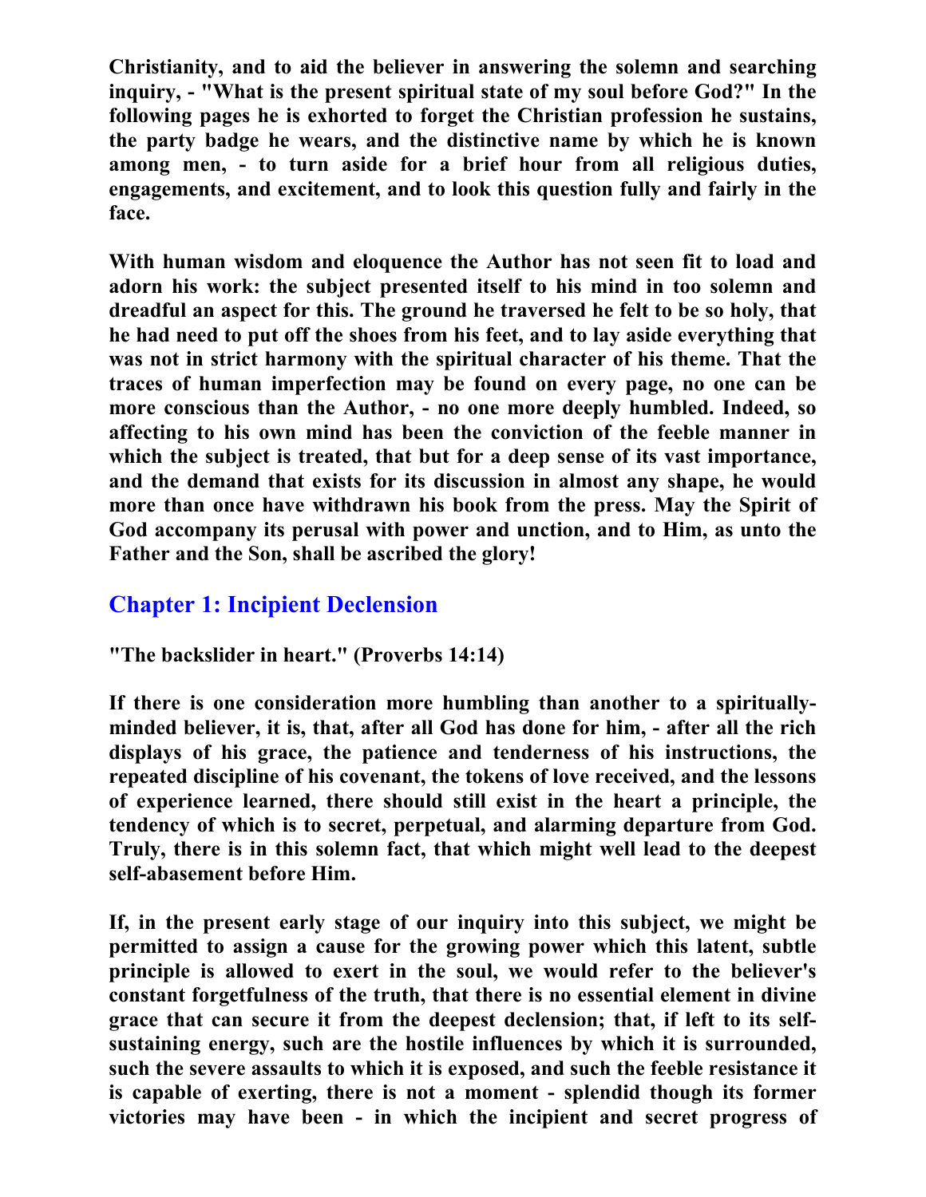**Christianity, and to aid the believer in answering the solemn and searching inquiry, - "What is the present spiritual state of my soul before God?" In the following pages he is exhorted to forget the Christian profession he sustains, the party badge he wears, and the distinctive name by which he is known among men, - to turn aside for a brief hour from all religious duties, engagements, and excitement, and to look this question fully and fairly in the face.**

**With human wisdom and eloquence the Author has not seen fit to load and adorn his work: the subject presented itself to his mind in too solemn and dreadful an aspect for this. The ground he traversed he felt to be so holy, that he had need to put off the shoes from his feet, and to lay aside everything that was not in strict harmony with the spiritual character of his theme. That the traces of human imperfection may be found on every page, no one can be more conscious than the Author, - no one more deeply humbled. Indeed, so affecting to his own mind has been the conviction of the feeble manner in which the subject is treated, that but for a deep sense of its vast importance, and the demand that exists for its discussion in almost any shape, he would more than once have withdrawn his book from the press. May the Spirit of God accompany its perusal with power and unction, and to Him, as unto the Father and the Son, shall be ascribed the glory!**

## Chapter 1: Incipient Declension

**"The backslider in heart." (Proverbs 14:14)**

**If there is one consideration more humbling than another to a spiritually-minded believer, it is, that, after all God has done for him, - after all the rich displays of his grace, the patience and tenderness of his instructions, the repeated discipline of his covenant, the tokens of love received, and the lessons of experience learned, there should still exist in the heart a principle, the tendency of which is to secret, perpetual, and alarming departure from God. Truly, there is in this solemn fact, that which might well lead to the deepest self-abasement before Him.**

**If, in the present early stage of our inquiry into this subject, we might be permitted to assign a cause for the growing power which this latent, subtle principle is allowed to exert in the soul, we would refer to the believer's constant forgetfulness of the truth, that there is no essential element in divine grace that can secure it from the deepest declension; that, if left to its self-sustaining energy, such are the hostile influences by which it is surrounded, such the severe assaults to which it is exposed, and such the feeble resistance it is capable of exerting, there is not a moment - splendid though its former victories may have been - in which the incipient and secret progress of**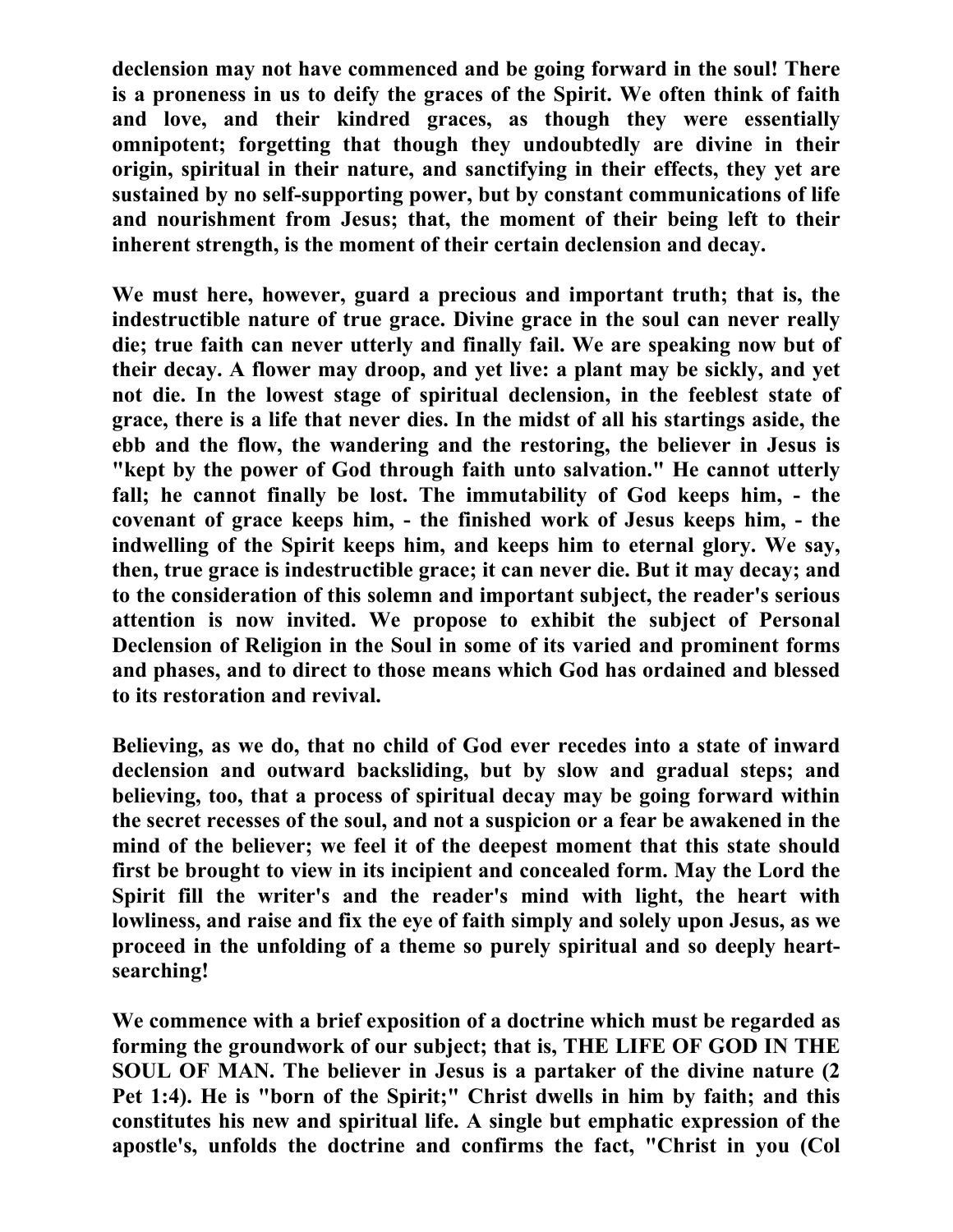declension may not have commenced and be going forward in the soul! There is a proneness in us to deify the graces of the Spirit. We often think of faith and love, and their kindred graces, as though they were essentially omnipotent; forgetting that though they undoubtedly are divine in their origin, spiritual in their nature, and sanctifying in their effects, they yet are sustained by no self-supporting power, but by constant communications of life and nourishment from Jesus; that, the moment of their being left to their inherent strength, is the moment of their certain declension and decay.

We must here, however, guard a precious and important truth; that is, the indestructible nature of true grace. Divine grace in the soul can never really die; true faith can never utterly and finally fail. We are speaking now but of their decay. A flower may droop, and yet live: a plant may be sickly, and yet not die. In the lowest stage of spiritual declension, in the feeblest state of grace, there is a life that never dies. In the midst of all his startings aside, the ebb and the flow, the wandering and the restoring, the believer in Jesus is "kept by the power of God through faith unto salvation." He cannot utterly fall; he cannot finally be lost. The immutability of God keeps him, - the covenant of grace keeps him, - the finished work of Jesus keeps him, - the indwelling of the Spirit keeps him, and keeps him to eternal glory. We say, then, true grace is indestructible grace; it can never die. But it may decay; and to the consideration of this solemn and important subject, the reader's serious attention is now invited. We propose to exhibit the subject of Personal Declension of Religion in the Soul in some of its varied and prominent forms and phases, and to direct to those means which God has ordained and blessed to its restoration and revival.

Believing, as we do, that no child of God ever recedes into a state of inward declension and outward backsliding, but by slow and gradual steps; and believing, too, that a process of spiritual decay may be going forward within the secret recesses of the soul, and not a suspicion or a fear be awakened in the mind of the believer; we feel it of the deepest moment that this state should first be brought to view in its incipient and concealed form. May the Lord the Spirit fill the writer's and the reader's mind with light, the heart with lowliness, and raise and fix the eye of faith simply and solely upon Jesus, as we proceed in the unfolding of a theme so purely spiritual and so deeply heart-searching!

We commence with a brief exposition of a doctrine which must be regarded as forming the groundwork of our subject; that is, THE LIFE OF GOD IN THE SOUL OF MAN. The believer in Jesus is a partaker of the divine nature (2 Pet 1:4). He is "born of the Spirit;" Christ dwells in him by faith; and this constitutes his new and spiritual life. A single but emphatic expression of the apostle's, unfolds the doctrine and confirms the fact, "Christ in you (Col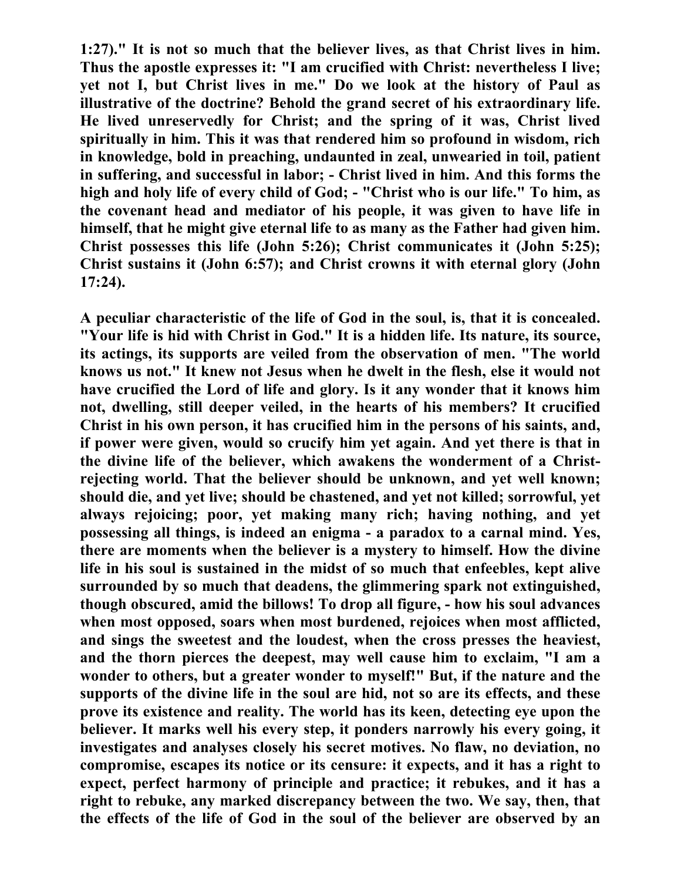1:27)." It is not so much that the believer lives, as that Christ lives in him. Thus the apostle expresses it: "I am crucified with Christ: nevertheless I live; yet not I, but Christ lives in me." Do we look at the history of Paul as illustrative of the doctrine? Behold the grand secret of his extraordinary life. He lived unreservedly for Christ; and the spring of it was, Christ lived spiritually in him. This it was that rendered him so profound in wisdom, rich in knowledge, bold in preaching, undaunted in zeal, unwearied in toil, patient in suffering, and successful in labor; - Christ lived in him. And this forms the high and holy life of every child of God; - "Christ who is our life." To him, as the covenant head and mediator of his people, it was given to have life in himself, that he might give eternal life to as many as the Father had given him. Christ possesses this life (John 5:26); Christ communicates it (John 5:25); Christ sustains it (John 6:57); and Christ crowns it with eternal glory (John 17:24).

A peculiar characteristic of the life of God in the soul, is, that it is concealed. "Your life is hid with Christ in God." It is a hidden life. Its nature, its source, its actings, its supports are veiled from the observation of men. "The world knows us not." It knew not Jesus when he dwelt in the flesh, else it would not have crucified the Lord of life and glory. Is it any wonder that it knows him not, dwelling, still deeper veiled, in the hearts of his members? It crucified Christ in his own person, it has crucified him in the persons of his saints, and, if power were given, would so crucify him yet again. And yet there is that in the divine life of the believer, which awakens the wonderment of a Christ-rejecting world. That the believer should be unknown, and yet well known; should die, and yet live; should be chastened, and yet not killed; sorrowful, yet always rejoicing; poor, yet making many rich; having nothing, and yet possessing all things, is indeed an enigma - a paradox to a carnal mind. Yes, there are moments when the believer is a mystery to himself. How the divine life in his soul is sustained in the midst of so much that enfeebles, kept alive surrounded by so much that deadens, the glimmering spark not extinguished, though obscured, amid the billows! To drop all figure, - how his soul advances when most opposed, soars when most burdened, rejoices when most afflicted, and sings the sweetest and the loudest, when the cross presses the heaviest, and the thorn pierces the deepest, may well cause him to exclaim, "I am a wonder to others, but a greater wonder to myself!" But, if the nature and the supports of the divine life in the soul are hid, not so are its effects, and these prove its existence and reality. The world has its keen, detecting eye upon the believer. It marks well his every step, it ponders narrowly his every going, it investigates and analyses closely his secret motives. No flaw, no deviation, no compromise, escapes its notice or its censure: it expects, and it has a right to expect, perfect harmony of principle and practice; it rebukes, and it has a right to rebuke, any marked discrepancy between the two. We say, then, that the effects of the life of God in the soul of the believer are observed by an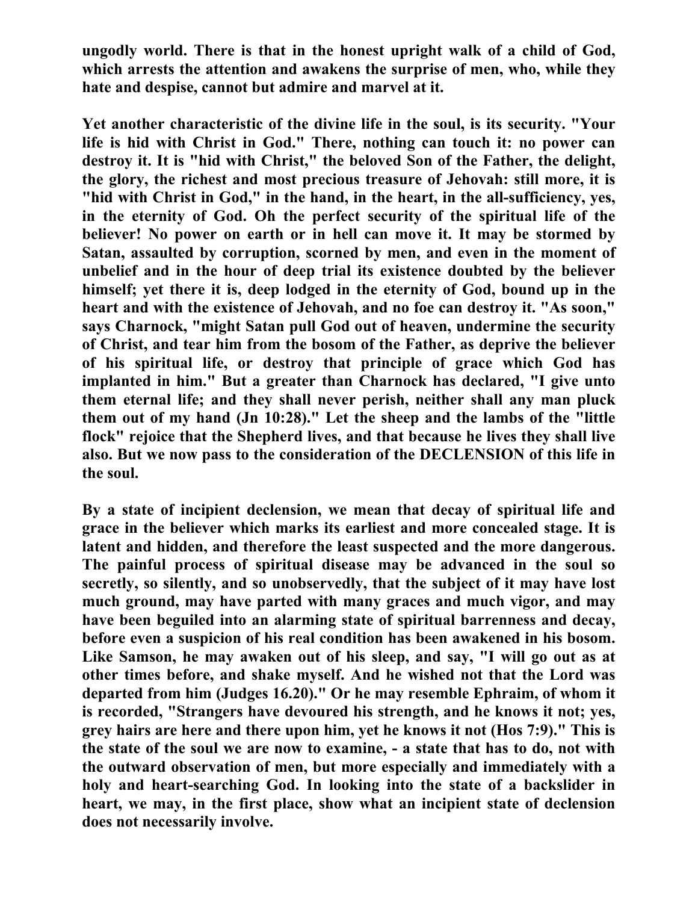ungodly world. There is that in the honest upright walk of a child of God, which arrests the attention and awakens the surprise of men, who, while they hate and despise, cannot but admire and marvel at it.

Yet another characteristic of the divine life in the soul, is its security. "Your life is hid with Christ in God." There, nothing can touch it: no power can destroy it. It is "hid with Christ," the beloved Son of the Father, the delight, the glory, the richest and most precious treasure of Jehovah: still more, it is "hid with Christ in God," in the hand, in the heart, in the all-sufficiency, yes, in the eternity of God. Oh the perfect security of the spiritual life of the believer! No power on earth or in hell can move it. It may be stormed by Satan, assaulted by corruption, scorned by men, and even in the moment of unbelief and in the hour of deep trial its existence doubted by the believer himself; yet there it is, deep lodged in the eternity of God, bound up in the heart and with the existence of Jehovah, and no foe can destroy it. "As soon," says Charnock, "might Satan pull God out of heaven, undermine the security of Christ, and tear him from the bosom of the Father, as deprive the believer of his spiritual life, or destroy that principle of grace which God has implanted in him." But a greater than Charnock has declared, "I give unto them eternal life; and they shall never perish, neither shall any man pluck them out of my hand (Jn 10:28)." Let the sheep and the lambs of the "little flock" rejoice that the Shepherd lives, and that because he lives they shall live also. But we now pass to the consideration of the DECLENSION of this life in the soul.

By a state of incipient declension, we mean that decay of spiritual life and grace in the believer which marks its earliest and more concealed stage. It is latent and hidden, and therefore the least suspected and the more dangerous. The painful process of spiritual disease may be advanced in the soul so secretly, so silently, and so unobservedly, that the subject of it may have lost much ground, may have parted with many graces and much vigor, and may have been beguiled into an alarming state of spiritual barrenness and decay, before even a suspicion of his real condition has been awakened in his bosom. Like Samson, he may awaken out of his sleep, and say, "I will go out as at other times before, and shake myself. And he wished not that the Lord was departed from him (Judges 16.20)." Or he may resemble Ephraim, of whom it is recorded, "Strangers have devoured his strength, and he knows it not; yes, grey hairs are here and there upon him, yet he knows it not (Hos 7:9)." This is the state of the soul we are now to examine, - a state that has to do, not with the outward observation of men, but more especially and immediately with a holy and heart-searching God. In looking into the state of a backslider in heart, we may, in the first place, show what an incipient state of declension does not necessarily involve.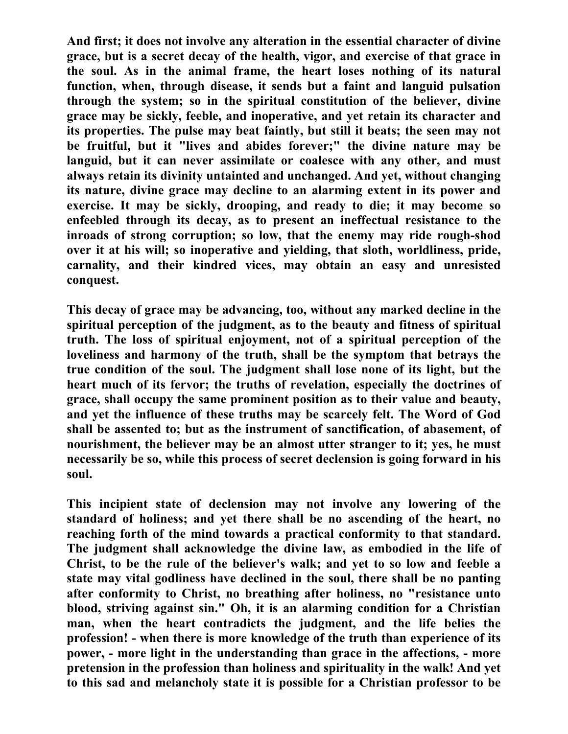**And first; it does not involve any alteration in the essential character of divine grace, but is a secret decay of the health, vigor, and exercise of that grace in the soul. As in the animal frame, the heart loses nothing of its natural function, when, through disease, it sends but a faint and languid pulsation through the system; so in the spiritual constitution of the believer, divine grace may be sickly, feeble, and inoperative, and yet retain its character and its properties. The pulse may beat faintly, but still it beats; the seen may not be fruitful, but it "lives and abides forever;" the divine nature may be languid, but it can never assimilate or coalesce with any other, and must always retain its divinity untainted and unchanged. And yet, without changing its nature, divine grace may decline to an alarming extent in its power and exercise. It may be sickly, drooping, and ready to die; it may become so enfeebled through its decay, as to present an ineffectual resistance to the inroads of strong corruption; so low, that the enemy may ride rough-shod over it at his will; so inoperative and yielding, that sloth, worldliness, pride, carnality, and their kindred vices, may obtain an easy and unresisted conquest.**

**This decay of grace may be advancing, too, without any marked decline in the spiritual perception of the judgment, as to the beauty and fitness of spiritual truth. The loss of spiritual enjoyment, not of a spiritual perception of the loveliness and harmony of the truth, shall be the symptom that betrays the true condition of the soul. The judgment shall lose none of its light, but the heart much of its fervor; the truths of revelation, especially the doctrines of grace, shall occupy the same prominent position as to their value and beauty, and yet the influence of these truths may be scarcely felt. The Word of God shall be assented to; but as the instrument of sanctification, of abasement, of nourishment, the believer may be an almost utter stranger to it; yes, he must necessarily be so, while this process of secret declension is going forward in his soul.**

**This incipient state of declension may not involve any lowering of the standard of holiness; and yet there shall be no ascending of the heart, no reaching forth of the mind towards a practical conformity to that standard. The judgment shall acknowledge the divine law, as embodied in the life of Christ, to be the rule of the believer's walk; and yet to so low and feeble a state may vital godliness have declined in the soul, there shall be no panting after conformity to Christ, no breathing after holiness, no "resistance unto blood, striving against sin." Oh, it is an alarming condition for a Christian man, when the heart contradicts the judgment, and the life belies the profession! - when there is more knowledge of the truth than experience of its power, - more light in the understanding than grace in the affections, - more pretension in the profession than holiness and spirituality in the walk! And yet to this sad and melancholy state it is possible for a Christian professor to be**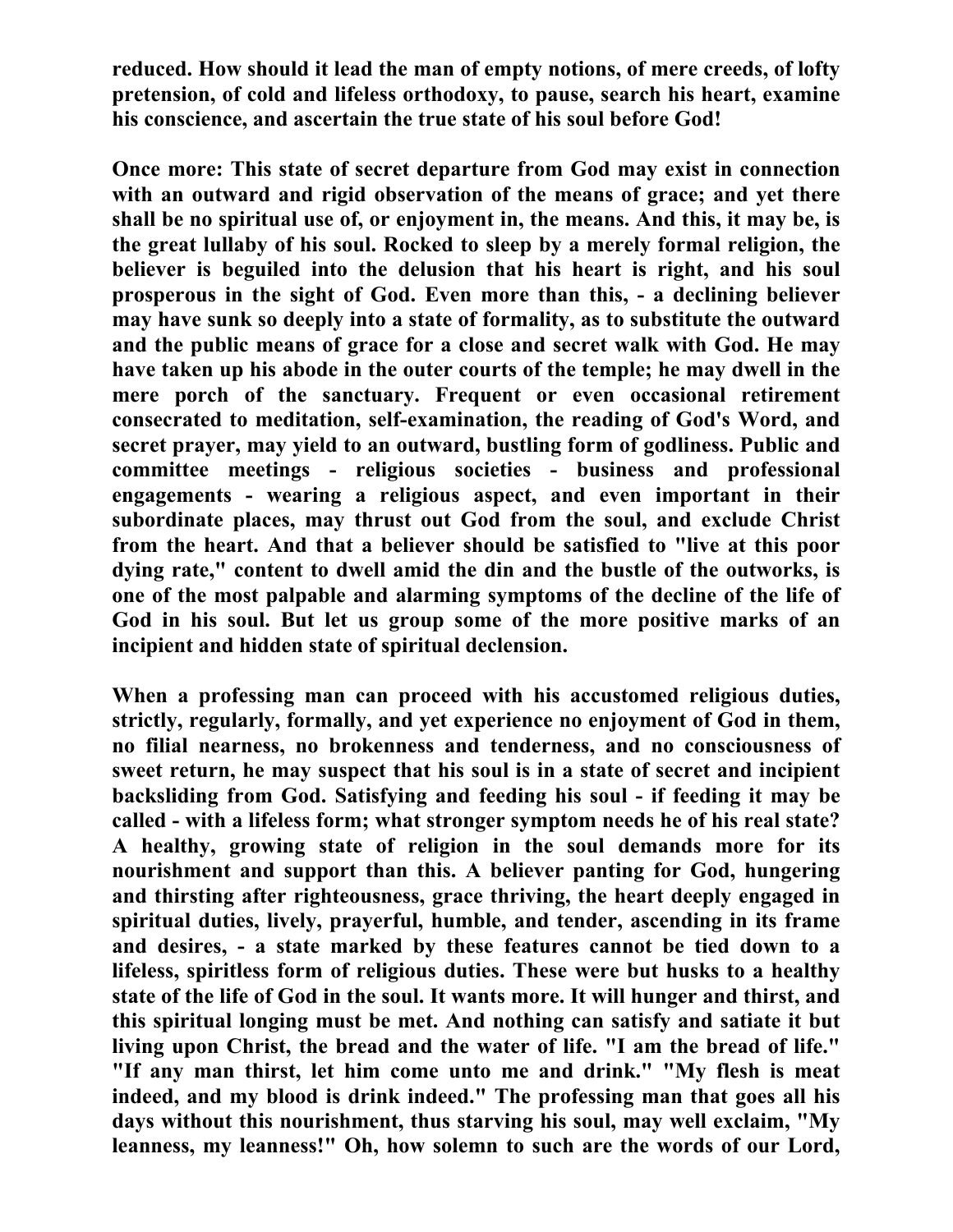reduced. How should it lead the man of empty notions, of mere creeds, of lofty pretension, of cold and lifeless orthodoxy, to pause, search his heart, examine his conscience, and ascertain the true state of his soul before God!

Once more: This state of secret departure from God may exist in connection with an outward and rigid observation of the means of grace; and yet there shall be no spiritual use of, or enjoyment in, the means. And this, it may be, is the great lullaby of his soul. Rocked to sleep by a merely formal religion, the believer is beguiled into the delusion that his heart is right, and his soul prosperous in the sight of God. Even more than this, - a declining believer may have sunk so deeply into a state of formality, as to substitute the outward and the public means of grace for a close and secret walk with God. He may have taken up his abode in the outer courts of the temple; he may dwell in the mere porch of the sanctuary. Frequent or even occasional retirement consecrated to meditation, self-examination, the reading of God's Word, and secret prayer, may yield to an outward, bustling form of godliness. Public and committee meetings - religious societies - business and professional engagements - wearing a religious aspect, and even important in their subordinate places, may thrust out God from the soul, and exclude Christ from the heart. And that a believer should be satisfied to "live at this poor dying rate," content to dwell amid the din and the bustle of the outworks, is one of the most palpable and alarming symptoms of the decline of the life of God in his soul. But let us group some of the more positive marks of an incipient and hidden state of spiritual declension.

When a professing man can proceed with his accustomed religious duties, strictly, regularly, formally, and yet experience no enjoyment of God in them, no filial nearness, no brokenness and tenderness, and no consciousness of sweet return, he may suspect that his soul is in a state of secret and incipient backsliding from God. Satisfying and feeding his soul - if feeding it may be called - with a lifeless form; what stronger symptom needs he of his real state? A healthy, growing state of religion in the soul demands more for its nourishment and support than this. A believer panting for God, hungering and thirsting after righteousness, grace thriving, the heart deeply engaged in spiritual duties, lively, prayerful, humble, and tender, ascending in its frame and desires, - a state marked by these features cannot be tied down to a lifeless, spiritless form of religious duties. These were but husks to a healthy state of the life of God in the soul. It wants more. It will hunger and thirst, and this spiritual longing must be met. And nothing can satisfy and satiate it but living upon Christ, the bread and the water of life. "I am the bread of life." "If any man thirst, let him come unto me and drink." "My flesh is meat indeed, and my blood is drink indeed." The professing man that goes all his days without this nourishment, thus starving his soul, may well exclaim, "My leanness, my leanness!" Oh, how solemn to such are the words of our Lord,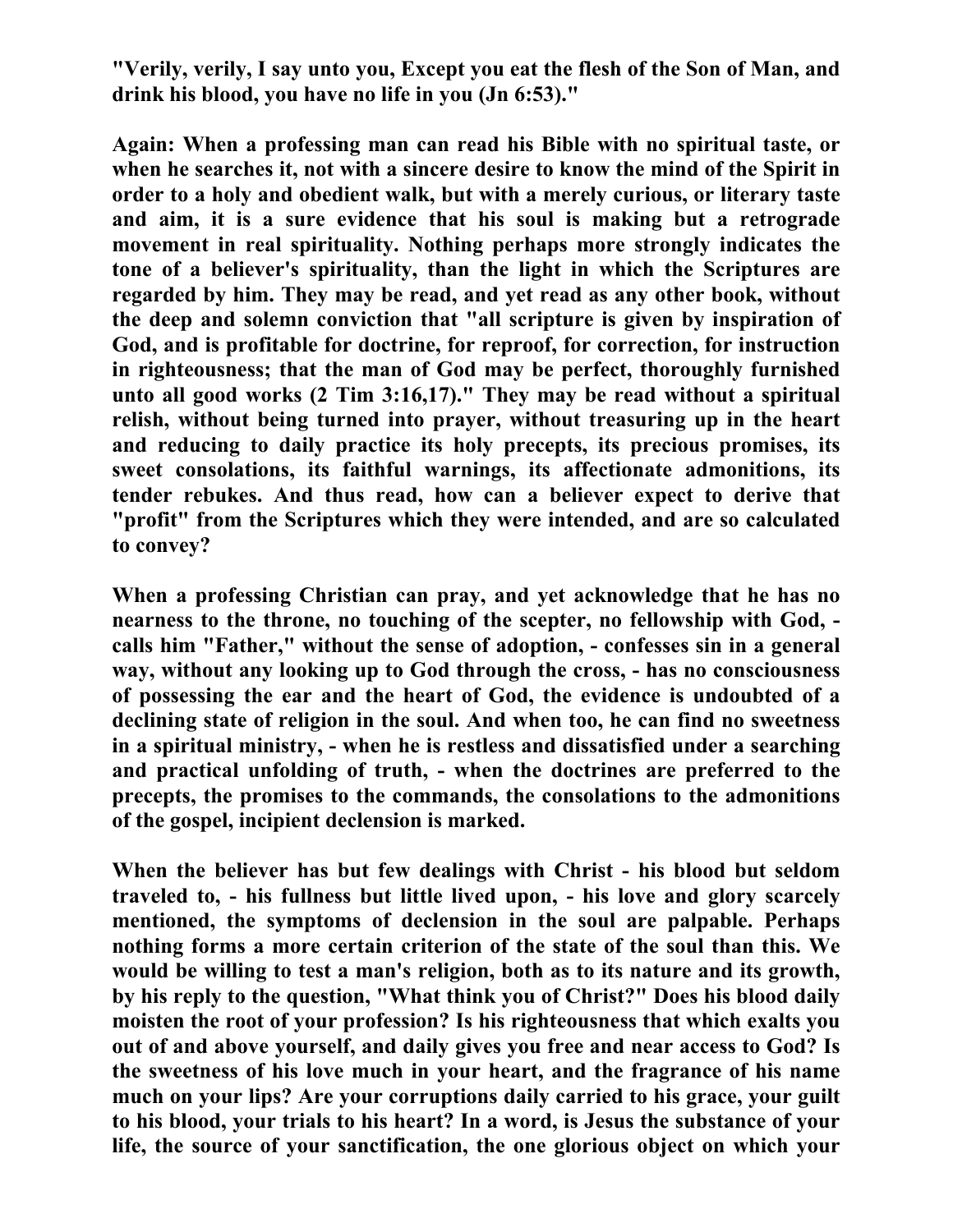"Verily, verily, I say unto you, Except you eat the flesh of the Son of Man, and drink his blood, you have no life in you (Jn 6:53)."

Again: When a professing man can read his Bible with no spiritual taste, or when he searches it, not with a sincere desire to know the mind of the Spirit in order to a holy and obedient walk, but with a merely curious, or literary taste and aim, it is a sure evidence that his soul is making but a retrograde movement in real spirituality. Nothing perhaps more strongly indicates the tone of a believer's spirituality, than the light in which the Scriptures are regarded by him. They may be read, and yet read as any other book, without the deep and solemn conviction that "all scripture is given by inspiration of God, and is profitable for doctrine, for reproof, for correction, for instruction in righteousness; that the man of God may be perfect, thoroughly furnished unto all good works (2 Tim 3:16,17)." They may be read without a spiritual relish, without being turned into prayer, without treasuring up in the heart and reducing to daily practice its holy precepts, its precious promises, its sweet consolations, its faithful warnings, its affectionate admonitions, its tender rebukes. And thus read, how can a believer expect to derive that "profit" from the Scriptures which they were intended, and are so calculated to convey?

When a professing Christian can pray, and yet acknowledge that he has no nearness to the throne, no touching of the scepter, no fellowship with God, - calls him "Father," without the sense of adoption, - confesses sin in a general way, without any looking up to God through the cross, - has no consciousness of possessing the ear and the heart of God, the evidence is undoubted of a declining state of religion in the soul. And when too, he can find no sweetness in a spiritual ministry, - when he is restless and dissatisfied under a searching and practical unfolding of truth, - when the doctrines are preferred to the precepts, the promises to the commands, the consolations to the admonitions of the gospel, incipient declension is marked.

When the believer has but few dealings with Christ - his blood but seldom traveled to, - his fullness but little lived upon, - his love and glory scarcely mentioned, the symptoms of declension in the soul are palpable. Perhaps nothing forms a more certain criterion of the state of the soul than this. We would be willing to test a man's religion, both as to its nature and its growth, by his reply to the question, "What think you of Christ?" Does his blood daily moisten the root of your profession? Is his righteousness that which exalts you out of and above yourself, and daily gives you free and near access to God? Is the sweetness of his love much in your heart, and the fragrance of his name much on your lips? Are your corruptions daily carried to his grace, your guilt to his blood, your trials to his heart? In a word, is Jesus the substance of your life, the source of your sanctification, the one glorious object on which your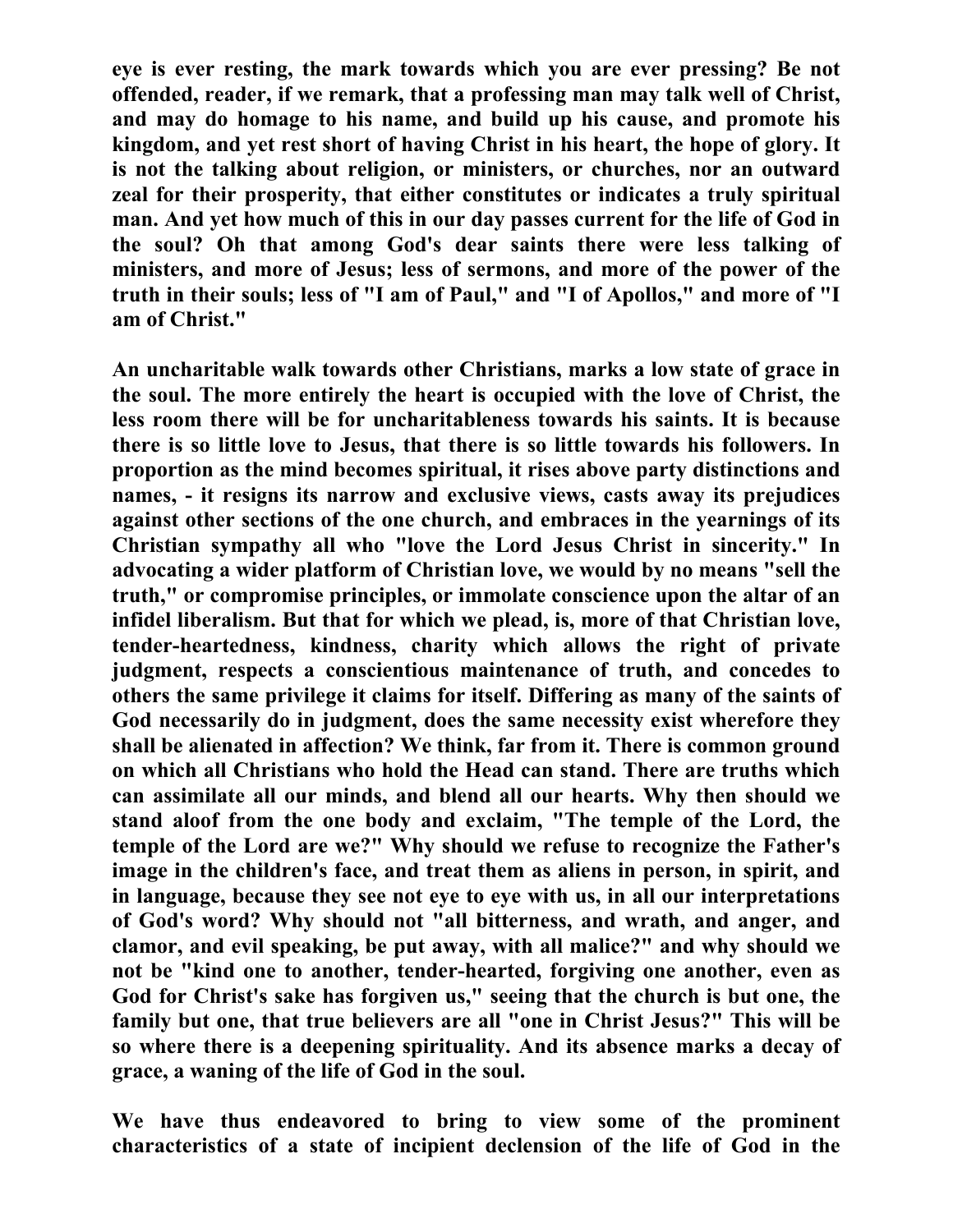eye is ever resting, the mark towards which you are ever pressing? Be not offended, reader, if we remark, that a professing man may talk well of Christ, and may do homage to his name, and build up his cause, and promote his kingdom, and yet rest short of having Christ in his heart, the hope of glory. It is not the talking about religion, or ministers, or churches, nor an outward zeal for their prosperity, that either constitutes or indicates a truly spiritual man. And yet how much of this in our day passes current for the life of God in the soul? Oh that among God's dear saints there were less talking of ministers, and more of Jesus; less of sermons, and more of the power of the truth in their souls; less of "I am of Paul," and "I of Apollos," and more of "I am of Christ."

An uncharitable walk towards other Christians, marks a low state of grace in the soul. The more entirely the heart is occupied with the love of Christ, the less room there will be for uncharitableness towards his saints. It is because there is so little love to Jesus, that there is so little towards his followers. In proportion as the mind becomes spiritual, it rises above party distinctions and names, - it resigns its narrow and exclusive views, casts away its prejudices against other sections of the one church, and embraces in the yearnings of its Christian sympathy all who "love the Lord Jesus Christ in sincerity." In advocating a wider platform of Christian love, we would by no means "sell the truth," or compromise principles, or immolate conscience upon the altar of an infidel liberalism. But that for which we plead, is, more of that Christian love, tender-heartedness, kindness, charity which allows the right of private judgment, respects a conscientious maintenance of truth, and concedes to others the same privilege it claims for itself. Differing as many of the saints of God necessarily do in judgment, does the same necessity exist wherefore they shall be alienated in affection? We think, far from it. There is common ground on which all Christians who hold the Head can stand. There are truths which can assimilate all our minds, and blend all our hearts. Why then should we stand aloof from the one body and exclaim, "The temple of the Lord, the temple of the Lord are we?" Why should we refuse to recognize the Father's image in the children's face, and treat them as aliens in person, in spirit, and in language, because they see not eye to eye with us, in all our interpretations of God's word? Why should not "all bitterness, and wrath, and anger, and clamor, and evil speaking, be put away, with all malice?" and why should we not be "kind one to another, tender-hearted, forgiving one another, even as God for Christ's sake has forgiven us," seeing that the church is but one, the family but one, that true believers are all "one in Christ Jesus?" This will be so where there is a deepening spirituality. And its absence marks a decay of grace, a waning of the life of God in the soul.

We have thus endeavored to bring to view some of the prominent characteristics of a state of incipient declension of the life of God in the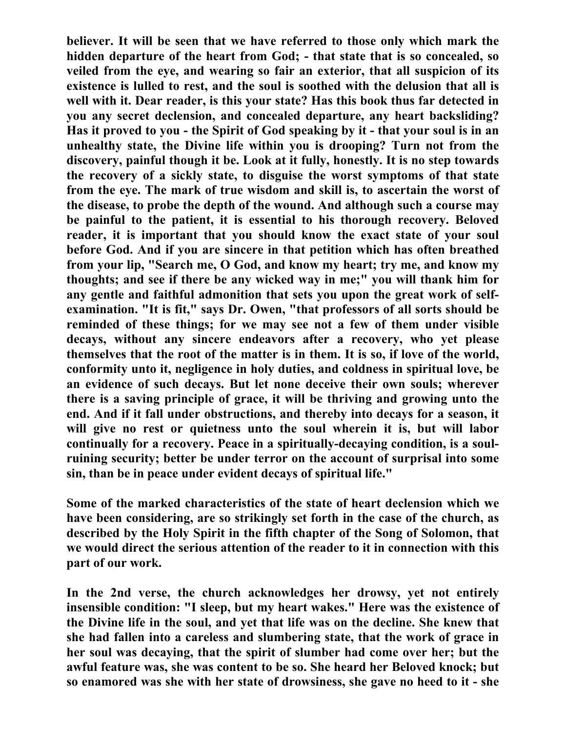believer. It will be seen that we have referred to those only which mark the hidden departure of the heart from God; - that state that is so concealed, so veiled from the eye, and wearing so fair an exterior, that all suspicion of its existence is lulled to rest, and the soul is soothed with the delusion that all is well with it. Dear reader, is this your state? Has this book thus far detected in you any secret declension, and concealed departure, any heart backsliding? Has it proved to you - the Spirit of God speaking by it - that your soul is in an unhealthy state, the Divine life within you is drooping? Turn not from the discovery, painful though it be. Look at it fully, honestly. It is no step towards the recovery of a sickly state, to disguise the worst symptoms of that state from the eye. The mark of true wisdom and skill is, to ascertain the worst of the disease, to probe the depth of the wound. And although such a course may be painful to the patient, it is essential to his thorough recovery. Beloved reader, it is important that you should know the exact state of your soul before God. And if you are sincere in that petition which has often breathed from your lip, "Search me, O God, and know my heart; try me, and know my thoughts; and see if there be any wicked way in me;" you will thank him for any gentle and faithful admonition that sets you upon the great work of self-examination. "It is fit," says Dr. Owen, "that professors of all sorts should be reminded of these things; for we may see not a few of them under visible decays, without any sincere endeavors after a recovery, who yet please themselves that the root of the matter is in them. It is so, if love of the world, conformity unto it, negligence in holy duties, and coldness in spiritual love, be an evidence of such decays. But let none deceive their own souls; wherever there is a saving principle of grace, it will be thriving and growing unto the end. And if it fall under obstructions, and thereby into decays for a season, it will give no rest or quietness unto the soul wherein it is, but will labor continually for a recovery. Peace in a spiritually-decaying condition, is a soul-ruining security; better be under terror on the account of surprisal into some sin, than be in peace under evident decays of spiritual life."

Some of the marked characteristics of the state of heart declension which we have been considering, are so strikingly set forth in the case of the church, as described by the Holy Spirit in the fifth chapter of the Song of Solomon, that we would direct the serious attention of the reader to it in connection with this part of our work.

In the 2nd verse, the church acknowledges her drowsy, yet not entirely insensible condition: "I sleep, but my heart wakes." Here was the existence of the Divine life in the soul, and yet that life was on the decline. She knew that she had fallen into a careless and slumbering state, that the work of grace in her soul was decaying, that the spirit of slumber had come over her; but the awful feature was, she was content to be so. She heard her Beloved knock; but so enamored was she with her state of drowsiness, she gave no heed to it - she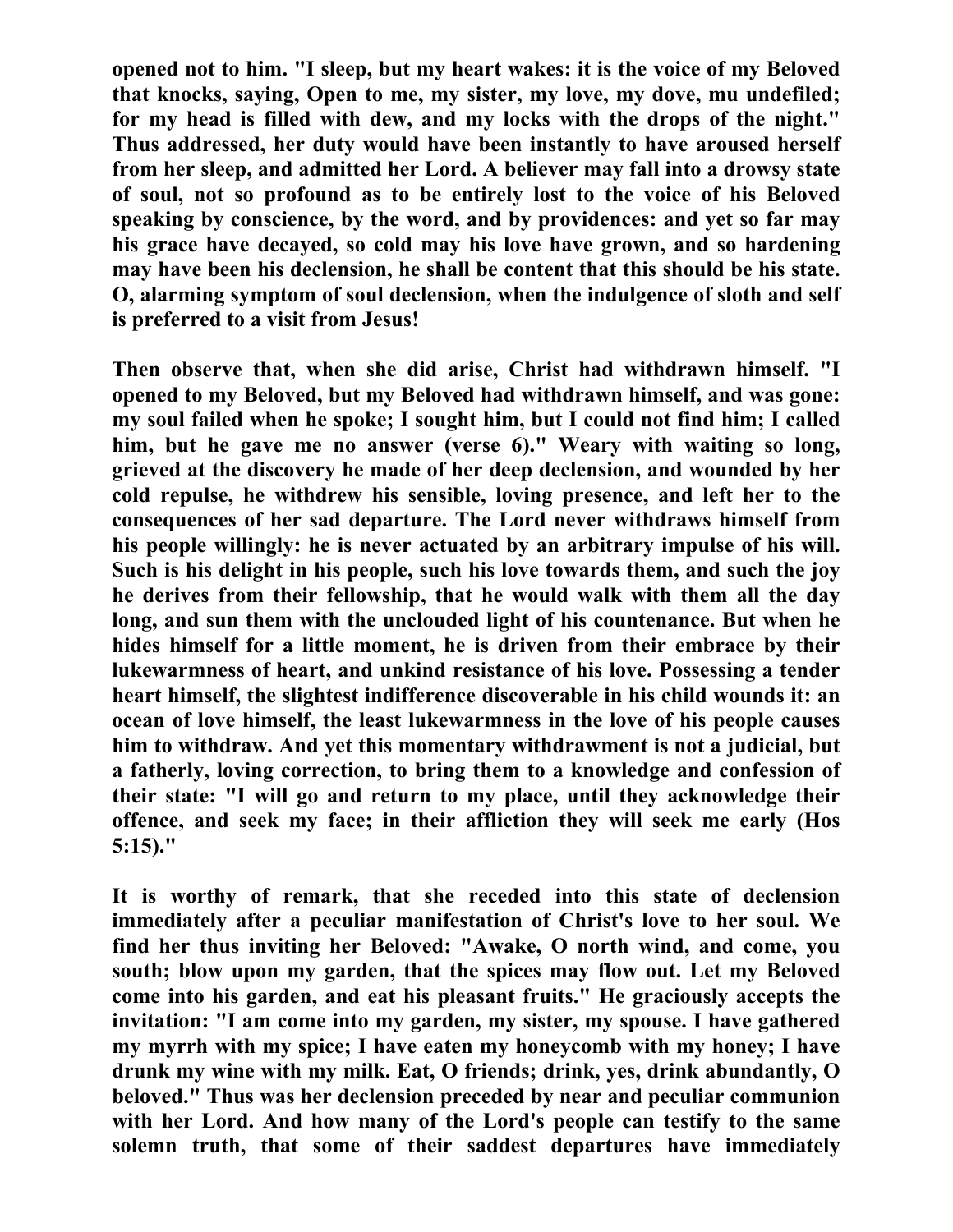opened not to him. "I sleep, but my heart wakes: it is the voice of my Beloved that knocks, saying, Open to me, my sister, my love, my dove, mu undefiled; for my head is filled with dew, and my locks with the drops of the night." Thus addressed, her duty would have been instantly to have aroused herself from her sleep, and admitted her Lord. A believer may fall into a drowsy state of soul, not so profound as to be entirely lost to the voice of his Beloved speaking by conscience, by the word, and by providences: and yet so far may his grace have decayed, so cold may his love have grown, and so hardening may have been his declension, he shall be content that this should be his state. O, alarming symptom of soul declension, when the indulgence of sloth and self is preferred to a visit from Jesus!

Then observe that, when she did arise, Christ had withdrawn himself. "I opened to my Beloved, but my Beloved had withdrawn himself, and was gone: my soul failed when he spoke; I sought him, but I could not find him; I called him, but he gave me no answer (verse 6)." Weary with waiting so long, grieved at the discovery he made of her deep declension, and wounded by her cold repulse, he withdrew his sensible, loving presence, and left her to the consequences of her sad departure. The Lord never withdraws himself from his people willingly: he is never actuated by an arbitrary impulse of his will. Such is his delight in his people, such his love towards them, and such the joy he derives from their fellowship, that he would walk with them all the day long, and sun them with the unclouded light of his countenance. But when he hides himself for a little moment, he is driven from their embrace by their lukewarmness of heart, and unkind resistance of his love. Possessing a tender heart himself, the slightest indifference discoverable in his child wounds it: an ocean of love himself, the least lukewarmness in the love of his people causes him to withdraw. And yet this momentary withdrawment is not a judicial, but a fatherly, loving correction, to bring them to a knowledge and confession of their state: "I will go and return to my place, until they acknowledge their offence, and seek my face; in their affliction they will seek me early (Hos 5:15)."

It is worthy of remark, that she receded into this state of declension immediately after a peculiar manifestation of Christ's love to her soul. We find her thus inviting her Beloved: "Awake, O north wind, and come, you south; blow upon my garden, that the spices may flow out. Let my Beloved come into his garden, and eat his pleasant fruits." He graciously accepts the invitation: "I am come into my garden, my sister, my spouse. I have gathered my myrrh with my spice; I have eaten my honeycomb with my honey; I have drunk my wine with my milk. Eat, O friends; drink, yes, drink abundantly, O beloved." Thus was her declension preceded by near and peculiar communion with her Lord. And how many of the Lord's people can testify to the same solemn truth, that some of their saddest departures have immediately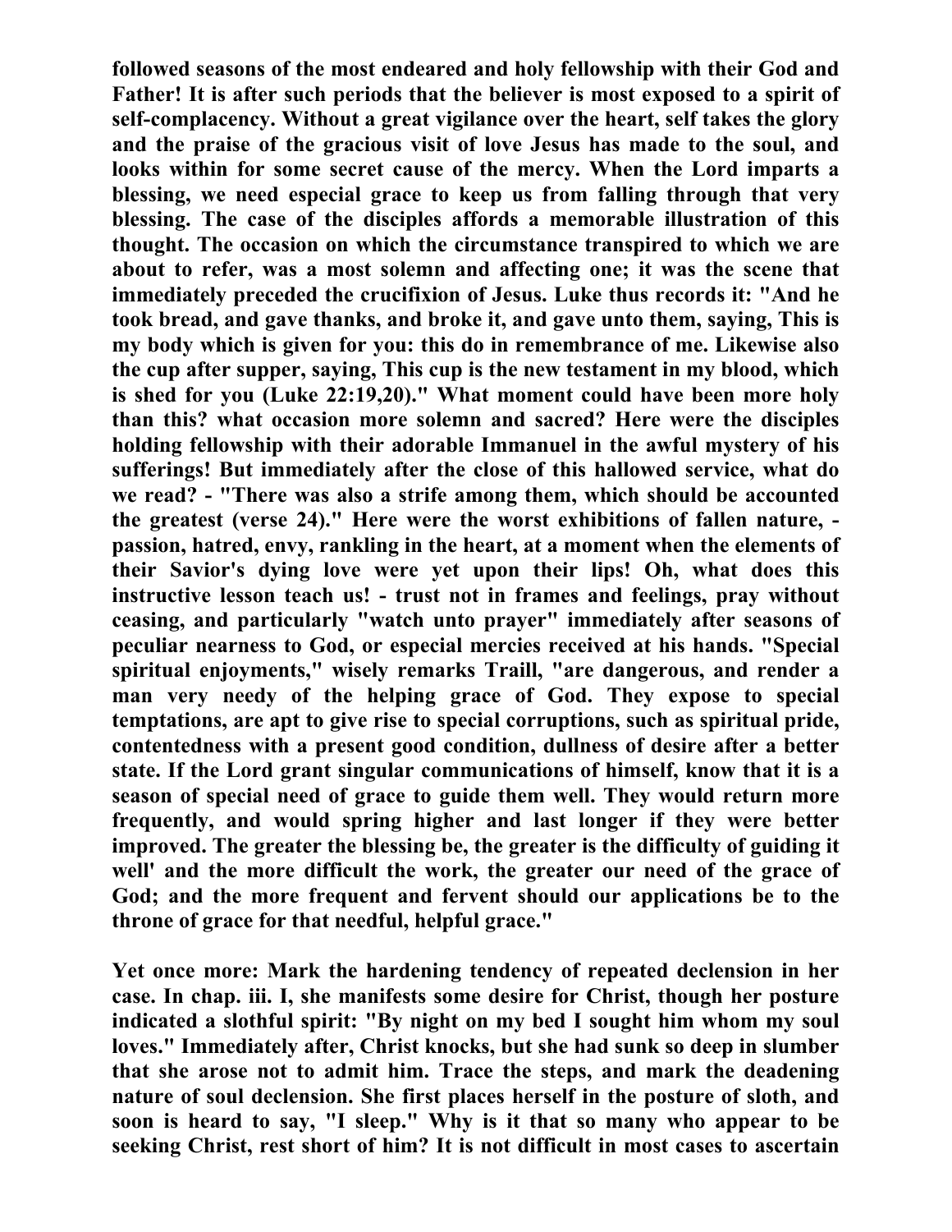**followed seasons of the most endeared and holy fellowship with their God and Father! It is after such periods that the believer is most exposed to a spirit of self-complacency. Without a great vigilance over the heart, self takes the glory and the praise of the gracious visit of love Jesus has made to the soul, and looks within for some secret cause of the mercy. When the Lord imparts a blessing, we need especial grace to keep us from falling through that very blessing. The case of the disciples affords a memorable illustration of this thought. The occasion on which the circumstance transpired to which we are about to refer, was a most solemn and affecting one; it was the scene that immediately preceded the crucifixion of Jesus. Luke thus records it: "And he took bread, and gave thanks, and broke it, and gave unto them, saying, This is my body which is given for you: this do in remembrance of me. Likewise also the cup after supper, saying, This cup is the new testament in my blood, which is shed for you (Luke 22:19,20)." What moment could have been more holy than this? what occasion more solemn and sacred? Here were the disciples holding fellowship with their adorable Immanuel in the awful mystery of his sufferings! But immediately after the close of this hallowed service, what do we read? - "There was also a strife among them, which should be accounted the greatest (verse 24)." Here were the worst exhibitions of fallen nature, - passion, hatred, envy, rankling in the heart, at a moment when the elements of their Savior's dying love were yet upon their lips! Oh, what does this instructive lesson teach us! - trust not in frames and feelings, pray without ceasing, and particularly "watch unto prayer" immediately after seasons of peculiar nearness to God, or especial mercies received at his hands. "Special spiritual enjoyments," wisely remarks Traill, "are dangerous, and render a man very needy of the helping grace of God. They expose to special temptations, are apt to give rise to special corruptions, such as spiritual pride, contentedness with a present good condition, dullness of desire after a better state. If the Lord grant singular communications of himself, know that it is a season of special need of grace to guide them well. They would return more frequently, and would spring higher and last longer if they were better improved. The greater the blessing be, the greater is the difficulty of guiding it well' and the more difficult the work, the greater our need of the grace of God; and the more frequent and fervent should our applications be to the throne of grace for that needful, helpful grace."**

**Yet once more: Mark the hardening tendency of repeated declension in her case. In chap. iii. I, she manifests some desire for Christ, though her posture indicated a slothful spirit: "By night on my bed I sought him whom my soul loves." Immediately after, Christ knocks, but she had sunk so deep in slumber that she arose not to admit him. Trace the steps, and mark the deadening nature of soul declension. She first places herself in the posture of sloth, and soon is heard to say, "I sleep." Why is it that so many who appear to be seeking Christ, rest short of him? It is not difficult in most cases to ascertain**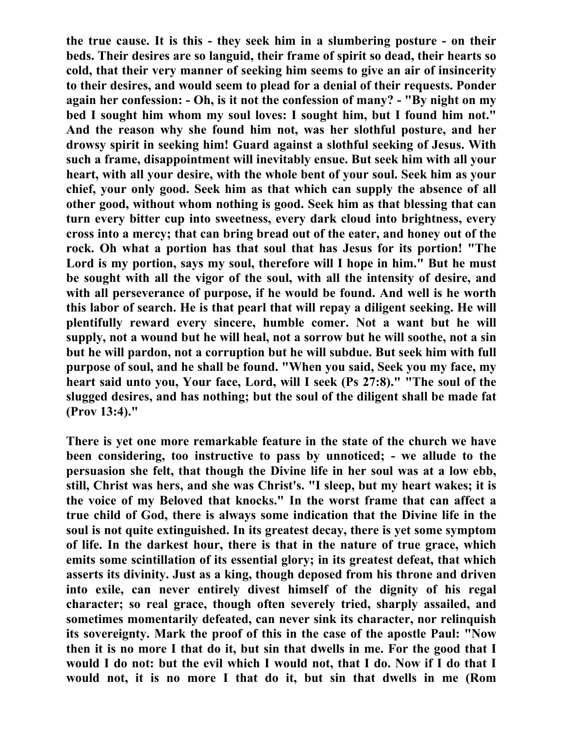the true cause. It is this - they seek him in a slumbering posture - on their beds. Their desires are so languid, their frame of spirit so dead, their hearts so cold, that their very manner of seeking him seems to give an air of insincerity to their desires, and would seem to plead for a denial of their requests. Ponder again her confession: - Oh, is it not the confession of many? - "By night on my bed I sought him whom my soul loves: I sought him, but I found him not." And the reason why she found him not, was her slothful posture, and her drowsy spirit in seeking him! Guard against a slothful seeking of Jesus. With such a frame, disappointment will inevitably ensue. But seek him with all your heart, with all your desire, with the whole bent of your soul. Seek him as your chief, your only good. Seek him as that which can supply the absence of all other good, without whom nothing is good. Seek him as that blessing that can turn every bitter cup into sweetness, every dark cloud into brightness, every cross into a mercy; that can bring bread out of the eater, and honey out of the rock. Oh what a portion has that soul that has Jesus for its portion! "The Lord is my portion, says my soul, therefore will I hope in him." But he must be sought with all the vigor of the soul, with all the intensity of desire, and with all perseverance of purpose, if he would be found. And well is he worth this labor of search. He is that pearl that will repay a diligent seeking. He will plentifully reward every sincere, humble comer. Not a want but he will supply, not a wound but he will heal, not a sorrow but he will soothe, not a sin but he will pardon, not a corruption but he will subdue. But seek him with full purpose of soul, and he shall be found. "When you said, Seek you my face, my heart said unto you, Your face, Lord, will I seek (Ps 27:8)." "The soul of the slugged desires, and has nothing; but the soul of the diligent shall be made fat (Prov 13:4)."

There is yet one more remarkable feature in the state of the church we have been considering, too instructive to pass by unnoticed; - we allude to the persuasion she felt, that though the Divine life in her soul was at a low ebb, still, Christ was hers, and she was Christ's. "I sleep, but my heart wakes; it is the voice of my Beloved that knocks." In the worst frame that can affect a true child of God, there is always some indication that the Divine life in the soul is not quite extinguished. In its greatest decay, there is yet some symptom of life. In the darkest hour, there is that in the nature of true grace, which emits some scintillation of its essential glory; in its greatest defeat, that which asserts its divinity. Just as a king, though deposed from his throne and driven into exile, can never entirely divest himself of the dignity of his regal character; so real grace, though often severely tried, sharply assailed, and sometimes momentarily defeated, can never sink its character, nor relinquish its sovereignty. Mark the proof of this in the case of the apostle Paul: "Now then it is no more I that do it, but sin that dwells in me. For the good that I would I do not: but the evil which I would not, that I do. Now if I do that I would not, it is no more I that do it, but sin that dwells in me (Rom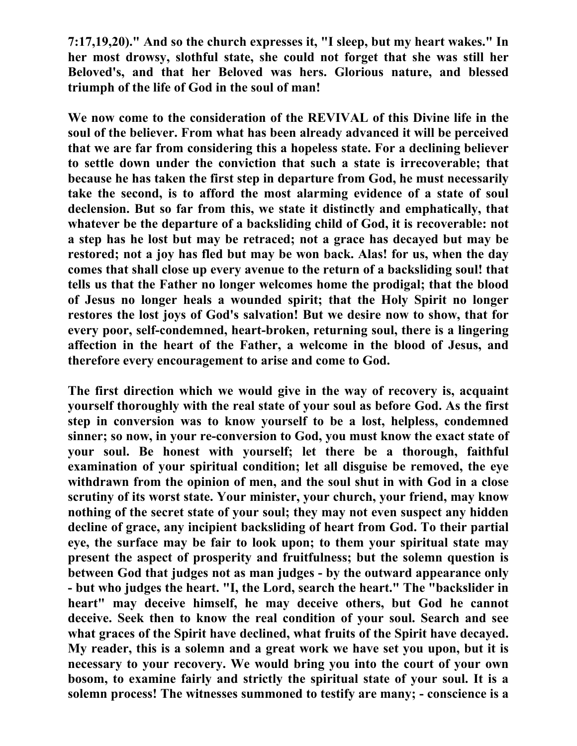**7:17,19,20)." And so the church expresses it, "I sleep, but my heart wakes." In her most drowsy, slothful state, she could not forget that she was still her Beloved's, and that her Beloved was hers. Glorious nature, and blessed triumph of the life of God in the soul of man!**

**We now come to the consideration of the REVIVAL of this Divine life in the soul of the believer. From what has been already advanced it will be perceived that we are far from considering this a hopeless state. For a declining believer to settle down under the conviction that such a state is irrecoverable; that because he has taken the first step in departure from God, he must necessarily take the second, is to afford the most alarming evidence of a state of soul declension. But so far from this, we state it distinctly and emphatically, that whatever be the departure of a backsliding child of God, it is recoverable: not a step has he lost but may be retraced; not a grace has decayed but may be restored; not a joy has fled but may be won back. Alas! for us, when the day comes that shall close up every avenue to the return of a backsliding soul! that tells us that the Father no longer welcomes home the prodigal; that the blood of Jesus no longer heals a wounded spirit; that the Holy Spirit no longer restores the lost joys of God's salvation! But we desire now to show, that for every poor, self-condemned, heart-broken, returning soul, there is a lingering affection in the heart of the Father, a welcome in the blood of Jesus, and therefore every encouragement to arise and come to God.**

**The first direction which we would give in the way of recovery is, acquaint yourself thoroughly with the real state of your soul as before God. As the first step in conversion was to know yourself to be a lost, helpless, condemned sinner; so now, in your re-conversion to God, you must know the exact state of your soul. Be honest with yourself; let there be a thorough, faithful examination of your spiritual condition; let all disguise be removed, the eye withdrawn from the opinion of men, and the soul shut in with God in a close scrutiny of its worst state. Your minister, your church, your friend, may know nothing of the secret state of your soul; they may not even suspect any hidden decline of grace, any incipient backsliding of heart from God. To their partial eye, the surface may be fair to look upon; to them your spiritual state may present the aspect of prosperity and fruitfulness; but the solemn question is between God that judges not as man judges - by the outward appearance only - but who judges the heart. "I, the Lord, search the heart." The "backslider in heart" may deceive himself, he may deceive others, but God he cannot deceive. Seek then to know the real condition of your soul. Search and see what graces of the Spirit have declined, what fruits of the Spirit have decayed. My reader, this is a solemn and a great work we have set you upon, but it is necessary to your recovery. We would bring you into the court of your own bosom, to examine fairly and strictly the spiritual state of your soul. It is a solemn process! The witnesses summoned to testify are many; - conscience is a**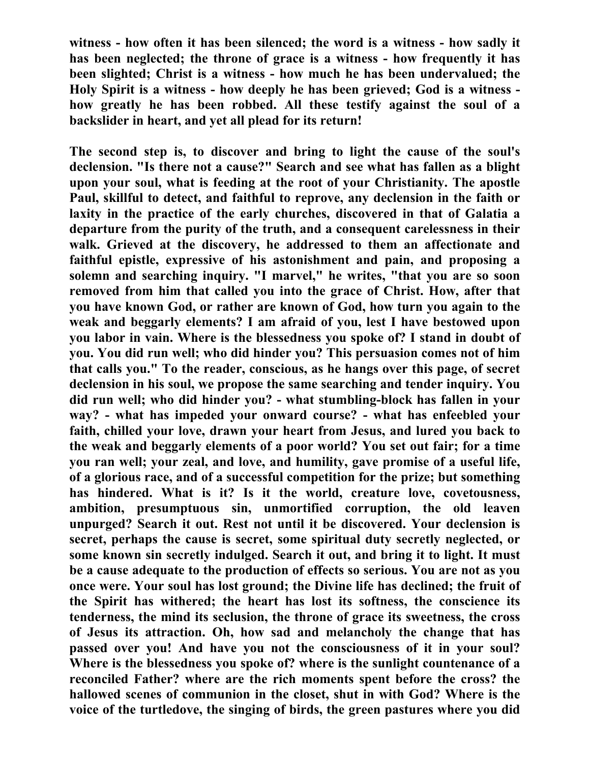**witness - how often it has been silenced; the word is a witness - how sadly it has been neglected; the throne of grace is a witness - how frequently it has been slighted; Christ is a witness - how much he has been undervalued; the Holy Spirit is a witness - how deeply he has been grieved; God is a witness - how greatly he has been robbed. All these testify against the soul of a backslider in heart, and yet all plead for its return!**

**The second step is, to discover and bring to light the cause of the soul's declension. "Is there not a cause?" Search and see what has fallen as a blight upon your soul, what is feeding at the root of your Christianity. The apostle Paul, skillful to detect, and faithful to reprove, any declension in the faith or laxity in the practice of the early churches, discovered in that of Galatia a departure from the purity of the truth, and a consequent carelessness in their walk. Grieved at the discovery, he addressed to them an affectionate and faithful epistle, expressive of his astonishment and pain, and proposing a solemn and searching inquiry. "I marvel," he writes, "that you are so soon removed from him that called you into the grace of Christ. How, after that you have known God, or rather are known of God, how turn you again to the weak and beggarly elements? I am afraid of you, lest I have bestowed upon you labor in vain. Where is the blessedness you spoke of? I stand in doubt of you. You did run well; who did hinder you? This persuasion comes not of him that calls you." To the reader, conscious, as he hangs over this page, of secret declension in his soul, we propose the same searching and tender inquiry. You did run well; who did hinder you? - what stumbling-block has fallen in your way? - what has impeded your onward course? - what has enfeebled your faith, chilled your love, drawn your heart from Jesus, and lured you back to the weak and beggarly elements of a poor world? You set out fair; for a time you ran well; your zeal, and love, and humility, gave promise of a useful life, of a glorious race, and of a successful competition for the prize; but something has hindered. What is it? Is it the world, creature love, covetousness, ambition, presumptuous sin, unmortified corruption, the old leaven unpurged? Search it out. Rest not until it be discovered. Your declension is secret, perhaps the cause is secret, some spiritual duty secretly neglected, or some known sin secretly indulged. Search it out, and bring it to light. It must be a cause adequate to the production of effects so serious. You are not as you once were. Your soul has lost ground; the Divine life has declined; the fruit of the Spirit has withered; the heart has lost its softness, the conscience its tenderness, the mind its seclusion, the throne of grace its sweetness, the cross of Jesus its attraction. Oh, how sad and melancholy the change that has passed over you! And have you not the consciousness of it in your soul? Where is the blessedness you spoke of? where is the sunlight countenance of a reconciled Father? where are the rich moments spent before the cross? the hallowed scenes of communion in the closet, shut in with God? Where is the voice of the turtledove, the singing of birds, the green pastures where you did**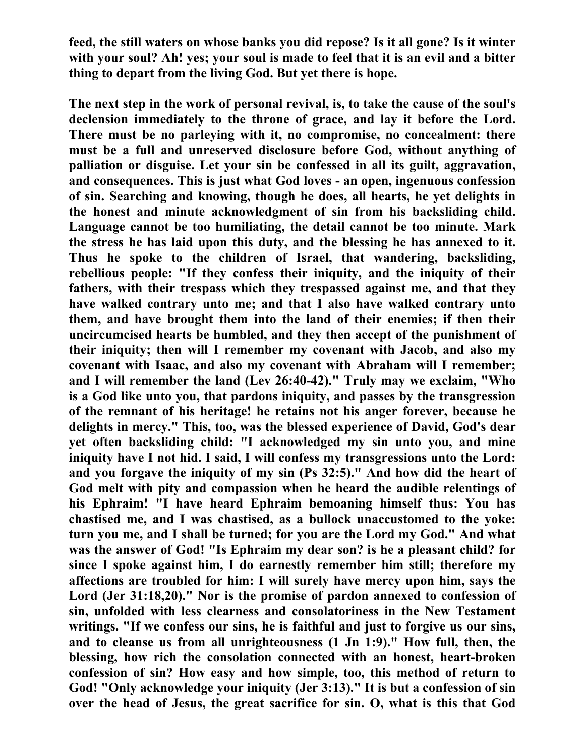**feed, the still waters on whose banks you did repose? Is it all gone? Is it winter with your soul? Ah! yes; your soul is made to feel that it is an evil and a bitter thing to depart from the living God. But yet there is hope.**

**The next step in the work of personal revival, is, to take the cause of the soul's declension immediately to the throne of grace, and lay it before the Lord. There must be no parleying with it, no compromise, no concealment: there must be a full and unreserved disclosure before God, without anything of palliation or disguise. Let your sin be confessed in all its guilt, aggravation, and consequences. This is just what God loves - an open, ingenuous confession of sin. Searching and knowing, though he does, all hearts, he yet delights in the honest and minute acknowledgment of sin from his backsliding child. Language cannot be too humiliating, the detail cannot be too minute. Mark the stress he has laid upon this duty, and the blessing he has annexed to it. Thus he spoke to the children of Israel, that wandering, backsliding, rebellious people: "If they confess their iniquity, and the iniquity of their fathers, with their trespass which they trespassed against me, and that they have walked contrary unto me; and that I also have walked contrary unto them, and have brought them into the land of their enemies; if then their uncircumcised hearts be humbled, and they then accept of the punishment of their iniquity; then will I remember my covenant with Jacob, and also my covenant with Isaac, and also my covenant with Abraham will I remember; and I will remember the land (Lev 26:40-42)." Truly may we exclaim, "Who is a God like unto you, that pardons iniquity, and passes by the transgression of the remnant of his heritage! he retains not his anger forever, because he delights in mercy." This, too, was the blessed experience of David, God's dear yet often backsliding child: "I acknowledged my sin unto you, and mine iniquity have I not hid. I said, I will confess my transgressions unto the Lord: and you forgave the iniquity of my sin (Ps 32:5)." And how did the heart of God melt with pity and compassion when he heard the audible relentings of his Ephraim! "I have heard Ephraim bemoaning himself thus: You has chastised me, and I was chastised, as a bullock unaccustomed to the yoke: turn you me, and I shall be turned; for you are the Lord my God." And what was the answer of God! "Is Ephraim my dear son? is he a pleasant child? for since I spoke against him, I do earnestly remember him still; therefore my affections are troubled for him: I will surely have mercy upon him, says the Lord (Jer 31:18,20)." Nor is the promise of pardon annexed to confession of sin, unfolded with less clearness and consolatoriness in the New Testament writings. "If we confess our sins, he is faithful and just to forgive us our sins, and to cleanse us from all unrighteousness (1 Jn 1:9)." How full, then, the blessing, how rich the consolation connected with an honest, heart-broken confession of sin? How easy and how simple, too, this method of return to God! "Only acknowledge your iniquity (Jer 3:13)." It is but a confession of sin over the head of Jesus, the great sacrifice for sin. O, what is this that God**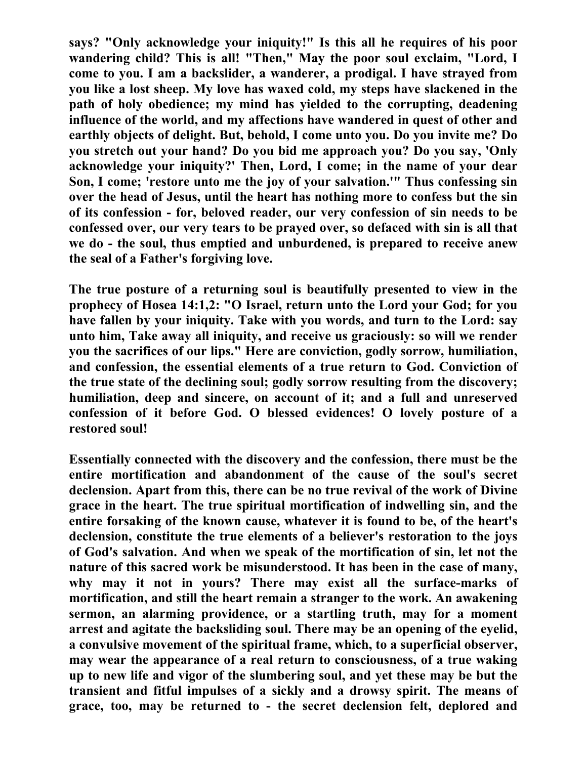says? "Only acknowledge your iniquity!" Is this all he requires of his poor wandering child? This is all! "Then," May the poor soul exclaim, "Lord, I come to you. I am a backslider, a wanderer, a prodigal. I have strayed from you like a lost sheep. My love has waxed cold, my steps have slackened in the path of holy obedience; my mind has yielded to the corrupting, deadening influence of the world, and my affections have wandered in quest of other and earthly objects of delight. But, behold, I come unto you. Do you invite me? Do you stretch out your hand? Do you bid me approach you? Do you say, 'Only acknowledge your iniquity?' Then, Lord, I come; in the name of your dear Son, I come; 'restore unto me the joy of your salvation.'" Thus confessing sin over the head of Jesus, until the heart has nothing more to confess but the sin of its confession - for, beloved reader, our very confession of sin needs to be confessed over, our very tears to be prayed over, so defaced with sin is all that we do - the soul, thus emptied and unburdened, is prepared to receive anew the seal of a Father's forgiving love.

The true posture of a returning soul is beautifully presented to view in the prophecy of Hosea 14:1,2: "O Israel, return unto the Lord your God; for you have fallen by your iniquity. Take with you words, and turn to the Lord: say unto him, Take away all iniquity, and receive us graciously: so will we render you the sacrifices of our lips." Here are conviction, godly sorrow, humiliation, and confession, the essential elements of a true return to God. Conviction of the true state of the declining soul; godly sorrow resulting from the discovery; humiliation, deep and sincere, on account of it; and a full and unreserved confession of it before God. O blessed evidences! O lovely posture of a restored soul!

Essentially connected with the discovery and the confession, there must be the entire mortification and abandonment of the cause of the soul's secret declension. Apart from this, there can be no true revival of the work of Divine grace in the heart. The true spiritual mortification of indwelling sin, and the entire forsaking of the known cause, whatever it is found to be, of the heart's declension, constitute the true elements of a believer's restoration to the joys of God's salvation. And when we speak of the mortification of sin, let not the nature of this sacred work be misunderstood. It has been in the case of many, why may it not in yours? There may exist all the surface-marks of mortification, and still the heart remain a stranger to the work. An awakening sermon, an alarming providence, or a startling truth, may for a moment arrest and agitate the backsliding soul. There may be an opening of the eyelid, a convulsive movement of the spiritual frame, which, to a superficial observer, may wear the appearance of a real return to consciousness, of a true waking up to new life and vigor of the slumbering soul, and yet these may be but the transient and fitful impulses of a sickly and a drowsy spirit. The means of grace, too, may be returned to - the secret declension felt, deplored and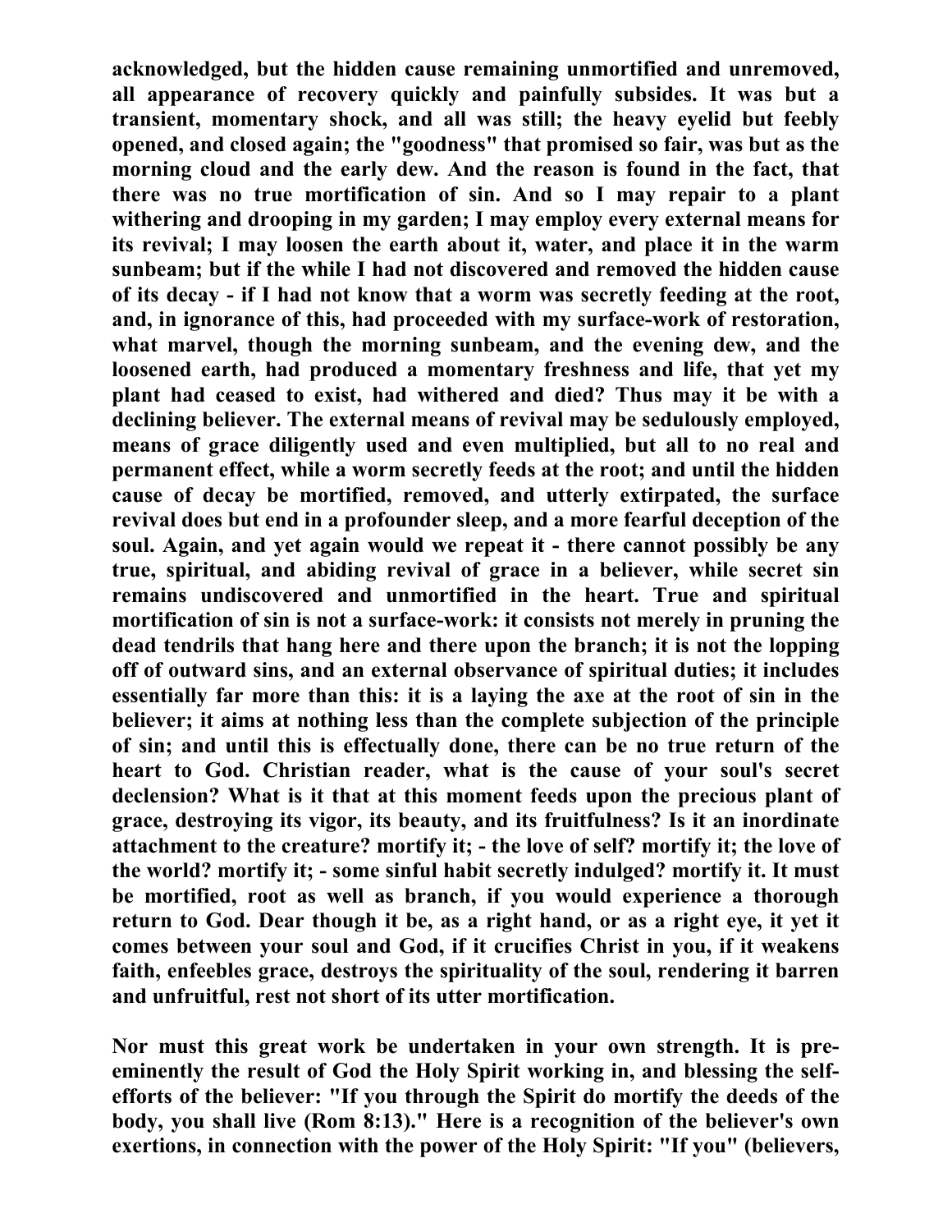acknowledged, but the hidden cause remaining unmortified and unremoved, all appearance of recovery quickly and painfully subsides. It was but a transient, momentary shock, and all was still; the heavy eyelid but feebly opened, and closed again; the "goodness" that promised so fair, was but as the morning cloud and the early dew. And the reason is found in the fact, that there was no true mortification of sin. And so I may repair to a plant withering and drooping in my garden; I may employ every external means for its revival; I may loosen the earth about it, water, and place it in the warm sunbeam; but if the while I had not discovered and removed the hidden cause of its decay - if I had not know that a worm was secretly feeding at the root, and, in ignorance of this, had proceeded with my surface-work of restoration, what marvel, though the morning sunbeam, and the evening dew, and the loosened earth, had produced a momentary freshness and life, that yet my plant had ceased to exist, had withered and died? Thus may it be with a declining believer. The external means of revival may be sedulously employed, means of grace diligently used and even multiplied, but all to no real and permanent effect, while a worm secretly feeds at the root; and until the hidden cause of decay be mortified, removed, and utterly extirpated, the surface revival does but end in a profounder sleep, and a more fearful deception of the soul. Again, and yet again would we repeat it - there cannot possibly be any true, spiritual, and abiding revival of grace in a believer, while secret sin remains undiscovered and unmortified in the heart. True and spiritual mortification of sin is not a surface-work: it consists not merely in pruning the dead tendrils that hang here and there upon the branch; it is not the lopping off of outward sins, and an external observance of spiritual duties; it includes essentially far more than this: it is a laying the axe at the root of sin in the believer; it aims at nothing less than the complete subjection of the principle of sin; and until this is effectually done, there can be no true return of the heart to God. Christian reader, what is the cause of your soul's secret declension? What is it that at this moment feeds upon the precious plant of grace, destroying its vigor, its beauty, and its fruitfulness? Is it an inordinate attachment to the creature? mortify it; - the love of self? mortify it; the love of the world? mortify it; - some sinful habit secretly indulged? mortify it. It must be mortified, root as well as branch, if you would experience a thorough return to God. Dear though it be, as a right hand, or as a right eye, it yet it comes between your soul and God, if it crucifies Christ in you, if it weakens faith, enfeebles grace, destroys the spirituality of the soul, rendering it barren and unfruitful, rest not short of its utter mortification.

Nor must this great work be undertaken in your own strength. It is pre-eminently the result of God the Holy Spirit working in, and blessing the self-efforts of the believer: "If you through the Spirit do mortify the deeds of the body, you shall live (Rom 8:13)." Here is a recognition of the believer's own exertions, in connection with the power of the Holy Spirit: "If you" (believers,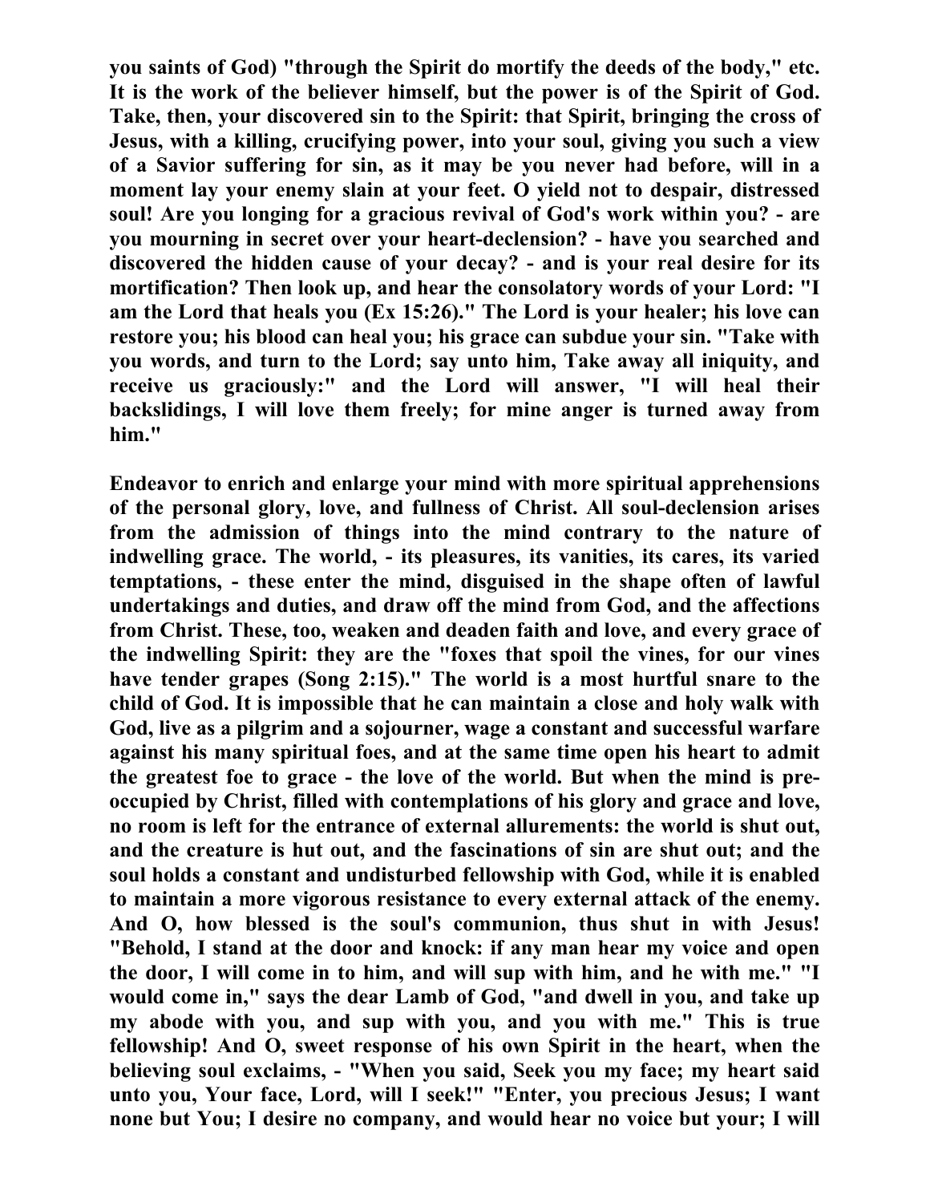**you saints of God) "through the Spirit do mortify the deeds of the body," etc. It is the work of the believer himself, but the power is of the Spirit of God. Take, then, your discovered sin to the Spirit: that Spirit, bringing the cross of Jesus, with a killing, crucifying power, into your soul, giving you such a view of a Savior suffering for sin, as it may be you never had before, will in a moment lay your enemy slain at your feet. O yield not to despair, distressed soul! Are you longing for a gracious revival of God's work within you? - are you mourning in secret over your heart-declension? - have you searched and discovered the hidden cause of your decay? - and is your real desire for its mortification? Then look up, and hear the consolatory words of your Lord: "I am the Lord that heals you (Ex 15:26)." The Lord is your healer; his love can restore you; his blood can heal you; his grace can subdue your sin. "Take with you words, and turn to the Lord; say unto him, Take away all iniquity, and receive us graciously:" and the Lord will answer, "I will heal their backslidings, I will love them freely; for mine anger is turned away from him."**

**Endeavor to enrich and enlarge your mind with more spiritual apprehensions of the personal glory, love, and fullness of Christ. All soul-declension arises from the admission of things into the mind contrary to the nature of indwelling grace. The world, - its pleasures, its vanities, its cares, its varied temptations, - these enter the mind, disguised in the shape often of lawful undertakings and duties, and draw off the mind from God, and the affections from Christ. These, too, weaken and deaden faith and love, and every grace of the indwelling Spirit: they are the "foxes that spoil the vines, for our vines have tender grapes (Song 2:15)." The world is a most hurtful snare to the child of God. It is impossible that he can maintain a close and holy walk with God, live as a pilgrim and a sojourner, wage a constant and successful warfare against his many spiritual foes, and at the same time open his heart to admit the greatest foe to grace - the love of the world. But when the mind is pre-occupied by Christ, filled with contemplations of his glory and grace and love, no room is left for the entrance of external allurements: the world is shut out, and the creature is hut out, and the fascinations of sin are shut out; and the soul holds a constant and undisturbed fellowship with God, while it is enabled to maintain a more vigorous resistance to every external attack of the enemy. And O, how blessed is the soul's communion, thus shut in with Jesus! "Behold, I stand at the door and knock: if any man hear my voice and open the door, I will come in to him, and will sup with him, and he with me." "I would come in," says the dear Lamb of God, "and dwell in you, and take up my abode with you, and sup with you, and you with me." This is true fellowship! And O, sweet response of his own Spirit in the heart, when the believing soul exclaims, - "When you said, Seek you my face; my heart said unto you, Your face, Lord, will I seek!" "Enter, you precious Jesus; I want none but You; I desire no company, and would hear no voice but your; I will**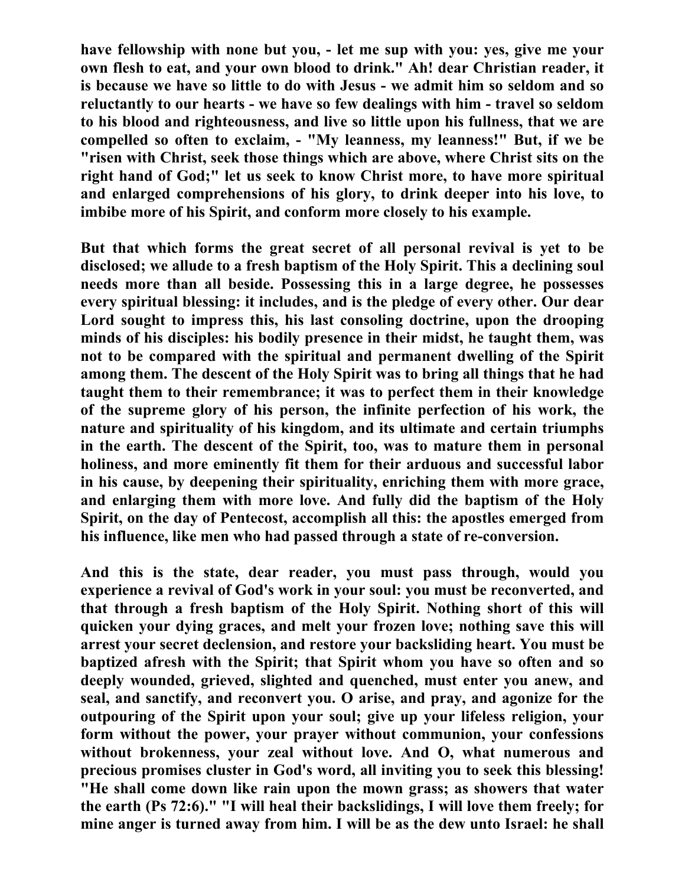have fellowship with none but you, - let me sup with you: yes, give me your own flesh to eat, and your own blood to drink." Ah! dear Christian reader, it is because we have so little to do with Jesus - we admit him so seldom and so reluctantly to our hearts - we have so few dealings with him - travel so seldom to his blood and righteousness, and live so little upon his fullness, that we are compelled so often to exclaim, - "My leanness, my leanness!" But, if we be "risen with Christ, seek those things which are above, where Christ sits on the right hand of God;" let us seek to know Christ more, to have more spiritual and enlarged comprehensions of his glory, to drink deeper into his love, to imbibe more of his Spirit, and conform more closely to his example.

But that which forms the great secret of all personal revival is yet to be disclosed; we allude to a fresh baptism of the Holy Spirit. This a declining soul needs more than all beside. Possessing this in a large degree, he possesses every spiritual blessing: it includes, and is the pledge of every other. Our dear Lord sought to impress this, his last consoling doctrine, upon the drooping minds of his disciples: his bodily presence in their midst, he taught them, was not to be compared with the spiritual and permanent dwelling of the Spirit among them. The descent of the Holy Spirit was to bring all things that he had taught them to their remembrance; it was to perfect them in their knowledge of the supreme glory of his person, the infinite perfection of his work, the nature and spirituality of his kingdom, and its ultimate and certain triumphs in the earth. The descent of the Spirit, too, was to mature them in personal holiness, and more eminently fit them for their arduous and successful labor in his cause, by deepening their spirituality, enriching them with more grace, and enlarging them with more love. And fully did the baptism of the Holy Spirit, on the day of Pentecost, accomplish all this: the apostles emerged from his influence, like men who had passed through a state of re-conversion.

And this is the state, dear reader, you must pass through, would you experience a revival of God's work in your soul: you must be reconverted, and that through a fresh baptism of the Holy Spirit. Nothing short of this will quicken your dying graces, and melt your frozen love; nothing save this will arrest your secret declension, and restore your backsliding heart. You must be baptized afresh with the Spirit; that Spirit whom you have so often and so deeply wounded, grieved, slighted and quenched, must enter you anew, and seal, and sanctify, and reconvert you. O arise, and pray, and agonize for the outpouring of the Spirit upon your soul; give up your lifeless religion, your form without the power, your prayer without communion, your confessions without brokenness, your zeal without love. And O, what numerous and precious promises cluster in God's word, all inviting you to seek this blessing! "He shall come down like rain upon the mown grass; as showers that water the earth (Ps 72:6)." "I will heal their backslidings, I will love them freely; for mine anger is turned away from him. I will be as the dew unto Israel: he shall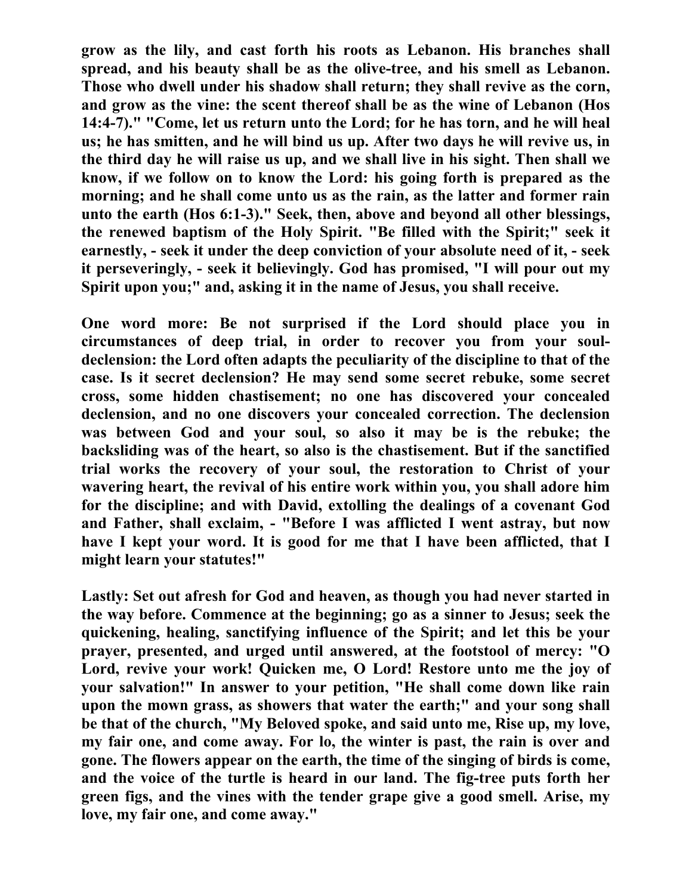grow as the lily, and cast forth his roots as Lebanon. His branches shall spread, and his beauty shall be as the olive-tree, and his smell as Lebanon. Those who dwell under his shadow shall return; they shall revive as the corn, and grow as the vine: the scent thereof shall be as the wine of Lebanon (Hos 14:4-7)." "Come, let us return unto the Lord; for he has torn, and he will heal us; he has smitten, and he will bind us up. After two days he will revive us, in the third day he will raise us up, and we shall live in his sight. Then shall we know, if we follow on to know the Lord: his going forth is prepared as the morning; and he shall come unto us as the rain, as the latter and former rain unto the earth (Hos 6:1-3)." Seek, then, above and beyond all other blessings, the renewed baptism of the Holy Spirit. "Be filled with the Spirit;" seek it earnestly, - seek it under the deep conviction of your absolute need of it, - seek it perseveringly, - seek it believingly. God has promised, "I will pour out my Spirit upon you;" and, asking it in the name of Jesus, you shall receive.

One word more: Be not surprised if the Lord should place you in circumstances of deep trial, in order to recover you from your soul-declension: the Lord often adapts the peculiarity of the discipline to that of the case. Is it secret declension? He may send some secret rebuke, some secret cross, some hidden chastisement; no one has discovered your concealed declension, and no one discovers your concealed correction. The declension was between God and your soul, so also it may be is the rebuke; the backsliding was of the heart, so also is the chastisement. But if the sanctified trial works the recovery of your soul, the restoration to Christ of your wavering heart, the revival of his entire work within you, you shall adore him for the discipline; and with David, extolling the dealings of a covenant God and Father, shall exclaim, - "Before I was afflicted I went astray, but now have I kept your word. It is good for me that I have been afflicted, that I might learn your statutes!"

Lastly: Set out afresh for God and heaven, as though you had never started in the way before. Commence at the beginning; go as a sinner to Jesus; seek the quickening, healing, sanctifying influence of the Spirit; and let this be your prayer, presented, and urged until answered, at the footstool of mercy: "O Lord, revive your work! Quicken me, O Lord! Restore unto me the joy of your salvation!" In answer to your petition, "He shall come down like rain upon the mown grass, as showers that water the earth;" and your song shall be that of the church, "My Beloved spoke, and said unto me, Rise up, my love, my fair one, and come away. For lo, the winter is past, the rain is over and gone. The flowers appear on the earth, the time of the singing of birds is come, and the voice of the turtle is heard in our land. The fig-tree puts forth her green figs, and the vines with the tender grape give a good smell. Arise, my love, my fair one, and come away."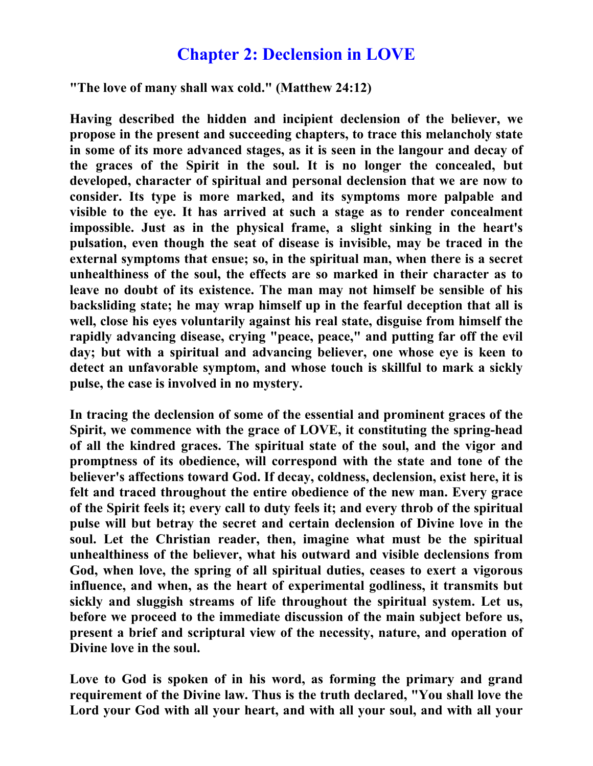# Chapter 2: Declension in LOVE

**"The love of many shall wax cold." (Matthew 24:12)**

**Having described the hidden and incipient declension of the believer, we propose in the present and succeeding chapters, to trace this melancholy state in some of its more advanced stages, as it is seen in the langour and decay of the graces of the Spirit in the soul. It is no longer the concealed, but developed, character of spiritual and personal declension that we are now to consider. Its type is more marked, and its symptoms more palpable and visible to the eye. It has arrived at such a stage as to render concealment impossible. Just as in the physical frame, a slight sinking in the heart's pulsation, even though the seat of disease is invisible, may be traced in the external symptoms that ensue; so, in the spiritual man, when there is a secret unhealthiness of the soul, the effects are so marked in their character as to leave no doubt of its existence. The man may not himself be sensible of his backsliding state; he may wrap himself up in the fearful deception that all is well, close his eyes voluntarily against his real state, disguise from himself the rapidly advancing disease, crying "peace, peace," and putting far off the evil day; but with a spiritual and advancing believer, one whose eye is keen to detect an unfavorable symptom, and whose touch is skillful to mark a sickly pulse, the case is involved in no mystery.**

**In tracing the declension of some of the essential and prominent graces of the Spirit, we commence with the grace of LOVE, it constituting the spring-head of all the kindred graces. The spiritual state of the soul, and the vigor and promptness of its obedience, will correspond with the state and tone of the believer's affections toward God. If decay, coldness, declension, exist here, it is felt and traced throughout the entire obedience of the new man. Every grace of the Spirit feels it; every call to duty feels it; and every throb of the spiritual pulse will but betray the secret and certain declension of Divine love in the soul. Let the Christian reader, then, imagine what must be the spiritual unhealthiness of the believer, what his outward and visible declensions from God, when love, the spring of all spiritual duties, ceases to exert a vigorous influence, and when, as the heart of experimental godliness, it transmits but sickly and sluggish streams of life throughout the spiritual system. Let us, before we proceed to the immediate discussion of the main subject before us, present a brief and scriptural view of the necessity, nature, and operation of Divine love in the soul.**

**Love to God is spoken of in his word, as forming the primary and grand requirement of the Divine law. Thus is the truth declared, "You shall love the Lord your God with all your heart, and with all your soul, and with all your**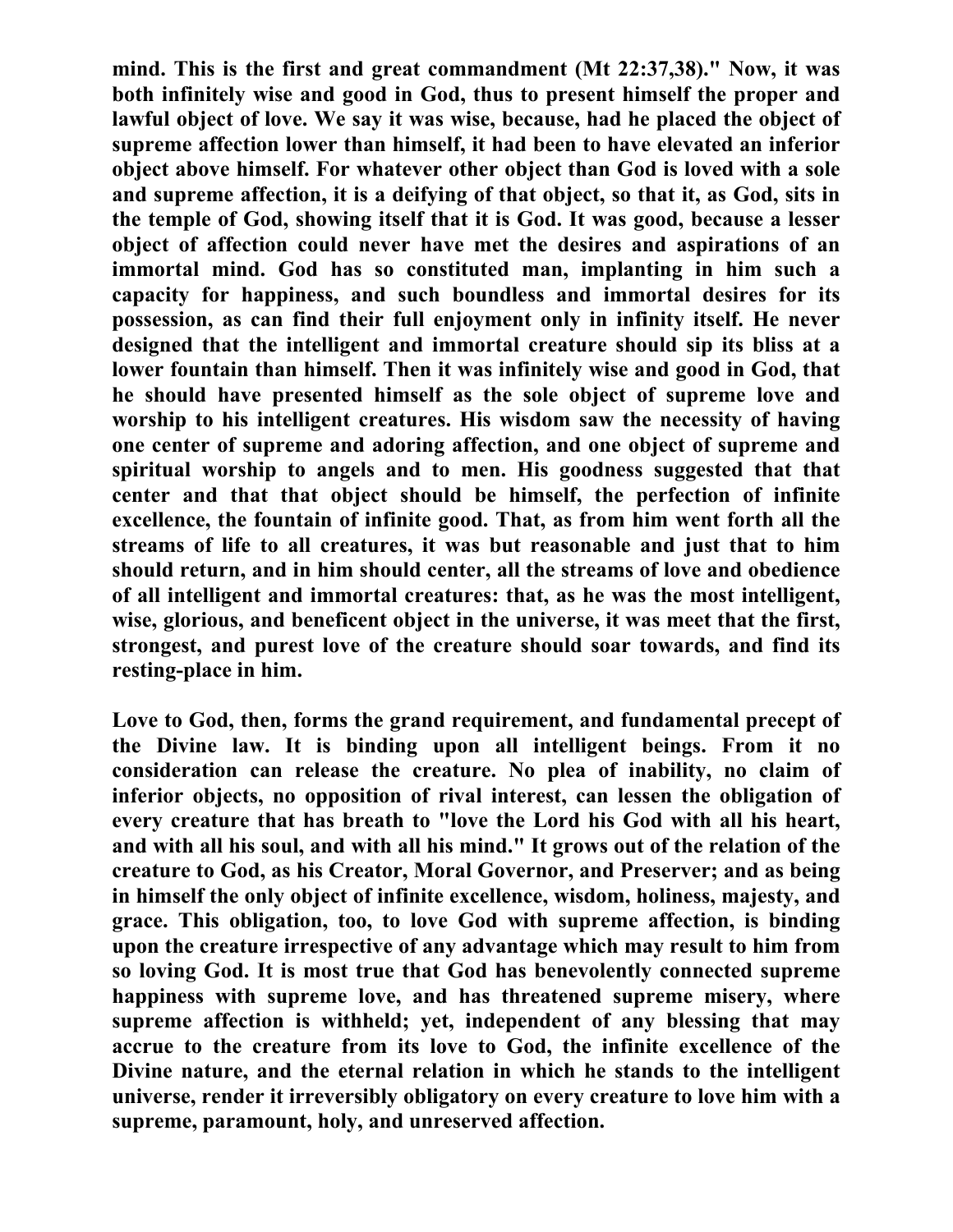mind. This is the first and great commandment (Mt 22:37,38)." Now, it was both infinitely wise and good in God, thus to present himself the proper and lawful object of love. We say it was wise, because, had he placed the object of supreme affection lower than himself, it had been to have elevated an inferior object above himself. For whatever other object than God is loved with a sole and supreme affection, it is a deifying of that object, so that it, as God, sits in the temple of God, showing itself that it is God. It was good, because a lesser object of affection could never have met the desires and aspirations of an immortal mind. God has so constituted man, implanting in him such a capacity for happiness, and such boundless and immortal desires for its possession, as can find their full enjoyment only in infinity itself. He never designed that the intelligent and immortal creature should sip its bliss at a lower fountain than himself. Then it was infinitely wise and good in God, that he should have presented himself as the sole object of supreme love and worship to his intelligent creatures. His wisdom saw the necessity of having one center of supreme and adoring affection, and one object of supreme and spiritual worship to angels and to men. His goodness suggested that that center and that that object should be himself, the perfection of infinite excellence, the fountain of infinite good. That, as from him went forth all the streams of life to all creatures, it was but reasonable and just that to him should return, and in him should center, all the streams of love and obedience of all intelligent and immortal creatures: that, as he was the most intelligent, wise, glorious, and beneficent object in the universe, it was meet that the first, strongest, and purest love of the creature should soar towards, and find its resting-place in him.

Love to God, then, forms the grand requirement, and fundamental precept of the Divine law. It is binding upon all intelligent beings. From it no consideration can release the creature. No plea of inability, no claim of inferior objects, no opposition of rival interest, can lessen the obligation of every creature that has breath to "love the Lord his God with all his heart, and with all his soul, and with all his mind." It grows out of the relation of the creature to God, as his Creator, Moral Governor, and Preserver; and as being in himself the only object of infinite excellence, wisdom, holiness, majesty, and grace. This obligation, too, to love God with supreme affection, is binding upon the creature irrespective of any advantage which may result to him from so loving God. It is most true that God has benevolently connected supreme happiness with supreme love, and has threatened supreme misery, where supreme affection is withheld; yet, independent of any blessing that may accrue to the creature from its love to God, the infinite excellence of the Divine nature, and the eternal relation in which he stands to the intelligent universe, render it irreversibly obligatory on every creature to love him with a supreme, paramount, holy, and unreserved affection.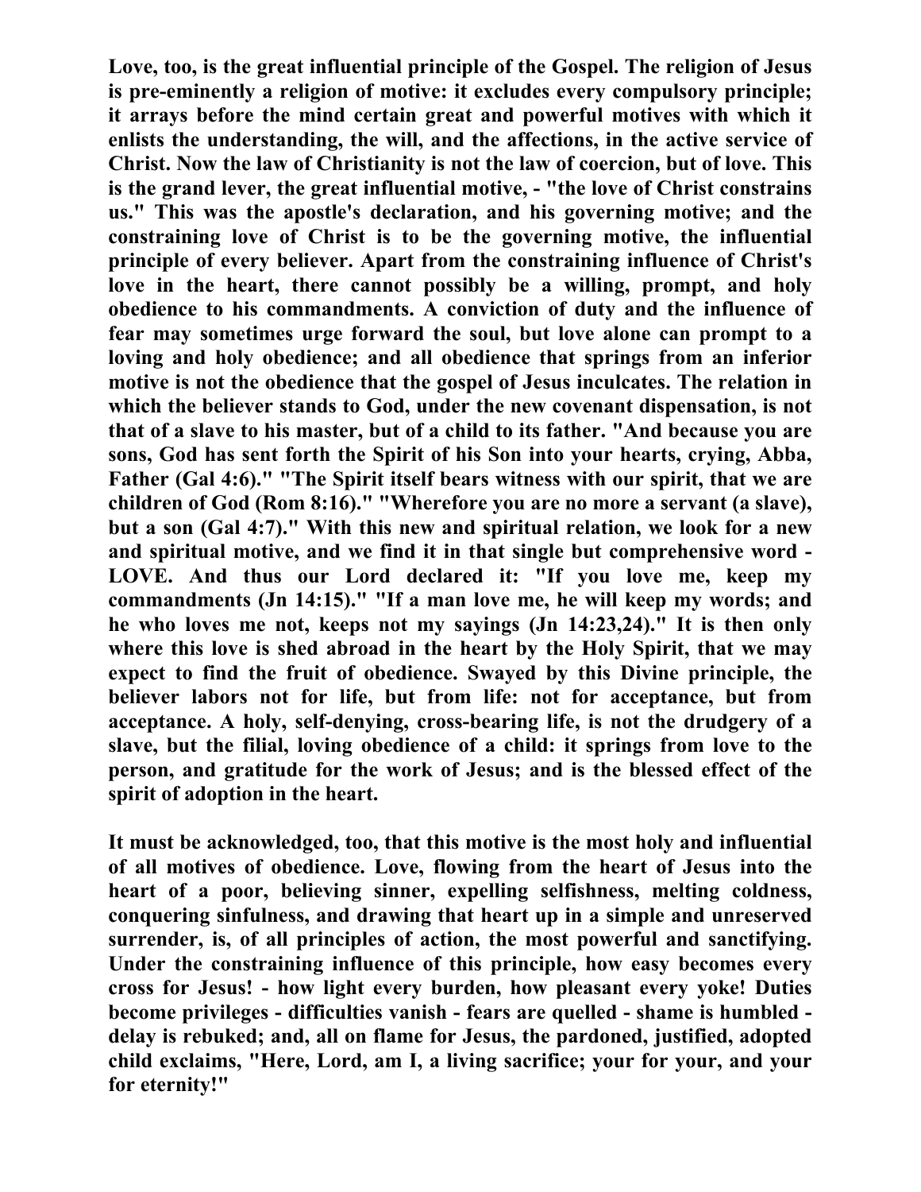Love, too, is the great influential principle of the Gospel. The religion of Jesus is pre-eminently a religion of motive: it excludes every compulsory principle; it arrays before the mind certain great and powerful motives with which it enlists the understanding, the will, and the affections, in the active service of Christ. Now the law of Christianity is not the law of coercion, but of love. This is the grand lever, the great influential motive, - "the love of Christ constrains us." This was the apostle's declaration, and his governing motive; and the constraining love of Christ is to be the governing motive, the influential principle of every believer. Apart from the constraining influence of Christ's love in the heart, there cannot possibly be a willing, prompt, and holy obedience to his commandments. A conviction of duty and the influence of fear may sometimes urge forward the soul, but love alone can prompt to a loving and holy obedience; and all obedience that springs from an inferior motive is not the obedience that the gospel of Jesus inculcates. The relation in which the believer stands to God, under the new covenant dispensation, is not that of a slave to his master, but of a child to its father. "And because you are sons, God has sent forth the Spirit of his Son into your hearts, crying, Abba, Father (Gal 4:6)." "The Spirit itself bears witness with our spirit, that we are children of God (Rom 8:16)." "Wherefore you are no more a servant (a slave), but a son (Gal 4:7)." With this new and spiritual relation, we look for a new and spiritual motive, and we find it in that single but comprehensive word - LOVE. And thus our Lord declared it: "If you love me, keep my commandments (Jn 14:15)." "If a man love me, he will keep my words; and he who loves me not, keeps not my sayings (Jn 14:23,24)." It is then only where this love is shed abroad in the heart by the Holy Spirit, that we may expect to find the fruit of obedience. Swayed by this Divine principle, the believer labors not for life, but from life: not for acceptance, but from acceptance. A holy, self-denying, cross-bearing life, is not the drudgery of a slave, but the filial, loving obedience of a child: it springs from love to the person, and gratitude for the work of Jesus; and is the blessed effect of the spirit of adoption in the heart.

It must be acknowledged, too, that this motive is the most holy and influential of all motives of obedience. Love, flowing from the heart of Jesus into the heart of a poor, believing sinner, expelling selfishness, melting coldness, conquering sinfulness, and drawing that heart up in a simple and unreserved surrender, is, of all principles of action, the most powerful and sanctifying. Under the constraining influence of this principle, how easy becomes every cross for Jesus! - how light every burden, how pleasant every yoke! Duties become privileges - difficulties vanish - fears are quelled - shame is humbled - delay is rebuked; and, all on flame for Jesus, the pardoned, justified, adopted child exclaims, "Here, Lord, am I, a living sacrifice; your for your, and your for eternity!"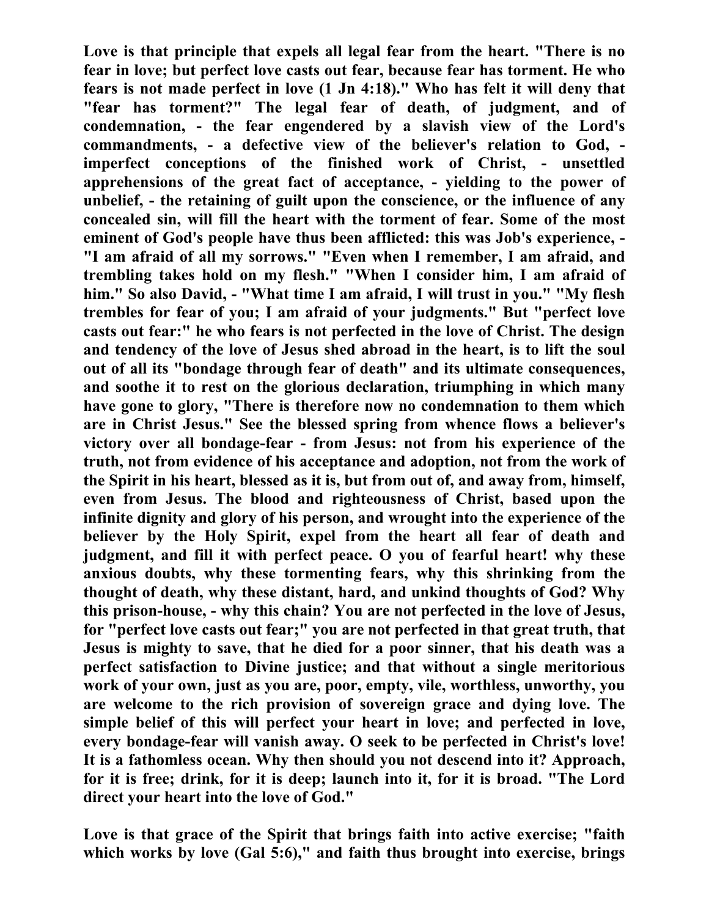**Love is that principle that expels all legal fear from the heart. "There is no fear in love; but perfect love casts out fear, because fear has torment. He who fears is not made perfect in love (1 Jn 4:18)." Who has felt it will deny that "fear has torment?" The legal fear of death, of judgment, and of condemnation, - the fear engendered by a slavish view of the Lord's commandments, - a defective view of the believer's relation to God, - imperfect conceptions of the finished work of Christ, - unsettled apprehensions of the great fact of acceptance, - yielding to the power of unbelief, - the retaining of guilt upon the conscience, or the influence of any concealed sin, will fill the heart with the torment of fear. Some of the most eminent of God's people have thus been afflicted: this was Job's experience, - "I am afraid of all my sorrows." "Even when I remember, I am afraid, and trembling takes hold on my flesh." "When I consider him, I am afraid of him." So also David, - "What time I am afraid, I will trust in you." "My flesh trembles for fear of you; I am afraid of your judgments." But "perfect love casts out fear:" he who fears is not perfected in the love of Christ. The design and tendency of the love of Jesus shed abroad in the heart, is to lift the soul out of all its "bondage through fear of death" and its ultimate consequences, and soothe it to rest on the glorious declaration, triumphing in which many have gone to glory, "There is therefore now no condemnation to them which are in Christ Jesus." See the blessed spring from whence flows a believer's victory over all bondage-fear - from Jesus: not from his experience of the truth, not from evidence of his acceptance and adoption, not from the work of the Spirit in his heart, blessed as it is, but from out of, and away from, himself, even from Jesus. The blood and righteousness of Christ, based upon the infinite dignity and glory of his person, and wrought into the experience of the believer by the Holy Spirit, expel from the heart all fear of death and judgment, and fill it with perfect peace. O you of fearful heart! why these anxious doubts, why these tormenting fears, why this shrinking from the thought of death, why these distant, hard, and unkind thoughts of God? Why this prison-house, - why this chain? You are not perfected in the love of Jesus, for "perfect love casts out fear;" you are not perfected in that great truth, that Jesus is mighty to save, that he died for a poor sinner, that his death was a perfect satisfaction to Divine justice; and that without a single meritorious work of your own, just as you are, poor, empty, vile, worthless, unworthy, you are welcome to the rich provision of sovereign grace and dying love. The simple belief of this will perfect your heart in love; and perfected in love, every bondage-fear will vanish away. O seek to be perfected in Christ's love! It is a fathomless ocean. Why then should you not descend into it? Approach, for it is free; drink, for it is deep; launch into it, for it is broad. "The Lord direct your heart into the love of God."**

**Love is that grace of the Spirit that brings faith into active exercise; "faith which works by love (Gal 5:6)," and faith thus brought into exercise, brings**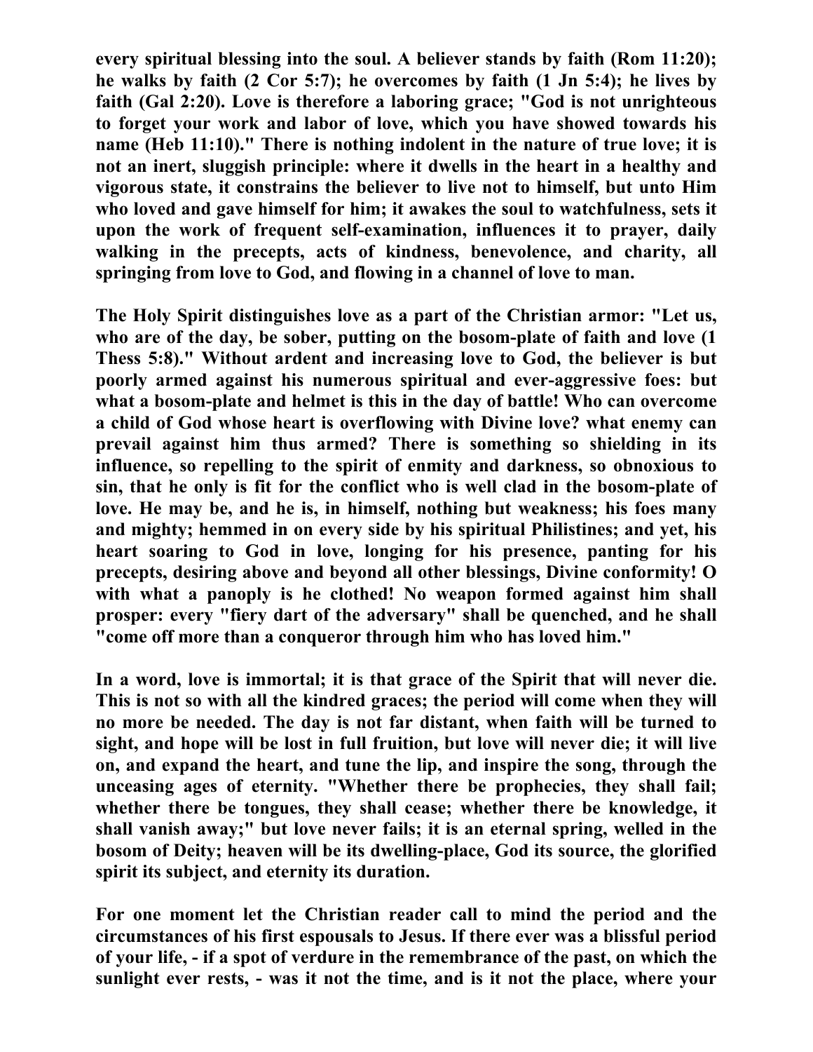**every spiritual blessing into the soul. A believer stands by faith (Rom 11:20); he walks by faith (2 Cor 5:7); he overcomes by faith (1 Jn 5:4); he lives by faith (Gal 2:20). Love is therefore a laboring grace; "God is not unrighteous to forget your work and labor of love, which you have showed towards his name (Heb 11:10)." There is nothing indolent in the nature of true love; it is not an inert, sluggish principle: where it dwells in the heart in a healthy and vigorous state, it constrains the believer to live not to himself, but unto Him who loved and gave himself for him; it awakes the soul to watchfulness, sets it upon the work of frequent self-examination, influences it to prayer, daily walking in the precepts, acts of kindness, benevolence, and charity, all springing from love to God, and flowing in a channel of love to man.**

**The Holy Spirit distinguishes love as a part of the Christian armor: "Let us, who are of the day, be sober, putting on the bosom-plate of faith and love (1 Thess 5:8)." Without ardent and increasing love to God, the believer is but poorly armed against his numerous spiritual and ever-aggressive foes: but what a bosom-plate and helmet is this in the day of battle! Who can overcome a child of God whose heart is overflowing with Divine love? what enemy can prevail against him thus armed? There is something so shielding in its influence, so repelling to the spirit of enmity and darkness, so obnoxious to sin, that he only is fit for the conflict who is well clad in the bosom-plate of love. He may be, and he is, in himself, nothing but weakness; his foes many and mighty; hemmed in on every side by his spiritual Philistines; and yet, his heart soaring to God in love, longing for his presence, panting for his precepts, desiring above and beyond all other blessings, Divine conformity! O with what a panoply is he clothed! No weapon formed against him shall prosper: every "fiery dart of the adversary" shall be quenched, and he shall "come off more than a conqueror through him who has loved him."**

**In a word, love is immortal; it is that grace of the Spirit that will never die. This is not so with all the kindred graces; the period will come when they will no more be needed. The day is not far distant, when faith will be turned to sight, and hope will be lost in full fruition, but love will never die; it will live on, and expand the heart, and tune the lip, and inspire the song, through the unceasing ages of eternity. "Whether there be prophecies, they shall fail; whether there be tongues, they shall cease; whether there be knowledge, it shall vanish away;" but love never fails; it is an eternal spring, welled in the bosom of Deity; heaven will be its dwelling-place, God its source, the glorified spirit its subject, and eternity its duration.**

**For one moment let the Christian reader call to mind the period and the circumstances of his first espousals to Jesus. If there ever was a blissful period of your life, - if a spot of verdure in the remembrance of the past, on which the sunlight ever rests, - was it not the time, and is it not the place, where your**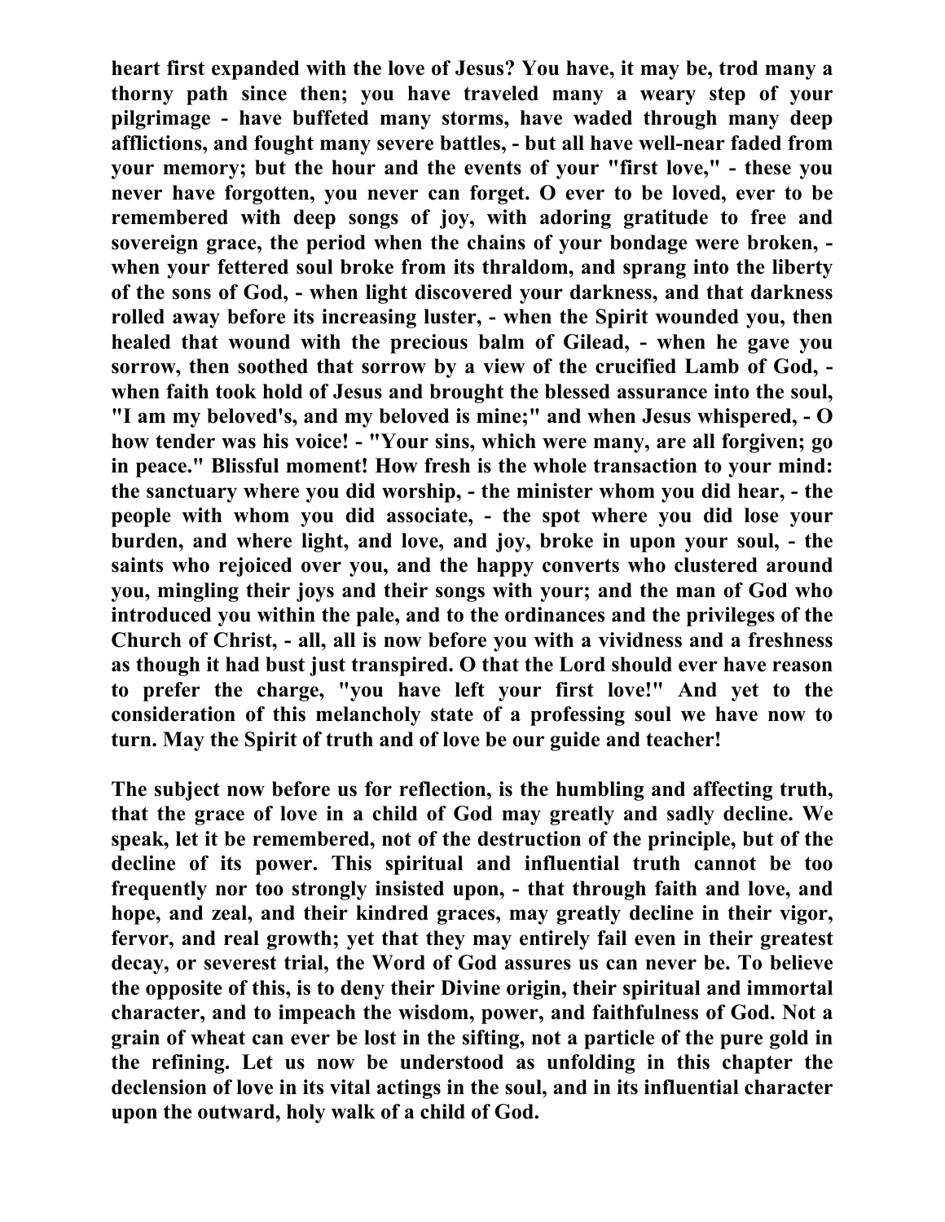heart first expanded with the love of Jesus? You have, it may be, trod many a thorny path since then; you have traveled many a weary step of your pilgrimage - have buffeted many storms, have waded through many deep afflictions, and fought many severe battles, - but all have well-near faded from your memory; but the hour and the events of your "first love," - these you never have forgotten, you never can forget. O ever to be loved, ever to be remembered with deep songs of joy, with adoring gratitude to free and sovereign grace, the period when the chains of your bondage were broken, - when your fettered soul broke from its thraldom, and sprang into the liberty of the sons of God, - when light discovered your darkness, and that darkness rolled away before its increasing luster, - when the Spirit wounded you, then healed that wound with the precious balm of Gilead, - when he gave you sorrow, then soothed that sorrow by a view of the crucified Lamb of God, - when faith took hold of Jesus and brought the blessed assurance into the soul, "I am my beloved's, and my beloved is mine;" and when Jesus whispered, - O how tender was his voice! - "Your sins, which were many, are all forgiven; go in peace." Blissful moment! How fresh is the whole transaction to your mind: the sanctuary where you did worship, - the minister whom you did hear, - the people with whom you did associate, - the spot where you did lose your burden, and where light, and love, and joy, broke in upon your soul, - the saints who rejoiced over you, and the happy converts who clustered around you, mingling their joys and their songs with your; and the man of God who introduced you within the pale, and to the ordinances and the privileges of the Church of Christ, - all, all is now before you with a vividness and a freshness as though it had bust just transpired. O that the Lord should ever have reason to prefer the charge, "you have left your first love!" And yet to the consideration of this melancholy state of a professing soul we have now to turn. May the Spirit of truth and of love be our guide and teacher!

The subject now before us for reflection, is the humbling and affecting truth, that the grace of love in a child of God may greatly and sadly decline. We speak, let it be remembered, not of the destruction of the principle, but of the decline of its power. This spiritual and influential truth cannot be too frequently nor too strongly insisted upon, - that through faith and love, and hope, and zeal, and their kindred graces, may greatly decline in their vigor, fervor, and real growth; yet that they may entirely fail even in their greatest decay, or severest trial, the Word of God assures us can never be. To believe the opposite of this, is to deny their Divine origin, their spiritual and immortal character, and to impeach the wisdom, power, and faithfulness of God. Not a grain of wheat can ever be lost in the sifting, not a particle of the pure gold in the refining. Let us now be understood as unfolding in this chapter the declension of love in its vital actings in the soul, and in its influential character upon the outward, holy walk of a child of God.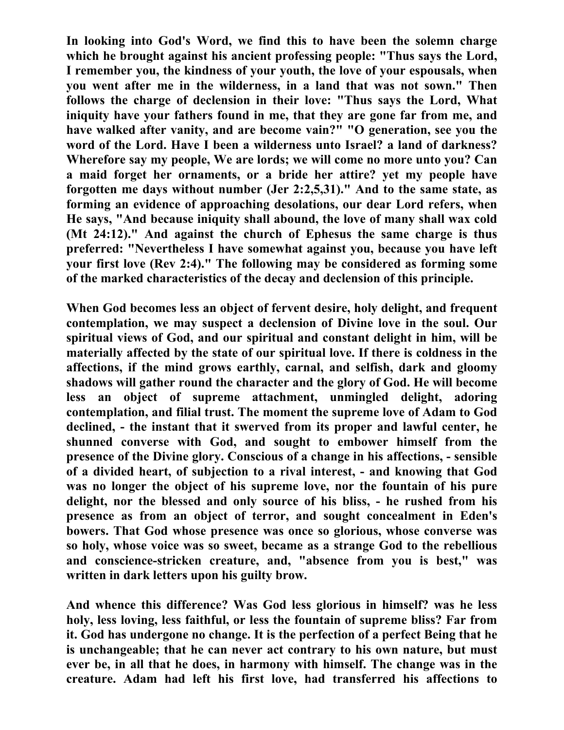In looking into God's Word, we find this to have been the solemn charge which he brought against his ancient professing people: "Thus says the Lord, I remember you, the kindness of your youth, the love of your espousals, when you went after me in the wilderness, in a land that was not sown." Then follows the charge of declension in their love: "Thus says the Lord, What iniquity have your fathers found in me, that they are gone far from me, and have walked after vanity, and are become vain?" "O generation, see you the word of the Lord. Have I been a wilderness unto Israel? a land of darkness? Wherefore say my people, We are lords; we will come no more unto you? Can a maid forget her ornaments, or a bride her attire? yet my people have forgotten me days without number (Jer 2:2,5,31)." And to the same state, as forming an evidence of approaching desolations, our dear Lord refers, when He says, "And because iniquity shall abound, the love of many shall wax cold (Mt 24:12)." And against the church of Ephesus the same charge is thus preferred: "Nevertheless I have somewhat against you, because you have left your first love (Rev 2:4)." The following may be considered as forming some of the marked characteristics of the decay and declension of this principle.

When God becomes less an object of fervent desire, holy delight, and frequent contemplation, we may suspect a declension of Divine love in the soul. Our spiritual views of God, and our spiritual and constant delight in him, will be materially affected by the state of our spiritual love. If there is coldness in the affections, if the mind grows earthly, carnal, and selfish, dark and gloomy shadows will gather round the character and the glory of God. He will become less an object of supreme attachment, unmingled delight, adoring contemplation, and filial trust. The moment the supreme love of Adam to God declined, - the instant that it swerved from its proper and lawful center, he shunned converse with God, and sought to embower himself from the presence of the Divine glory. Conscious of a change in his affections, - sensible of a divided heart, of subjection to a rival interest, - and knowing that God was no longer the object of his supreme love, nor the fountain of his pure delight, nor the blessed and only source of his bliss, - he rushed from his presence as from an object of terror, and sought concealment in Eden's bowers. That God whose presence was once so glorious, whose converse was so holy, whose voice was so sweet, became as a strange God to the rebellious and conscience-stricken creature, and, "absence from you is best," was written in dark letters upon his guilty brow.

And whence this difference? Was God less glorious in himself? was he less holy, less loving, less faithful, or less the fountain of supreme bliss? Far from it. God has undergone no change. It is the perfection of a perfect Being that he is unchangeable; that he can never act contrary to his own nature, but must ever be, in all that he does, in harmony with himself. The change was in the creature. Adam had left his first love, had transferred his affections to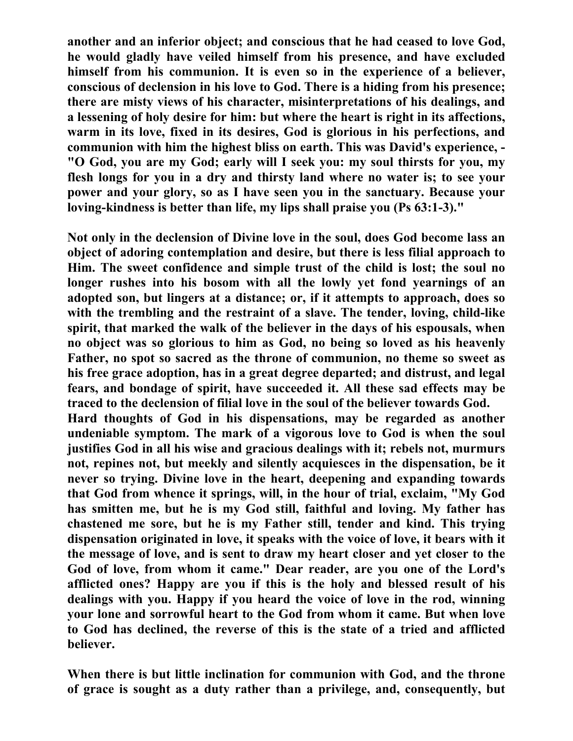another and an inferior object; and conscious that he had ceased to love God, he would gladly have veiled himself from his presence, and have excluded himself from his communion. It is even so in the experience of a believer, conscious of declension in his love to God. There is a hiding from his presence; there are misty views of his character, misinterpretations of his dealings, and a lessening of holy desire for him: but where the heart is right in its affections, warm in its love, fixed in its desires, God is glorious in his perfections, and communion with him the highest bliss on earth. This was David's experience, - "O God, you are my God; early will I seek you: my soul thirsts for you, my flesh longs for you in a dry and thirsty land where no water is; to see your power and your glory, so as I have seen you in the sanctuary. Because your loving-kindness is better than life, my lips shall praise you (Ps 63:1-3)."

Not only in the declension of Divine love in the soul, does God become lass an object of adoring contemplation and desire, but there is less filial approach to Him. The sweet confidence and simple trust of the child is lost; the soul no longer rushes into his bosom with all the lowly yet fond yearnings of an adopted son, but lingers at a distance; or, if it attempts to approach, does so with the trembling and the restraint of a slave. The tender, loving, child-like spirit, that marked the walk of the believer in the days of his espousals, when no object was so glorious to him as God, no being so loved as his heavenly Father, no spot so sacred as the throne of communion, no theme so sweet as his free grace adoption, has in a great degree departed; and distrust, and legal fears, and bondage of spirit, have succeeded it. All these sad effects may be traced to the declension of filial love in the soul of the believer towards God.
Hard thoughts of God in his dispensations, may be regarded as another undeniable symptom. The mark of a vigorous love to God is when the soul justifies God in all his wise and gracious dealings with it; rebels not, murmurs not, repines not, but meekly and silently acquiesces in the dispensation, be it never so trying. Divine love in the heart, deepening and expanding towards that God from whence it springs, will, in the hour of trial, exclaim, "My God has smitten me, but he is my God still, faithful and loving. My father has chastened me sore, but he is my Father still, tender and kind. This trying dispensation originated in love, it speaks with the voice of love, it bears with it the message of love, and is sent to draw my heart closer and yet closer to the God of love, from whom it came." Dear reader, are you one of the Lord's afflicted ones? Happy are you if this is the holy and blessed result of his dealings with you. Happy if you heard the voice of love in the rod, winning your lone and sorrowful heart to the God from whom it came. But when love to God has declined, the reverse of this is the state of a tried and afflicted believer.

When there is but little inclination for communion with God, and the throne of grace is sought as a duty rather than a privilege, and, consequently, but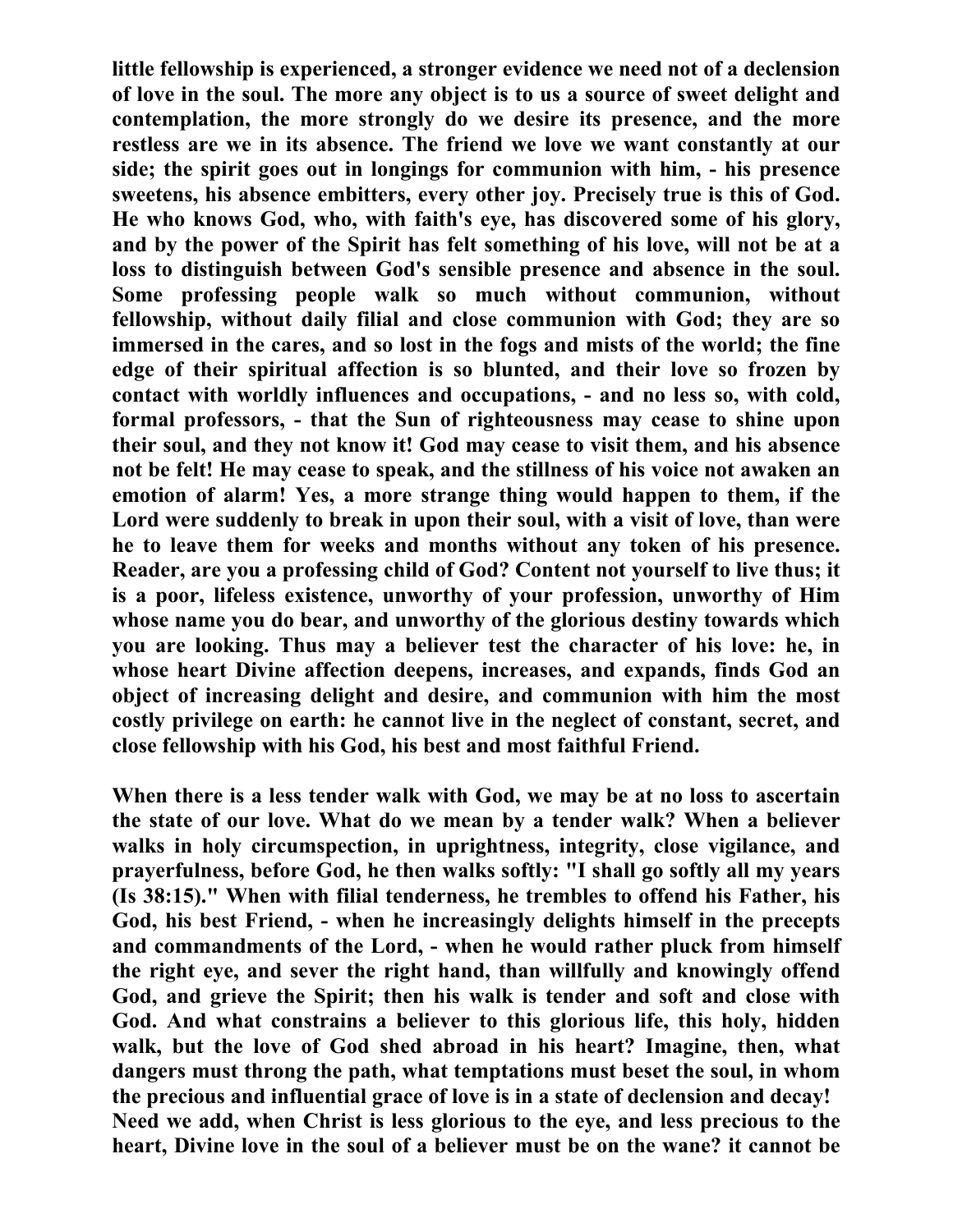little fellowship is experienced, a stronger evidence we need not of a declension of love in the soul. The more any object is to us a source of sweet delight and contemplation, the more strongly do we desire its presence, and the more restless are we in its absence. The friend we love we want constantly at our side; the spirit goes out in longings for communion with him, - his presence sweetens, his absence embitters, every other joy. Precisely true is this of God. He who knows God, who, with faith's eye, has discovered some of his glory, and by the power of the Spirit has felt something of his love, will not be at a loss to distinguish between God's sensible presence and absence in the soul. Some professing people walk so much without communion, without fellowship, without daily filial and close communion with God; they are so immersed in the cares, and so lost in the fogs and mists of the world; the fine edge of their spiritual affection is so blunted, and their love so frozen by contact with worldly influences and occupations, - and no less so, with cold, formal professors, - that the Sun of righteousness may cease to shine upon their soul, and they not know it! God may cease to visit them, and his absence not be felt! He may cease to speak, and the stillness of his voice not awaken an emotion of alarm! Yes, a more strange thing would happen to them, if the Lord were suddenly to break in upon their soul, with a visit of love, than were he to leave them for weeks and months without any token of his presence. Reader, are you a professing child of God? Content not yourself to live thus; it is a poor, lifeless existence, unworthy of your profession, unworthy of Him whose name you do bear, and unworthy of the glorious destiny towards which you are looking. Thus may a believer test the character of his love: he, in whose heart Divine affection deepens, increases, and expands, finds God an object of increasing delight and desire, and communion with him the most costly privilege on earth: he cannot live in the neglect of constant, secret, and close fellowship with his God, his best and most faithful Friend.

When there is a less tender walk with God, we may be at no loss to ascertain the state of our love. What do we mean by a tender walk? When a believer walks in holy circumspection, in uprightness, integrity, close vigilance, and prayerfulness, before God, he then walks softly: "I shall go softly all my years (Is 38:15)." When with filial tenderness, he trembles to offend his Father, his God, his best Friend, - when he increasingly delights himself in the precepts and commandments of the Lord, - when he would rather pluck from himself the right eye, and sever the right hand, than willfully and knowingly offend God, and grieve the Spirit; then his walk is tender and soft and close with God. And what constrains a believer to this glorious life, this holy, hidden walk, but the love of God shed abroad in his heart? Imagine, then, what dangers must throng the path, what temptations must beset the soul, in whom the precious and influential grace of love is in a state of declension and decay! Need we add, when Christ is less glorious to the eye, and less precious to the heart, Divine love in the soul of a believer must be on the wane? it cannot be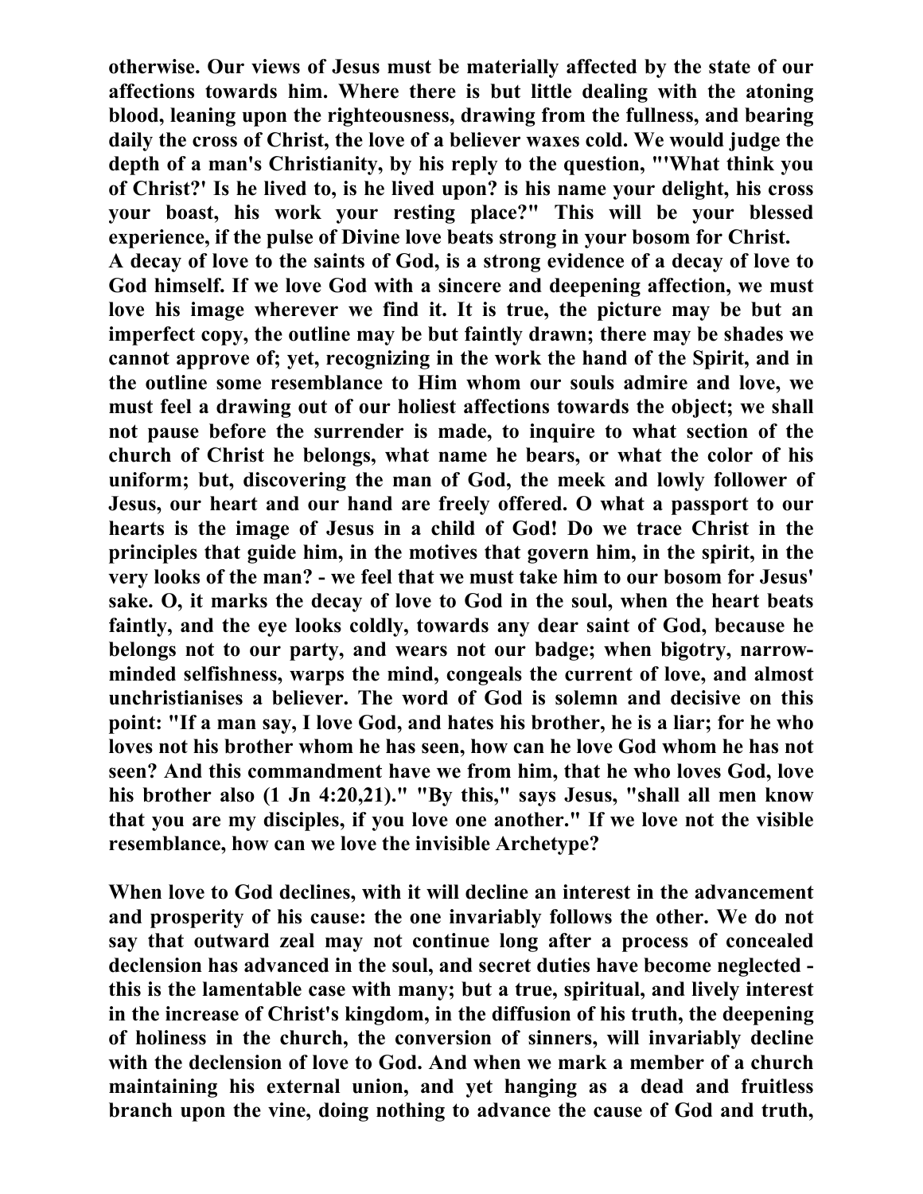**otherwise. Our views of Jesus must be materially affected by the state of our affections towards him. Where there is but little dealing with the atoning blood, leaning upon the righteousness, drawing from the fullness, and bearing daily the cross of Christ, the love of a believer waxes cold. We would judge the depth of a man's Christianity, by his reply to the question, "'What think you of Christ?' Is he lived to, is he lived upon? is his name your delight, his cross your boast, his work your resting place?" This will be your blessed experience, if the pulse of Divine love beats strong in your bosom for Christ.**

**A decay of love to the saints of God, is a strong evidence of a decay of love to God himself. If we love God with a sincere and deepening affection, we must love his image wherever we find it. It is true, the picture may be but an imperfect copy, the outline may be but faintly drawn; there may be shades we cannot approve of; yet, recognizing in the work the hand of the Spirit, and in the outline some resemblance to Him whom our souls admire and love, we must feel a drawing out of our holiest affections towards the object; we shall not pause before the surrender is made, to inquire to what section of the church of Christ he belongs, what name he bears, or what the color of his uniform; but, discovering the man of God, the meek and lowly follower of Jesus, our heart and our hand are freely offered. O what a passport to our hearts is the image of Jesus in a child of God! Do we trace Christ in the principles that guide him, in the motives that govern him, in the spirit, in the very looks of the man? - we feel that we must take him to our bosom for Jesus' sake. O, it marks the decay of love to God in the soul, when the heart beats faintly, and the eye looks coldly, towards any dear saint of God, because he belongs not to our party, and wears not our badge; when bigotry, narrow-minded selfishness, warps the mind, congeals the current of love, and almost unchristianises a believer. The word of God is solemn and decisive on this point: "If a man say, I love God, and hates his brother, he is a liar; for he who loves not his brother whom he has seen, how can he love God whom he has not seen? And this commandment have we from him, that he who loves God, love his brother also (1 Jn 4:20,21)." "By this," says Jesus, "shall all men know that you are my disciples, if you love one another." If we love not the visible resemblance, how can we love the invisible Archetype?**

**When love to God declines, with it will decline an interest in the advancement and prosperity of his cause: the one invariably follows the other. We do not say that outward zeal may not continue long after a process of concealed declension has advanced in the soul, and secret duties have become neglected - this is the lamentable case with many; but a true, spiritual, and lively interest in the increase of Christ's kingdom, in the diffusion of his truth, the deepening of holiness in the church, the conversion of sinners, will invariably decline with the declension of love to God. And when we mark a member of a church maintaining his external union, and yet hanging as a dead and fruitless branch upon the vine, doing nothing to advance the cause of God and truth,**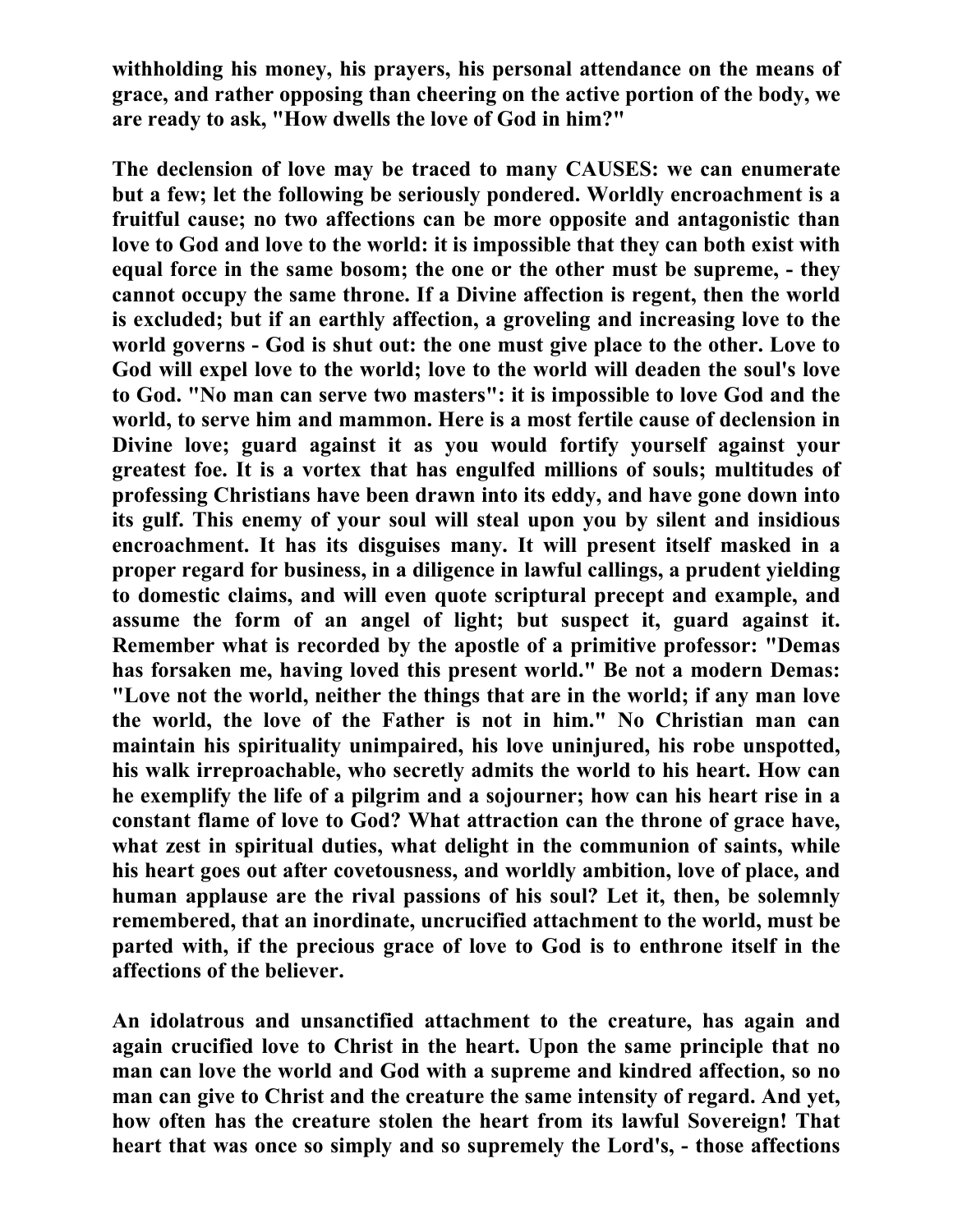withholding his money, his prayers, his personal attendance on the means of grace, and rather opposing than cheering on the active portion of the body, we are ready to ask, "How dwells the love of God in him?"

The declension of love may be traced to many CAUSES: we can enumerate but a few; let the following be seriously pondered. Worldly encroachment is a fruitful cause; no two affections can be more opposite and antagonistic than love to God and love to the world: it is impossible that they can both exist with equal force in the same bosom; the one or the other must be supreme, - they cannot occupy the same throne. If a Divine affection is regent, then the world is excluded; but if an earthly affection, a groveling and increasing love to the world governs - God is shut out: the one must give place to the other. Love to God will expel love to the world; love to the world will deaden the soul's love to God. "No man can serve two masters": it is impossible to love God and the world, to serve him and mammon. Here is a most fertile cause of declension in Divine love; guard against it as you would fortify yourself against your greatest foe. It is a vortex that has engulfed millions of souls; multitudes of professing Christians have been drawn into its eddy, and have gone down into its gulf. This enemy of your soul will steal upon you by silent and insidious encroachment. It has its disguises many. It will present itself masked in a proper regard for business, in a diligence in lawful callings, a prudent yielding to domestic claims, and will even quote scriptural precept and example, and assume the form of an angel of light; but suspect it, guard against it. Remember what is recorded by the apostle of a primitive professor: "Demas has forsaken me, having loved this present world." Be not a modern Demas: "Love not the world, neither the things that are in the world; if any man love the world, the love of the Father is not in him." No Christian man can maintain his spirituality unimpaired, his love uninjured, his robe unspotted, his walk irreproachable, who secretly admits the world to his heart. How can he exemplify the life of a pilgrim and a sojourner; how can his heart rise in a constant flame of love to God? What attraction can the throne of grace have, what zest in spiritual duties, what delight in the communion of saints, while his heart goes out after covetousness, and worldly ambition, love of place, and human applause are the rival passions of his soul? Let it, then, be solemnly remembered, that an inordinate, uncrucified attachment to the world, must be parted with, if the precious grace of love to God is to enthrone itself in the affections of the believer.

An idolatrous and unsanctified attachment to the creature, has again and again crucified love to Christ in the heart. Upon the same principle that no man can love the world and God with a supreme and kindred affection, so no man can give to Christ and the creature the same intensity of regard. And yet, how often has the creature stolen the heart from its lawful Sovereign! That heart that was once so simply and so supremely the Lord's, - those affections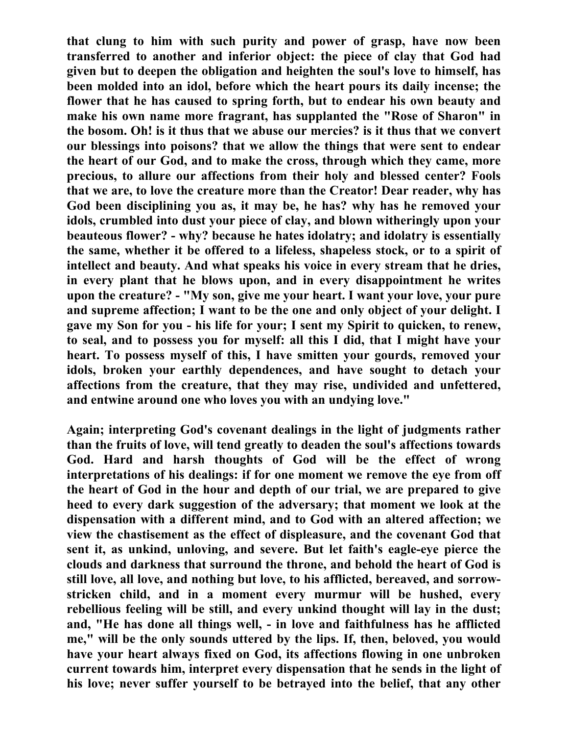that clung to him with such purity and power of grasp, have now been transferred to another and inferior object: the piece of clay that God had given but to deepen the obligation and heighten the soul's love to himself, has been molded into an idol, before which the heart pours its daily incense; the flower that he has caused to spring forth, but to endear his own beauty and make his own name more fragrant, has supplanted the "Rose of Sharon" in the bosom. Oh! is it thus that we abuse our mercies? is it thus that we convert our blessings into poisons? that we allow the things that were sent to endear the heart of our God, and to make the cross, through which they came, more precious, to allure our affections from their holy and blessed center? Fools that we are, to love the creature more than the Creator! Dear reader, why has God been disciplining you as, it may be, he has? why has he removed your idols, crumbled into dust your piece of clay, and blown witheringly upon your beauteous flower? - why? because he hates idolatry; and idolatry is essentially the same, whether it be offered to a lifeless, shapeless stock, or to a spirit of intellect and beauty. And what speaks his voice in every stream that he dries, in every plant that he blows upon, and in every disappointment he writes upon the creature? - "My son, give me your heart. I want your love, your pure and supreme affection; I want to be the one and only object of your delight. I gave my Son for you - his life for your; I sent my Spirit to quicken, to renew, to seal, and to possess you for myself: all this I did, that I might have your heart. To possess myself of this, I have smitten your gourds, removed your idols, broken your earthly dependences, and have sought to detach your affections from the creature, that they may rise, undivided and unfettered, and entwine around one who loves you with an undying love."

Again; interpreting God's covenant dealings in the light of judgments rather than the fruits of love, will tend greatly to deaden the soul's affections towards God. Hard and harsh thoughts of God will be the effect of wrong interpretations of his dealings: if for one moment we remove the eye from off the heart of God in the hour and depth of our trial, we are prepared to give heed to every dark suggestion of the adversary; that moment we look at the dispensation with a different mind, and to God with an altered affection; we view the chastisement as the effect of displeasure, and the covenant God that sent it, as unkind, unloving, and severe. But let faith's eagle-eye pierce the clouds and darkness that surround the throne, and behold the heart of God is still love, all love, and nothing but love, to his afflicted, bereaved, and sorrow-stricken child, and in a moment every murmur will be hushed, every rebellious feeling will be still, and every unkind thought will lay in the dust; and, "He has done all things well, - in love and faithfulness has he afflicted me," will be the only sounds uttered by the lips. If, then, beloved, you would have your heart always fixed on God, its affections flowing in one unbroken current towards him, interpret every dispensation that he sends in the light of his love; never suffer yourself to be betrayed into the belief, that any other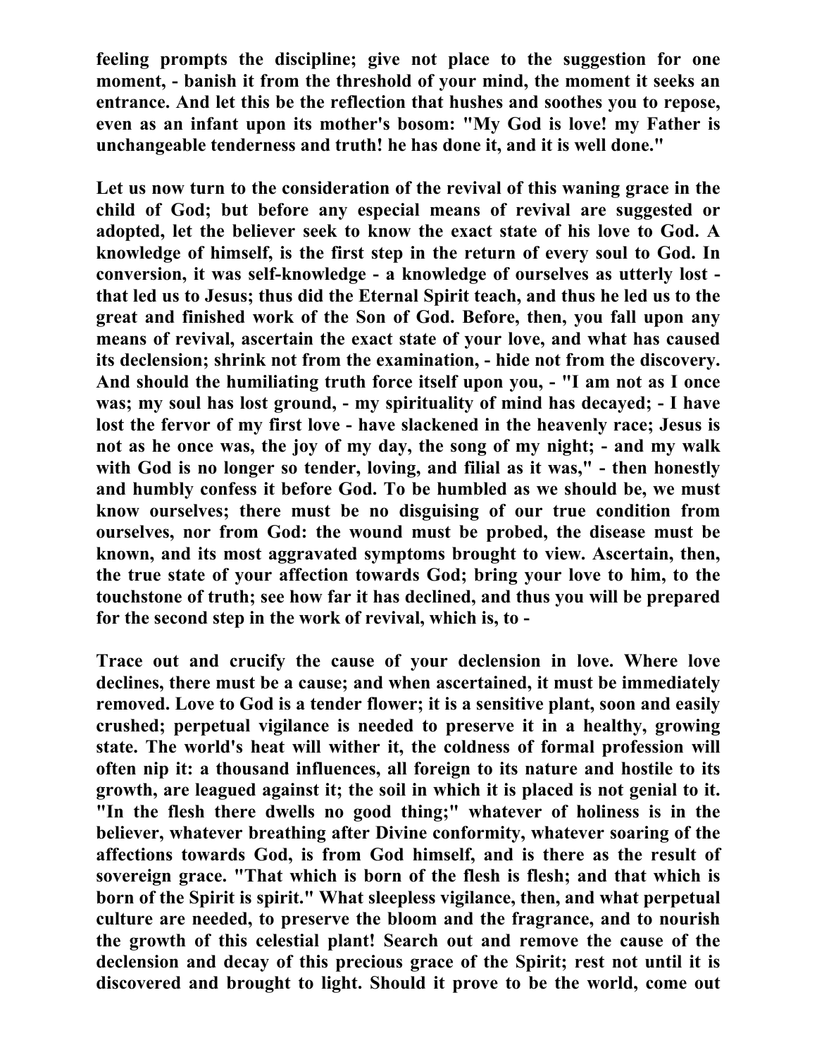feeling prompts the discipline; give not place to the suggestion for one moment, - banish it from the threshold of your mind, the moment it seeks an entrance. And let this be the reflection that hushes and soothes you to repose, even as an infant upon its mother's bosom: "My God is love! my Father is unchangeable tenderness and truth! he has done it, and it is well done."

Let us now turn to the consideration of the revival of this waning grace in the child of God; but before any especial means of revival are suggested or adopted, let the believer seek to know the exact state of his love to God. A knowledge of himself, is the first step in the return of every soul to God. In conversion, it was self-knowledge - a knowledge of ourselves as utterly lost - that led us to Jesus; thus did the Eternal Spirit teach, and thus he led us to the great and finished work of the Son of God. Before, then, you fall upon any means of revival, ascertain the exact state of your love, and what has caused its declension; shrink not from the examination, - hide not from the discovery. And should the humiliating truth force itself upon you, - "I am not as I once was; my soul has lost ground, - my spirituality of mind has decayed; - I have lost the fervor of my first love - have slackened in the heavenly race; Jesus is not as he once was, the joy of my day, the song of my night; - and my walk with God is no longer so tender, loving, and filial as it was," - then honestly and humbly confess it before God. To be humbled as we should be, we must know ourselves; there must be no disguising of our true condition from ourselves, nor from God: the wound must be probed, the disease must be known, and its most aggravated symptoms brought to view. Ascertain, then, the true state of your affection towards God; bring your love to him, to the touchstone of truth; see how far it has declined, and thus you will be prepared for the second step in the work of revival, which is, to -

Trace out and crucify the cause of your declension in love. Where love declines, there must be a cause; and when ascertained, it must be immediately removed. Love to God is a tender flower; it is a sensitive plant, soon and easily crushed; perpetual vigilance is needed to preserve it in a healthy, growing state. The world's heat will wither it, the coldness of formal profession will often nip it: a thousand influences, all foreign to its nature and hostile to its growth, are leagued against it; the soil in which it is placed is not genial to it. "In the flesh there dwells no good thing;" whatever of holiness is in the believer, whatever breathing after Divine conformity, whatever soaring of the affections towards God, is from God himself, and is there as the result of sovereign grace. "That which is born of the flesh is flesh; and that which is born of the Spirit is spirit." What sleepless vigilance, then, and what perpetual culture are needed, to preserve the bloom and the fragrance, and to nourish the growth of this celestial plant! Search out and remove the cause of the declension and decay of this precious grace of the Spirit; rest not until it is discovered and brought to light. Should it prove to be the world, come out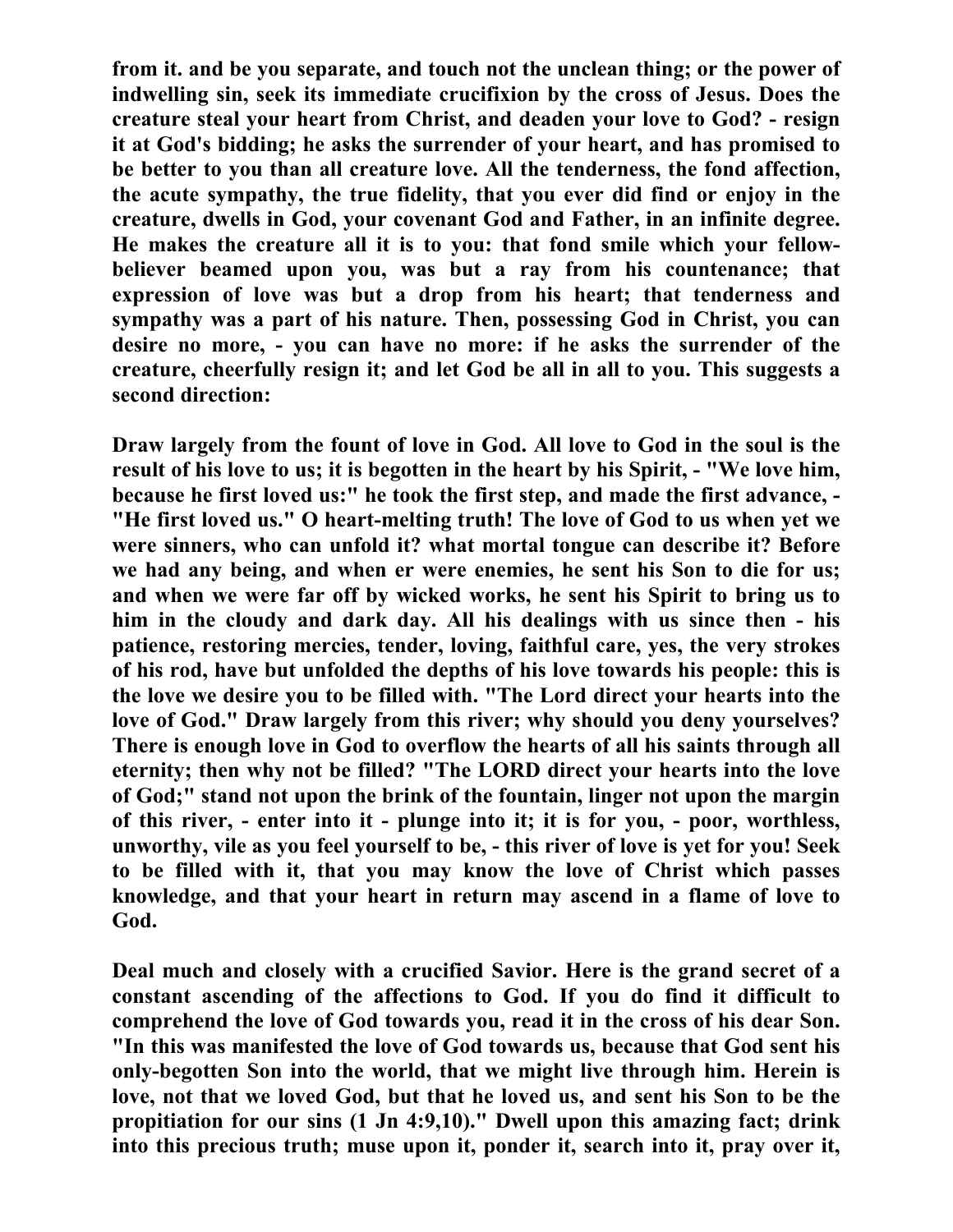**from it. and be you separate, and touch not the unclean thing; or the power of indwelling sin, seek its immediate crucifixion by the cross of Jesus. Does the creature steal your heart from Christ, and deaden your love to God? - resign it at God's bidding; he asks the surrender of your heart, and has promised to be better to you than all creature love. All the tenderness, the fond affection, the acute sympathy, the true fidelity, that you ever did find or enjoy in the creature, dwells in God, your covenant God and Father, in an infinite degree. He makes the creature all it is to you: that fond smile which your fellow-believer beamed upon you, was but a ray from his countenance; that expression of love was but a drop from his heart; that tenderness and sympathy was a part of his nature. Then, possessing God in Christ, you can desire no more, - you can have no more: if he asks the surrender of the creature, cheerfully resign it; and let God be all in all to you. This suggests a second direction:**

**Draw largely from the fount of love in God. All love to God in the soul is the result of his love to us; it is begotten in the heart by his Spirit, - "We love him, because he first loved us:" he took the first step, and made the first advance, - "He first loved us." O heart-melting truth! The love of God to us when yet we were sinners, who can unfold it? what mortal tongue can describe it? Before we had any being, and when er were enemies, he sent his Son to die for us; and when we were far off by wicked works, he sent his Spirit to bring us to him in the cloudy and dark day. All his dealings with us since then - his patience, restoring mercies, tender, loving, faithful care, yes, the very strokes of his rod, have but unfolded the depths of his love towards his people: this is the love we desire you to be filled with. "The Lord direct your hearts into the love of God." Draw largely from this river; why should you deny yourselves? There is enough love in God to overflow the hearts of all his saints through all eternity; then why not be filled? "The LORD direct your hearts into the love of God;" stand not upon the brink of the fountain, linger not upon the margin of this river, - enter into it - plunge into it; it is for you, - poor, worthless, unworthy, vile as you feel yourself to be, - this river of love is yet for you! Seek to be filled with it, that you may know the love of Christ which passes knowledge, and that your heart in return may ascend in a flame of love to God.**

**Deal much and closely with a crucified Savior. Here is the grand secret of a constant ascending of the affections to God. If you do find it difficult to comprehend the love of God towards you, read it in the cross of his dear Son. "In this was manifested the love of God towards us, because that God sent his only-begotten Son into the world, that we might live through him. Herein is love, not that we loved God, but that he loved us, and sent his Son to be the propitiation for our sins (1 Jn 4:9,10)." Dwell upon this amazing fact; drink into this precious truth; muse upon it, ponder it, search into it, pray over it,**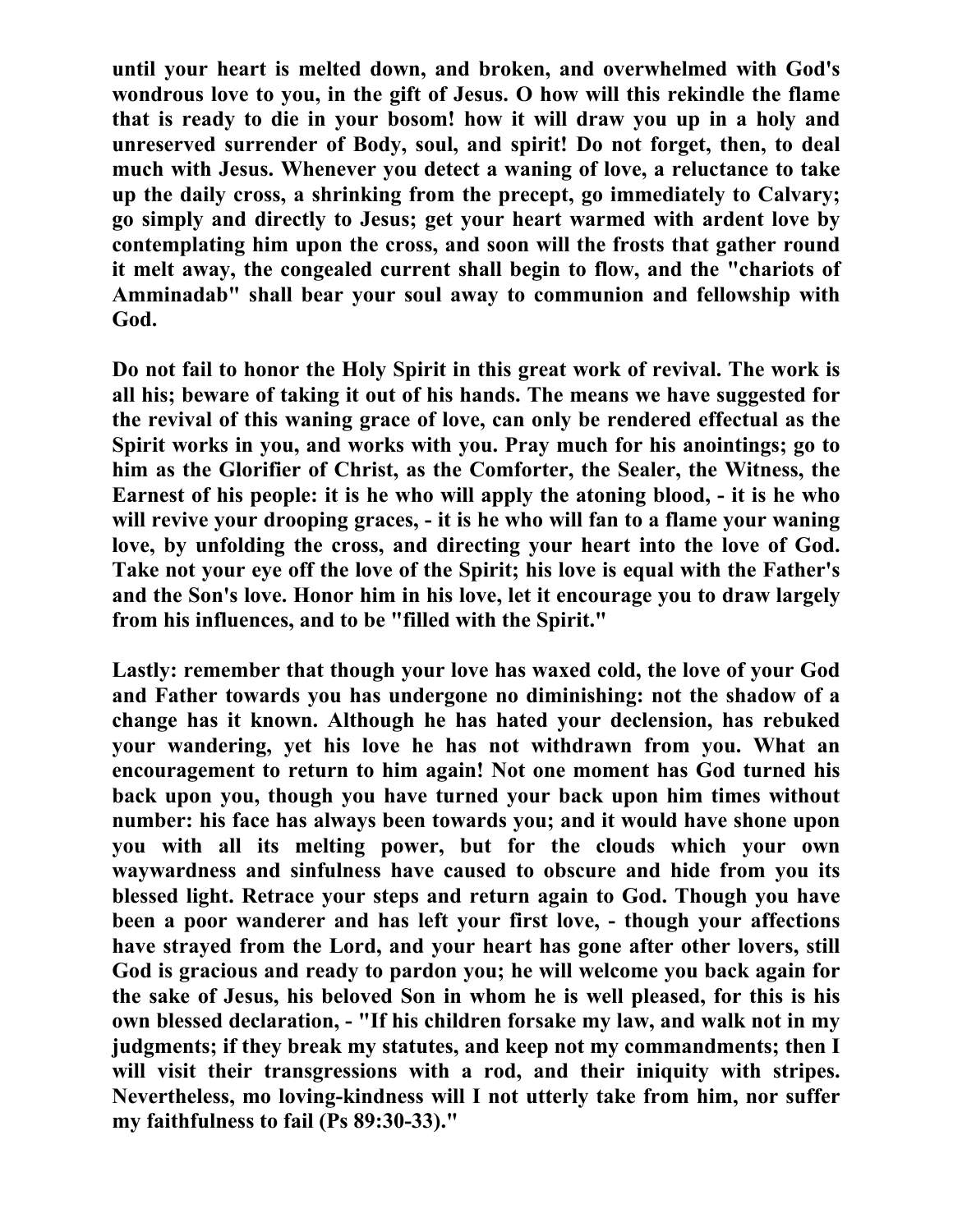**until your heart is melted down, and broken, and overwhelmed with God's wondrous love to you, in the gift of Jesus. O how will this rekindle the flame that is ready to die in your bosom! how it will draw you up in a holy and unreserved surrender of Body, soul, and spirit! Do not forget, then, to deal much with Jesus. Whenever you detect a waning of love, a reluctance to take up the daily cross, a shrinking from the precept, go immediately to Calvary; go simply and directly to Jesus; get your heart warmed with ardent love by contemplating him upon the cross, and soon will the frosts that gather round it melt away, the congealed current shall begin to flow, and the "chariots of Amminadab" shall bear your soul away to communion and fellowship with God.**

**Do not fail to honor the Holy Spirit in this great work of revival. The work is all his; beware of taking it out of his hands. The means we have suggested for the revival of this waning grace of love, can only be rendered effectual as the Spirit works in you, and works with you. Pray much for his anointings; go to him as the Glorifier of Christ, as the Comforter, the Sealer, the Witness, the Earnest of his people: it is he who will apply the atoning blood, - it is he who will revive your drooping graces, - it is he who will fan to a flame your waning love, by unfolding the cross, and directing your heart into the love of God. Take not your eye off the love of the Spirit; his love is equal with the Father's and the Son's love. Honor him in his love, let it encourage you to draw largely from his influences, and to be "filled with the Spirit."**

**Lastly: remember that though your love has waxed cold, the love of your God and Father towards you has undergone no diminishing: not the shadow of a change has it known. Although he has hated your declension, has rebuked your wandering, yet his love he has not withdrawn from you. What an encouragement to return to him again! Not one moment has God turned his back upon you, though you have turned your back upon him times without number: his face has always been towards you; and it would have shone upon you with all its melting power, but for the clouds which your own waywardness and sinfulness have caused to obscure and hide from you its blessed light. Retrace your steps and return again to God. Though you have been a poor wanderer and has left your first love, - though your affections have strayed from the Lord, and your heart has gone after other lovers, still God is gracious and ready to pardon you; he will welcome you back again for the sake of Jesus, his beloved Son in whom he is well pleased, for this is his own blessed declaration, - "If his children forsake my law, and walk not in my judgments; if they break my statutes, and keep not my commandments; then I will visit their transgressions with a rod, and their iniquity with stripes. Nevertheless, mo loving-kindness will I not utterly take from him, nor suffer my faithfulness to fail (Ps 89:30-33)."**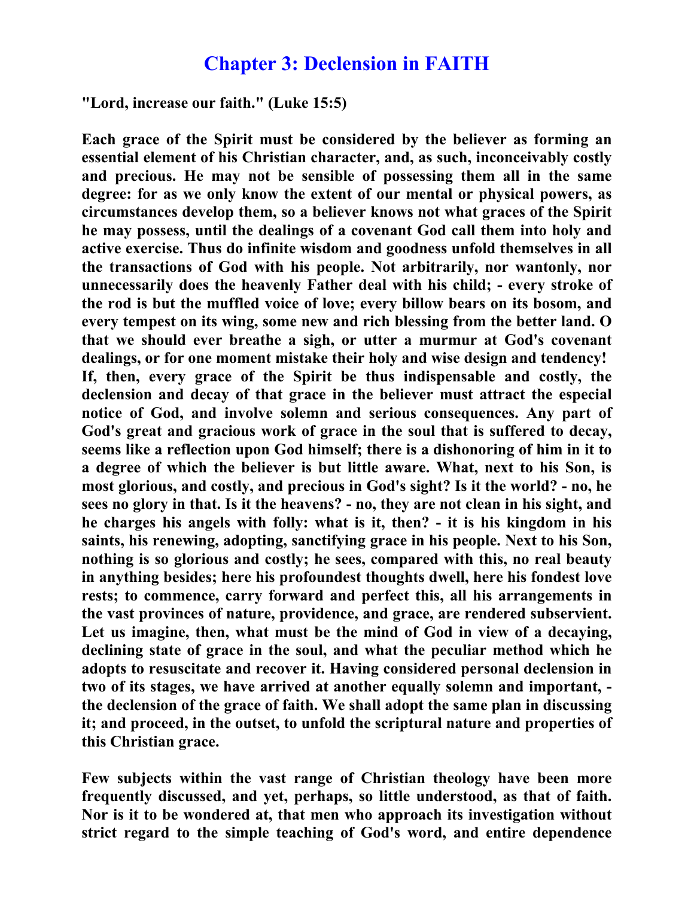# Chapter 3: Declension in FAITH

**"Lord, increase our faith." (Luke 15:5)**

**Each grace of the Spirit must be considered by the believer as forming an essential element of his Christian character, and, as such, inconceivably costly and precious. He may not be sensible of possessing them all in the same degree: for as we only know the extent of our mental or physical powers, as circumstances develop them, so a believer knows not what graces of the Spirit he may possess, until the dealings of a covenant God call them into holy and active exercise. Thus do infinite wisdom and goodness unfold themselves in all the transactions of God with his people. Not arbitrarily, nor wantonly, nor unnecessarily does the heavenly Father deal with his child; - every stroke of the rod is but the muffled voice of love; every billow bears on its bosom, and every tempest on its wing, some new and rich blessing from the better land. O that we should ever breathe a sigh, or utter a murmur at God's covenant dealings, or for one moment mistake their holy and wise design and tendency! If, then, every grace of the Spirit be thus indispensable and costly, the declension and decay of that grace in the believer must attract the especial notice of God, and involve solemn and serious consequences. Any part of God's great and gracious work of grace in the soul that is suffered to decay, seems like a reflection upon God himself; there is a dishonoring of him in it to a degree of which the believer is but little aware. What, next to his Son, is most glorious, and costly, and precious in God's sight? Is it the world? - no, he sees no glory in that. Is it the heavens? - no, they are not clean in his sight, and he charges his angels with folly: what is it, then? - it is his kingdom in his saints, his renewing, adopting, sanctifying grace in his people. Next to his Son, nothing is so glorious and costly; he sees, compared with this, no real beauty in anything besides; here his profoundest thoughts dwell, here his fondest love rests; to commence, carry forward and perfect this, all his arrangements in the vast provinces of nature, providence, and grace, are rendered subservient. Let us imagine, then, what must be the mind of God in view of a decaying, declining state of grace in the soul, and what the peculiar method which he adopts to resuscitate and recover it. Having considered personal declension in two of its stages, we have arrived at another equally solemn and important, - the declension of the grace of faith. We shall adopt the same plan in discussing it; and proceed, in the outset, to unfold the scriptural nature and properties of this Christian grace.**

**Few subjects within the vast range of Christian theology have been more frequently discussed, and yet, perhaps, so little understood, as that of faith. Nor is it to be wondered at, that men who approach its investigation without strict regard to the simple teaching of God's word, and entire dependence**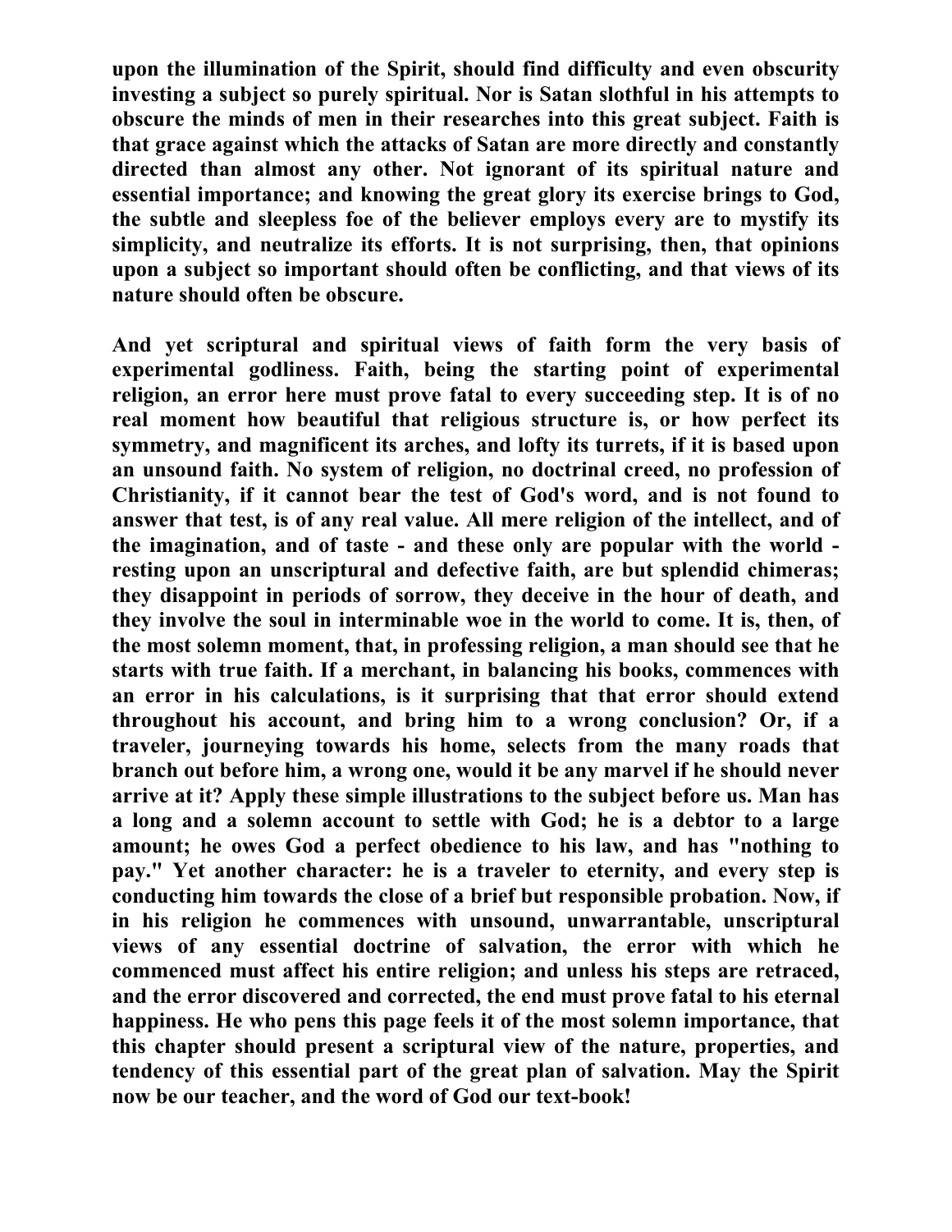upon the illumination of the Spirit, should find difficulty and even obscurity investing a subject so purely spiritual. Nor is Satan slothful in his attempts to obscure the minds of men in their researches into this great subject. Faith is that grace against which the attacks of Satan are more directly and constantly directed than almost any other. Not ignorant of its spiritual nature and essential importance; and knowing the great glory its exercise brings to God, the subtle and sleepless foe of the believer employs every are to mystify its simplicity, and neutralize its efforts. It is not surprising, then, that opinions upon a subject so important should often be conflicting, and that views of its nature should often be obscure.

And yet scriptural and spiritual views of faith form the very basis of experimental godliness. Faith, being the starting point of experimental religion, an error here must prove fatal to every succeeding step. It is of no real moment how beautiful that religious structure is, or how perfect its symmetry, and magnificent its arches, and lofty its turrets, if it is based upon an unsound faith. No system of religion, no doctrinal creed, no profession of Christianity, if it cannot bear the test of God's word, and is not found to answer that test, is of any real value. All mere religion of the intellect, and of the imagination, and of taste - and these only are popular with the world - resting upon an unscriptural and defective faith, are but splendid chimeras; they disappoint in periods of sorrow, they deceive in the hour of death, and they involve the soul in interminable woe in the world to come. It is, then, of the most solemn moment, that, in professing religion, a man should see that he starts with true faith. If a merchant, in balancing his books, commences with an error in his calculations, is it surprising that that error should extend throughout his account, and bring him to a wrong conclusion? Or, if a traveler, journeying towards his home, selects from the many roads that branch out before him, a wrong one, would it be any marvel if he should never arrive at it? Apply these simple illustrations to the subject before us. Man has a long and a solemn account to settle with God; he is a debtor to a large amount; he owes God a perfect obedience to his law, and has "nothing to pay." Yet another character: he is a traveler to eternity, and every step is conducting him towards the close of a brief but responsible probation. Now, if in his religion he commences with unsound, unwarrantable, unscriptural views of any essential doctrine of salvation, the error with which he commenced must affect his entire religion; and unless his steps are retraced, and the error discovered and corrected, the end must prove fatal to his eternal happiness. He who pens this page feels it of the most solemn importance, that this chapter should present a scriptural view of the nature, properties, and tendency of this essential part of the great plan of salvation. May the Spirit now be our teacher, and the word of God our text-book!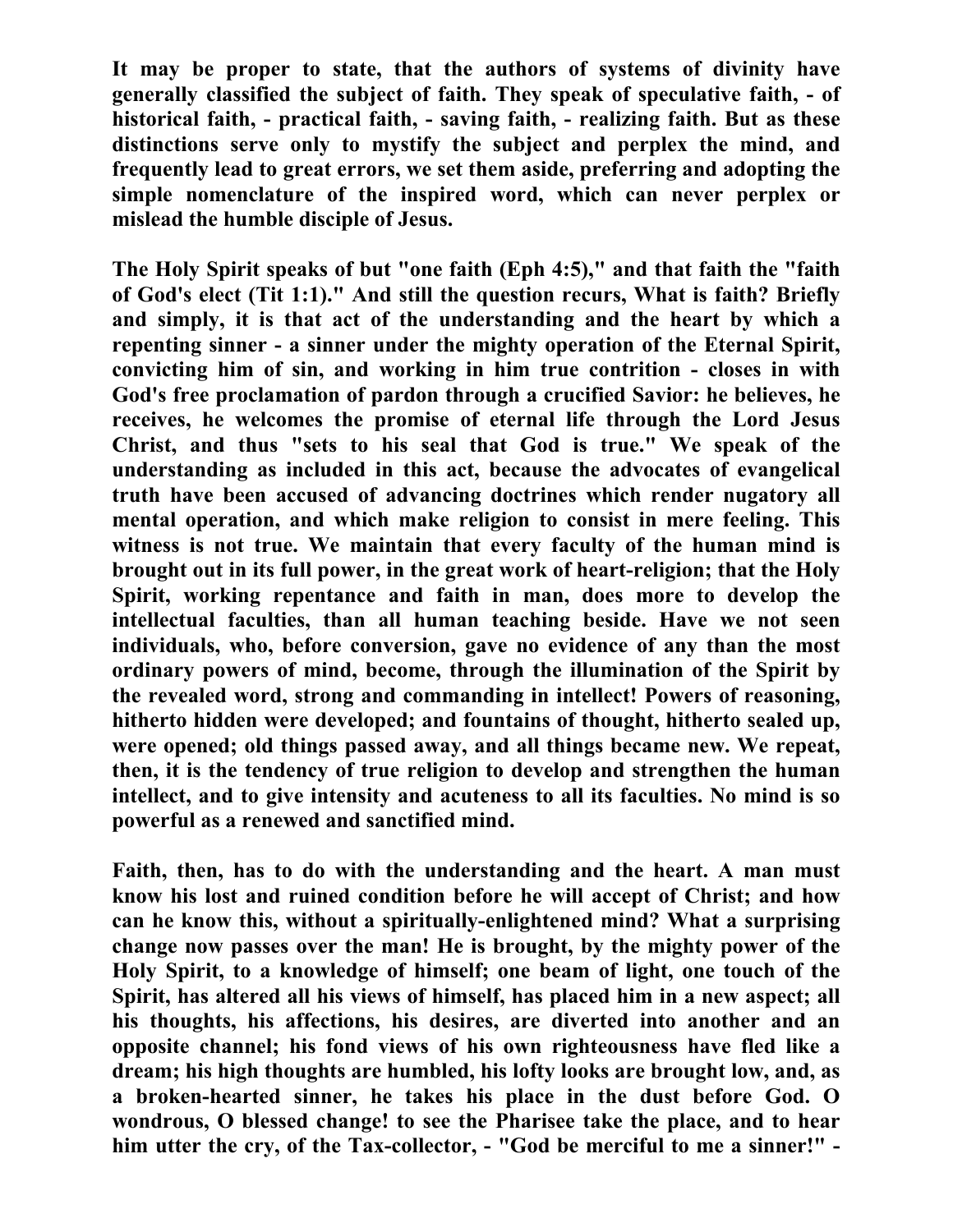It may be proper to state, that the authors of systems of divinity have generally classified the subject of faith. They speak of speculative faith, - of historical faith, - practical faith, - saving faith, - realizing faith. But as these distinctions serve only to mystify the subject and perplex the mind, and frequently lead to great errors, we set them aside, preferring and adopting the simple nomenclature of the inspired word, which can never perplex or mislead the humble disciple of Jesus.

The Holy Spirit speaks of but "one faith (Eph 4:5)," and that faith the "faith of God's elect (Tit 1:1)." And still the question recurs, What is faith? Briefly and simply, it is that act of the understanding and the heart by which a repenting sinner - a sinner under the mighty operation of the Eternal Spirit, convicting him of sin, and working in him true contrition - closes in with God's free proclamation of pardon through a crucified Savior: he believes, he receives, he welcomes the promise of eternal life through the Lord Jesus Christ, and thus "sets to his seal that God is true." We speak of the understanding as included in this act, because the advocates of evangelical truth have been accused of advancing doctrines which render nugatory all mental operation, and which make religion to consist in mere feeling. This witness is not true. We maintain that every faculty of the human mind is brought out in its full power, in the great work of heart-religion; that the Holy Spirit, working repentance and faith in man, does more to develop the intellectual faculties, than all human teaching beside. Have we not seen individuals, who, before conversion, gave no evidence of any than the most ordinary powers of mind, become, through the illumination of the Spirit by the revealed word, strong and commanding in intellect! Powers of reasoning, hitherto hidden were developed; and fountains of thought, hitherto sealed up, were opened; old things passed away, and all things became new. We repeat, then, it is the tendency of true religion to develop and strengthen the human intellect, and to give intensity and acuteness to all its faculties. No mind is so powerful as a renewed and sanctified mind.

Faith, then, has to do with the understanding and the heart. A man must know his lost and ruined condition before he will accept of Christ; and how can he know this, without a spiritually-enlightened mind? What a surprising change now passes over the man! He is brought, by the mighty power of the Holy Spirit, to a knowledge of himself; one beam of light, one touch of the Spirit, has altered all his views of himself, has placed him in a new aspect; all his thoughts, his affections, his desires, are diverted into another and an opposite channel; his fond views of his own righteousness have fled like a dream; his high thoughts are humbled, his lofty looks are brought low, and, as a broken-hearted sinner, he takes his place in the dust before God. O wondrous, O blessed change! to see the Pharisee take the place, and to hear him utter the cry, of the Tax-collector, - "God be merciful to me a sinner!" -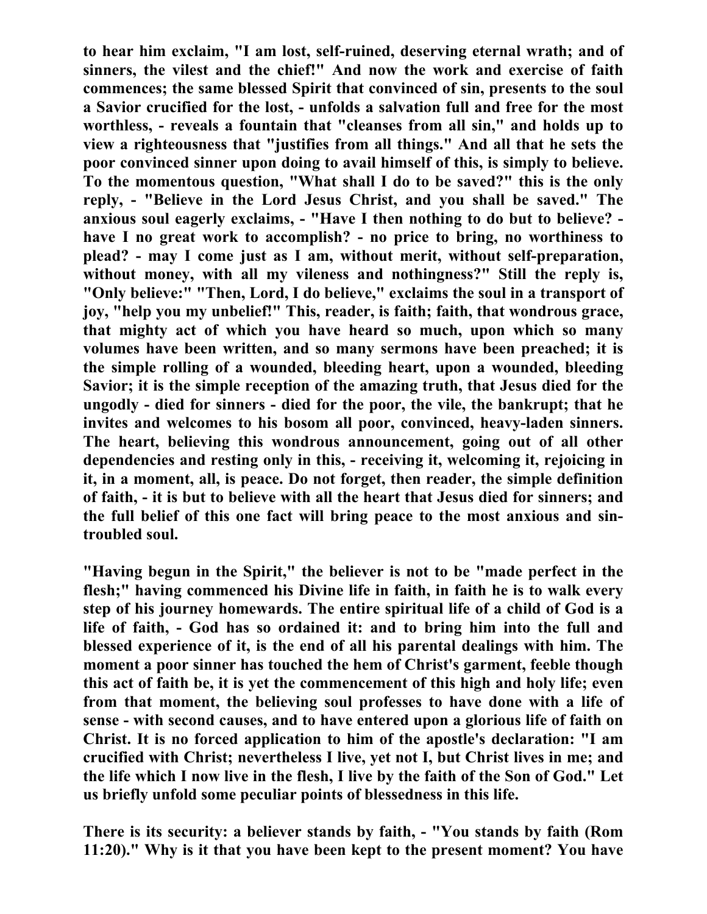**to hear him exclaim, "I am lost, self-ruined, deserving eternal wrath; and of sinners, the vilest and the chief!" And now the work and exercise of faith commences; the same blessed Spirit that convinced of sin, presents to the soul a Savior crucified for the lost, - unfolds a salvation full and free for the most worthless, - reveals a fountain that "cleanses from all sin," and holds up to view a righteousness that "justifies from all things." And all that he sets the poor convinced sinner upon doing to avail himself of this, is simply to believe. To the momentous question, "What shall I do to be saved?" this is the only reply, - "Believe in the Lord Jesus Christ, and you shall be saved." The anxious soul eagerly exclaims, - "Have I then nothing to do but to believe? - have I no great work to accomplish? - no price to bring, no worthiness to plead? - may I come just as I am, without merit, without self-preparation, without money, with all my vileness and nothingness?" Still the reply is, "Only believe:" "Then, Lord, I do believe," exclaims the soul in a transport of joy, "help you my unbelief!" This, reader, is faith; faith, that wondrous grace, that mighty act of which you have heard so much, upon which so many volumes have been written, and so many sermons have been preached; it is the simple rolling of a wounded, bleeding heart, upon a wounded, bleeding Savior; it is the simple reception of the amazing truth, that Jesus died for the ungodly - died for sinners - died for the poor, the vile, the bankrupt; that he invites and welcomes to his bosom all poor, convinced, heavy-laden sinners. The heart, believing this wondrous announcement, going out of all other dependencies and resting only in this, - receiving it, welcoming it, rejoicing in it, in a moment, all, is peace. Do not forget, then reader, the simple definition of faith, - it is but to believe with all the heart that Jesus died for sinners; and the full belief of this one fact will bring peace to the most anxious and sin-troubled soul.**

**"Having begun in the Spirit," the believer is not to be "made perfect in the flesh;" having commenced his Divine life in faith, in faith he is to walk every step of his journey homewards. The entire spiritual life of a child of God is a life of faith, - God has so ordained it: and to bring him into the full and blessed experience of it, is the end of all his parental dealings with him. The moment a poor sinner has touched the hem of Christ's garment, feeble though this act of faith be, it is yet the commencement of this high and holy life; even from that moment, the believing soul professes to have done with a life of sense - with second causes, and to have entered upon a glorious life of faith on Christ. It is no forced application to him of the apostle's declaration: "I am crucified with Christ; nevertheless I live, yet not I, but Christ lives in me; and the life which I now live in the flesh, I live by the faith of the Son of God." Let us briefly unfold some peculiar points of blessedness in this life.**

**There is its security: a believer stands by faith, - "You stands by faith (Rom 11:20)." Why is it that you have been kept to the present moment? You have**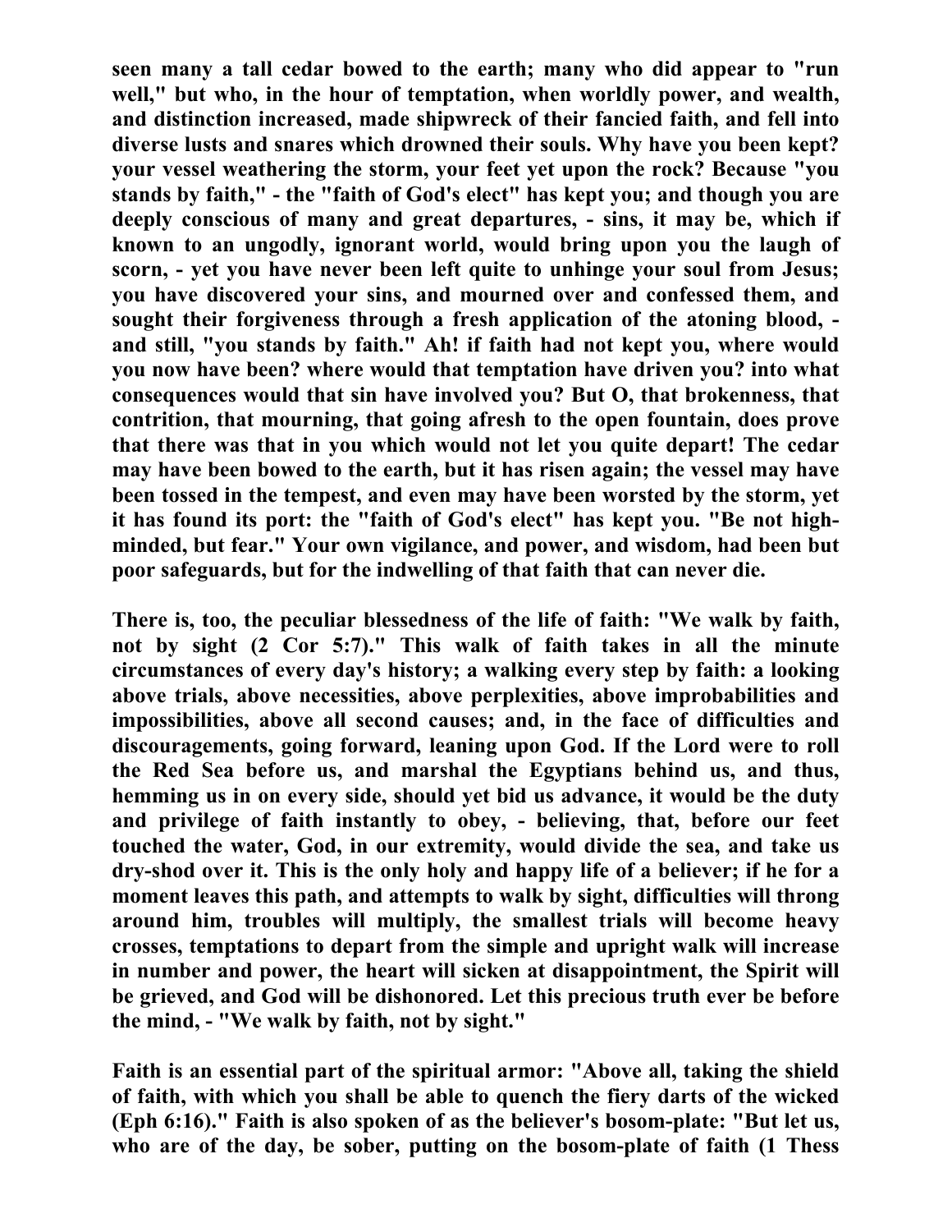**seen many a tall cedar bowed to the earth; many who did appear to "run well," but who, in the hour of temptation, when worldly power, and wealth, and distinction increased, made shipwreck of their fancied faith, and fell into diverse lusts and snares which drowned their souls. Why have you been kept? your vessel weathering the storm, your feet yet upon the rock? Because "you stands by faith," - the "faith of God's elect" has kept you; and though you are deeply conscious of many and great departures, - sins, it may be, which if known to an ungodly, ignorant world, would bring upon you the laugh of scorn, - yet you have never been left quite to unhinge your soul from Jesus; you have discovered your sins, and mourned over and confessed them, and sought their forgiveness through a fresh application of the atoning blood, - and still, "you stands by faith." Ah! if faith had not kept you, where would you now have been? where would that temptation have driven you? into what consequences would that sin have involved you? But O, that brokenness, that contrition, that mourning, that going afresh to the open fountain, does prove that there was that in you which would not let you quite depart! The cedar may have been bowed to the earth, but it has risen again; the vessel may have been tossed in the tempest, and even may have been worsted by the storm, yet it has found its port: the "faith of God's elect" has kept you. "Be not high-minded, but fear." Your own vigilance, and power, and wisdom, had been but poor safeguards, but for the indwelling of that faith that can never die.**

**There is, too, the peculiar blessedness of the life of faith: "We walk by faith, not by sight (2 Cor 5:7)." This walk of faith takes in all the minute circumstances of every day's history; a walking every step by faith: a looking above trials, above necessities, above perplexities, above improbabilities and impossibilities, above all second causes; and, in the face of difficulties and discouragements, going forward, leaning upon God. If the Lord were to roll the Red Sea before us, and marshal the Egyptians behind us, and thus, hemming us in on every side, should yet bid us advance, it would be the duty and privilege of faith instantly to obey, - believing, that, before our feet touched the water, God, in our extremity, would divide the sea, and take us dry-shod over it. This is the only holy and happy life of a believer; if he for a moment leaves this path, and attempts to walk by sight, difficulties will throng around him, troubles will multiply, the smallest trials will become heavy crosses, temptations to depart from the simple and upright walk will increase in number and power, the heart will sicken at disappointment, the Spirit will be grieved, and God will be dishonored. Let this precious truth ever be before the mind, - "We walk by faith, not by sight."**

**Faith is an essential part of the spiritual armor: "Above all, taking the shield of faith, with which you shall be able to quench the fiery darts of the wicked (Eph 6:16)." Faith is also spoken of as the believer's bosom-plate: "But let us, who are of the day, be sober, putting on the bosom-plate of faith (1 Thess**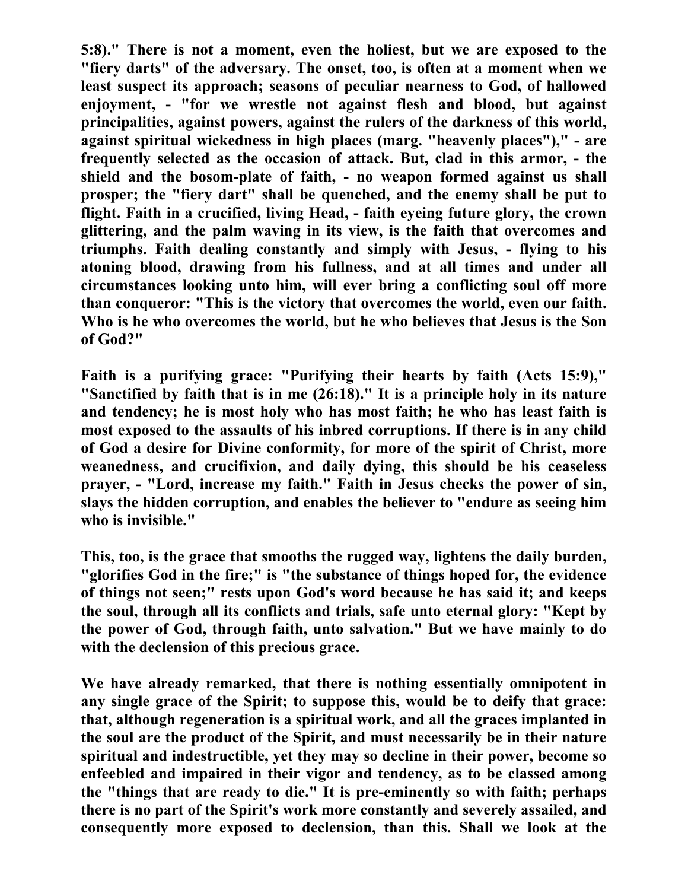5:8)." There is not a moment, even the holiest, but we are exposed to the "fiery darts" of the adversary. The onset, too, is often at a moment when we least suspect its approach; seasons of peculiar nearness to God, of hallowed enjoyment, - "for we wrestle not against flesh and blood, but against principalities, against powers, against the rulers of the darkness of this world, against spiritual wickedness in high places (marg. "heavenly places")," - are frequently selected as the occasion of attack. But, clad in this armor, - the shield and the bosom-plate of faith, - no weapon formed against us shall prosper; the "fiery dart" shall be quenched, and the enemy shall be put to flight. Faith in a crucified, living Head, - faith eyeing future glory, the crown glittering, and the palm waving in its view, is the faith that overcomes and triumphs. Faith dealing constantly and simply with Jesus, - flying to his atoning blood, drawing from his fullness, and at all times and under all circumstances looking unto him, will ever bring a conflicting soul off more than conqueror: "This is the victory that overcomes the world, even our faith. Who is he who overcomes the world, but he who believes that Jesus is the Son of God?"

Faith is a purifying grace: "Purifying their hearts by faith (Acts 15:9)," "Sanctified by faith that is in me (26:18)." It is a principle holy in its nature and tendency; he is most holy who has most faith; he who has least faith is most exposed to the assaults of his inbred corruptions. If there is in any child of God a desire for Divine conformity, for more of the spirit of Christ, more weanedness, and crucifixion, and daily dying, this should be his ceaseless prayer, - "Lord, increase my faith." Faith in Jesus checks the power of sin, slays the hidden corruption, and enables the believer to "endure as seeing him who is invisible."

This, too, is the grace that smooths the rugged way, lightens the daily burden, "glorifies God in the fire;" is "the substance of things hoped for, the evidence of things not seen;" rests upon God's word because he has said it; and keeps the soul, through all its conflicts and trials, safe unto eternal glory: "Kept by the power of God, through faith, unto salvation." But we have mainly to do with the declension of this precious grace.

We have already remarked, that there is nothing essentially omnipotent in any single grace of the Spirit; to suppose this, would be to deify that grace: that, although regeneration is a spiritual work, and all the graces implanted in the soul are the product of the Spirit, and must necessarily be in their nature spiritual and indestructible, yet they may so decline in their power, become so enfeebled and impaired in their vigor and tendency, as to be classed among the "things that are ready to die." It is pre-eminently so with faith; perhaps there is no part of the Spirit's work more constantly and severely assailed, and consequently more exposed to declension, than this. Shall we look at the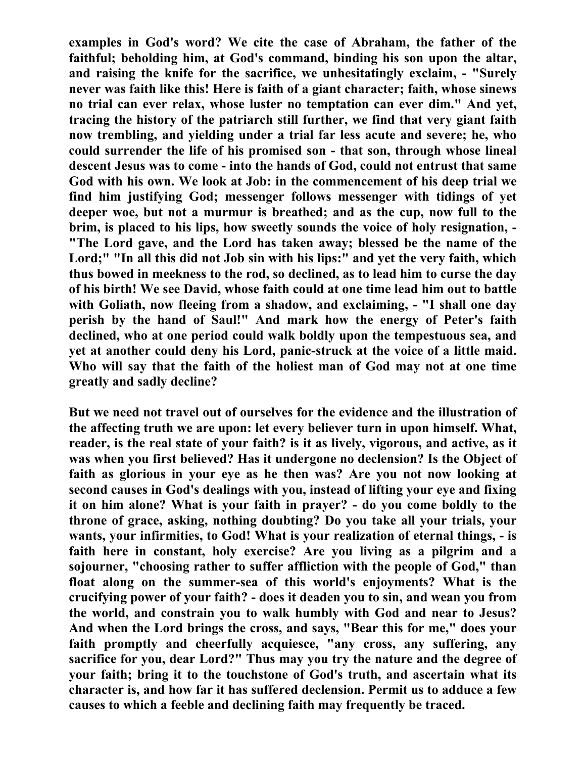examples in God's word? We cite the case of Abraham, the father of the faithful; beholding him, at God's command, binding his son upon the altar, and raising the knife for the sacrifice, we unhesitatingly exclaim, - "Surely never was faith like this! Here is faith of a giant character; faith, whose sinews no trial can ever relax, whose luster no temptation can ever dim." And yet, tracing the history of the patriarch still further, we find that very giant faith now trembling, and yielding under a trial far less acute and severe; he, who could surrender the life of his promised son - that son, through whose lineal descent Jesus was to come - into the hands of God, could not entrust that same God with his own. We look at Job: in the commencement of his deep trial we find him justifying God; messenger follows messenger with tidings of yet deeper woe, but not a murmur is breathed; and as the cup, now full to the brim, is placed to his lips, how sweetly sounds the voice of holy resignation, - "The Lord gave, and the Lord has taken away; blessed be the name of the Lord;" "In all this did not Job sin with his lips:" and yet the very faith, which thus bowed in meekness to the rod, so declined, as to lead him to curse the day of his birth! We see David, whose faith could at one time lead him out to battle with Goliath, now fleeing from a shadow, and exclaiming, - "I shall one day perish by the hand of Saul!" And mark how the energy of Peter's faith declined, who at one period could walk boldly upon the tempestuous sea, and yet at another could deny his Lord, panic-struck at the voice of a little maid. Who will say that the faith of the holiest man of God may not at one time greatly and sadly decline?

But we need not travel out of ourselves for the evidence and the illustration of the affecting truth we are upon: let every believer turn in upon himself. What, reader, is the real state of your faith? is it as lively, vigorous, and active, as it was when you first believed? Has it undergone no declension? Is the Object of faith as glorious in your eye as he then was? Are you not now looking at second causes in God's dealings with you, instead of lifting your eye and fixing it on him alone? What is your faith in prayer? - do you come boldly to the throne of grace, asking, nothing doubting? Do you take all your trials, your wants, your infirmities, to God! What is your realization of eternal things, - is faith here in constant, holy exercise? Are you living as a pilgrim and a sojourner, "choosing rather to suffer affliction with the people of God," than float along on the summer-sea of this world's enjoyments? What is the crucifying power of your faith? - does it deaden you to sin, and wean you from the world, and constrain you to walk humbly with God and near to Jesus? And when the Lord brings the cross, and says, "Bear this for me," does your faith promptly and cheerfully acquiesce, "any cross, any suffering, any sacrifice for you, dear Lord?" Thus may you try the nature and the degree of your faith; bring it to the touchstone of God's truth, and ascertain what its character is, and how far it has suffered declension. Permit us to adduce a few causes to which a feeble and declining faith may frequently be traced.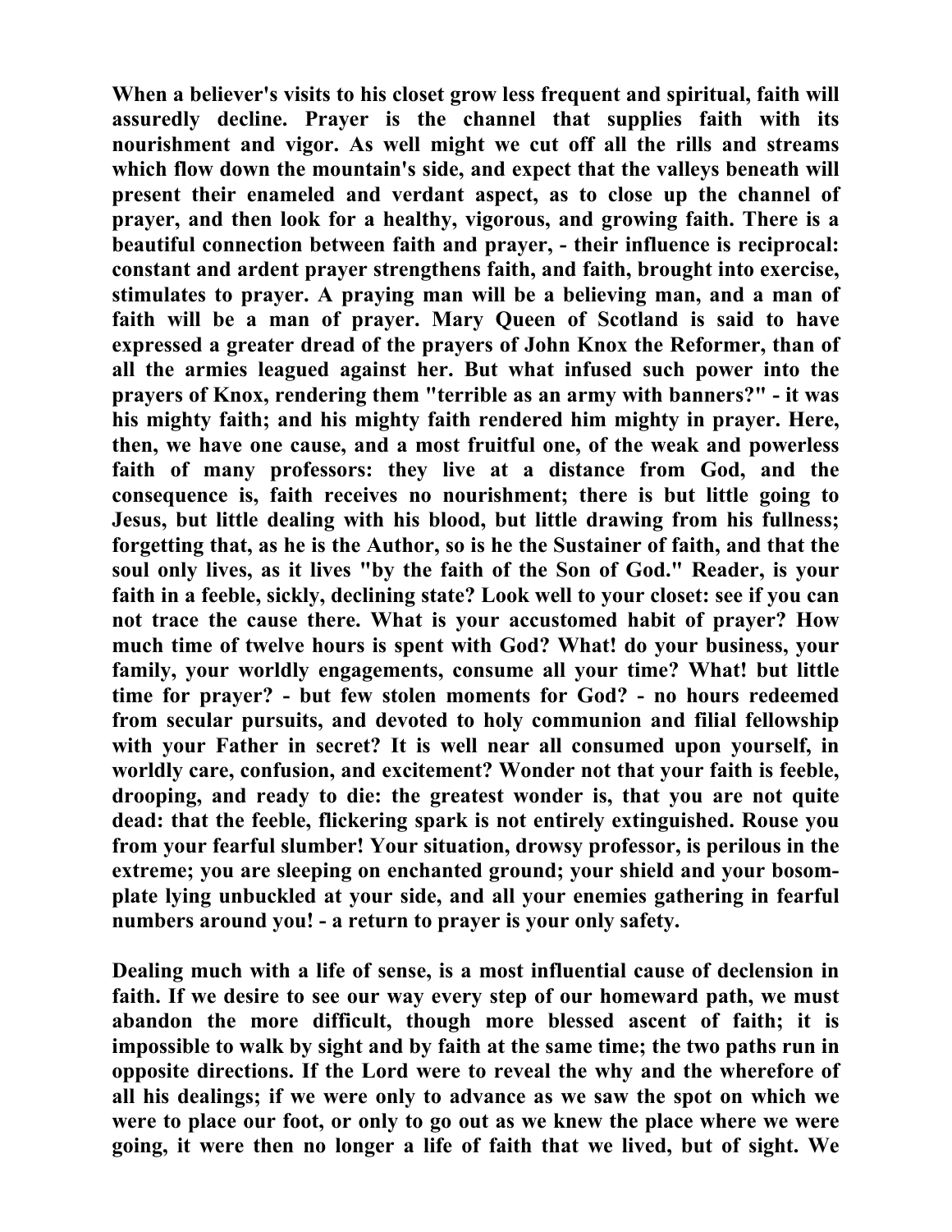When a believer's visits to his closet grow less frequent and spiritual, faith will assuredly decline. Prayer is the channel that supplies faith with its nourishment and vigor. As well might we cut off all the rills and streams which flow down the mountain's side, and expect that the valleys beneath will present their enameled and verdant aspect, as to close up the channel of prayer, and then look for a healthy, vigorous, and growing faith. There is a beautiful connection between faith and prayer, - their influence is reciprocal: constant and ardent prayer strengthens faith, and faith, brought into exercise, stimulates to prayer. A praying man will be a believing man, and a man of faith will be a man of prayer. Mary Queen of Scotland is said to have expressed a greater dread of the prayers of John Knox the Reformer, than of all the armies leagued against her. But what infused such power into the prayers of Knox, rendering them "terrible as an army with banners?" - it was his mighty faith; and his mighty faith rendered him mighty in prayer. Here, then, we have one cause, and a most fruitful one, of the weak and powerless faith of many professors: they live at a distance from God, and the consequence is, faith receives no nourishment; there is but little going to Jesus, but little dealing with his blood, but little drawing from his fullness; forgetting that, as he is the Author, so is he the Sustainer of faith, and that the soul only lives, as it lives "by the faith of the Son of God." Reader, is your faith in a feeble, sickly, declining state? Look well to your closet: see if you can not trace the cause there. What is your accustomed habit of prayer? How much time of twelve hours is spent with God? What! do your business, your family, your worldly engagements, consume all your time? What! but little time for prayer? - but few stolen moments for God? - no hours redeemed from secular pursuits, and devoted to holy communion and filial fellowship with your Father in secret? It is well near all consumed upon yourself, in worldly care, confusion, and excitement? Wonder not that your faith is feeble, drooping, and ready to die: the greatest wonder is, that you are not quite dead: that the feeble, flickering spark is not entirely extinguished. Rouse you from your fearful slumber! Your situation, drowsy professor, is perilous in the extreme; you are sleeping on enchanted ground; your shield and your bosom-plate lying unbuckled at your side, and all your enemies gathering in fearful numbers around you! - a return to prayer is your only safety.

Dealing much with a life of sense, is a most influential cause of declension in faith. If we desire to see our way every step of our homeward path, we must abandon the more difficult, though more blessed ascent of faith; it is impossible to walk by sight and by faith at the same time; the two paths run in opposite directions. If the Lord were to reveal the why and the wherefore of all his dealings; if we were only to advance as we saw the spot on which we were to place our foot, or only to go out as we knew the place where we were going, it were then no longer a life of faith that we lived, but of sight. We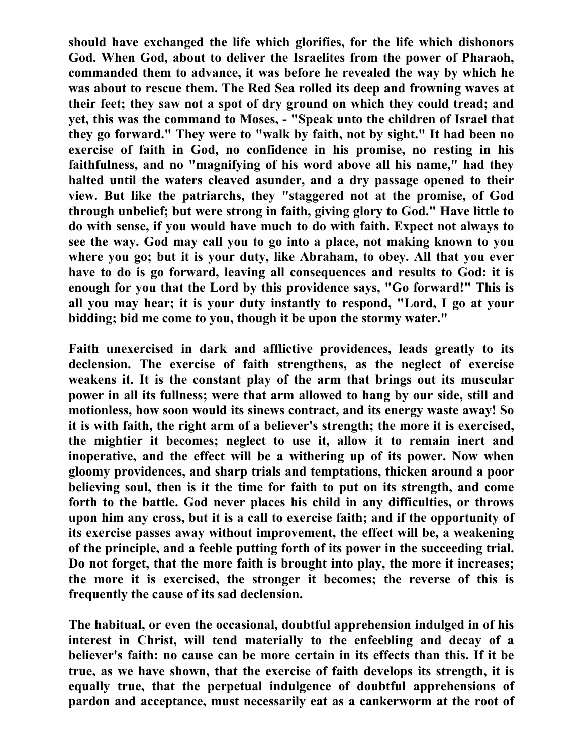should have exchanged the life which glorifies, for the life which dishonors God. When God, about to deliver the Israelites from the power of Pharaoh, commanded them to advance, it was before he revealed the way by which he was about to rescue them. The Red Sea rolled its deep and frowning waves at their feet; they saw not a spot of dry ground on which they could tread; and yet, this was the command to Moses, - "Speak unto the children of Israel that they go forward." They were to "walk by faith, not by sight." It had been no exercise of faith in God, no confidence in his promise, no resting in his faithfulness, and no "magnifying of his word above all his name," had they halted until the waters cleaved asunder, and a dry passage opened to their view. But like the patriarchs, they "staggered not at the promise, of God through unbelief; but were strong in faith, giving glory to God." Have little to do with sense, if you would have much to do with faith. Expect not always to see the way. God may call you to go into a place, not making known to you where you go; but it is your duty, like Abraham, to obey. All that you ever have to do is go forward, leaving all consequences and results to God: it is enough for you that the Lord by this providence says, "Go forward!" This is all you may hear; it is your duty instantly to respond, "Lord, I go at your bidding; bid me come to you, though it be upon the stormy water."

Faith unexercised in dark and afflictive providences, leads greatly to its declension. The exercise of faith strengthens, as the neglect of exercise weakens it. It is the constant play of the arm that brings out its muscular power in all its fullness; were that arm allowed to hang by our side, still and motionless, how soon would its sinews contract, and its energy waste away! So it is with faith, the right arm of a believer's strength; the more it is exercised, the mightier it becomes; neglect to use it, allow it to remain inert and inoperative, and the effect will be a withering up of its power. Now when gloomy providences, and sharp trials and temptations, thicken around a poor believing soul, then is it the time for faith to put on its strength, and come forth to the battle. God never places his child in any difficulties, or throws upon him any cross, but it is a call to exercise faith; and if the opportunity of its exercise passes away without improvement, the effect will be, a weakening of the principle, and a feeble putting forth of its power in the succeeding trial. Do not forget, that the more faith is brought into play, the more it increases; the more it is exercised, the stronger it becomes; the reverse of this is frequently the cause of its sad declension.

The habitual, or even the occasional, doubtful apprehension indulged in of his interest in Christ, will tend materially to the enfeebling and decay of a believer's faith: no cause can be more certain in its effects than this. If it be true, as we have shown, that the exercise of faith develops its strength, it is equally true, that the perpetual indulgence of doubtful apprehensions of pardon and acceptance, must necessarily eat as a cankerworm at the root of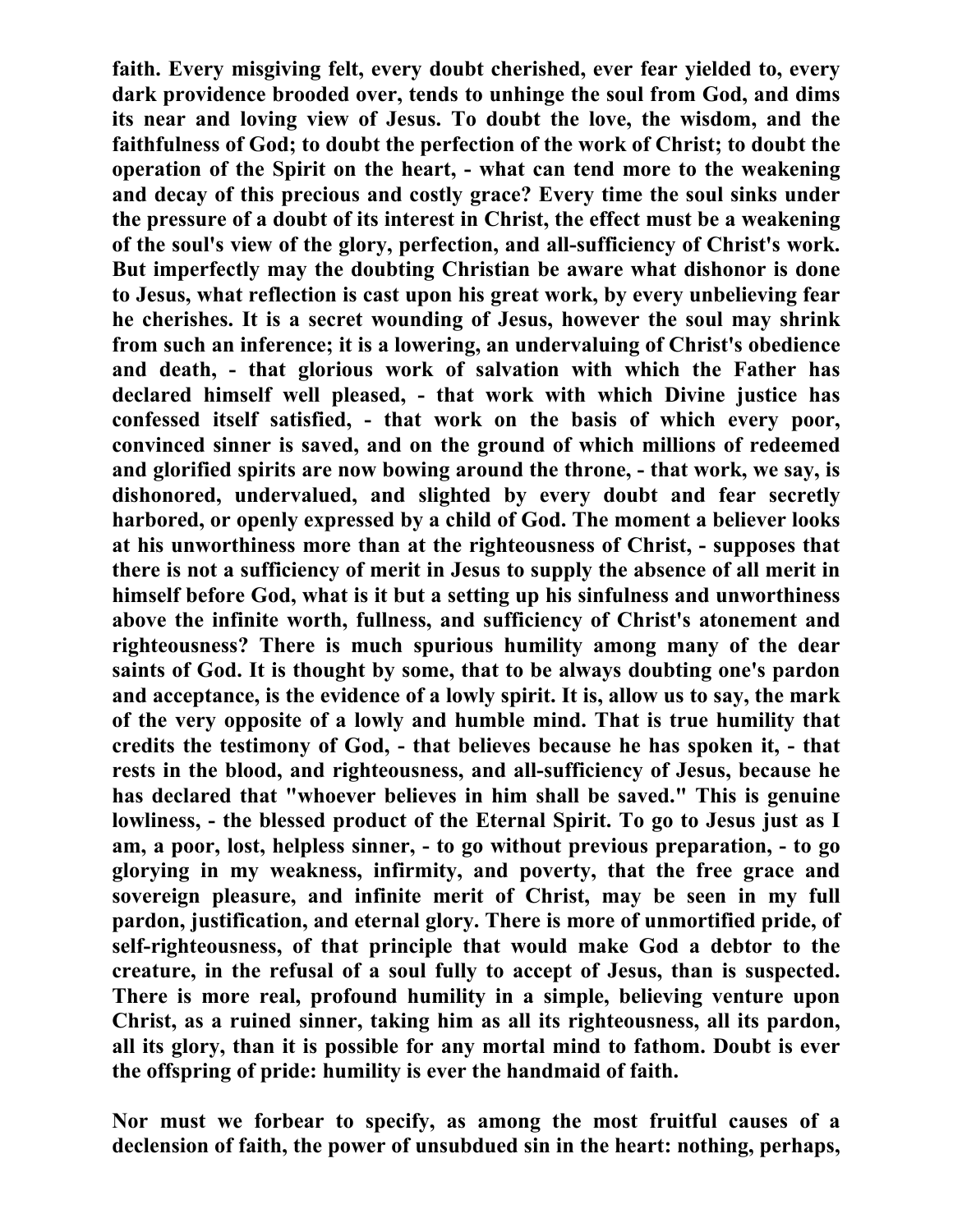faith. Every misgiving felt, every doubt cherished, ever fear yielded to, every dark providence brooded over, tends to unhinge the soul from God, and dims its near and loving view of Jesus. To doubt the love, the wisdom, and the faithfulness of God; to doubt the perfection of the work of Christ; to doubt the operation of the Spirit on the heart, - what can tend more to the weakening and decay of this precious and costly grace? Every time the soul sinks under the pressure of a doubt of its interest in Christ, the effect must be a weakening of the soul's view of the glory, perfection, and all-sufficiency of Christ's work. But imperfectly may the doubting Christian be aware what dishonor is done to Jesus, what reflection is cast upon his great work, by every unbelieving fear he cherishes. It is a secret wounding of Jesus, however the soul may shrink from such an inference; it is a lowering, an undervaluing of Christ's obedience and death, - that glorious work of salvation with which the Father has declared himself well pleased, - that work with which Divine justice has confessed itself satisfied, - that work on the basis of which every poor, convinced sinner is saved, and on the ground of which millions of redeemed and glorified spirits are now bowing around the throne, - that work, we say, is dishonored, undervalued, and slighted by every doubt and fear secretly harbored, or openly expressed by a child of God. The moment a believer looks at his unworthiness more than at the righteousness of Christ, - supposes that there is not a sufficiency of merit in Jesus to supply the absence of all merit in himself before God, what is it but a setting up his sinfulness and unworthiness above the infinite worth, fullness, and sufficiency of Christ's atonement and righteousness? There is much spurious humility among many of the dear saints of God. It is thought by some, that to be always doubting one's pardon and acceptance, is the evidence of a lowly spirit. It is, allow us to say, the mark of the very opposite of a lowly and humble mind. That is true humility that credits the testimony of God, - that believes because he has spoken it, - that rests in the blood, and righteousness, and all-sufficiency of Jesus, because he has declared that "whoever believes in him shall be saved." This is genuine lowliness, - the blessed product of the Eternal Spirit. To go to Jesus just as I am, a poor, lost, helpless sinner, - to go without previous preparation, - to go glorying in my weakness, infirmity, and poverty, that the free grace and sovereign pleasure, and infinite merit of Christ, may be seen in my full pardon, justification, and eternal glory. There is more of unmortified pride, of self-righteousness, of that principle that would make God a debtor to the creature, in the refusal of a soul fully to accept of Jesus, than is suspected. There is more real, profound humility in a simple, believing venture upon Christ, as a ruined sinner, taking him as all its righteousness, all its pardon, all its glory, than it is possible for any mortal mind to fathom. Doubt is ever the offspring of pride: humility is ever the handmaid of faith.

Nor must we forbear to specify, as among the most fruitful causes of a declension of faith, the power of unsubdued sin in the heart: nothing, perhaps,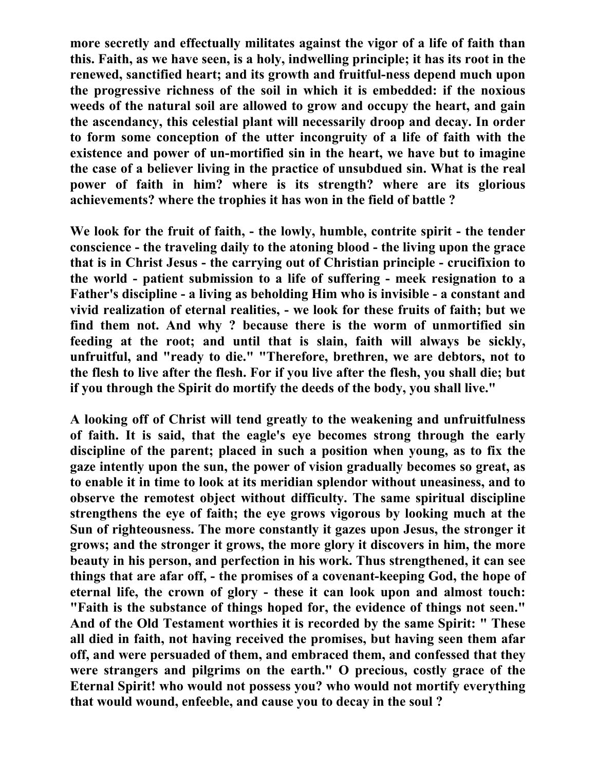more secretly and effectually militates against the vigor of a life of faith than this. Faith, as we have seen, is a holy, indwelling principle; it has its root in the renewed, sanctified heart; and its growth and fruitful-ness depend much upon the progressive richness of the soil in which it is embedded: if the noxious weeds of the natural soil are allowed to grow and occupy the heart, and gain the ascendancy, this celestial plant will necessarily droop and decay. In order to form some conception of the utter incongruity of a life of faith with the existence and power of un-mortified sin in the heart, we have but to imagine the case of a believer living in the practice of unsubdued sin. What is the real power of faith in him? where is its strength? where are its glorious achievements? where the trophies it has won in the field of battle ?

We look for the fruit of faith, - the lowly, humble, contrite spirit - the tender conscience - the traveling daily to the atoning blood - the living upon the grace that is in Christ Jesus - the carrying out of Christian principle - crucifixion to the world - patient submission to a life of suffering - meek resignation to a Father's discipline - a living as beholding Him who is invisible - a constant and vivid realization of eternal realities, - we look for these fruits of faith; but we find them not. And why ? because there is the worm of unmortified sin feeding at the root; and until that is slain, faith will always be sickly, unfruitful, and "ready to die." "Therefore, brethren, we are debtors, not to the flesh to live after the flesh. For if you live after the flesh, you shall die; but if you through the Spirit do mortify the deeds of the body, you shall live."

A looking off of Christ will tend greatly to the weakening and unfruitfulness of faith. It is said, that the eagle's eye becomes strong through the early discipline of the parent; placed in such a position when young, as to fix the gaze intently upon the sun, the power of vision gradually becomes so great, as to enable it in time to look at its meridian splendor without uneasiness, and to observe the remotest object without difficulty. The same spiritual discipline strengthens the eye of faith; the eye grows vigorous by looking much at the Sun of righteousness. The more constantly it gazes upon Jesus, the stronger it grows; and the stronger it grows, the more glory it discovers in him, the more beauty in his person, and perfection in his work. Thus strengthened, it can see things that are afar off, - the promises of a covenant-keeping God, the hope of eternal life, the crown of glory - these it can look upon and almost touch: "Faith is the substance of things hoped for, the evidence of things not seen." And of the Old Testament worthies it is recorded by the same Spirit: " These all died in faith, not having received the promises, but having seen them afar off, and were persuaded of them, and embraced them, and confessed that they were strangers and pilgrims on the earth." O precious, costly grace of the Eternal Spirit! who would not possess you? who would not mortify everything that would wound, enfeeble, and cause you to decay in the soul ?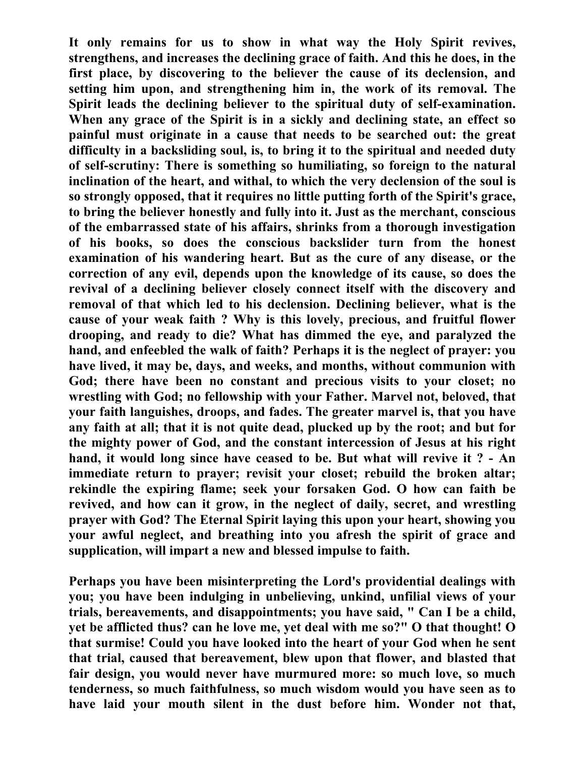It only remains for us to show in what way the Holy Spirit revives, strengthens, and increases the declining grace of faith. And this he does, in the first place, by discovering to the believer the cause of its declension, and setting him upon, and strengthening him in, the work of its removal. The Spirit leads the declining believer to the spiritual duty of self-examination. When any grace of the Spirit is in a sickly and declining state, an effect so painful must originate in a cause that needs to be searched out: the great difficulty in a backsliding soul, is, to bring it to the spiritual and needed duty of self-scrutiny: There is something so humiliating, so foreign to the natural inclination of the heart, and withal, to which the very declension of the soul is so strongly opposed, that it requires no little putting forth of the Spirit's grace, to bring the believer honestly and fully into it. Just as the merchant, conscious of the embarrassed state of his affairs, shrinks from a thorough investigation of his books, so does the conscious backslider turn from the honest examination of his wandering heart. But as the cure of any disease, or the correction of any evil, depends upon the knowledge of its cause, so does the revival of a declining believer closely connect itself with the discovery and removal of that which led to his declension. Declining believer, what is the cause of your weak faith ? Why is this lovely, precious, and fruitful flower drooping, and ready to die? What has dimmed the eye, and paralyzed the hand, and enfeebled the walk of faith? Perhaps it is the neglect of prayer: you have lived, it may be, days, and weeks, and months, without communion with God; there have been no constant and precious visits to your closet; no wrestling with God; no fellowship with your Father. Marvel not, beloved, that your faith languishes, droops, and fades. The greater marvel is, that you have any faith at all; that it is not quite dead, plucked up by the root; and but for the mighty power of God, and the constant intercession of Jesus at his right hand, it would long since have ceased to be. But what will revive it ? - An immediate return to prayer; revisit your closet; rebuild the broken altar; rekindle the expiring flame; seek your forsaken God. O how can faith be revived, and how can it grow, in the neglect of daily, secret, and wrestling prayer with God? The Eternal Spirit laying this upon your heart, showing you your awful neglect, and breathing into you afresh the spirit of grace and supplication, will impart a new and blessed impulse to faith.

Perhaps you have been misinterpreting the Lord's providential dealings with you; you have been indulging in unbelieving, unkind, unfilial views of your trials, bereavements, and disappointments; you have said, " Can I be a child, yet be afflicted thus? can he love me, yet deal with me so?" O that thought! O that surmise! Could you have looked into the heart of your God when he sent that trial, caused that bereavement, blew upon that flower, and blasted that fair design, you would never have murmured more: so much love, so much tenderness, so much faithfulness, so much wisdom would you have seen as to have laid your mouth silent in the dust before him. Wonder not that,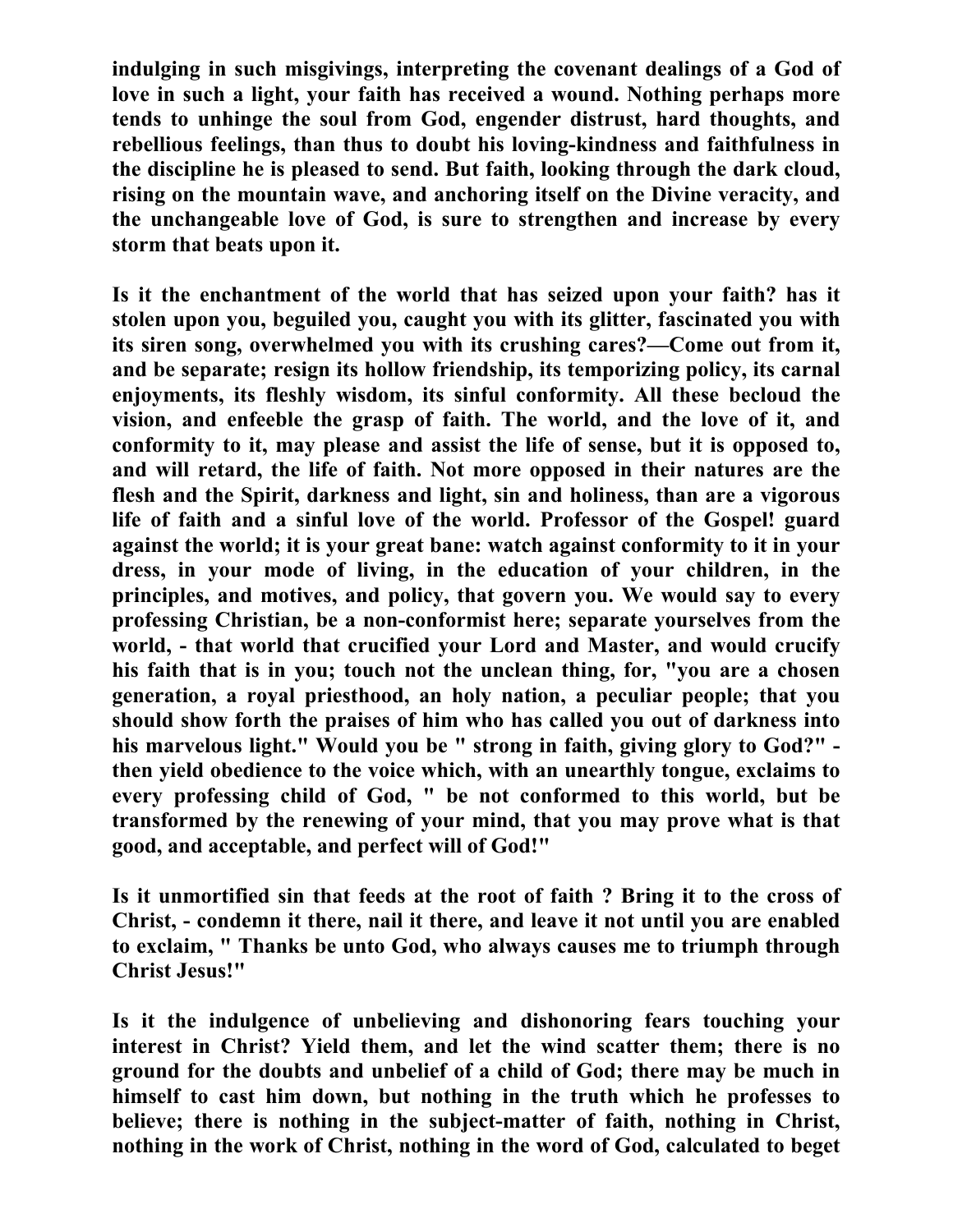indulging in such misgivings, interpreting the covenant dealings of a God of love in such a light, your faith has received a wound. Nothing perhaps more tends to unhinge the soul from God, engender distrust, hard thoughts, and rebellious feelings, than thus to doubt his loving-kindness and faithfulness in the discipline he is pleased to send. But faith, looking through the dark cloud, rising on the mountain wave, and anchoring itself on the Divine veracity, and the unchangeable love of God, is sure to strengthen and increase by every storm that beats upon it.

Is it the enchantment of the world that has seized upon your faith? has it stolen upon you, beguiled you, caught you with its glitter, fascinated you with its siren song, overwhelmed you with its crushing cares?—Come out from it, and be separate; resign its hollow friendship, its temporizing policy, its carnal enjoyments, its fleshly wisdom, its sinful conformity. All these becloud the vision, and enfeeble the grasp of faith. The world, and the love of it, and conformity to it, may please and assist the life of sense, but it is opposed to, and will retard, the life of faith. Not more opposed in their natures are the flesh and the Spirit, darkness and light, sin and holiness, than are a vigorous life of faith and a sinful love of the world. Professor of the Gospel! guard against the world; it is your great bane: watch against conformity to it in your dress, in your mode of living, in the education of your children, in the principles, and motives, and policy, that govern you. We would say to every professing Christian, be a non-conformist here; separate yourselves from the world, - that world that crucified your Lord and Master, and would crucify his faith that is in you; touch not the unclean thing, for, "you are a chosen generation, a royal priesthood, an holy nation, a peculiar people; that you should show forth the praises of him who has called you out of darkness into his marvelous light." Would you be " strong in faith, giving glory to God?" - then yield obedience to the voice which, with an unearthly tongue, exclaims to every professing child of God, " be not conformed to this world, but be transformed by the renewing of your mind, that you may prove what is that good, and acceptable, and perfect will of God!"

Is it unmortified sin that feeds at the root of faith ? Bring it to the cross of Christ, - condemn it there, nail it there, and leave it not until you are enabled to exclaim, " Thanks be unto God, who always causes me to triumph through Christ Jesus!"

Is it the indulgence of unbelieving and dishonoring fears touching your interest in Christ? Yield them, and let the wind scatter them; there is no ground for the doubts and unbelief of a child of God; there may be much in himself to cast him down, but nothing in the truth which he professes to believe; there is nothing in the subject-matter of faith, nothing in Christ, nothing in the work of Christ, nothing in the word of God, calculated to beget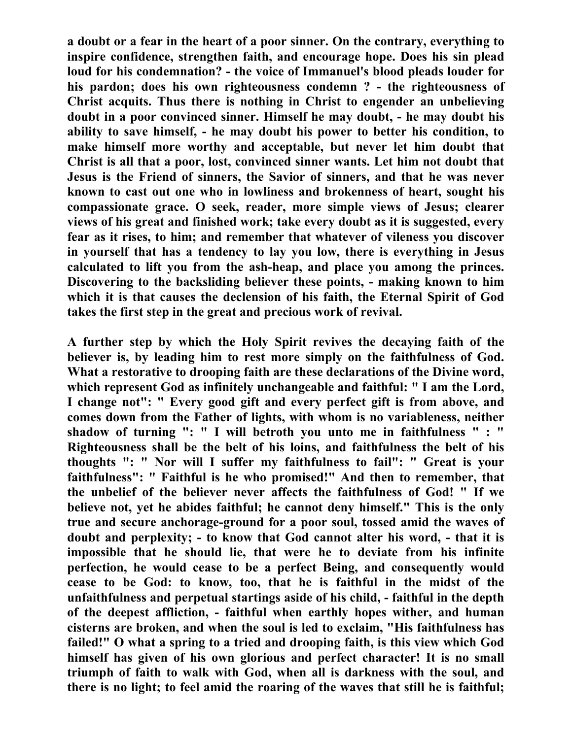a doubt or a fear in the heart of a poor sinner. On the contrary, everything to inspire confidence, strengthen faith, and encourage hope. Does his sin plead loud for his condemnation? - the voice of Immanuel's blood pleads louder for his pardon; does his own righteousness condemn ? - the righteousness of Christ acquits. Thus there is nothing in Christ to engender an unbelieving doubt in a poor convinced sinner. Himself he may doubt, - he may doubt his ability to save himself, - he may doubt his power to better his condition, to make himself more worthy and acceptable, but never let him doubt that Christ is all that a poor, lost, convinced sinner wants. Let him not doubt that Jesus is the Friend of sinners, the Savior of sinners, and that he was never known to cast out one who in lowliness and brokenness of heart, sought his compassionate grace. O seek, reader, more simple views of Jesus; clearer views of his great and finished work; take every doubt as it is suggested, every fear as it rises, to him; and remember that whatever of vileness you discover in yourself that has a tendency to lay you low, there is everything in Jesus calculated to lift you from the ash-heap, and place you among the princes. Discovering to the backsliding believer these points, - making known to him which it is that causes the declension of his faith, the Eternal Spirit of God takes the first step in the great and precious work of revival.

A further step by which the Holy Spirit revives the decaying faith of the believer is, by leading him to rest more simply on the faithfulness of God. What a restorative to drooping faith are these declarations of the Divine word, which represent God as infinitely unchangeable and faithful: " I am the Lord, I change not": " Every good gift and every perfect gift is from above, and comes down from the Father of lights, with whom is no variableness, neither shadow of turning ": " I will betroth you unto me in faithfulness " : " Righteousness shall be the belt of his loins, and faithfulness the belt of his thoughts ": " Nor will I suffer my faithfulness to fail": " Great is your faithfulness": " Faithful is he who promised!" And then to remember, that the unbelief of the believer never affects the faithfulness of God! " If we believe not, yet he abides faithful; he cannot deny himself." This is the only true and secure anchorage-ground for a poor soul, tossed amid the waves of doubt and perplexity; - to know that God cannot alter his word, - that it is impossible that he should lie, that were he to deviate from his infinite perfection, he would cease to be a perfect Being, and consequently would cease to be God: to know, too, that he is faithful in the midst of the unfaithfulness and perpetual startings aside of his child, - faithful in the depth of the deepest affliction, - faithful when earthly hopes wither, and human cisterns are broken, and when the soul is led to exclaim, "His faithfulness has failed!" O what a spring to a tried and drooping faith, is this view which God himself has given of his own glorious and perfect character! It is no small triumph of faith to walk with God, when all is darkness with the soul, and there is no light; to feel amid the roaring of the waves that still he is faithful;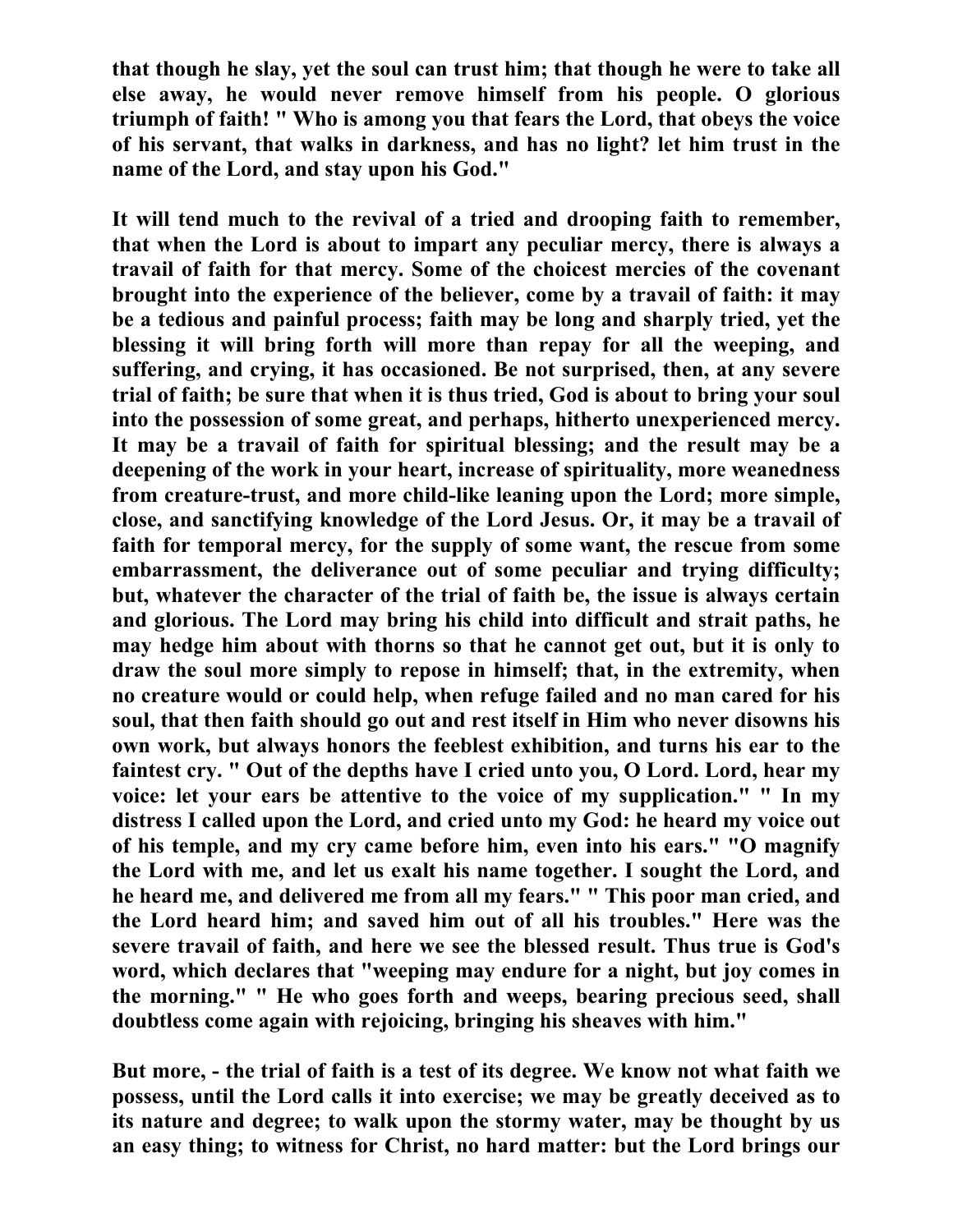that though he slay, yet the soul can trust him; that though he were to take all else away, he would never remove himself from his people. O glorious triumph of faith! " Who is among you that fears the Lord, that obeys the voice of his servant, that walks in darkness, and has no light? let him trust in the name of the Lord, and stay upon his God."

It will tend much to the revival of a tried and drooping faith to remember, that when the Lord is about to impart any peculiar mercy, there is always a travail of faith for that mercy. Some of the choicest mercies of the covenant brought into the experience of the believer, come by a travail of faith: it may be a tedious and painful process; faith may be long and sharply tried, yet the blessing it will bring forth will more than repay for all the weeping, and suffering, and crying, it has occasioned. Be not surprised, then, at any severe trial of faith; be sure that when it is thus tried, God is about to bring your soul into the possession of some great, and perhaps, hitherto unexperienced mercy. It may be a travail of faith for spiritual blessing; and the result may be a deepening of the work in your heart, increase of spirituality, more weanedness from creature-trust, and more child-like leaning upon the Lord; more simple, close, and sanctifying knowledge of the Lord Jesus. Or, it may be a travail of faith for temporal mercy, for the supply of some want, the rescue from some embarrassment, the deliverance out of some peculiar and trying difficulty; but, whatever the character of the trial of faith be, the issue is always certain and glorious. The Lord may bring his child into difficult and strait paths, he may hedge him about with thorns so that he cannot get out, but it is only to draw the soul more simply to repose in himself; that, in the extremity, when no creature would or could help, when refuge failed and no man cared for his soul, that then faith should go out and rest itself in Him who never disowns his own work, but always honors the feeblest exhibition, and turns his ear to the faintest cry. " Out of the depths have I cried unto you, O Lord. Lord, hear my voice: let your ears be attentive to the voice of my supplication." " In my distress I called upon the Lord, and cried unto my God: he heard my voice out of his temple, and my cry came before him, even into his ears." "O magnify the Lord with me, and let us exalt his name together. I sought the Lord, and he heard me, and delivered me from all my fears." " This poor man cried, and the Lord heard him; and saved him out of all his troubles." Here was the severe travail of faith, and here we see the blessed result. Thus true is God's word, which declares that "weeping may endure for a night, but joy comes in the morning." " He who goes forth and weeps, bearing precious seed, shall doubtless come again with rejoicing, bringing his sheaves with him."

But more, - the trial of faith is a test of its degree. We know not what faith we possess, until the Lord calls it into exercise; we may be greatly deceived as to its nature and degree; to walk upon the stormy water, may be thought by us an easy thing; to witness for Christ, no hard matter: but the Lord brings our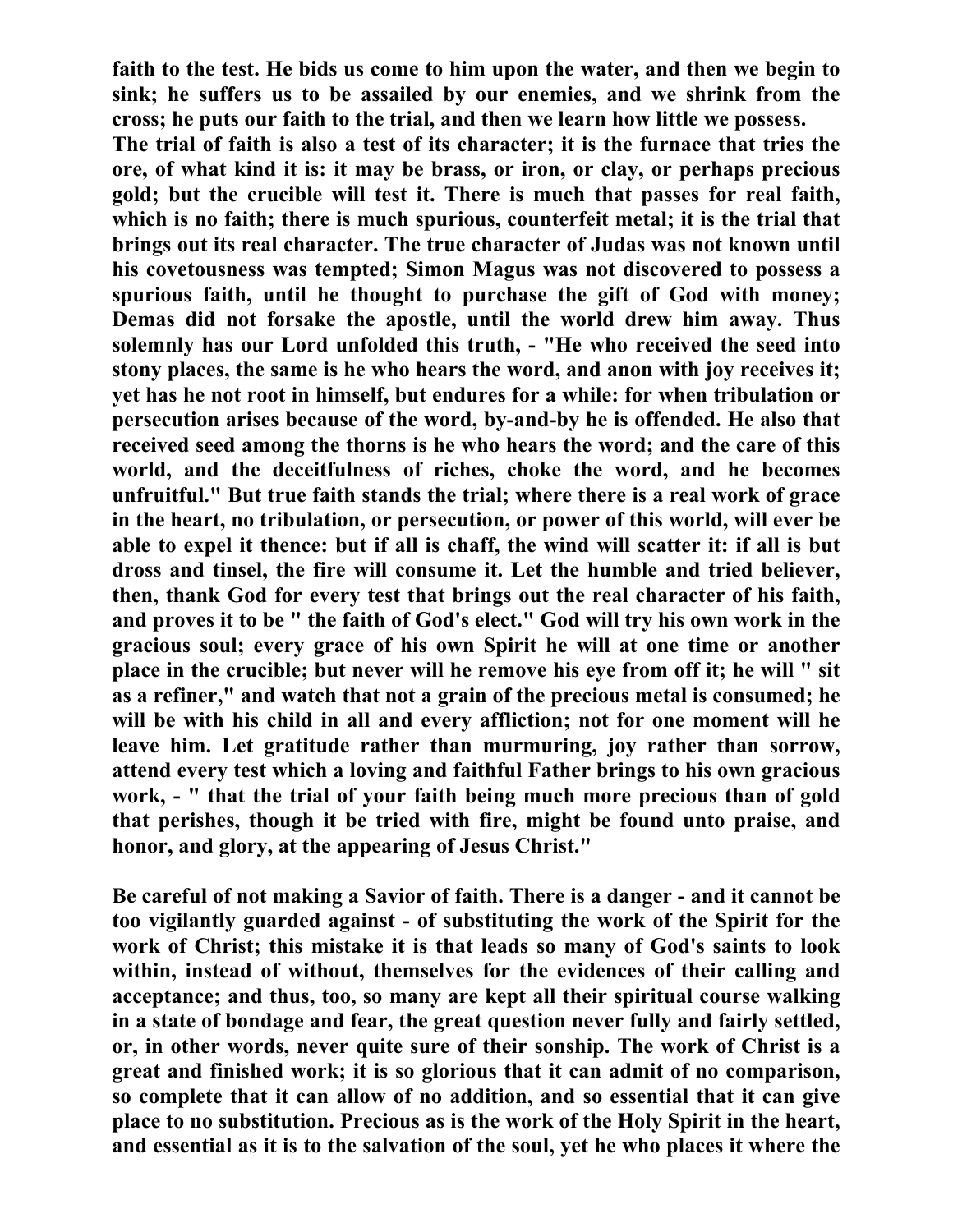faith to the test. He bids us come to him upon the water, and then we begin to sink; he suffers us to be assailed by our enemies, and we shrink from the cross; he puts our faith to the trial, and then we learn how little we possess.

The trial of faith is also a test of its character; it is the furnace that tries the ore, of what kind it is: it may be brass, or iron, or clay, or perhaps precious gold; but the crucible will test it. There is much that passes for real faith, which is no faith; there is much spurious, counterfeit metal; it is the trial that brings out its real character. The true character of Judas was not known until his covetousness was tempted; Simon Magus was not discovered to possess a spurious faith, until he thought to purchase the gift of God with money; Demas did not forsake the apostle, until the world drew him away. Thus solemnly has our Lord unfolded this truth, - "He who received the seed into stony places, the same is he who hears the word, and anon with joy receives it; yet has he not root in himself, but endures for a while: for when tribulation or persecution arises because of the word, by-and-by he is offended. He also that received seed among the thorns is he who hears the word; and the care of this world, and the deceitfulness of riches, choke the word, and he becomes unfruitful." But true faith stands the trial; where there is a real work of grace in the heart, no tribulation, or persecution, or power of this world, will ever be able to expel it thence: but if all is chaff, the wind will scatter it: if all is but dross and tinsel, the fire will consume it. Let the humble and tried believer, then, thank God for every test that brings out the real character of his faith, and proves it to be " the faith of God's elect." God will try his own work in the gracious soul; every grace of his own Spirit he will at one time or another place in the crucible; but never will he remove his eye from off it; he will " sit as a refiner," and watch that not a grain of the precious metal is consumed; he will be with his child in all and every affliction; not for one moment will he leave him. Let gratitude rather than murmuring, joy rather than sorrow, attend every test which a loving and faithful Father brings to his own gracious work, - " that the trial of your faith being much more precious than of gold that perishes, though it be tried with fire, might be found unto praise, and honor, and glory, at the appearing of Jesus Christ."

Be careful of not making a Savior of faith. There is a danger - and it cannot be too vigilantly guarded against - of substituting the work of the Spirit for the work of Christ; this mistake it is that leads so many of God's saints to look within, instead of without, themselves for the evidences of their calling and acceptance; and thus, too, so many are kept all their spiritual course walking in a state of bondage and fear, the great question never fully and fairly settled, or, in other words, never quite sure of their sonship. The work of Christ is a great and finished work; it is so glorious that it can admit of no comparison, so complete that it can allow of no addition, and so essential that it can give place to no substitution. Precious as is the work of the Holy Spirit in the heart, and essential as it is to the salvation of the soul, yet he who places it where the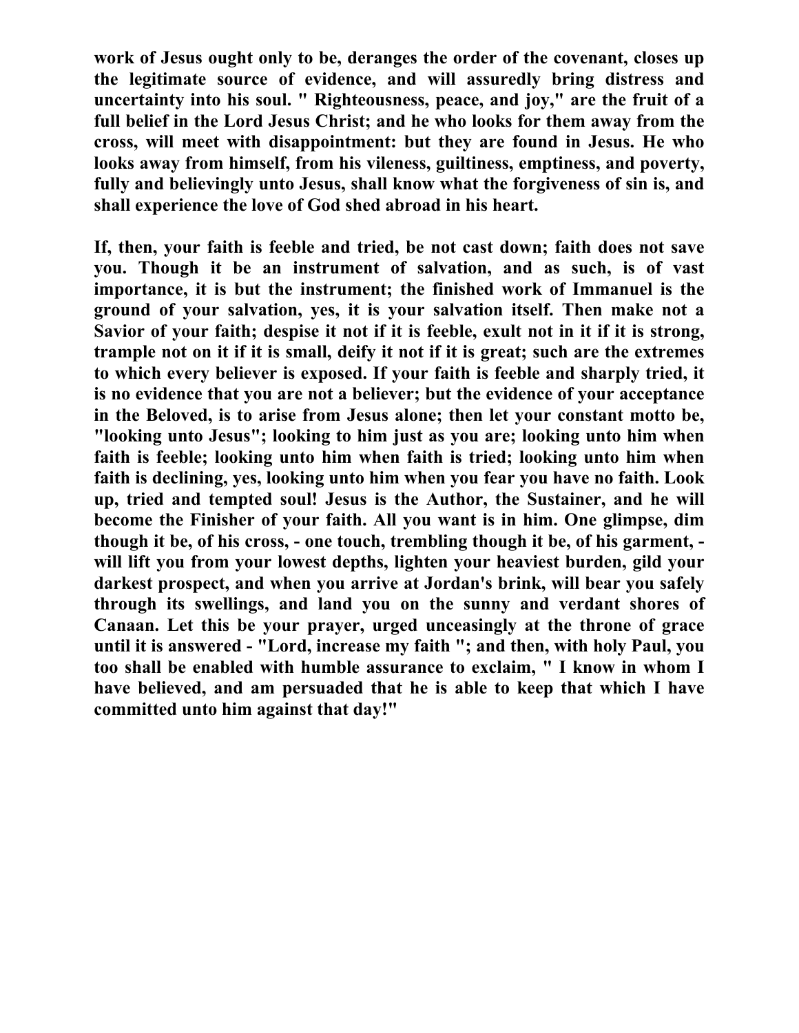**work of Jesus ought only to be, deranges the order of the covenant, closes up the legitimate source of evidence, and will assuredly bring distress and uncertainty into his soul. " Righteousness, peace, and joy," are the fruit of a full belief in the Lord Jesus Christ; and he who looks for them away from the cross, will meet with disappointment: but they are found in Jesus. He who looks away from himself, from his vileness, guiltiness, emptiness, and poverty, fully and believingly unto Jesus, shall know what the forgiveness of sin is, and shall experience the love of God shed abroad in his heart.**

**If, then, your faith is feeble and tried, be not cast down; faith does not save you. Though it be an instrument of salvation, and as such, is of vast importance, it is but the instrument; the finished work of Immanuel is the ground of your salvation, yes, it is your salvation itself. Then make not a Savior of your faith; despise it not if it is feeble, exult not in it if it is strong, trample not on it if it is small, deify it not if it is great; such are the extremes to which every believer is exposed. If your faith is feeble and sharply tried, it is no evidence that you are not a believer; but the evidence of your acceptance in the Beloved, is to arise from Jesus alone; then let your constant motto be, "looking unto Jesus"; looking to him just as you are; looking unto him when faith is feeble; looking unto him when faith is tried; looking unto him when faith is declining, yes, looking unto him when you fear you have no faith. Look up, tried and tempted soul! Jesus is the Author, the Sustainer, and he will become the Finisher of your faith. All you want is in him. One glimpse, dim though it be, of his cross, - one touch, trembling though it be, of his garment, - will lift you from your lowest depths, lighten your heaviest burden, gild your darkest prospect, and when you arrive at Jordan's brink, will bear you safely through its swellings, and land you on the sunny and verdant shores of Canaan. Let this be your prayer, urged unceasingly at the throne of grace until it is answered - "Lord, increase my faith "; and then, with holy Paul, you too shall be enabled with humble assurance to exclaim, " I know in whom I have believed, and am persuaded that he is able to keep that which I have committed unto him against that day!"**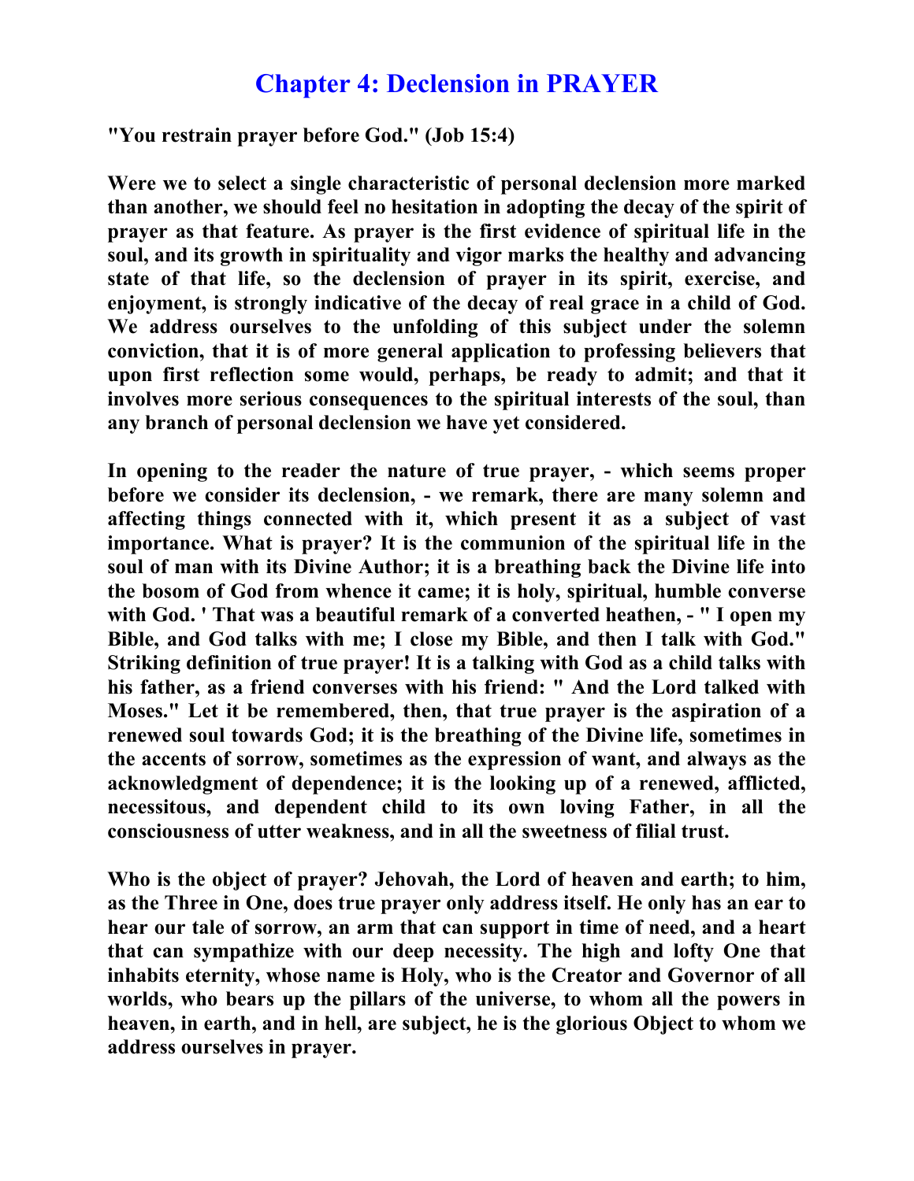# Chapter 4: Declension in PRAYER

**"You restrain prayer before God." (Job 15:4)**

**Were we to select a single characteristic of personal declension more marked than another, we should feel no hesitation in adopting the decay of the spirit of prayer as that feature. As prayer is the first evidence of spiritual life in the soul, and its growth in spirituality and vigor marks the healthy and advancing state of that life, so the declension of prayer in its spirit, exercise, and enjoyment, is strongly indicative of the decay of real grace in a child of God. We address ourselves to the unfolding of this subject under the solemn conviction, that it is of more general application to professing believers that upon first reflection some would, perhaps, be ready to admit; and that it involves more serious consequences to the spiritual interests of the soul, than any branch of personal declension we have yet considered.**

**In opening to the reader the nature of true prayer, - which seems proper before we consider its declension, - we remark, there are many solemn and affecting things connected with it, which present it as a subject of vast importance. What is prayer? It is the communion of the spiritual life in the soul of man with its Divine Author; it is a breathing back the Divine life into the bosom of God from whence it came; it is holy, spiritual, humble converse with God. ' That was a beautiful remark of a converted heathen, - " I open my Bible, and God talks with me; I close my Bible, and then I talk with God." Striking definition of true prayer! It is a talking with God as a child talks with his father, as a friend converses with his friend: " And the Lord talked with Moses." Let it be remembered, then, that true prayer is the aspiration of a renewed soul towards God; it is the breathing of the Divine life, sometimes in the accents of sorrow, sometimes as the expression of want, and always as the acknowledgment of dependence; it is the looking up of a renewed, afflicted, necessitous, and dependent child to its own loving Father, in all the consciousness of utter weakness, and in all the sweetness of filial trust.**

**Who is the object of prayer? Jehovah, the Lord of heaven and earth; to him, as the Three in One, does true prayer only address itself. He only has an ear to hear our tale of sorrow, an arm that can support in time of need, and a heart that can sympathize with our deep necessity. The high and lofty One that inhabits eternity, whose name is Holy, who is the Creator and Governor of all worlds, who bears up the pillars of the universe, to whom all the powers in heaven, in earth, and in hell, are subject, he is the glorious Object to whom we address ourselves in prayer.**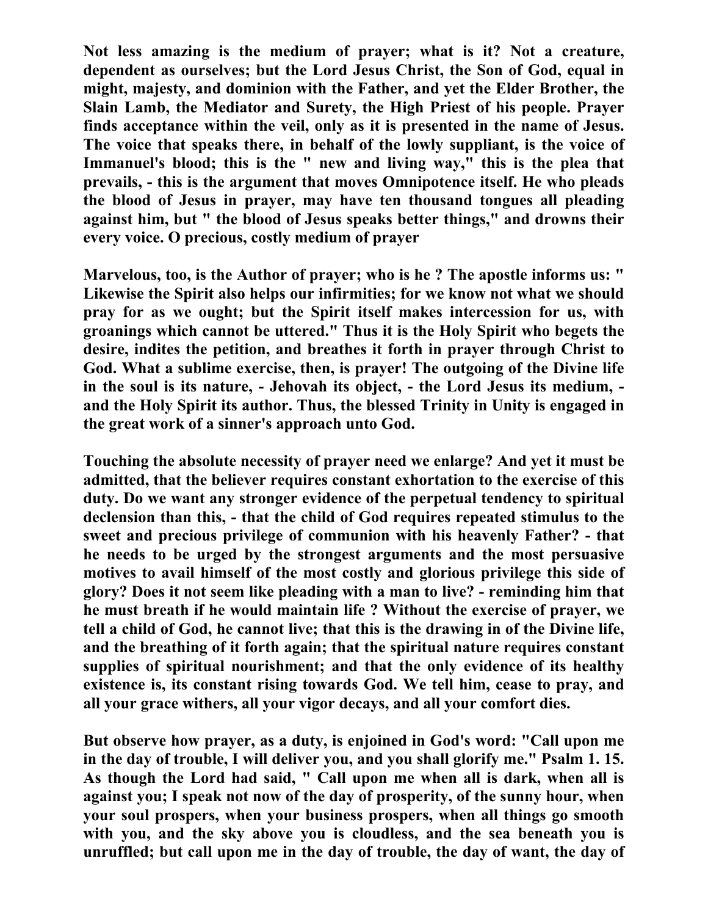Not less amazing is the medium of prayer; what is it? Not a creature, dependent as ourselves; but the Lord Jesus Christ, the Son of God, equal in might, majesty, and dominion with the Father, and yet the Elder Brother, the Slain Lamb, the Mediator and Surety, the High Priest of his people. Prayer finds acceptance within the veil, only as it is presented in the name of Jesus. The voice that speaks there, in behalf of the lowly suppliant, is the voice of Immanuel's blood; this is the " new and living way," this is the plea that prevails, - this is the argument that moves Omnipotence itself. He who pleads the blood of Jesus in prayer, may have ten thousand tongues all pleading against him, but " the blood of Jesus speaks better things," and drowns their every voice. O precious, costly medium of prayer

Marvelous, too, is the Author of prayer; who is he ? The apostle informs us: " Likewise the Spirit also helps our infirmities; for we know not what we should pray for as we ought; but the Spirit itself makes intercession for us, with groanings which cannot be uttered." Thus it is the Holy Spirit who begets the desire, indites the petition, and breathes it forth in prayer through Christ to God. What a sublime exercise, then, is prayer! The outgoing of the Divine life in the soul is its nature, - Jehovah its object, - the Lord Jesus its medium, - and the Holy Spirit its author. Thus, the blessed Trinity in Unity is engaged in the great work of a sinner's approach unto God.

Touching the absolute necessity of prayer need we enlarge? And yet it must be admitted, that the believer requires constant exhortation to the exercise of this duty. Do we want any stronger evidence of the perpetual tendency to spiritual declension than this, - that the child of God requires repeated stimulus to the sweet and precious privilege of communion with his heavenly Father? - that he needs to be urged by the strongest arguments and the most persuasive motives to avail himself of the most costly and glorious privilege this side of glory? Does it not seem like pleading with a man to live? - reminding him that he must breath if he would maintain life ? Without the exercise of prayer, we tell a child of God, he cannot live; that this is the drawing in of the Divine life, and the breathing of it forth again; that the spiritual nature requires constant supplies of spiritual nourishment; and that the only evidence of its healthy existence is, its constant rising towards God. We tell him, cease to pray, and all your grace withers, all your vigor decays, and all your comfort dies.

But observe how prayer, as a duty, is enjoined in God's word: "Call upon me in the day of trouble, I will deliver you, and you shall glorify me." Psalm 1. 15. As though the Lord had said, " Call upon me when all is dark, when all is against you; I speak not now of the day of prosperity, of the sunny hour, when your soul prospers, when your business prospers, when all things go smooth with you, and the sky above you is cloudless, and the sea beneath you is unruffled; but call upon me in the day of trouble, the day of want, the day of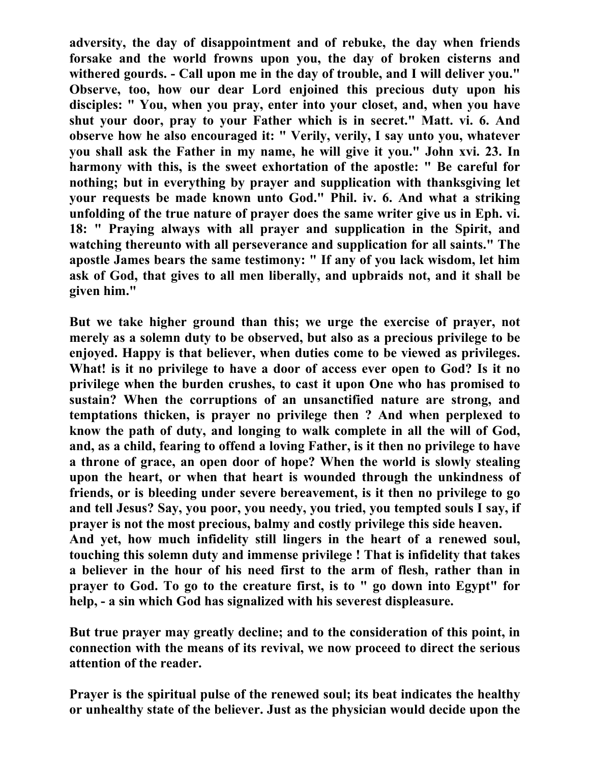adversity, the day of disappointment and of rebuke, the day when friends forsake and the world frowns upon you, the day of broken cisterns and withered gourds. - Call upon me in the day of trouble, and I will deliver you." Observe, too, how our dear Lord enjoined this precious duty upon his disciples: " You, when you pray, enter into your closet, and, when you have shut your door, pray to your Father which is in secret." Matt. vi. 6. And observe how he also encouraged it: " Verily, verily, I say unto you, whatever you shall ask the Father in my name, he will give it you." John xvi. 23. In harmony with this, is the sweet exhortation of the apostle: " Be careful for nothing; but in everything by prayer and supplication with thanksgiving let your requests be made known unto God." Phil. iv. 6. And what a striking unfolding of the true nature of prayer does the same writer give us in Eph. vi. 18: " Praying always with all prayer and supplication in the Spirit, and watching thereunto with all perseverance and supplication for all saints." The apostle James bears the same testimony: " If any of you lack wisdom, let him ask of God, that gives to all men liberally, and upbraids not, and it shall be given him."

But we take higher ground than this; we urge the exercise of prayer, not merely as a solemn duty to be observed, but also as a precious privilege to be enjoyed. Happy is that believer, when duties come to be viewed as privileges. What! is it no privilege to have a door of access ever open to God? Is it no privilege when the burden crushes, to cast it upon One who has promised to sustain? When the corruptions of an unsanctified nature are strong, and temptations thicken, is prayer no privilege then ? And when perplexed to know the path of duty, and longing to walk complete in all the will of God, and, as a child, fearing to offend a loving Father, is it then no privilege to have a throne of grace, an open door of hope? When the world is slowly stealing upon the heart, or when that heart is wounded through the unkindness of friends, or is bleeding under severe bereavement, is it then no privilege to go and tell Jesus? Say, you poor, you needy, you tried, you tempted souls I say, if prayer is not the most precious, balmy and costly privilege this side heaven.
And yet, how much infidelity still lingers in the heart of a renewed soul, touching this solemn duty and immense privilege ! That is infidelity that takes a believer in the hour of his need first to the arm of flesh, rather than in prayer to God. To go to the creature first, is to " go down into Egypt" for help, - a sin which God has signalized with his severest displeasure.

But true prayer may greatly decline; and to the consideration of this point, in connection with the means of its revival, we now proceed to direct the serious attention of the reader.

Prayer is the spiritual pulse of the renewed soul; its beat indicates the healthy or unhealthy state of the believer. Just as the physician would decide upon the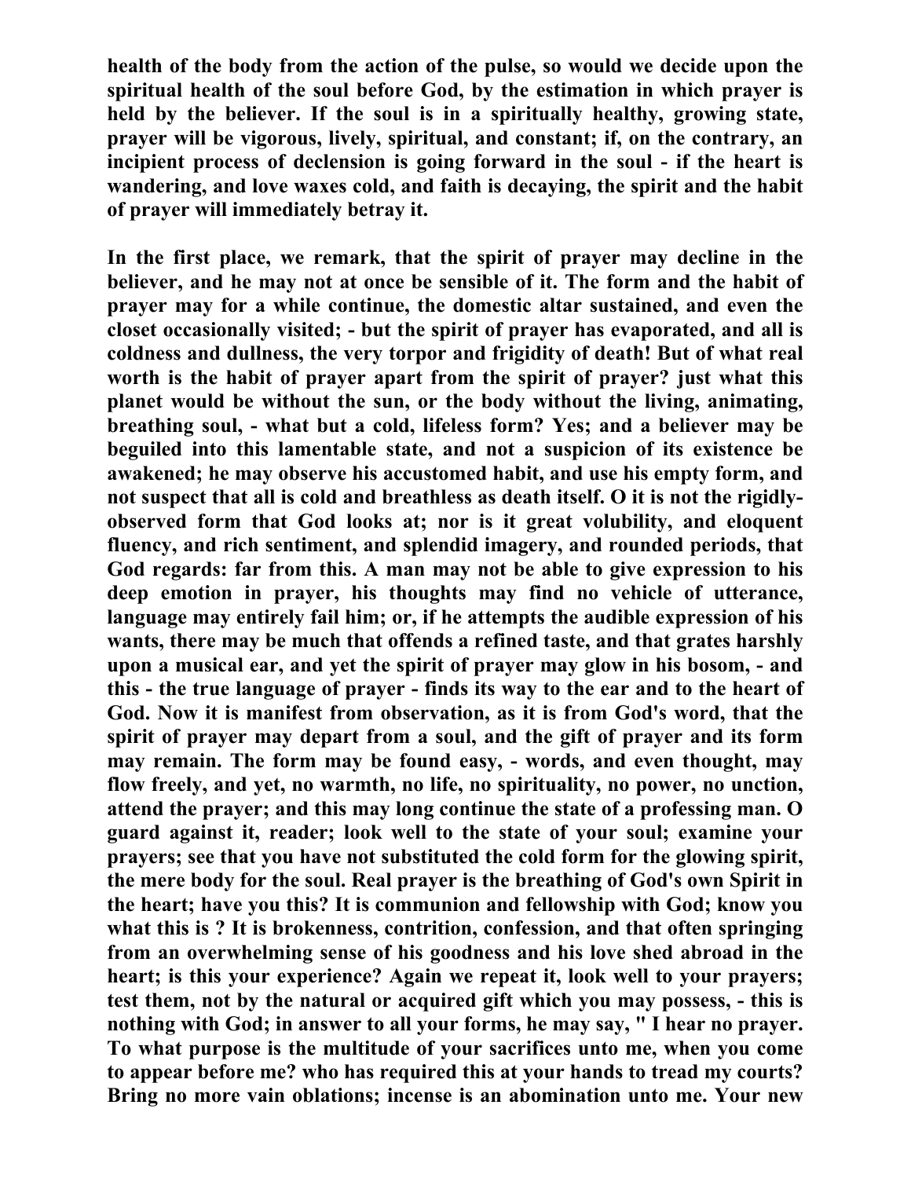**health of the body from the action of the pulse, so would we decide upon the spiritual health of the soul before God, by the estimation in which prayer is held by the believer. If the soul is in a spiritually healthy, growing state, prayer will be vigorous, lively, spiritual, and constant; if, on the contrary, an incipient process of declension is going forward in the soul - if the heart is wandering, and love waxes cold, and faith is decaying, the spirit and the habit of prayer will immediately betray it.**

**In the first place, we remark, that the spirit of prayer may decline in the believer, and he may not at once be sensible of it. The form and the habit of prayer may for a while continue, the domestic altar sustained, and even the closet occasionally visited; - but the spirit of prayer has evaporated, and all is coldness and dullness, the very torpor and frigidity of death! But of what real worth is the habit of prayer apart from the spirit of prayer? just what this planet would be without the sun, or the body without the living, animating, breathing soul, - what but a cold, lifeless form? Yes; and a believer may be beguiled into this lamentable state, and not a suspicion of its existence be awakened; he may observe his accustomed habit, and use his empty form, and not suspect that all is cold and breathless as death itself. O it is not the rigidly-observed form that God looks at; nor is it great volubility, and eloquent fluency, and rich sentiment, and splendid imagery, and rounded periods, that God regards: far from this. A man may not be able to give expression to his deep emotion in prayer, his thoughts may find no vehicle of utterance, language may entirely fail him; or, if he attempts the audible expression of his wants, there may be much that offends a refined taste, and that grates harshly upon a musical ear, and yet the spirit of prayer may glow in his bosom, - and this - the true language of prayer - finds its way to the ear and to the heart of God. Now it is manifest from observation, as it is from God's word, that the spirit of prayer may depart from a soul, and the gift of prayer and its form may remain. The form may be found easy, - words, and even thought, may flow freely, and yet, no warmth, no life, no spirituality, no power, no unction, attend the prayer; and this may long continue the state of a professing man. O guard against it, reader; look well to the state of your soul; examine your prayers; see that you have not substituted the cold form for the glowing spirit, the mere body for the soul. Real prayer is the breathing of God's own Spirit in the heart; have you this? It is communion and fellowship with God; know you what this is ? It is brokenness, contrition, confession, and that often springing from an overwhelming sense of his goodness and his love shed abroad in the heart; is this your experience? Again we repeat it, look well to your prayers; test them, not by the natural or acquired gift which you may possess, - this is nothing with God; in answer to all your forms, he may say, " I hear no prayer. To what purpose is the multitude of your sacrifices unto me, when you come to appear before me? who has required this at your hands to tread my courts? Bring no more vain oblations; incense is an abomination unto me. Your new**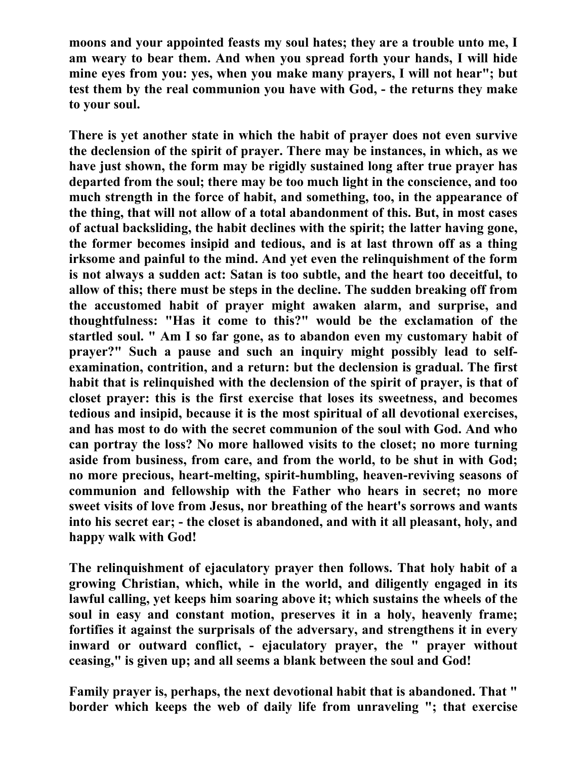moons and your appointed feasts my soul hates; they are a trouble unto me, I am weary to bear them. And when you spread forth your hands, I will hide mine eyes from you: yes, when you make many prayers, I will not hear"; but test them by the real communion you have with God, - the returns they make to your soul.

There is yet another state in which the habit of prayer does not even survive the declension of the spirit of prayer. There may be instances, in which, as we have just shown, the form may be rigidly sustained long after true prayer has departed from the soul; there may be too much light in the conscience, and too much strength in the force of habit, and something, too, in the appearance of the thing, that will not allow of a total abandonment of this. But, in most cases of actual backsliding, the habit declines with the spirit; the latter having gone, the former becomes insipid and tedious, and is at last thrown off as a thing irksome and painful to the mind. And yet even the relinquishment of the form is not always a sudden act: Satan is too subtle, and the heart too deceitful, to allow of this; there must be steps in the decline. The sudden breaking off from the accustomed habit of prayer might awaken alarm, and surprise, and thoughtfulness: "Has it come to this?" would be the exclamation of the startled soul. " Am I so far gone, as to abandon even my customary habit of prayer?" Such a pause and such an inquiry might possibly lead to self-examination, contrition, and a return: but the declension is gradual. The first habit that is relinquished with the declension of the spirit of prayer, is that of closet prayer: this is the first exercise that loses its sweetness, and becomes tedious and insipid, because it is the most spiritual of all devotional exercises, and has most to do with the secret communion of the soul with God. And who can portray the loss? No more hallowed visits to the closet; no more turning aside from business, from care, and from the world, to be shut in with God; no more precious, heart-melting, spirit-humbling, heaven-reviving seasons of communion and fellowship with the Father who hears in secret; no more sweet visits of love from Jesus, nor breathing of the heart's sorrows and wants into his secret ear; - the closet is abandoned, and with it all pleasant, holy, and happy walk with God!

The relinquishment of ejaculatory prayer then follows. That holy habit of a growing Christian, which, while in the world, and diligently engaged in its lawful calling, yet keeps him soaring above it; which sustains the wheels of the soul in easy and constant motion, preserves it in a holy, heavenly frame; fortifies it against the surprisals of the adversary, and strengthens it in every inward or outward conflict, - ejaculatory prayer, the " prayer without ceasing," is given up; and all seems a blank between the soul and God!

Family prayer is, perhaps, the next devotional habit that is abandoned. That " border which keeps the web of daily life from unraveling "; that exercise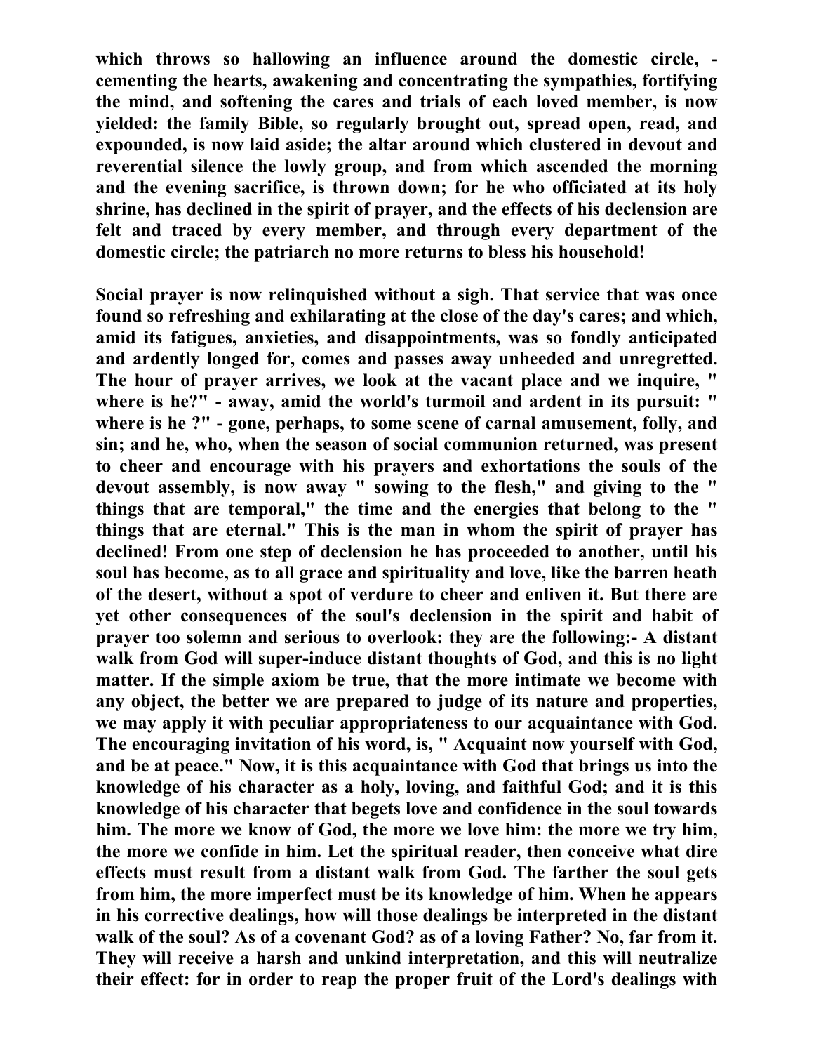**which throws so hallowing an influence around the domestic circle, - cementing the hearts, awakening and concentrating the sympathies, fortifying the mind, and softening the cares and trials of each loved member, is now yielded: the family Bible, so regularly brought out, spread open, read, and expounded, is now laid aside; the altar around which clustered in devout and reverential silence the lowly group, and from which ascended the morning and the evening sacrifice, is thrown down; for he who officiated at its holy shrine, has declined in the spirit of prayer, and the effects of his declension are felt and traced by every member, and through every department of the domestic circle; the patriarch no more returns to bless his household!**

**Social prayer is now relinquished without a sigh. That service that was once found so refreshing and exhilarating at the close of the day's cares; and which, amid its fatigues, anxieties, and disappointments, was so fondly anticipated and ardently longed for, comes and passes away unheeded and unregretted. The hour of prayer arrives, we look at the vacant place and we inquire, " where is he?" - away, amid the world's turmoil and ardent in its pursuit: " where is he ?" - gone, perhaps, to some scene of carnal amusement, folly, and sin; and he, who, when the season of social communion returned, was present to cheer and encourage with his prayers and exhortations the souls of the devout assembly, is now away " sowing to the flesh," and giving to the " things that are temporal," the time and the energies that belong to the " things that are eternal." This is the man in whom the spirit of prayer has declined! From one step of declension he has proceeded to another, until his soul has become, as to all grace and spirituality and love, like the barren heath of the desert, without a spot of verdure to cheer and enliven it. But there are yet other consequences of the soul's declension in the spirit and habit of prayer too solemn and serious to overlook: they are the following:- A distant walk from God will super-induce distant thoughts of God, and this is no light matter. If the simple axiom be true, that the more intimate we become with any object, the better we are prepared to judge of its nature and properties, we may apply it with peculiar appropriateness to our acquaintance with God. The encouraging invitation of his word, is, " Acquaint now yourself with God, and be at peace." Now, it is this acquaintance with God that brings us into the knowledge of his character as a holy, loving, and faithful God; and it is this knowledge of his character that begets love and confidence in the soul towards him. The more we know of God, the more we love him: the more we try him, the more we confide in him. Let the spiritual reader, then conceive what dire effects must result from a distant walk from God. The farther the soul gets from him, the more imperfect must be its knowledge of him. When he appears in his corrective dealings, how will those dealings be interpreted in the distant walk of the soul? As of a covenant God? as of a loving Father? No, far from it. They will receive a harsh and unkind interpretation, and this will neutralize their effect: for in order to reap the proper fruit of the Lord's dealings with**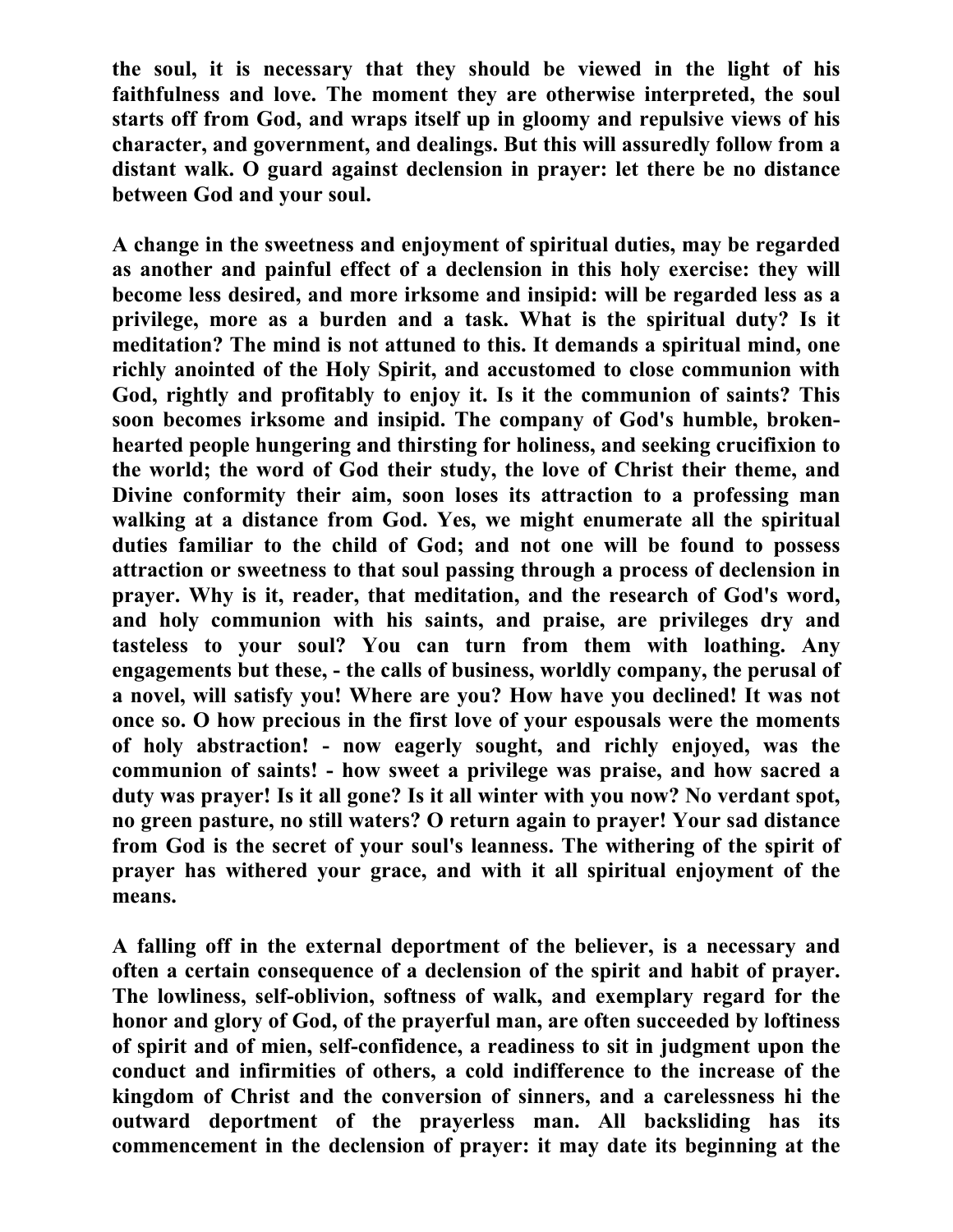the soul, it is necessary that they should be viewed in the light of his faithfulness and love. The moment they are otherwise interpreted, the soul starts off from God, and wraps itself up in gloomy and repulsive views of his character, and government, and dealings. But this will assuredly follow from a distant walk. O guard against declension in prayer: let there be no distance between God and your soul.

A change in the sweetness and enjoyment of spiritual duties, may be regarded as another and painful effect of a declension in this holy exercise: they will become less desired, and more irksome and insipid: will be regarded less as a privilege, more as a burden and a task. What is the spiritual duty? Is it meditation? The mind is not attuned to this. It demands a spiritual mind, one richly anointed of the Holy Spirit, and accustomed to close communion with God, rightly and profitably to enjoy it. Is it the communion of saints? This soon becomes irksome and insipid. The company of God's humble, broken-hearted people hungering and thirsting for holiness, and seeking crucifixion to the world; the word of God their study, the love of Christ their theme, and Divine conformity their aim, soon loses its attraction to a professing man walking at a distance from God. Yes, we might enumerate all the spiritual duties familiar to the child of God; and not one will be found to possess attraction or sweetness to that soul passing through a process of declension in prayer. Why is it, reader, that meditation, and the research of God's word, and holy communion with his saints, and praise, are privileges dry and tasteless to your soul? You can turn from them with loathing. Any engagements but these, - the calls of business, worldly company, the perusal of a novel, will satisfy you! Where are you? How have you declined! It was not once so. O how precious in the first love of your espousals were the moments of holy abstraction! - now eagerly sought, and richly enjoyed, was the communion of saints! - how sweet a privilege was praise, and how sacred a duty was prayer! Is it all gone? Is it all winter with you now? No verdant spot, no green pasture, no still waters? O return again to prayer! Your sad distance from God is the secret of your soul's leanness. The withering of the spirit of prayer has withered your grace, and with it all spiritual enjoyment of the means.

A falling off in the external deportment of the believer, is a necessary and often a certain consequence of a declension of the spirit and habit of prayer. The lowliness, self-oblivion, softness of walk, and exemplary regard for the honor and glory of God, of the prayerful man, are often succeeded by loftiness of spirit and of mien, self-confidence, a readiness to sit in judgment upon the conduct and infirmities of others, a cold indifference to the increase of the kingdom of Christ and the conversion of sinners, and a carelessness hi the outward deportment of the prayerless man. All backsliding has its commencement in the declension of prayer: it may date its beginning at the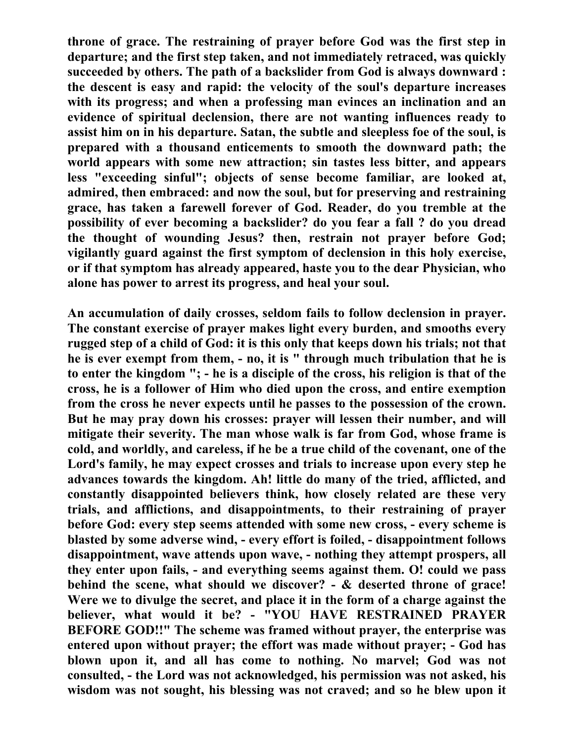**throne of grace. The restraining of prayer before God was the first step in departure; and the first step taken, and not immediately retraced, was quickly succeeded by others. The path of a backslider from God is always downward : the descent is easy and rapid: the velocity of the soul's departure increases with its progress; and when a professing man evinces an inclination and an evidence of spiritual declension, there are not wanting influences ready to assist him on in his departure. Satan, the subtle and sleepless foe of the soul, is prepared with a thousand enticements to smooth the downward path; the world appears with some new attraction; sin tastes less bitter, and appears less "exceeding sinful"; objects of sense become familiar, are looked at, admired, then embraced: and now the soul, but for preserving and restraining grace, has taken a farewell forever of God. Reader, do you tremble at the possibility of ever becoming a backslider? do you fear a fall ? do you dread the thought of wounding Jesus? then, restrain not prayer before God; vigilantly guard against the first symptom of declension in this holy exercise, or if that symptom has already appeared, haste you to the dear Physician, who alone has power to arrest its progress, and heal your soul.**

**An accumulation of daily crosses, seldom fails to follow declension in prayer. The constant exercise of prayer makes light every burden, and smooths every rugged step of a child of God: it is this only that keeps down his trials; not that he is ever exempt from them, - no, it is " through much tribulation that he is to enter the kingdom "; - he is a disciple of the cross, his religion is that of the cross, he is a follower of Him who died upon the cross, and entire exemption from the cross he never expects until he passes to the possession of the crown. But he may pray down his crosses: prayer will lessen their number, and will mitigate their severity. The man whose walk is far from God, whose frame is cold, and worldly, and careless, if he be a true child of the covenant, one of the Lord's family, he may expect crosses and trials to increase upon every step he advances towards the kingdom. Ah! little do many of the tried, afflicted, and constantly disappointed believers think, how closely related are these very trials, and afflictions, and disappointments, to their restraining of prayer before God: every step seems attended with some new cross, - every scheme is blasted by some adverse wind, - every effort is foiled, - disappointment follows disappointment, wave attends upon wave, - nothing they attempt prospers, all they enter upon fails, - and everything seems against them. O! could we pass behind the scene, what should we discover? - & deserted throne of grace! Were we to divulge the secret, and place it in the form of a charge against the believer, what would it be? - "YOU HAVE RESTRAINED PRAYER BEFORE GOD!!" The scheme was framed without prayer, the enterprise was entered upon without prayer; the effort was made without prayer; - God has blown upon it, and all has come to nothing. No marvel; God was not consulted, - the Lord was not acknowledged, his permission was not asked, his wisdom was not sought, his blessing was not craved; and so he blew upon it**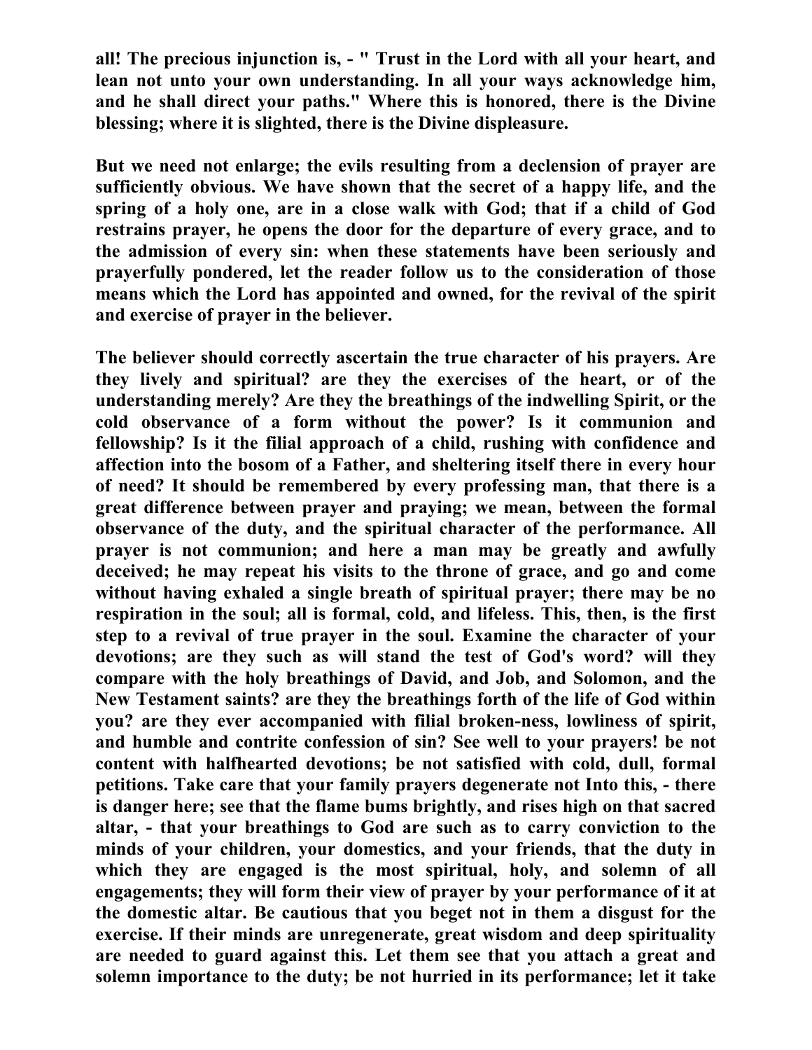**all! The precious injunction is, - " Trust in the Lord with all your heart, and lean not unto your own understanding. In all your ways acknowledge him, and he shall direct your paths." Where this is honored, there is the Divine blessing; where it is slighted, there is the Divine displeasure.**

**But we need not enlarge; the evils resulting from a declension of prayer are sufficiently obvious. We have shown that the secret of a happy life, and the spring of a holy one, are in a close walk with God; that if a child of God restrains prayer, he opens the door for the departure of every grace, and to the admission of every sin: when these statements have been seriously and prayerfully pondered, let the reader follow us to the consideration of those means which the Lord has appointed and owned, for the revival of the spirit and exercise of prayer in the believer.**

**The believer should correctly ascertain the true character of his prayers. Are they lively and spiritual? are they the exercises of the heart, or of the understanding merely? Are they the breathings of the indwelling Spirit, or the cold observance of a form without the power? Is it communion and fellowship? Is it the filial approach of a child, rushing with confidence and affection into the bosom of a Father, and sheltering itself there in every hour of need? It should be remembered by every professing man, that there is a great difference between prayer and praying; we mean, between the formal observance of the duty, and the spiritual character of the performance. All prayer is not communion; and here a man may be greatly and awfully deceived; he may repeat his visits to the throne of grace, and go and come without having exhaled a single breath of spiritual prayer; there may be no respiration in the soul; all is formal, cold, and lifeless. This, then, is the first step to a revival of true prayer in the soul. Examine the character of your devotions; are they such as will stand the test of God's word? will they compare with the holy breathings of David, and Job, and Solomon, and the New Testament saints? are they the breathings forth of the life of God within you? are they ever accompanied with filial broken-ness, lowliness of spirit, and humble and contrite confession of sin? See well to your prayers! be not content with halfhearted devotions; be not satisfied with cold, dull, formal petitions. Take care that your family prayers degenerate not Into this, - there is danger here; see that the flame bums brightly, and rises high on that sacred altar, - that your breathings to God are such as to carry conviction to the minds of your children, your domestics, and your friends, that the duty in which they are engaged is the most spiritual, holy, and solemn of all engagements; they will form their view of prayer by your performance of it at the domestic altar. Be cautious that you beget not in them a disgust for the exercise. If their minds are unregenerate, great wisdom and deep spirituality are needed to guard against this. Let them see that you attach a great and solemn importance to the duty; be not hurried in its performance; let it take**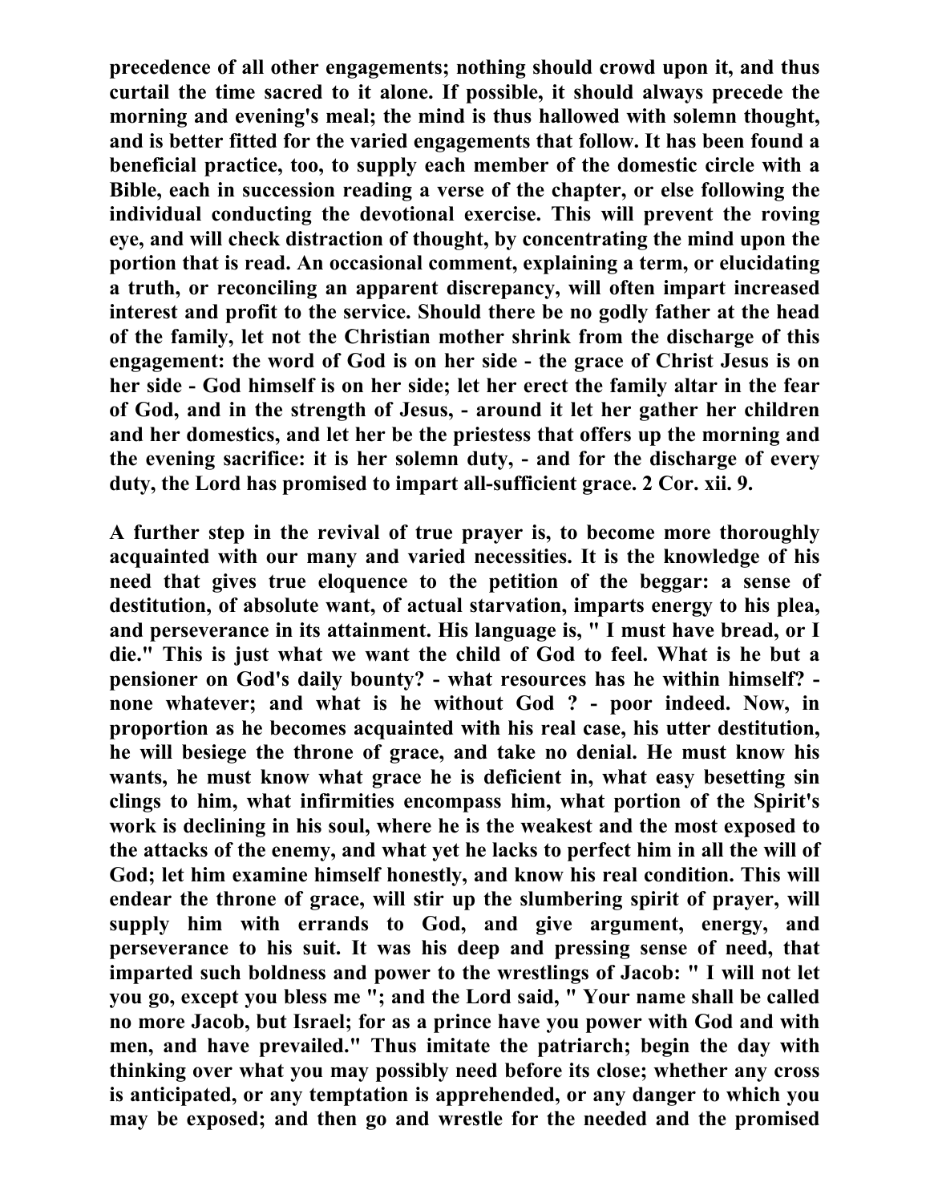precedence of all other engagements; nothing should crowd upon it, and thus curtail the time sacred to it alone. If possible, it should always precede the morning and evening's meal; the mind is thus hallowed with solemn thought, and is better fitted for the varied engagements that follow. It has been found a beneficial practice, too, to supply each member of the domestic circle with a Bible, each in succession reading a verse of the chapter, or else following the individual conducting the devotional exercise. This will prevent the roving eye, and will check distraction of thought, by concentrating the mind upon the portion that is read. An occasional comment, explaining a term, or elucidating a truth, or reconciling an apparent discrepancy, will often impart increased interest and profit to the service. Should there be no godly father at the head of the family, let not the Christian mother shrink from the discharge of this engagement: the word of God is on her side - the grace of Christ Jesus is on her side - God himself is on her side; let her erect the family altar in the fear of God, and in the strength of Jesus, - around it let her gather her children and her domestics, and let her be the priestess that offers up the morning and the evening sacrifice: it is her solemn duty, - and for the discharge of every duty, the Lord has promised to impart all-sufficient grace. 2 Cor. xii. 9.

A further step in the revival of true prayer is, to become more thoroughly acquainted with our many and varied necessities. It is the knowledge of his need that gives true eloquence to the petition of the beggar: a sense of destitution, of absolute want, of actual starvation, imparts energy to his plea, and perseverance in its attainment. His language is, " I must have bread, or I die." This is just what we want the child of God to feel. What is he but a pensioner on God's daily bounty? - what resources has he within himself? - none whatever; and what is he without God ? - poor indeed. Now, in proportion as he becomes acquainted with his real case, his utter destitution, he will besiege the throne of grace, and take no denial. He must know his wants, he must know what grace he is deficient in, what easy besetting sin clings to him, what infirmities encompass him, what portion of the Spirit's work is declining in his soul, where he is the weakest and the most exposed to the attacks of the enemy, and what yet he lacks to perfect him in all the will of God; let him examine himself honestly, and know his real condition. This will endear the throne of grace, will stir up the slumbering spirit of prayer, will supply him with errands to God, and give argument, energy, and perseverance to his suit. It was his deep and pressing sense of need, that imparted such boldness and power to the wrestlings of Jacob: " I will not let you go, except you bless me "; and the Lord said, " Your name shall be called no more Jacob, but Israel; for as a prince have you power with God and with men, and have prevailed." Thus imitate the patriarch; begin the day with thinking over what you may possibly need before its close; whether any cross is anticipated, or any temptation is apprehended, or any danger to which you may be exposed; and then go and wrestle for the needed and the promised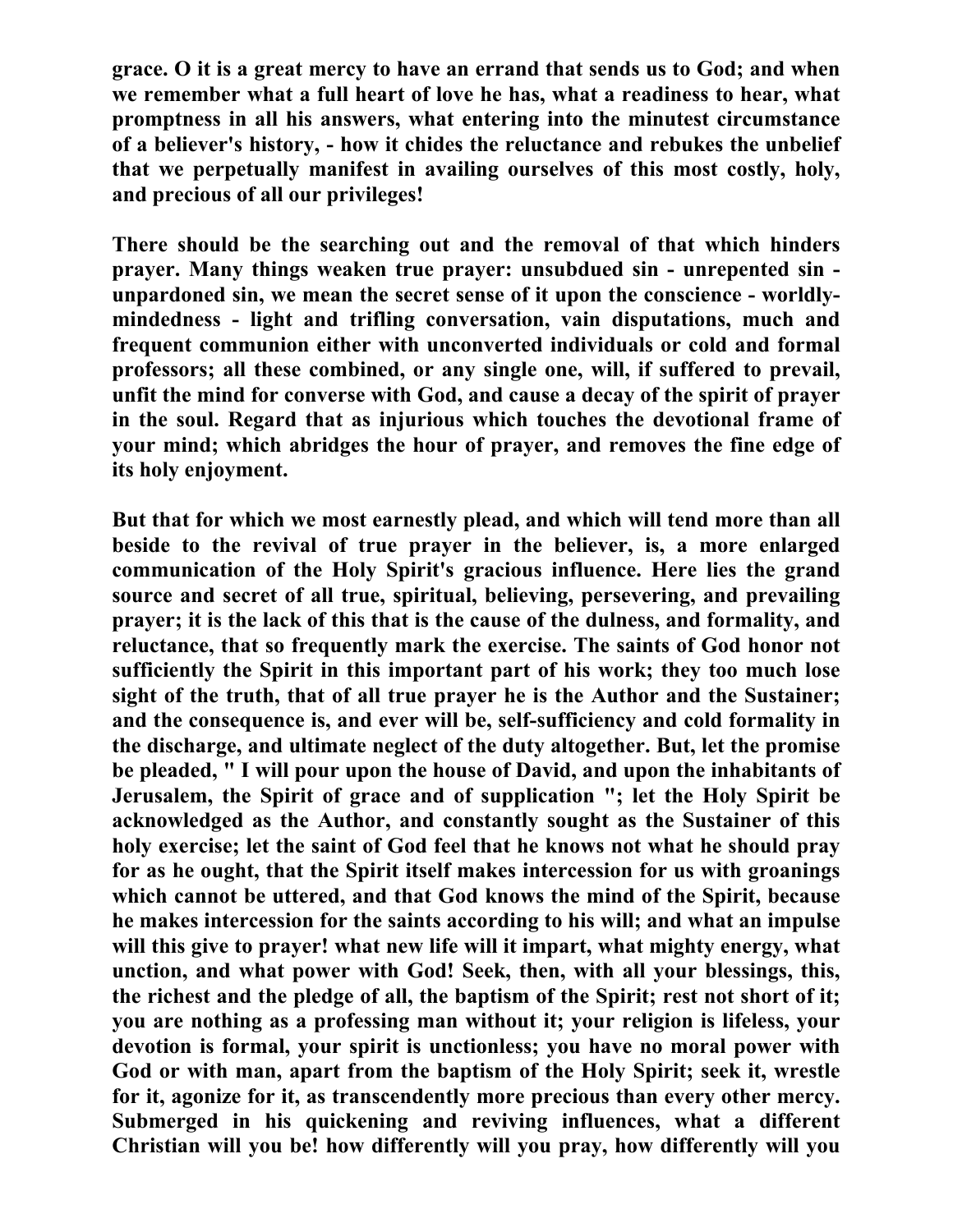grace. O it is a great mercy to have an errand that sends us to God; and when we remember what a full heart of love he has, what a readiness to hear, what promptness in all his answers, what entering into the minutest circumstance of a believer's history, - how it chides the reluctance and rebukes the unbelief that we perpetually manifest in availing ourselves of this most costly, holy, and precious of all our privileges!

There should be the searching out and the removal of that which hinders prayer. Many things weaken true prayer: unsubdued sin - unrepented sin - unpardoned sin, we mean the secret sense of it upon the conscience - worldly-mindedness - light and trifling conversation, vain disputations, much and frequent communion either with unconverted individuals or cold and formal professors; all these combined, or any single one, will, if suffered to prevail, unfit the mind for converse with God, and cause a decay of the spirit of prayer in the soul. Regard that as injurious which touches the devotional frame of your mind; which abridges the hour of prayer, and removes the fine edge of its holy enjoyment.

But that for which we most earnestly plead, and which will tend more than all beside to the revival of true prayer in the believer, is, a more enlarged communication of the Holy Spirit's gracious influence. Here lies the grand source and secret of all true, spiritual, believing, persevering, and prevailing prayer; it is the lack of this that is the cause of the dulness, and formality, and reluctance, that so frequently mark the exercise. The saints of God honor not sufficiently the Spirit in this important part of his work; they too much lose sight of the truth, that of all true prayer he is the Author and the Sustainer; and the consequence is, and ever will be, self-sufficiency and cold formality in the discharge, and ultimate neglect of the duty altogether. But, let the promise be pleaded, " I will pour upon the house of David, and upon the inhabitants of Jerusalem, the Spirit of grace and of supplication "; let the Holy Spirit be acknowledged as the Author, and constantly sought as the Sustainer of this holy exercise; let the saint of God feel that he knows not what he should pray for as he ought, that the Spirit itself makes intercession for us with groanings which cannot be uttered, and that God knows the mind of the Spirit, because he makes intercession for the saints according to his will; and what an impulse will this give to prayer! what new life will it impart, what mighty energy, what unction, and what power with God! Seek, then, with all your blessings, this, the richest and the pledge of all, the baptism of the Spirit; rest not short of it; you are nothing as a professing man without it; your religion is lifeless, your devotion is formal, your spirit is unctionless; you have no moral power with God or with man, apart from the baptism of the Holy Spirit; seek it, wrestle for it, agonize for it, as transcendently more precious than every other mercy. Submerged in his quickening and reviving influences, what a different Christian will you be! how differently will you pray, how differently will you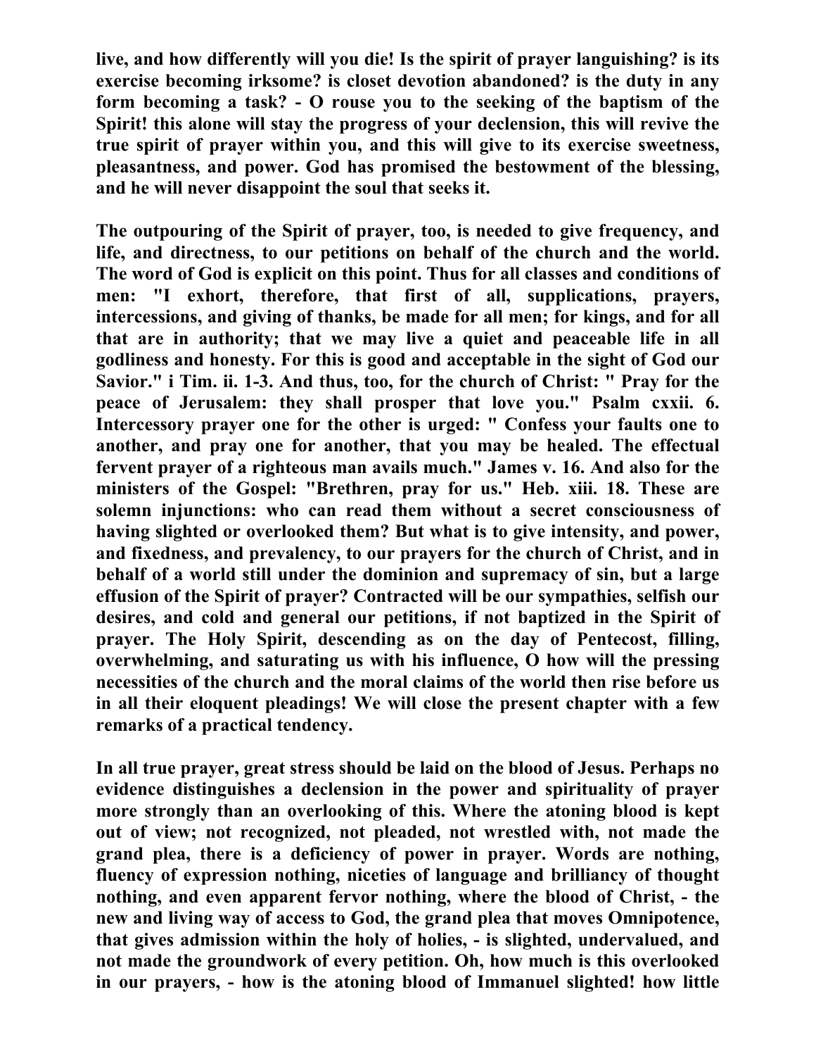live, and how differently will you die! Is the spirit of prayer languishing? is its exercise becoming irksome? is closet devotion abandoned? is the duty in any form becoming a task? - O rouse you to the seeking of the baptism of the Spirit! this alone will stay the progress of your declension, this will revive the true spirit of prayer within you, and this will give to its exercise sweetness, pleasantness, and power. God has promised the bestowment of the blessing, and he will never disappoint the soul that seeks it.

The outpouring of the Spirit of prayer, too, is needed to give frequency, and life, and directness, to our petitions on behalf of the church and the world. The word of God is explicit on this point. Thus for all classes and conditions of men: "I exhort, therefore, that first of all, supplications, prayers, intercessions, and giving of thanks, be made for all men; for kings, and for all that are in authority; that we may live a quiet and peaceable life in all godliness and honesty. For this is good and acceptable in the sight of God our Savior." i Tim. ii. 1-3. And thus, too, for the church of Christ: " Pray for the peace of Jerusalem: they shall prosper that love you." Psalm cxxii. 6. Intercessory prayer one for the other is urged: " Confess your faults one to another, and pray one for another, that you may be healed. The effectual fervent prayer of a righteous man avails much." James v. 16. And also for the ministers of the Gospel: "Brethren, pray for us." Heb. xiii. 18. These are solemn injunctions: who can read them without a secret consciousness of having slighted or overlooked them? But what is to give intensity, and power, and fixedness, and prevalency, to our prayers for the church of Christ, and in behalf of a world still under the dominion and supremacy of sin, but a large effusion of the Spirit of prayer? Contracted will be our sympathies, selfish our desires, and cold and general our petitions, if not baptized in the Spirit of prayer. The Holy Spirit, descending as on the day of Pentecost, filling, overwhelming, and saturating us with his influence, O how will the pressing necessities of the church and the moral claims of the world then rise before us in all their eloquent pleadings! We will close the present chapter with a few remarks of a practical tendency.

In all true prayer, great stress should be laid on the blood of Jesus. Perhaps no evidence distinguishes a declension in the power and spirituality of prayer more strongly than an overlooking of this. Where the atoning blood is kept out of view; not recognized, not pleaded, not wrestled with, not made the grand plea, there is a deficiency of power in prayer. Words are nothing, fluency of expression nothing, niceties of language and brilliancy of thought nothing, and even apparent fervor nothing, where the blood of Christ, - the new and living way of access to God, the grand plea that moves Omnipotence, that gives admission within the holy of holies, - is slighted, undervalued, and not made the groundwork of every petition. Oh, how much is this overlooked in our prayers, - how is the atoning blood of Immanuel slighted! how little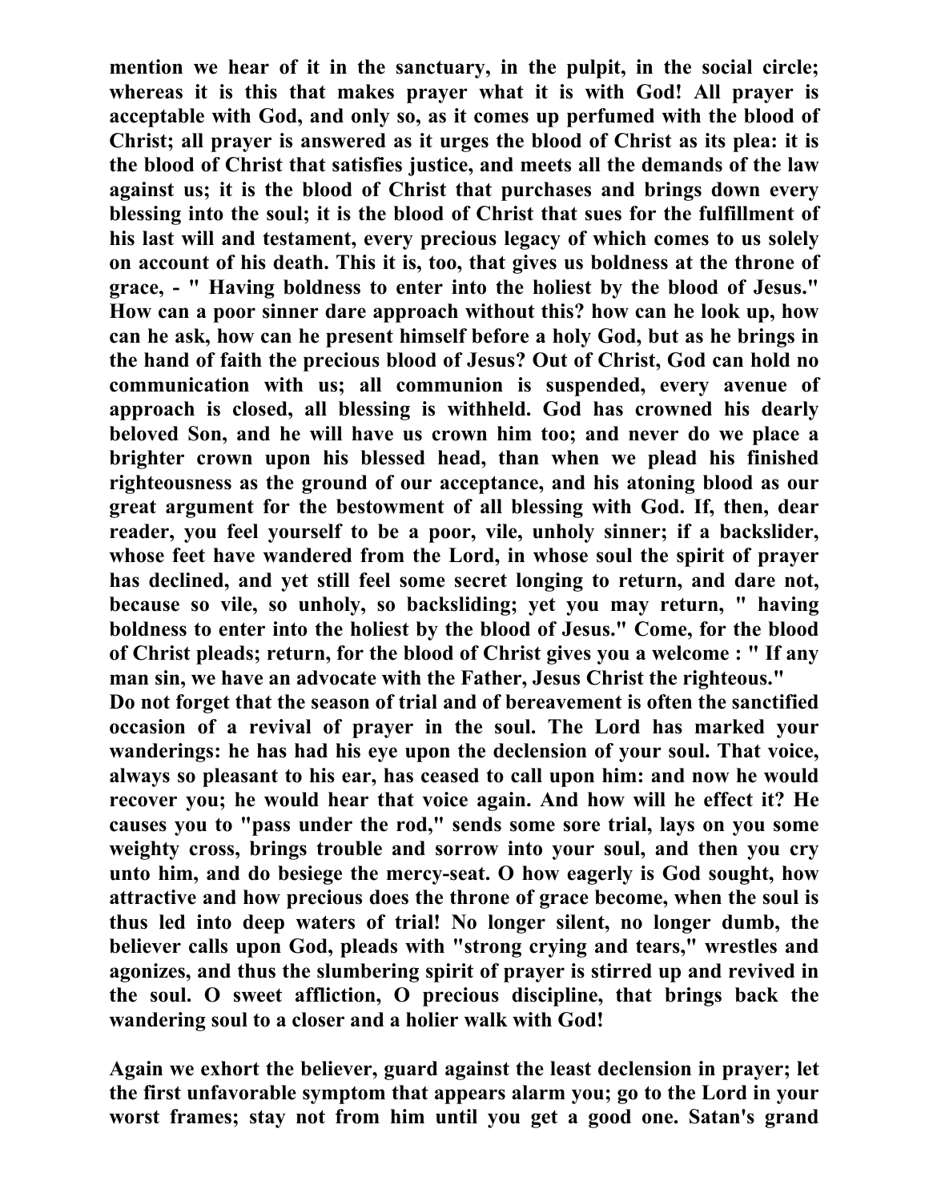mention we hear of it in the sanctuary, in the pulpit, in the social circle; whereas it is this that makes prayer what it is with God! All prayer is acceptable with God, and only so, as it comes up perfumed with the blood of Christ; all prayer is answered as it urges the blood of Christ as its plea: it is the blood of Christ that satisfies justice, and meets all the demands of the law against us; it is the blood of Christ that purchases and brings down every blessing into the soul; it is the blood of Christ that sues for the fulfillment of his last will and testament, every precious legacy of which comes to us solely on account of his death. This it is, too, that gives us boldness at the throne of grace, - " Having boldness to enter into the holiest by the blood of Jesus." How can a poor sinner dare approach without this? how can he look up, how can he ask, how can he present himself before a holy God, but as he brings in the hand of faith the precious blood of Jesus? Out of Christ, God can hold no communication with us; all communion is suspended, every avenue of approach is closed, all blessing is withheld. God has crowned his dearly beloved Son, and he will have us crown him too; and never do we place a brighter crown upon his blessed head, than when we plead his finished righteousness as the ground of our acceptance, and his atoning blood as our great argument for the bestowment of all blessing with God. If, then, dear reader, you feel yourself to be a poor, vile, unholy sinner; if a backslider, whose feet have wandered from the Lord, in whose soul the spirit of prayer has declined, and yet still feel some secret longing to return, and dare not, because so vile, so unholy, so backsliding; yet you may return, " having boldness to enter into the holiest by the blood of Jesus." Come, for the blood of Christ pleads; return, for the blood of Christ gives you a welcome : " If any man sin, we have an advocate with the Father, Jesus Christ the righteous."

Do not forget that the season of trial and of bereavement is often the sanctified occasion of a revival of prayer in the soul. The Lord has marked your wanderings: he has had his eye upon the declension of your soul. That voice, always so pleasant to his ear, has ceased to call upon him: and now he would recover you; he would hear that voice again. And how will he effect it? He causes you to "pass under the rod," sends some sore trial, lays on you some weighty cross, brings trouble and sorrow into your soul, and then you cry unto him, and do besiege the mercy-seat. O how eagerly is God sought, how attractive and how precious does the throne of grace become, when the soul is thus led into deep waters of trial! No longer silent, no longer dumb, the believer calls upon God, pleads with "strong crying and tears," wrestles and agonizes, and thus the slumbering spirit of prayer is stirred up and revived in the soul. O sweet affliction, O precious discipline, that brings back the wandering soul to a closer and a holier walk with God!

Again we exhort the believer, guard against the least declension in prayer; let the first unfavorable symptom that appears alarm you; go to the Lord in your worst frames; stay not from him until you get a good one. Satan's grand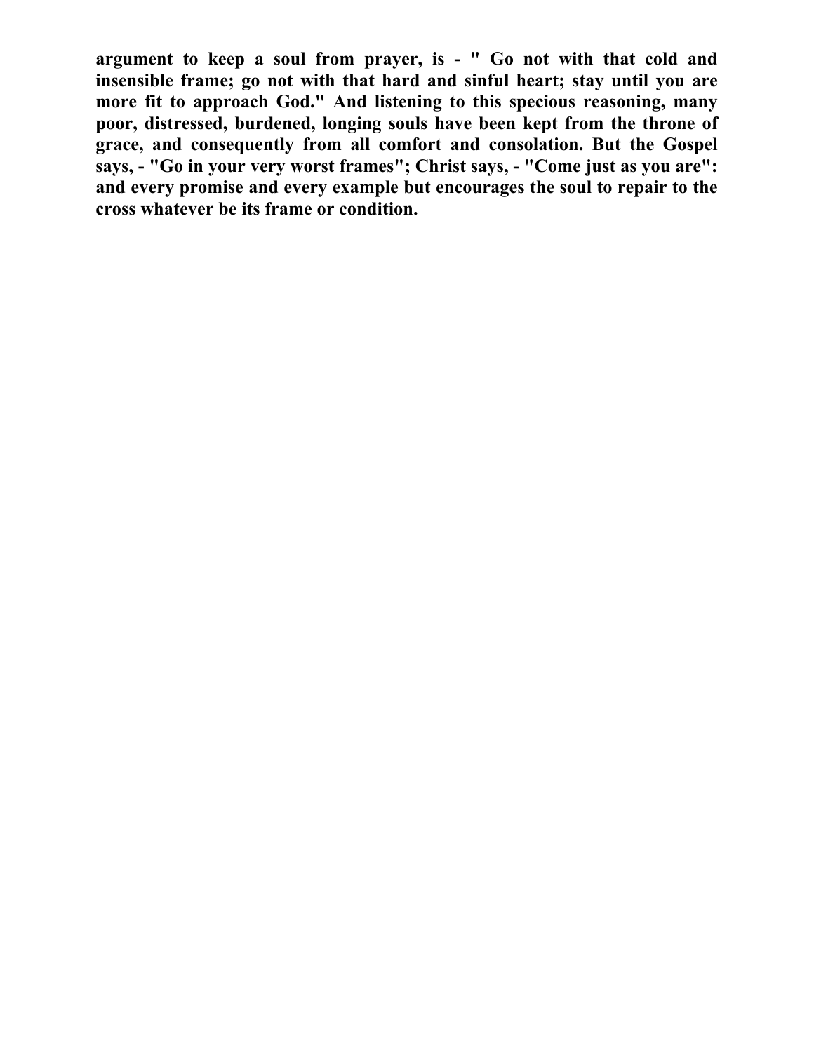**argument to keep a soul from prayer, is - " Go not with that cold and insensible frame; go not with that hard and sinful heart; stay until you are more fit to approach God." And listening to this specious reasoning, many poor, distressed, burdened, longing souls have been kept from the throne of grace, and consequently from all comfort and consolation. But the Gospel says, - "Go in your very worst frames"; Christ says, - "Come just as you are": and every promise and every example but encourages the soul to repair to the cross whatever be its frame or condition.**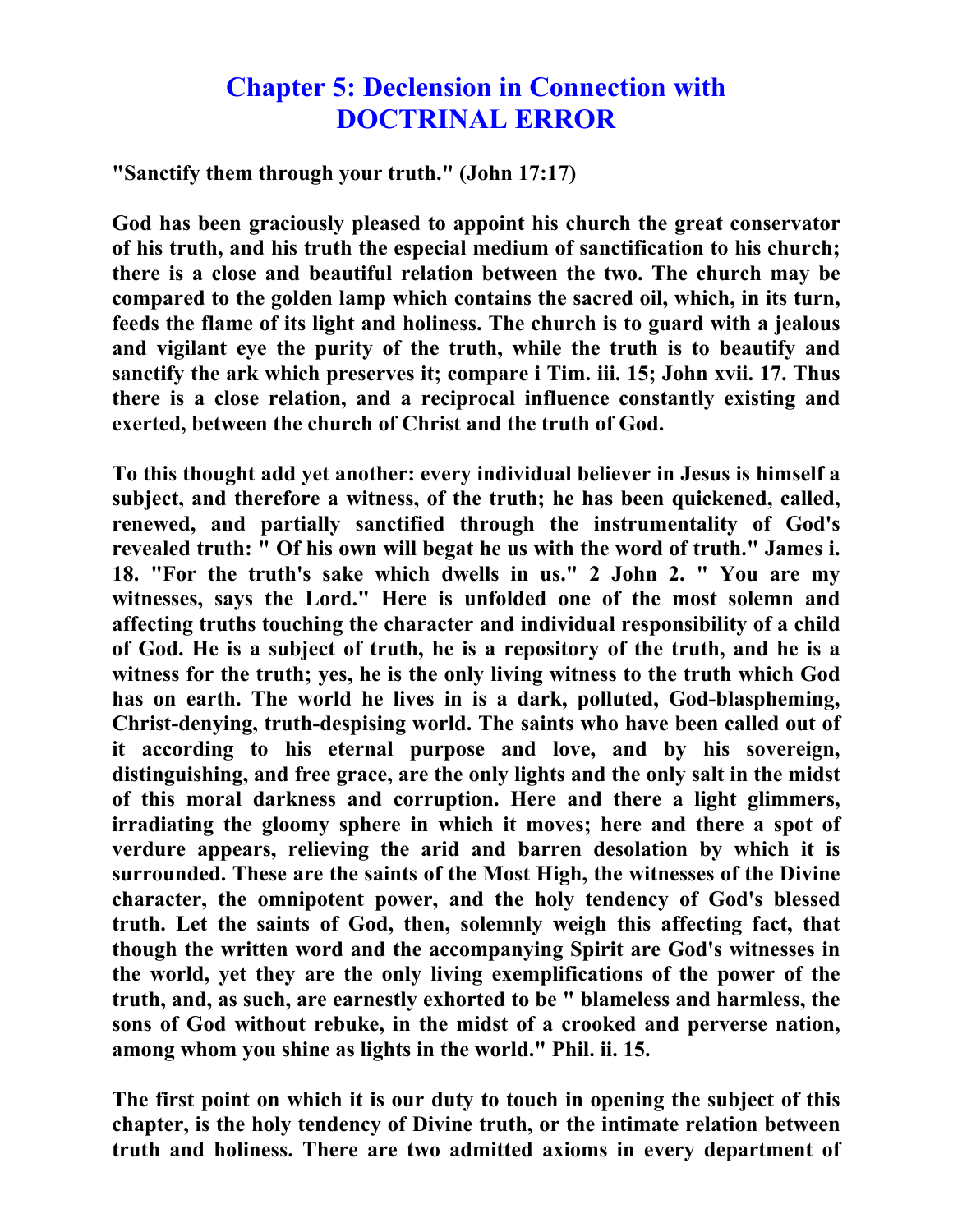# Chapter 5: Declension in Connection with DOCTRINAL ERROR

**"Sanctify them through your truth." (John 17:17)**

**God has been graciously pleased to appoint his church the great conservator of his truth, and his truth the especial medium of sanctification to his church; there is a close and beautiful relation between the two. The church may be compared to the golden lamp which contains the sacred oil, which, in its turn, feeds the flame of its light and holiness. The church is to guard with a jealous and vigilant eye the purity of the truth, while the truth is to beautify and sanctify the ark which preserves it; compare i Tim. iii. 15; John xvii. 17. Thus there is a close relation, and a reciprocal influence constantly existing and exerted, between the church of Christ and the truth of God.**

**To this thought add yet another: every individual believer in Jesus is himself a subject, and therefore a witness, of the truth; he has been quickened, called, renewed, and partially sanctified through the instrumentality of God's revealed truth: " Of his own will begat he us with the word of truth." James i. 18. "For the truth's sake which dwells in us." 2 John 2. " You are my witnesses, says the Lord." Here is unfolded one of the most solemn and affecting truths touching the character and individual responsibility of a child of God. He is a subject of truth, he is a repository of the truth, and he is a witness for the truth; yes, he is the only living witness to the truth which God has on earth. The world he lives in is a dark, polluted, God-blaspheming, Christ-denying, truth-despising world. The saints who have been called out of it according to his eternal purpose and love, and by his sovereign, distinguishing, and free grace, are the only lights and the only salt in the midst of this moral darkness and corruption. Here and there a light glimmers, irradiating the gloomy sphere in which it moves; here and there a spot of verdure appears, relieving the arid and barren desolation by which it is surrounded. These are the saints of the Most High, the witnesses of the Divine character, the omnipotent power, and the holy tendency of God's blessed truth. Let the saints of God, then, solemnly weigh this affecting fact, that though the written word and the accompanying Spirit are God's witnesses in the world, yet they are the only living exemplifications of the power of the truth, and, as such, are earnestly exhorted to be " blameless and harmless, the sons of God without rebuke, in the midst of a crooked and perverse nation, among whom you shine as lights in the world." Phil. ii. 15.**

**The first point on which it is our duty to touch in opening the subject of this chapter, is the holy tendency of Divine truth, or the intimate relation between truth and holiness. There are two admitted axioms in every department of**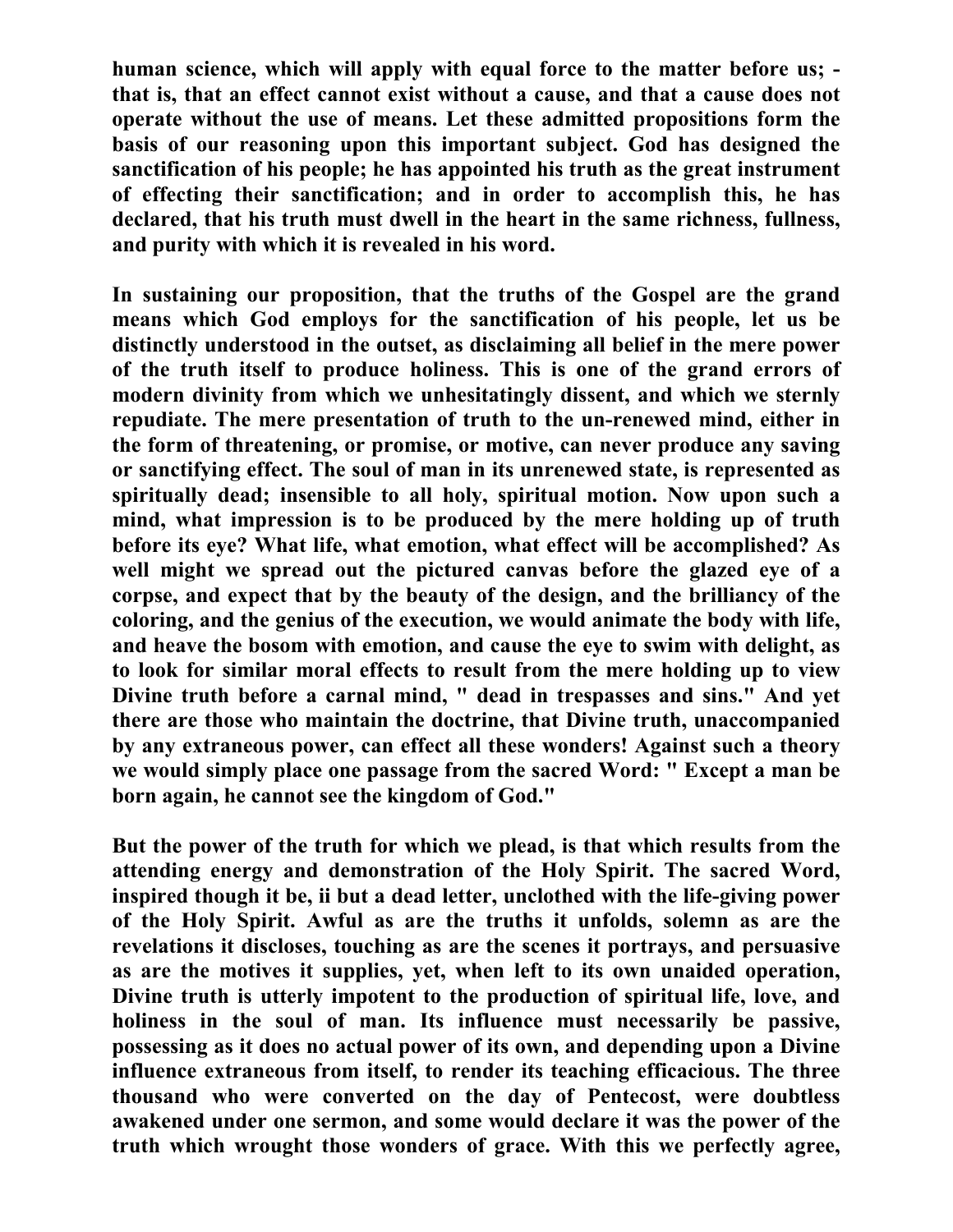human science, which will apply with equal force to the matter before us; - that is, that an effect cannot exist without a cause, and that a cause does not operate without the use of means. Let these admitted propositions form the basis of our reasoning upon this important subject. God has designed the sanctification of his people; he has appointed his truth as the great instrument of effecting their sanctification; and in order to accomplish this, he has declared, that his truth must dwell in the heart in the same richness, fullness, and purity with which it is revealed in his word.

In sustaining our proposition, that the truths of the Gospel are the grand means which God employs for the sanctification of his people, let us be distinctly understood in the outset, as disclaiming all belief in the mere power of the truth itself to produce holiness. This is one of the grand errors of modern divinity from which we unhesitatingly dissent, and which we sternly repudiate. The mere presentation of truth to the un-renewed mind, either in the form of threatening, or promise, or motive, can never produce any saving or sanctifying effect. The soul of man in its unrenewed state, is represented as spiritually dead; insensible to all holy, spiritual motion. Now upon such a mind, what impression is to be produced by the mere holding up of truth before its eye? What life, what emotion, what effect will be accomplished? As well might we spread out the pictured canvas before the glazed eye of a corpse, and expect that by the beauty of the design, and the brilliancy of the coloring, and the genius of the execution, we would animate the body with life, and heave the bosom with emotion, and cause the eye to swim with delight, as to look for similar moral effects to result from the mere holding up to view Divine truth before a carnal mind, " dead in trespasses and sins." And yet there are those who maintain the doctrine, that Divine truth, unaccompanied by any extraneous power, can effect all these wonders! Against such a theory we would simply place one passage from the sacred Word: " Except a man be born again, he cannot see the kingdom of God."

But the power of the truth for which we plead, is that which results from the attending energy and demonstration of the Holy Spirit. The sacred Word, inspired though it be, ii but a dead letter, unclothed with the life-giving power of the Holy Spirit. Awful as are the truths it unfolds, solemn as are the revelations it discloses, touching as are the scenes it portrays, and persuasive as are the motives it supplies, yet, when left to its own unaided operation, Divine truth is utterly impotent to the production of spiritual life, love, and holiness in the soul of man. Its influence must necessarily be passive, possessing as it does no actual power of its own, and depending upon a Divine influence extraneous from itself, to render its teaching efficacious. The three thousand who were converted on the day of Pentecost, were doubtless awakened under one sermon, and some would declare it was the power of the truth which wrought those wonders of grace. With this we perfectly agree,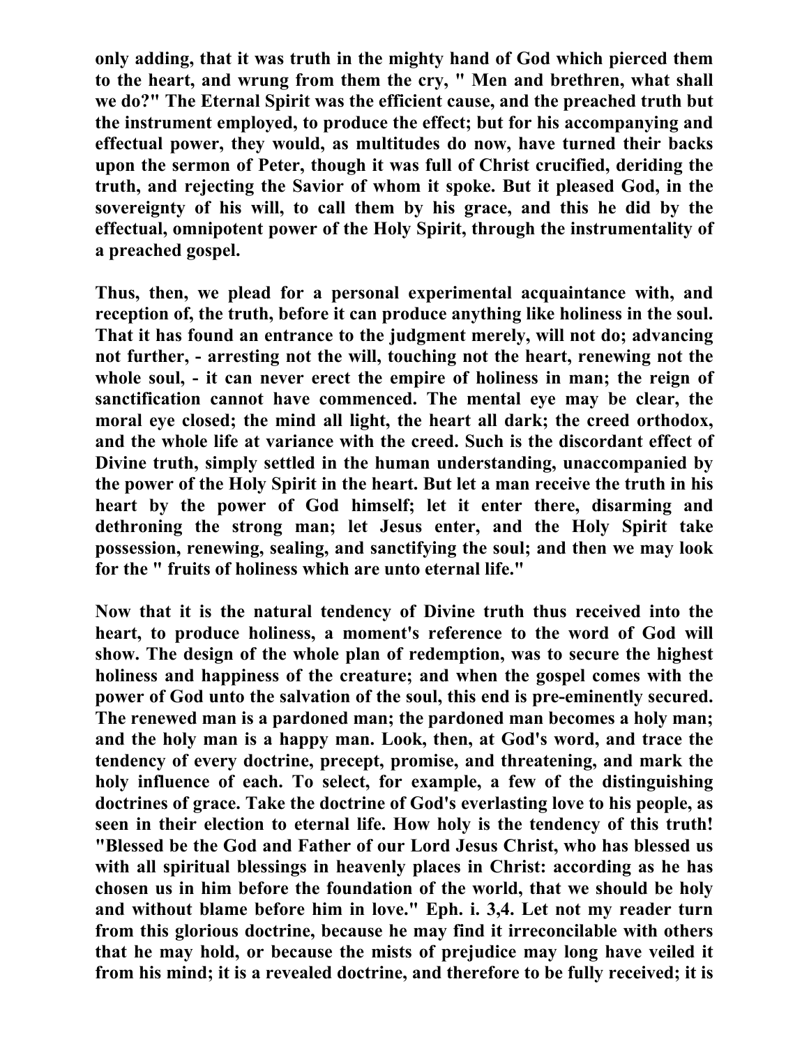only adding, that it was truth in the mighty hand of God which pierced them to the heart, and wrung from them the cry, " Men and brethren, what shall we do?" The Eternal Spirit was the efficient cause, and the preached truth but the instrument employed, to produce the effect; but for his accompanying and effectual power, they would, as multitudes do now, have turned their backs upon the sermon of Peter, though it was full of Christ crucified, deriding the truth, and rejecting the Savior of whom it spoke. But it pleased God, in the sovereignty of his will, to call them by his grace, and this he did by the effectual, omnipotent power of the Holy Spirit, through the instrumentality of a preached gospel.

Thus, then, we plead for a personal experimental acquaintance with, and reception of, the truth, before it can produce anything like holiness in the soul. That it has found an entrance to the judgment merely, will not do; advancing not further, - arresting not the will, touching not the heart, renewing not the whole soul, - it can never erect the empire of holiness in man; the reign of sanctification cannot have commenced. The mental eye may be clear, the moral eye closed; the mind all light, the heart all dark; the creed orthodox, and the whole life at variance with the creed. Such is the discordant effect of Divine truth, simply settled in the human understanding, unaccompanied by the power of the Holy Spirit in the heart. But let a man receive the truth in his heart by the power of God himself; let it enter there, disarming and dethroning the strong man; let Jesus enter, and the Holy Spirit take possession, renewing, sealing, and sanctifying the soul; and then we may look for the " fruits of holiness which are unto eternal life."

Now that it is the natural tendency of Divine truth thus received into the heart, to produce holiness, a moment's reference to the word of God will show. The design of the whole plan of redemption, was to secure the highest holiness and happiness of the creature; and when the gospel comes with the power of God unto the salvation of the soul, this end is pre-eminently secured. The renewed man is a pardoned man; the pardoned man becomes a holy man; and the holy man is a happy man. Look, then, at God's word, and trace the tendency of every doctrine, precept, promise, and threatening, and mark the holy influence of each. To select, for example, a few of the distinguishing doctrines of grace. Take the doctrine of God's everlasting love to his people, as seen in their election to eternal life. How holy is the tendency of this truth! "Blessed be the God and Father of our Lord Jesus Christ, who has blessed us with all spiritual blessings in heavenly places in Christ: according as he has chosen us in him before the foundation of the world, that we should be holy and without blame before him in love." Eph. i. 3,4. Let not my reader turn from this glorious doctrine, because he may find it irreconcilable with others that he may hold, or because the mists of prejudice may long have veiled it from his mind; it is a revealed doctrine, and therefore to be fully received; it is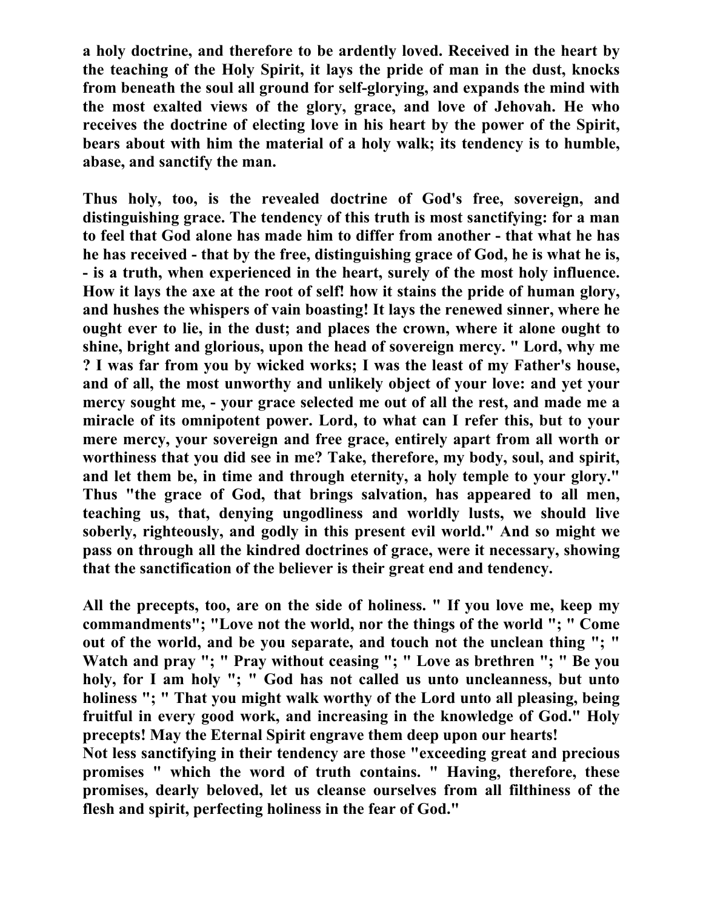a holy doctrine, and therefore to be ardently loved. Received in the heart by the teaching of the Holy Spirit, it lays the pride of man in the dust, knocks from beneath the soul all ground for self-glorying, and expands the mind with the most exalted views of the glory, grace, and love of Jehovah. He who receives the doctrine of electing love in his heart by the power of the Spirit, bears about with him the material of a holy walk; its tendency is to humble, abase, and sanctify the man.

Thus holy, too, is the revealed doctrine of God's free, sovereign, and distinguishing grace. The tendency of this truth is most sanctifying: for a man to feel that God alone has made him to differ from another - that what he has he has received - that by the free, distinguishing grace of God, he is what he is, - is a truth, when experienced in the heart, surely of the most holy influence. How it lays the axe at the root of self! how it stains the pride of human glory, and hushes the whispers of vain boasting! It lays the renewed sinner, where he ought ever to lie, in the dust; and places the crown, where it alone ought to shine, bright and glorious, upon the head of sovereign mercy. " Lord, why me ? I was far from you by wicked works; I was the least of my Father's house, and of all, the most unworthy and unlikely object of your love: and yet your mercy sought me, - your grace selected me out of all the rest, and made me a miracle of its omnipotent power. Lord, to what can I refer this, but to your mere mercy, your sovereign and free grace, entirely apart from all worth or worthiness that you did see in me? Take, therefore, my body, soul, and spirit, and let them be, in time and through eternity, a holy temple to your glory." Thus "the grace of God, that brings salvation, has appeared to all men, teaching us, that, denying ungodliness and worldly lusts, we should live soberly, righteously, and godly in this present evil world." And so might we pass on through all the kindred doctrines of grace, were it necessary, showing that the sanctification of the believer is their great end and tendency.

All the precepts, too, are on the side of holiness. " If you love me, keep my commandments"; "Love not the world, nor the things of the world "; " Come out of the world, and be you separate, and touch not the unclean thing "; " Watch and pray "; " Pray without ceasing "; " Love as brethren "; " Be you holy, for I am holy "; " God has not called us unto uncleanness, but unto holiness "; " That you might walk worthy of the Lord unto all pleasing, being fruitful in every good work, and increasing in the knowledge of God." Holy precepts! May the Eternal Spirit engrave them deep upon our hearts!

Not less sanctifying in their tendency are those "exceeding great and precious promises " which the word of truth contains. " Having, therefore, these promises, dearly beloved, let us cleanse ourselves from all filthiness of the flesh and spirit, perfecting holiness in the fear of God."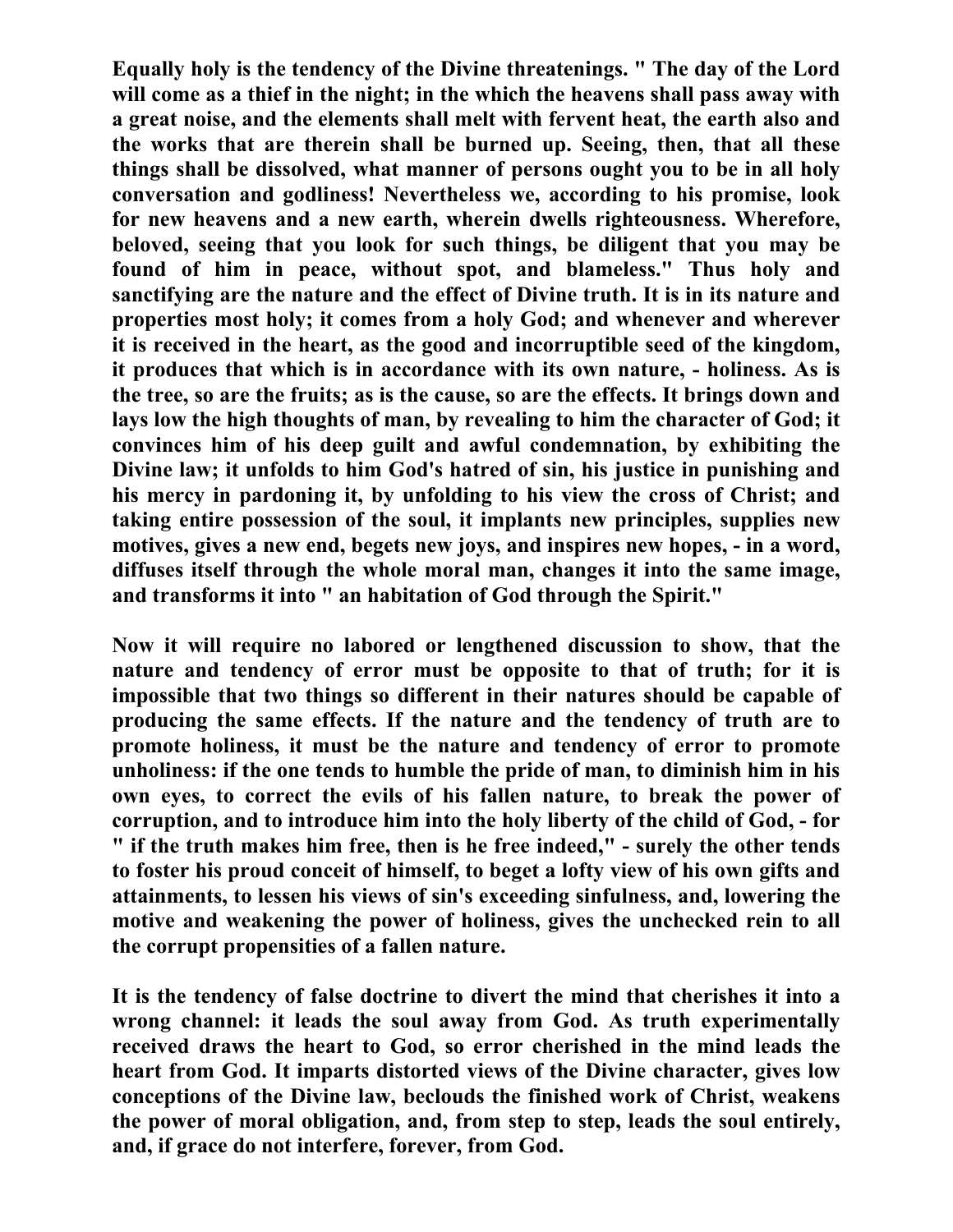Equally holy is the tendency of the Divine threatenings. " The day of the Lord will come as a thief in the night; in the which the heavens shall pass away with a great noise, and the elements shall melt with fervent heat, the earth also and the works that are therein shall be burned up. Seeing, then, that all these things shall be dissolved, what manner of persons ought you to be in all holy conversation and godliness! Nevertheless we, according to his promise, look for new heavens and a new earth, wherein dwells righteousness. Wherefore, beloved, seeing that you look for such things, be diligent that you may be found of him in peace, without spot, and blameless." Thus holy and sanctifying are the nature and the effect of Divine truth. It is in its nature and properties most holy; it comes from a holy God; and whenever and wherever it is received in the heart, as the good and incorruptible seed of the kingdom, it produces that which is in accordance with its own nature, - holiness. As is the tree, so are the fruits; as is the cause, so are the effects. It brings down and lays low the high thoughts of man, by revealing to him the character of God; it convinces him of his deep guilt and awful condemnation, by exhibiting the Divine law; it unfolds to him God's hatred of sin, his justice in punishing and his mercy in pardoning it, by unfolding to his view the cross of Christ; and taking entire possession of the soul, it implants new principles, supplies new motives, gives a new end, begets new joys, and inspires new hopes, - in a word, diffuses itself through the whole moral man, changes it into the same image, and transforms it into " an habitation of God through the Spirit."

Now it will require no labored or lengthened discussion to show, that the nature and tendency of error must be opposite to that of truth; for it is impossible that two things so different in their natures should be capable of producing the same effects. If the nature and the tendency of truth are to promote holiness, it must be the nature and tendency of error to promote unholiness: if the one tends to humble the pride of man, to diminish him in his own eyes, to correct the evils of his fallen nature, to break the power of corruption, and to introduce him into the holy liberty of the child of God, - for " if the truth makes him free, then is he free indeed," - surely the other tends to foster his proud conceit of himself, to beget a lofty view of his own gifts and attainments, to lessen his views of sin's exceeding sinfulness, and, lowering the motive and weakening the power of holiness, gives the unchecked rein to all the corrupt propensities of a fallen nature.

It is the tendency of false doctrine to divert the mind that cherishes it into a wrong channel: it leads the soul away from God. As truth experimentally received draws the heart to God, so error cherished in the mind leads the heart from God. It imparts distorted views of the Divine character, gives low conceptions of the Divine law, beclouds the finished work of Christ, weakens the power of moral obligation, and, from step to step, leads the soul entirely, and, if grace do not interfere, forever, from God.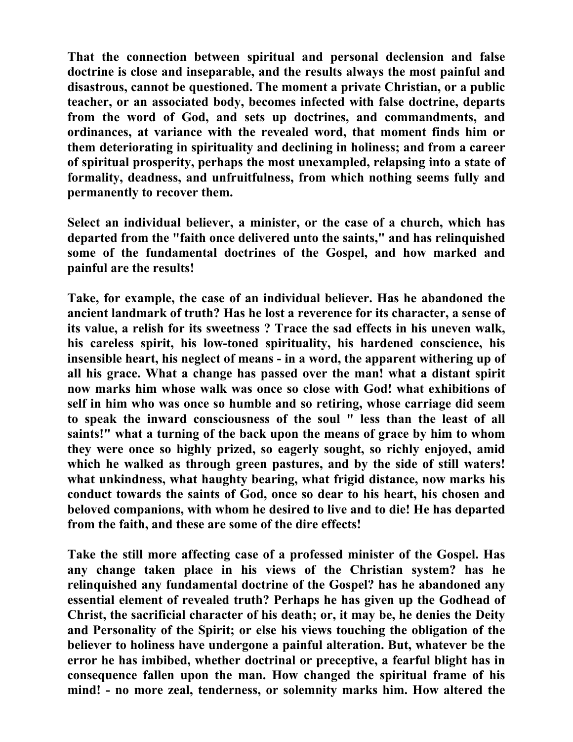That the connection between spiritual and personal declension and false doctrine is close and inseparable, and the results always the most painful and disastrous, cannot be questioned. The moment a private Christian, or a public teacher, or an associated body, becomes infected with false doctrine, departs from the word of God, and sets up doctrines, and commandments, and ordinances, at variance with the revealed word, that moment finds him or them deteriorating in spirituality and declining in holiness; and from a career of spiritual prosperity, perhaps the most unexampled, relapsing into a state of formality, deadness, and unfruitfulness, from which nothing seems fully and permanently to recover them.

Select an individual believer, a minister, or the case of a church, which has departed from the "faith once delivered unto the saints," and has relinquished some of the fundamental doctrines of the Gospel, and how marked and painful are the results!

Take, for example, the case of an individual believer. Has he abandoned the ancient landmark of truth? Has he lost a reverence for its character, a sense of its value, a relish for its sweetness ? Trace the sad effects in his uneven walk, his careless spirit, his low-toned spirituality, his hardened conscience, his insensible heart, his neglect of means - in a word, the apparent withering up of all his grace. What a change has passed over the man! what a distant spirit now marks him whose walk was once so close with God! what exhibitions of self in him who was once so humble and so retiring, whose carriage did seem to speak the inward consciousness of the soul " less than the least of all saints!" what a turning of the back upon the means of grace by him to whom they were once so highly prized, so eagerly sought, so richly enjoyed, amid which he walked as through green pastures, and by the side of still waters! what unkindness, what haughty bearing, what frigid distance, now marks his conduct towards the saints of God, once so dear to his heart, his chosen and beloved companions, with whom he desired to live and to die! He has departed from the faith, and these are some of the dire effects!

Take the still more affecting case of a professed minister of the Gospel. Has any change taken place in his views of the Christian system? has he relinquished any fundamental doctrine of the Gospel? has he abandoned any essential element of revealed truth? Perhaps he has given up the Godhead of Christ, the sacrificial character of his death; or, it may be, he denies the Deity and Personality of the Spirit; or else his views touching the obligation of the believer to holiness have undergone a painful alteration. But, whatever be the error he has imbibed, whether doctrinal or preceptive, a fearful blight has in consequence fallen upon the man. How changed the spiritual frame of his mind! - no more zeal, tenderness, or solemnity marks him. How altered the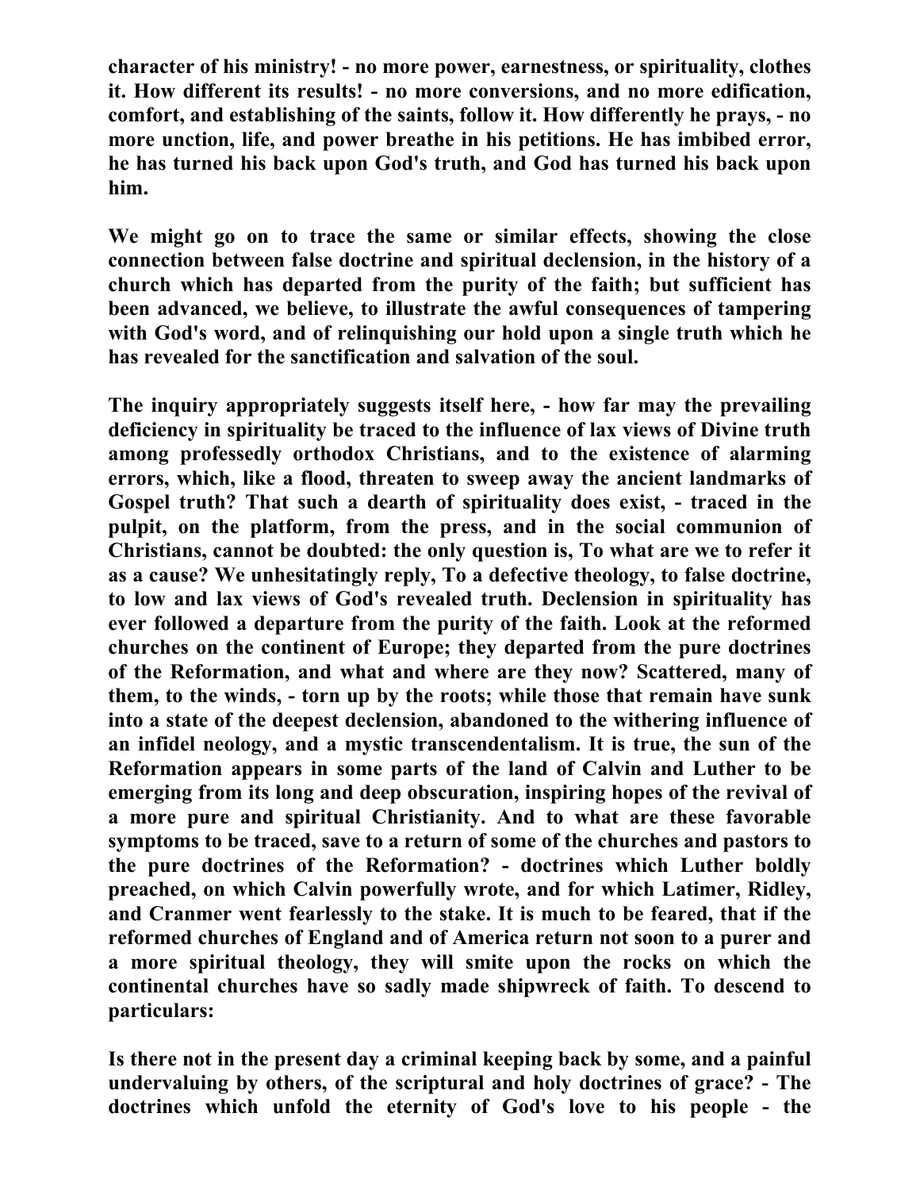**character of his ministry! - no more power, earnestness, or spirituality, clothes it. How different its results! - no more conversions, and no more edification, comfort, and establishing of the saints, follow it. How differently he prays, - no more unction, life, and power breathe in his petitions. He has imbibed error, he has turned his back upon God's truth, and God has turned his back upon him.**

**We might go on to trace the same or similar effects, showing the close connection between false doctrine and spiritual declension, in the history of a church which has departed from the purity of the faith; but sufficient has been advanced, we believe, to illustrate the awful consequences of tampering with God's word, and of relinquishing our hold upon a single truth which he has revealed for the sanctification and salvation of the soul.**

**The inquiry appropriately suggests itself here, - how far may the prevailing deficiency in spirituality be traced to the influence of lax views of Divine truth among professedly orthodox Christians, and to the existence of alarming errors, which, like a flood, threaten to sweep away the ancient landmarks of Gospel truth? That such a dearth of spirituality does exist, - traced in the pulpit, on the platform, from the press, and in the social communion of Christians, cannot be doubted: the only question is, To what are we to refer it as a cause? We unhesitatingly reply, To a defective theology, to false doctrine, to low and lax views of God's revealed truth. Declension in spirituality has ever followed a departure from the purity of the faith. Look at the reformed churches on the continent of Europe; they departed from the pure doctrines of the Reformation, and what and where are they now? Scattered, many of them, to the winds, - torn up by the roots; while those that remain have sunk into a state of the deepest declension, abandoned to the withering influence of an infidel neology, and a mystic transcendentalism. It is true, the sun of the Reformation appears in some parts of the land of Calvin and Luther to be emerging from its long and deep obscuration, inspiring hopes of the revival of a more pure and spiritual Christianity. And to what are these favorable symptoms to be traced, save to a return of some of the churches and pastors to the pure doctrines of the Reformation? - doctrines which Luther boldly preached, on which Calvin powerfully wrote, and for which Latimer, Ridley, and Cranmer went fearlessly to the stake. It is much to be feared, that if the reformed churches of England and of America return not soon to a purer and a more spiritual theology, they will smite upon the rocks on which the continental churches have so sadly made shipwreck of faith. To descend to particulars:**

**Is there not in the present day a criminal keeping back by some, and a painful undervaluing by others, of the scriptural and holy doctrines of grace? - The doctrines which unfold the eternity of God's love to his people - the**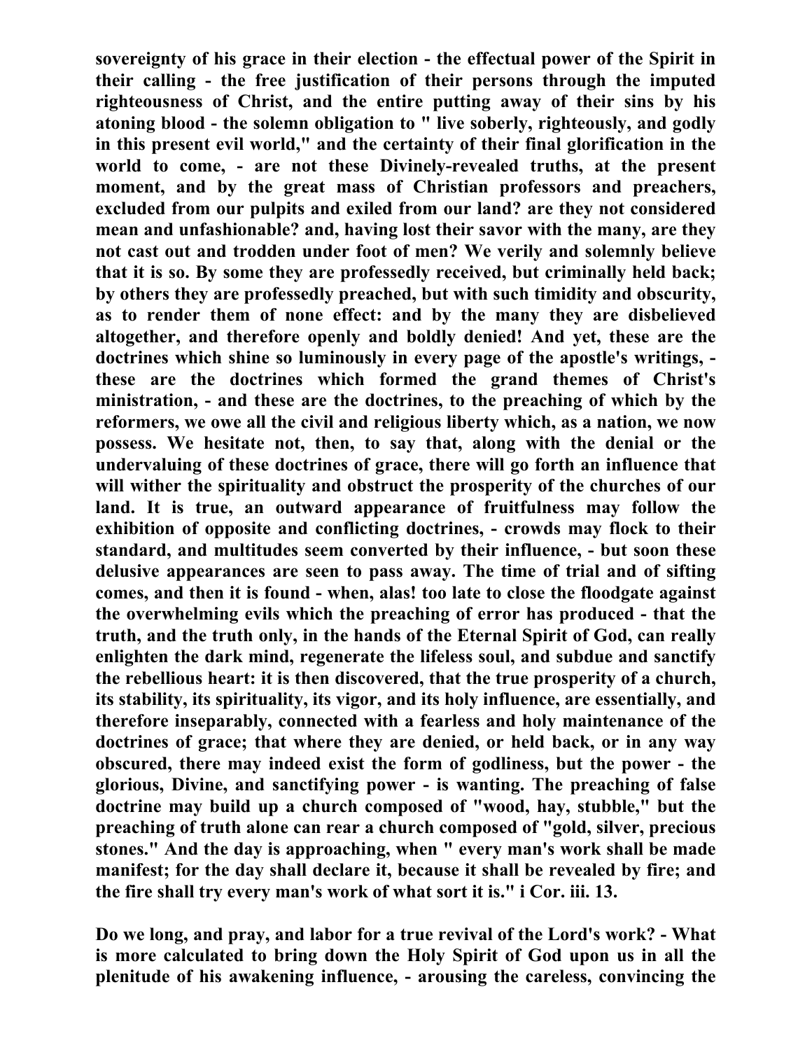sovereignty of his grace in their election - the effectual power of the Spirit in their calling - the free justification of their persons through the imputed righteousness of Christ, and the entire putting away of their sins by his atoning blood - the solemn obligation to " live soberly, righteously, and godly in this present evil world," and the certainty of their final glorification in the world to come, - are not these Divinely-revealed truths, at the present moment, and by the great mass of Christian professors and preachers, excluded from our pulpits and exiled from our land? are they not considered mean and unfashionable? and, having lost their savor with the many, are they not cast out and trodden under foot of men? We verily and solemnly believe that it is so. By some they are professedly received, but criminally held back; by others they are professedly preached, but with such timidity and obscurity, as to render them of none effect: and by the many they are disbelieved altogether, and therefore openly and boldly denied! And yet, these are the doctrines which shine so luminously in every page of the apostle's writings, - these are the doctrines which formed the grand themes of Christ's ministration, - and these are the doctrines, to the preaching of which by the reformers, we owe all the civil and religious liberty which, as a nation, we now possess. We hesitate not, then, to say that, along with the denial or the undervaluing of these doctrines of grace, there will go forth an influence that will wither the spirituality and obstruct the prosperity of the churches of our land. It is true, an outward appearance of fruitfulness may follow the exhibition of opposite and conflicting doctrines, - crowds may flock to their standard, and multitudes seem converted by their influence, - but soon these delusive appearances are seen to pass away. The time of trial and of sifting comes, and then it is found - when, alas! too late to close the floodgate against the overwhelming evils which the preaching of error has produced - that the truth, and the truth only, in the hands of the Eternal Spirit of God, can really enlighten the dark mind, regenerate the lifeless soul, and subdue and sanctify the rebellious heart: it is then discovered, that the true prosperity of a church, its stability, its spirituality, its vigor, and its holy influence, are essentially, and therefore inseparably, connected with a fearless and holy maintenance of the doctrines of grace; that where they are denied, or held back, or in any way obscured, there may indeed exist the form of godliness, but the power - the glorious, Divine, and sanctifying power - is wanting. The preaching of false doctrine may build up a church composed of "wood, hay, stubble," but the preaching of truth alone can rear a church composed of "gold, silver, precious stones." And the day is approaching, when " every man's work shall be made manifest; for the day shall declare it, because it shall be revealed by fire; and the fire shall try every man's work of what sort it is." i Cor. iii. 13.

Do we long, and pray, and labor for a true revival of the Lord's work? - What is more calculated to bring down the Holy Spirit of God upon us in all the plenitude of his awakening influence, - arousing the careless, convincing the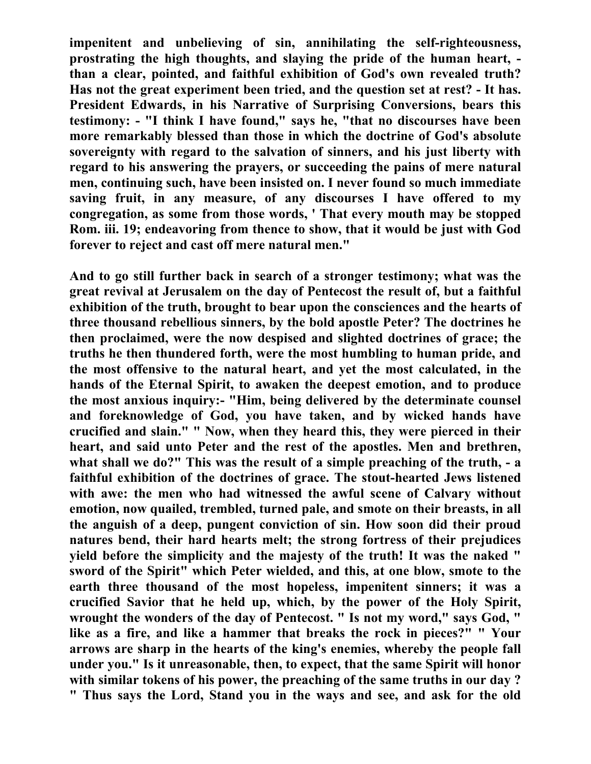**impenitent and unbelieving of sin, annihilating the self-righteousness, prostrating the high thoughts, and slaying the pride of the human heart, - than a clear, pointed, and faithful exhibition of God's own revealed truth? Has not the great experiment been tried, and the question set at rest? - It has. President Edwards, in his Narrative of Surprising Conversions, bears this testimony: - "I think I have found," says he, "that no discourses have been more remarkably blessed than those in which the doctrine of God's absolute sovereignty with regard to the salvation of sinners, and his just liberty with regard to his answering the prayers, or succeeding the pains of mere natural men, continuing such, have been insisted on. I never found so much immediate saving fruit, in any measure, of any discourses I have offered to my congregation, as some from those words, ' That every mouth may be stopped Rom. iii. 19; endeavoring from thence to show, that it would be just with God forever to reject and cast off mere natural men."**

**And to go still further back in search of a stronger testimony; what was the great revival at Jerusalem on the day of Pentecost the result of, but a faithful exhibition of the truth, brought to bear upon the consciences and the hearts of three thousand rebellious sinners, by the bold apostle Peter? The doctrines he then proclaimed, were the now despised and slighted doctrines of grace; the truths he then thundered forth, were the most humbling to human pride, and the most offensive to the natural heart, and yet the most calculated, in the hands of the Eternal Spirit, to awaken the deepest emotion, and to produce the most anxious inquiry:- "Him, being delivered by the determinate counsel and foreknowledge of God, you have taken, and by wicked hands have crucified and slain." " Now, when they heard this, they were pierced in their heart, and said unto Peter and the rest of the apostles. Men and brethren, what shall we do?" This was the result of a simple preaching of the truth, - a faithful exhibition of the doctrines of grace. The stout-hearted Jews listened with awe: the men who had witnessed the awful scene of Calvary without emotion, now quailed, trembled, turned pale, and smote on their breasts, in all the anguish of a deep, pungent conviction of sin. How soon did their proud natures bend, their hard hearts melt; the strong fortress of their prejudices yield before the simplicity and the majesty of the truth! It was the naked " sword of the Spirit" which Peter wielded, and this, at one blow, smote to the earth three thousand of the most hopeless, impenitent sinners; it was a crucified Savior that he held up, which, by the power of the Holy Spirit, wrought the wonders of the day of Pentecost. " Is not my word," says God, " like as a fire, and like a hammer that breaks the rock in pieces?" " Your arrows are sharp in the hearts of the king's enemies, whereby the people fall under you." Is it unreasonable, then, to expect, that the same Spirit will honor with similar tokens of his power, the preaching of the same truths in our day ? " Thus says the Lord, Stand you in the ways and see, and ask for the old**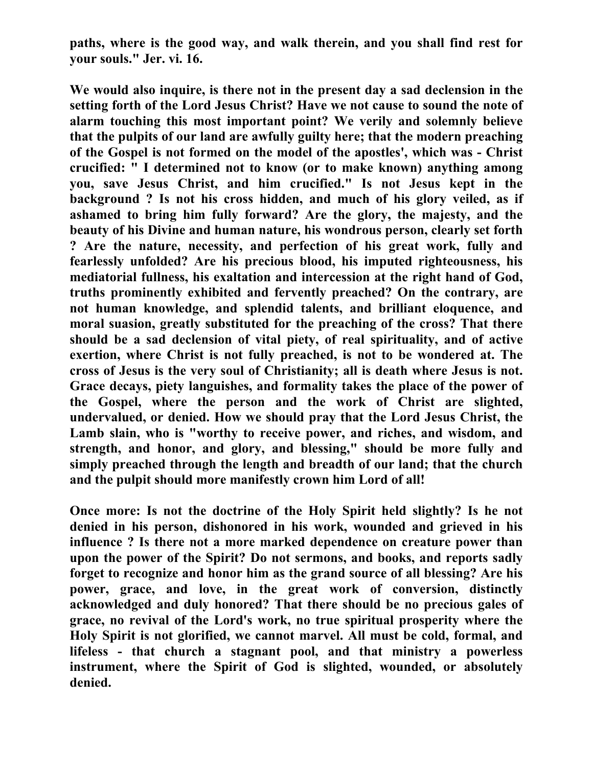paths, where is the good way, and walk therein, and you shall find rest for your souls." Jer. vi. 16.

We would also inquire, is there not in the present day a sad declension in the setting forth of the Lord Jesus Christ? Have we not cause to sound the note of alarm touching this most important point? We verily and solemnly believe that the pulpits of our land are awfully guilty here; that the modern preaching of the Gospel is not formed on the model of the apostles', which was - Christ crucified: " I determined not to know (or to make known) anything among you, save Jesus Christ, and him crucified." Is not Jesus kept in the background ? Is not his cross hidden, and much of his glory veiled, as if ashamed to bring him fully forward? Are the glory, the majesty, and the beauty of his Divine and human nature, his wondrous person, clearly set forth ? Are the nature, necessity, and perfection of his great work, fully and fearlessly unfolded? Are his precious blood, his imputed righteousness, his mediatorial fullness, his exaltation and intercession at the right hand of God, truths prominently exhibited and fervently preached? On the contrary, are not human knowledge, and splendid talents, and brilliant eloquence, and moral suasion, greatly substituted for the preaching of the cross? That there should be a sad declension of vital piety, of real spirituality, and of active exertion, where Christ is not fully preached, is not to be wondered at. The cross of Jesus is the very soul of Christianity; all is death where Jesus is not. Grace decays, piety languishes, and formality takes the place of the power of the Gospel, where the person and the work of Christ are slighted, undervalued, or denied. How we should pray that the Lord Jesus Christ, the Lamb slain, who is "worthy to receive power, and riches, and wisdom, and strength, and honor, and glory, and blessing," should be more fully and simply preached through the length and breadth of our land; that the church and the pulpit should more manifestly crown him Lord of all!

Once more: Is not the doctrine of the Holy Spirit held slightly? Is he not denied in his person, dishonored in his work, wounded and grieved in his influence ? Is there not a more marked dependence on creature power than upon the power of the Spirit? Do not sermons, and books, and reports sadly forget to recognize and honor him as the grand source of all blessing? Are his power, grace, and love, in the great work of conversion, distinctly acknowledged and duly honored? That there should be no precious gales of grace, no revival of the Lord's work, no true spiritual prosperity where the Holy Spirit is not glorified, we cannot marvel. All must be cold, formal, and lifeless - that church a stagnant pool, and that ministry a powerless instrument, where the Spirit of God is slighted, wounded, or absolutely denied.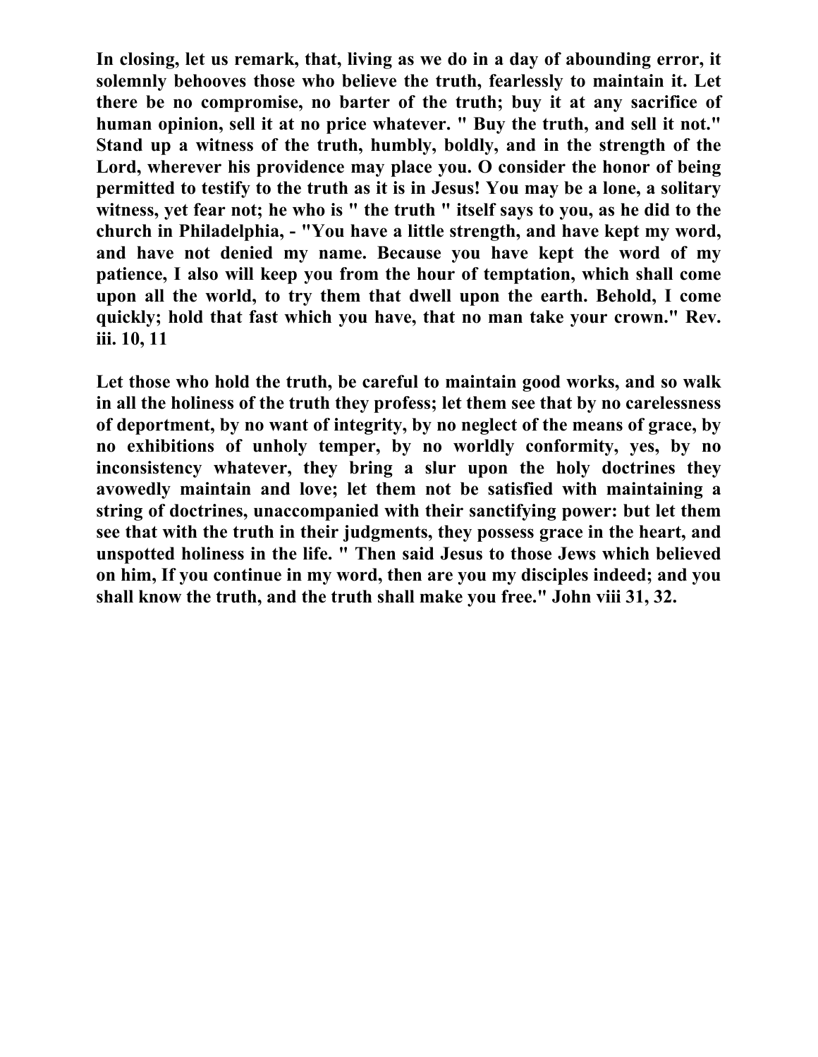**In closing, let us remark, that, living as we do in a day of abounding error, it solemnly behooves those who believe the truth, fearlessly to maintain it. Let there be no compromise, no barter of the truth; buy it at any sacrifice of human opinion, sell it at no price whatever. " Buy the truth, and sell it not." Stand up a witness of the truth, humbly, boldly, and in the strength of the Lord, wherever his providence may place you. O consider the honor of being permitted to testify to the truth as it is in Jesus! You may be a lone, a solitary witness, yet fear not; he who is " the truth " itself says to you, as he did to the church in Philadelphia, - "You have a little strength, and have kept my word, and have not denied my name. Because you have kept the word of my patience, I also will keep you from the hour of temptation, which shall come upon all the world, to try them that dwell upon the earth. Behold, I come quickly; hold that fast which you have, that no man take your crown." Rev. iii. 10, 11**

**Let those who hold the truth, be careful to maintain good works, and so walk in all the holiness of the truth they profess; let them see that by no carelessness of deportment, by no want of integrity, by no neglect of the means of grace, by no exhibitions of unholy temper, by no worldly conformity, yes, by no inconsistency whatever, they bring a slur upon the holy doctrines they avowedly maintain and love; let them not be satisfied with maintaining a string of doctrines, unaccompanied with their sanctifying power: but let them see that with the truth in their judgments, they possess grace in the heart, and unspotted holiness in the life. " Then said Jesus to those Jews which believed on him, If you continue in my word, then are you my disciples indeed; and you shall know the truth, and the truth shall make you free." John viii 31, 32.**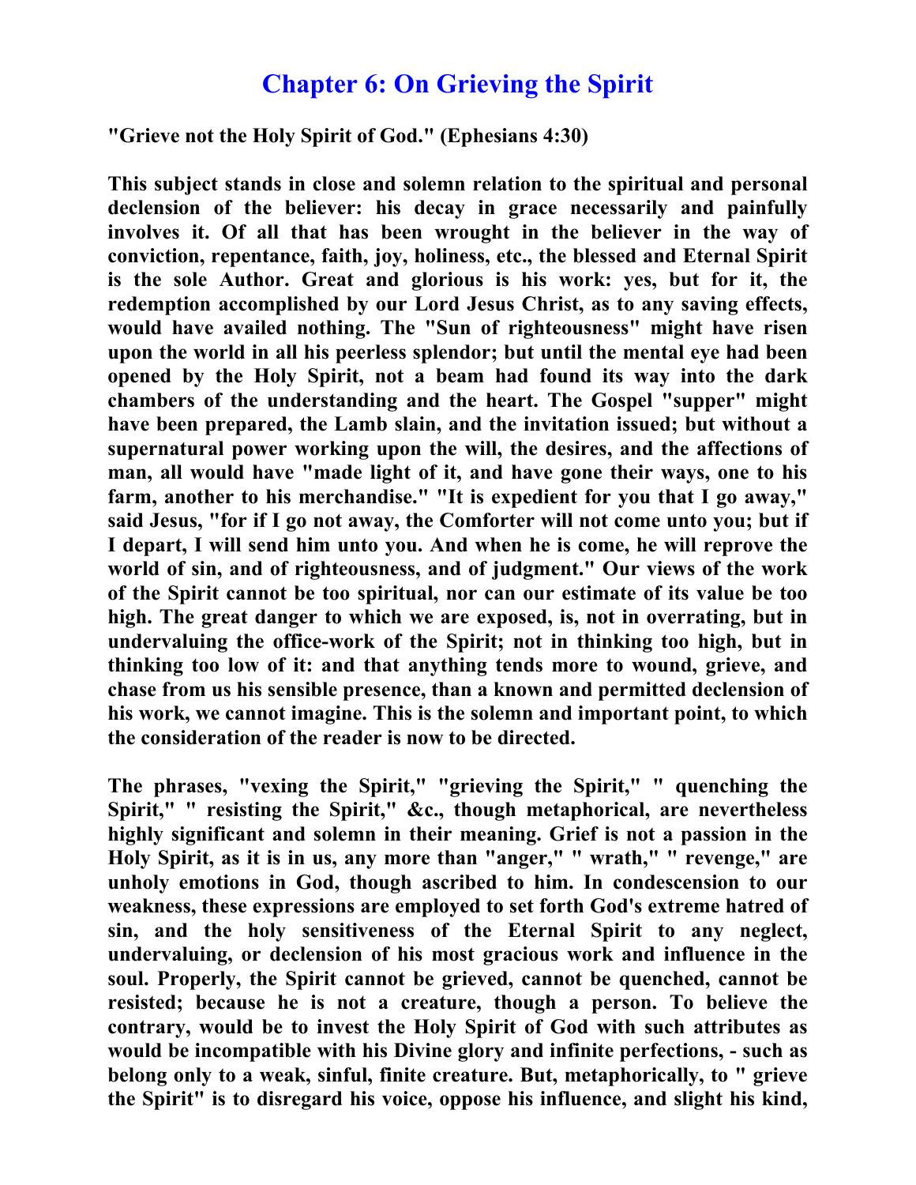# Chapter 6: On Grieving the Spirit

**"Grieve not the Holy Spirit of God." (Ephesians 4:30)**

**This subject stands in close and solemn relation to the spiritual and personal declension of the believer: his decay in grace necessarily and painfully involves it. Of all that has been wrought in the believer in the way of conviction, repentance, faith, joy, holiness, etc., the blessed and Eternal Spirit is the sole Author. Great and glorious is his work: yes, but for it, the redemption accomplished by our Lord Jesus Christ, as to any saving effects, would have availed nothing. The "Sun of righteousness" might have risen upon the world in all his peerless splendor; but until the mental eye had been opened by the Holy Spirit, not a beam had found its way into the dark chambers of the understanding and the heart. The Gospel "supper" might have been prepared, the Lamb slain, and the invitation issued; but without a supernatural power working upon the will, the desires, and the affections of man, all would have "made light of it, and have gone their ways, one to his farm, another to his merchandise." "It is expedient for you that I go away," said Jesus, "for if I go not away, the Comforter will not come unto you; but if I depart, I will send him unto you. And when he is come, he will reprove the world of sin, and of righteousness, and of judgment." Our views of the work of the Spirit cannot be too spiritual, nor can our estimate of its value be too high. The great danger to which we are exposed, is, not in overrating, but in undervaluing the office-work of the Spirit; not in thinking too high, but in thinking too low of it: and that anything tends more to wound, grieve, and chase from us his sensible presence, than a known and permitted declension of his work, we cannot imagine. This is the solemn and important point, to which the consideration of the reader is now to be directed.**

**The phrases, "vexing the Spirit," "grieving the Spirit," " quenching the Spirit," " resisting the Spirit," &c., though metaphorical, are nevertheless highly significant and solemn in their meaning. Grief is not a passion in the Holy Spirit, as it is in us, any more than "anger," " wrath," " revenge," are unholy emotions in God, though ascribed to him. In condescension to our weakness, these expressions are employed to set forth God's extreme hatred of sin, and the holy sensitiveness of the Eternal Spirit to any neglect, undervaluing, or declension of his most gracious work and influence in the soul. Properly, the Spirit cannot be grieved, cannot be quenched, cannot be resisted; because he is not a creature, though a person. To believe the contrary, would be to invest the Holy Spirit of God with such attributes as would be incompatible with his Divine glory and infinite perfections, - such as belong only to a weak, sinful, finite creature. But, metaphorically, to " grieve the Spirit" is to disregard his voice, oppose his influence, and slight his kind,**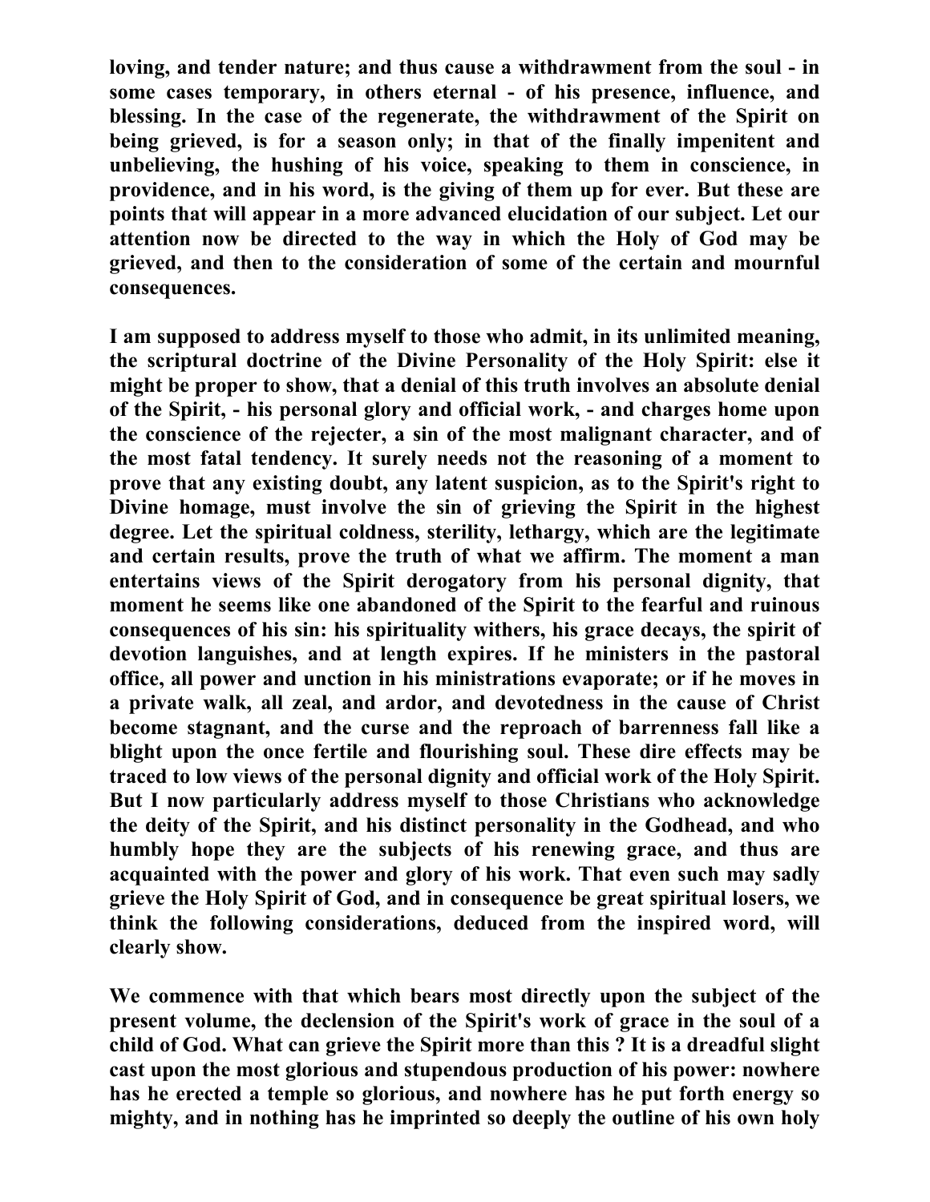loving, and tender nature; and thus cause a withdrawment from the soul - in some cases temporary, in others eternal - of his presence, influence, and blessing. In the case of the regenerate, the withdrawment of the Spirit on being grieved, is for a season only; in that of the finally impenitent and unbelieving, the hushing of his voice, speaking to them in conscience, in providence, and in his word, is the giving of them up for ever. But these are points that will appear in a more advanced elucidation of our subject. Let our attention now be directed to the way in which the Holy of God may be grieved, and then to the consideration of some of the certain and mournful consequences.

I am supposed to address myself to those who admit, in its unlimited meaning, the scriptural doctrine of the Divine Personality of the Holy Spirit: else it might be proper to show, that a denial of this truth involves an absolute denial of the Spirit, - his personal glory and official work, - and charges home upon the conscience of the rejecter, a sin of the most malignant character, and of the most fatal tendency. It surely needs not the reasoning of a moment to prove that any existing doubt, any latent suspicion, as to the Spirit's right to Divine homage, must involve the sin of grieving the Spirit in the highest degree. Let the spiritual coldness, sterility, lethargy, which are the legitimate and certain results, prove the truth of what we affirm. The moment a man entertains views of the Spirit derogatory from his personal dignity, that moment he seems like one abandoned of the Spirit to the fearful and ruinous consequences of his sin: his spirituality withers, his grace decays, the spirit of devotion languishes, and at length expires. If he ministers in the pastoral office, all power and unction in his ministrations evaporate; or if he moves in a private walk, all zeal, and ardor, and devotedness in the cause of Christ become stagnant, and the curse and the reproach of barrenness fall like a blight upon the once fertile and flourishing soul. These dire effects may be traced to low views of the personal dignity and official work of the Holy Spirit. But I now particularly address myself to those Christians who acknowledge the deity of the Spirit, and his distinct personality in the Godhead, and who humbly hope they are the subjects of his renewing grace, and thus are acquainted with the power and glory of his work. That even such may sadly grieve the Holy Spirit of God, and in consequence be great spiritual losers, we think the following considerations, deduced from the inspired word, will clearly show.

We commence with that which bears most directly upon the subject of the present volume, the declension of the Spirit's work of grace in the soul of a child of God. What can grieve the Spirit more than this ? It is a dreadful slight cast upon the most glorious and stupendous production of his power: nowhere has he erected a temple so glorious, and nowhere has he put forth energy so mighty, and in nothing has he imprinted so deeply the outline of his own holy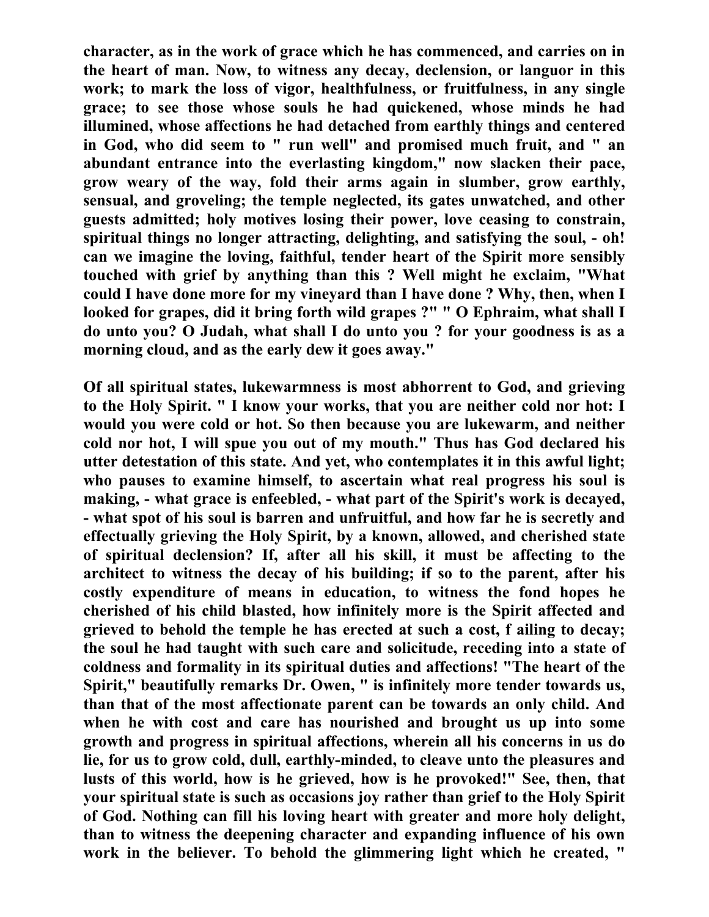character, as in the work of grace which he has commenced, and carries on in the heart of man. Now, to witness any decay, declension, or languor in this work; to mark the loss of vigor, healthfulness, or fruitfulness, in any single grace; to see those whose souls he had quickened, whose minds he had illumined, whose affections he had detached from earthly things and centered in God, who did seem to " run well" and promised much fruit, and " an abundant entrance into the everlasting kingdom," now slacken their pace, grow weary of the way, fold their arms again in slumber, grow earthly, sensual, and groveling; the temple neglected, its gates unwatched, and other guests admitted; holy motives losing their power, love ceasing to constrain, spiritual things no longer attracting, delighting, and satisfying the soul, - oh! can we imagine the loving, faithful, tender heart of the Spirit more sensibly touched with grief by anything than this ? Well might he exclaim, "What could I have done more for my vineyard than I have done ? Why, then, when I looked for grapes, did it bring forth wild grapes ?" " O Ephraim, what shall I do unto you? O Judah, what shall I do unto you ? for your goodness is as a morning cloud, and as the early dew it goes away."

Of all spiritual states, lukewarmness is most abhorrent to God, and grieving to the Holy Spirit. " I know your works, that you are neither cold nor hot: I would you were cold or hot. So then because you are lukewarm, and neither cold nor hot, I will spue you out of my mouth." Thus has God declared his utter detestation of this state. And yet, who contemplates it in this awful light; who pauses to examine himself, to ascertain what real progress his soul is making, - what grace is enfeebled, - what part of the Spirit's work is decayed, - what spot of his soul is barren and unfruitful, and how far he is secretly and effectually grieving the Holy Spirit, by a known, allowed, and cherished state of spiritual declension? If, after all his skill, it must be affecting to the architect to witness the decay of his building; if so to the parent, after his costly expenditure of means in education, to witness the fond hopes he cherished of his child blasted, how infinitely more is the Spirit affected and grieved to behold the temple he has erected at such a cost, f ailing to decay; the soul he had taught with such care and solicitude, receding into a state of coldness and formality in its spiritual duties and affections! "The heart of the Spirit," beautifully remarks Dr. Owen, " is infinitely more tender towards us, than that of the most affectionate parent can be towards an only child. And when he with cost and care has nourished and brought us up into some growth and progress in spiritual affections, wherein all his concerns in us do lie, for us to grow cold, dull, earthly-minded, to cleave unto the pleasures and lusts of this world, how is he grieved, how is he provoked!" See, then, that your spiritual state is such as occasions joy rather than grief to the Holy Spirit of God. Nothing can fill his loving heart with greater and more holy delight, than to witness the deepening character and expanding influence of his own work in the believer. To behold the glimmering light which he created, "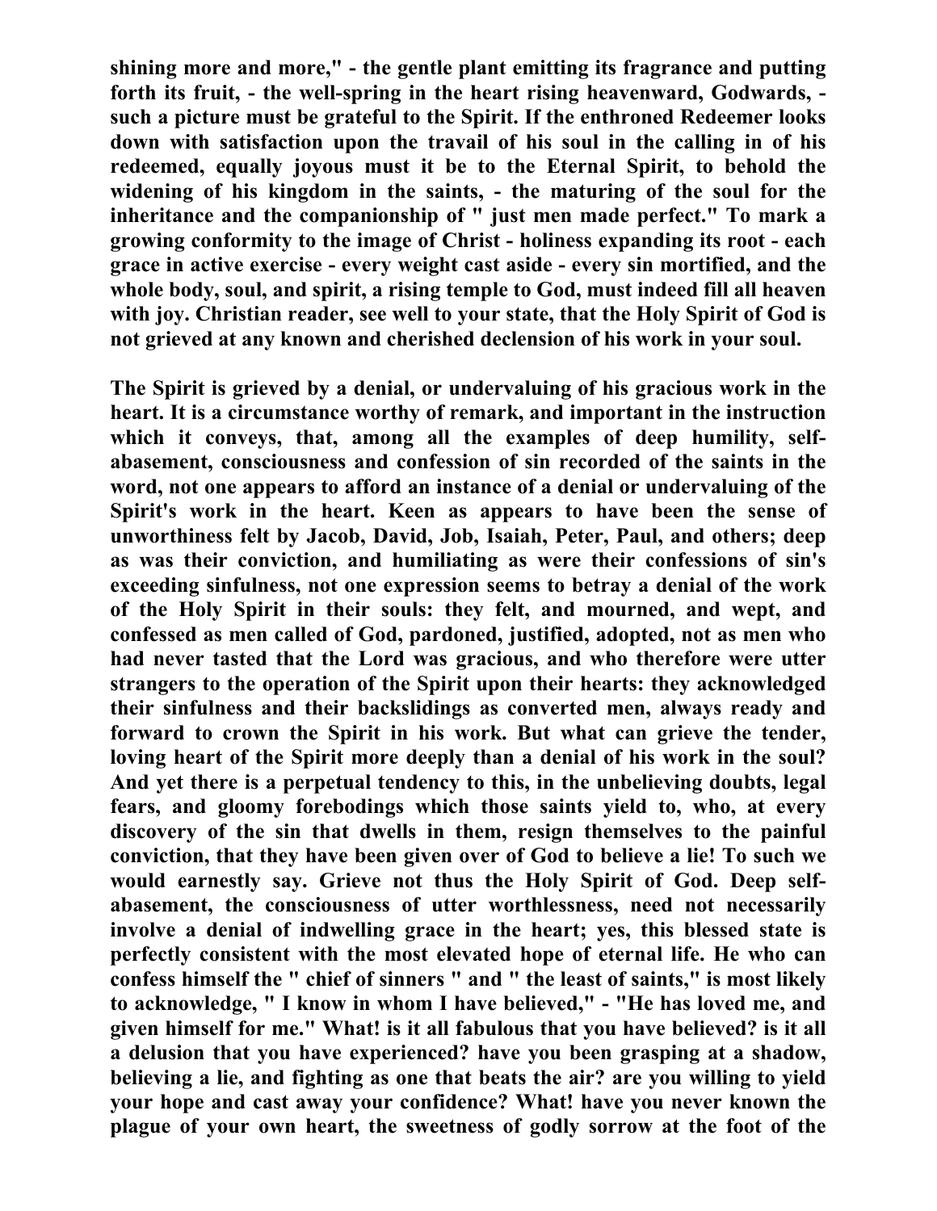shining more and more," - the gentle plant emitting its fragrance and putting forth its fruit, - the well-spring in the heart rising heavenward, Godwards, - such a picture must be grateful to the Spirit. If the enthroned Redeemer looks down with satisfaction upon the travail of his soul in the calling in of his redeemed, equally joyous must it be to the Eternal Spirit, to behold the widening of his kingdom in the saints, - the maturing of the soul for the inheritance and the companionship of " just men made perfect." To mark a growing conformity to the image of Christ - holiness expanding its root - each grace in active exercise - every weight cast aside - every sin mortified, and the whole body, soul, and spirit, a rising temple to God, must indeed fill all heaven with joy. Christian reader, see well to your state, that the Holy Spirit of God is not grieved at any known and cherished declension of his work in your soul.

The Spirit is grieved by a denial, or undervaluing of his gracious work in the heart. It is a circumstance worthy of remark, and important in the instruction which it conveys, that, among all the examples of deep humility, self-abasement, consciousness and confession of sin recorded of the saints in the word, not one appears to afford an instance of a denial or undervaluing of the Spirit's work in the heart. Keen as appears to have been the sense of unworthiness felt by Jacob, David, Job, Isaiah, Peter, Paul, and others; deep as was their conviction, and humiliating as were their confessions of sin's exceeding sinfulness, not one expression seems to betray a denial of the work of the Holy Spirit in their souls: they felt, and mourned, and wept, and confessed as men called of God, pardoned, justified, adopted, not as men who had never tasted that the Lord was gracious, and who therefore were utter strangers to the operation of the Spirit upon their hearts: they acknowledged their sinfulness and their backslidings as converted men, always ready and forward to crown the Spirit in his work. But what can grieve the tender, loving heart of the Spirit more deeply than a denial of his work in the soul? And yet there is a perpetual tendency to this, in the unbelieving doubts, legal fears, and gloomy forebodings which those saints yield to, who, at every discovery of the sin that dwells in them, resign themselves to the painful conviction, that they have been given over of God to believe a lie! To such we would earnestly say. Grieve not thus the Holy Spirit of God. Deep self-abasement, the consciousness of utter worthlessness, need not necessarily involve a denial of indwelling grace in the heart; yes, this blessed state is perfectly consistent with the most elevated hope of eternal life. He who can confess himself the " chief of sinners " and " the least of saints," is most likely to acknowledge, " I know in whom I have believed," - "He has loved me, and given himself for me." What! is it all fabulous that you have believed? is it all a delusion that you have experienced? have you been grasping at a shadow, believing a lie, and fighting as one that beats the air? are you willing to yield your hope and cast away your confidence? What! have you never known the plague of your own heart, the sweetness of godly sorrow at the foot of the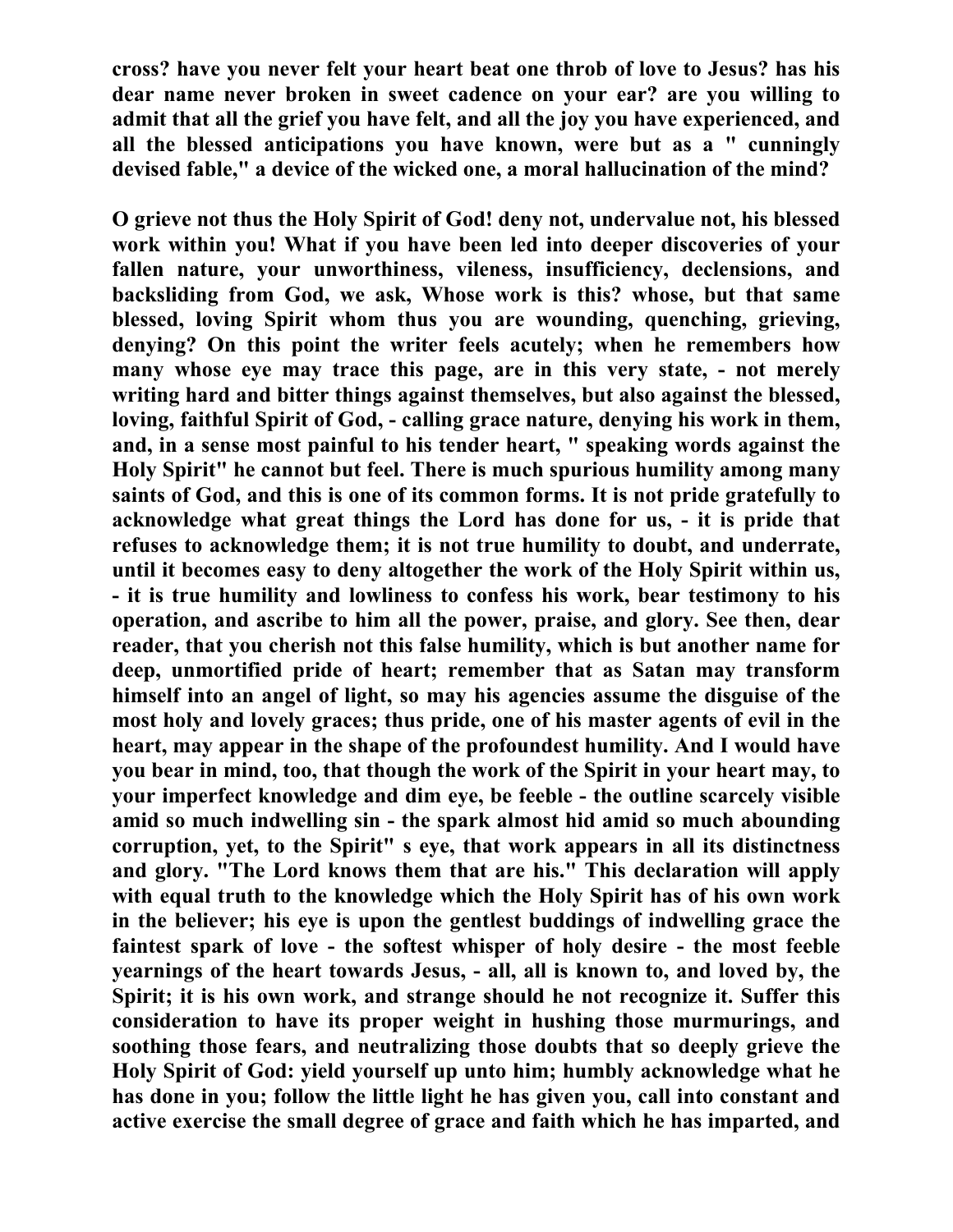cross? have you never felt your heart beat one throb of love to Jesus? has his dear name never broken in sweet cadence on your ear? are you willing to admit that all the grief you have felt, and all the joy you have experienced, and all the blessed anticipations you have known, were but as a " cunningly devised fable," a device of the wicked one, a moral hallucination of the mind?

O grieve not thus the Holy Spirit of God! deny not, undervalue not, his blessed work within you! What if you have been led into deeper discoveries of your fallen nature, your unworthiness, vileness, insufficiency, declensions, and backsliding from God, we ask, Whose work is this? whose, but that same blessed, loving Spirit whom thus you are wounding, quenching, grieving, denying? On this point the writer feels acutely; when he remembers how many whose eye may trace this page, are in this very state, - not merely writing hard and bitter things against themselves, but also against the blessed, loving, faithful Spirit of God, - calling grace nature, denying his work in them, and, in a sense most painful to his tender heart, " speaking words against the Holy Spirit" he cannot but feel. There is much spurious humility among many saints of God, and this is one of its common forms. It is not pride gratefully to acknowledge what great things the Lord has done for us, - it is pride that refuses to acknowledge them; it is not true humility to doubt, and underrate, until it becomes easy to deny altogether the work of the Holy Spirit within us, - it is true humility and lowliness to confess his work, bear testimony to his operation, and ascribe to him all the power, praise, and glory. See then, dear reader, that you cherish not this false humility, which is but another name for deep, unmortified pride of heart; remember that as Satan may transform himself into an angel of light, so may his agencies assume the disguise of the most holy and lovely graces; thus pride, one of his master agents of evil in the heart, may appear in the shape of the profoundest humility. And I would have you bear in mind, too, that though the work of the Spirit in your heart may, to your imperfect knowledge and dim eye, be feeble - the outline scarcely visible amid so much indwelling sin - the spark almost hid amid so much abounding corruption, yet, to the Spirit" s eye, that work appears in all its distinctness and glory. "The Lord knows them that are his." This declaration will apply with equal truth to the knowledge which the Holy Spirit has of his own work in the believer; his eye is upon the gentlest buddings of indwelling grace the faintest spark of love - the softest whisper of holy desire - the most feeble yearnings of the heart towards Jesus, - all, all is known to, and loved by, the Spirit; it is his own work, and strange should he not recognize it. Suffer this consideration to have its proper weight in hushing those murmurings, and soothing those fears, and neutralizing those doubts that so deeply grieve the Holy Spirit of God: yield yourself up unto him; humbly acknowledge what he has done in you; follow the little light he has given you, call into constant and active exercise the small degree of grace and faith which he has imparted, and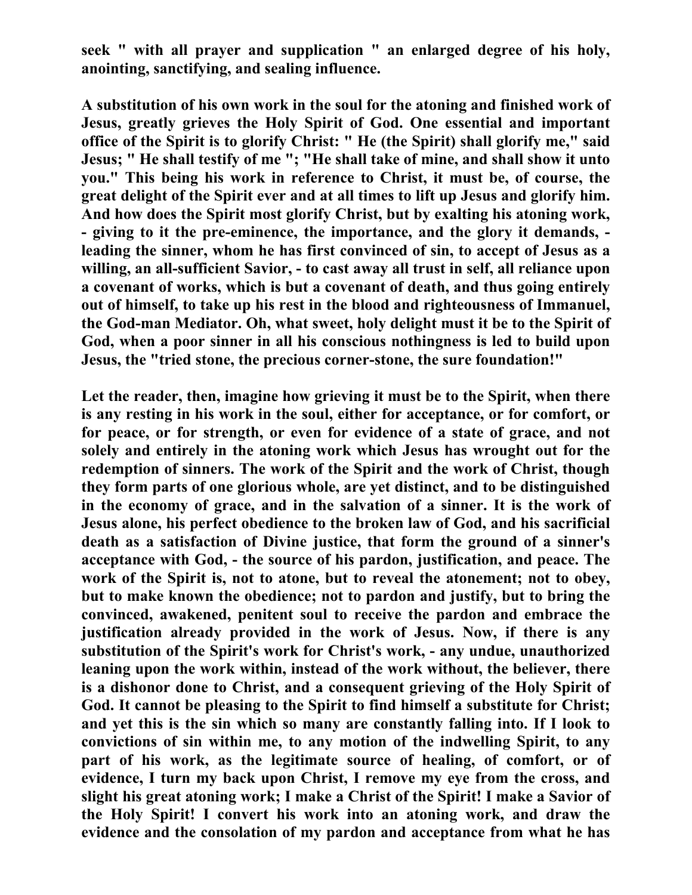seek " with all prayer and supplication " an enlarged degree of his holy, anointing, sanctifying, and sealing influence.

A substitution of his own work in the soul for the atoning and finished work of Jesus, greatly grieves the Holy Spirit of God. One essential and important office of the Spirit is to glorify Christ: " He (the Spirit) shall glorify me," said Jesus; " He shall testify of me "; "He shall take of mine, and shall show it unto you." This being his work in reference to Christ, it must be, of course, the great delight of the Spirit ever and at all times to lift up Jesus and glorify him. And how does the Spirit most glorify Christ, but by exalting his atoning work, - giving to it the pre-eminence, the importance, and the glory it demands, - leading the sinner, whom he has first convinced of sin, to accept of Jesus as a willing, an all-sufficient Savior, - to cast away all trust in self, all reliance upon a covenant of works, which is but a covenant of death, and thus going entirely out of himself, to take up his rest in the blood and righteousness of Immanuel, the God-man Mediator. Oh, what sweet, holy delight must it be to the Spirit of God, when a poor sinner in all his conscious nothingness is led to build upon Jesus, the "tried stone, the precious corner-stone, the sure foundation!"

Let the reader, then, imagine how grieving it must be to the Spirit, when there is any resting in his work in the soul, either for acceptance, or for comfort, or for peace, or for strength, or even for evidence of a state of grace, and not solely and entirely in the atoning work which Jesus has wrought out for the redemption of sinners. The work of the Spirit and the work of Christ, though they form parts of one glorious whole, are yet distinct, and to be distinguished in the economy of grace, and in the salvation of a sinner. It is the work of Jesus alone, his perfect obedience to the broken law of God, and his sacrificial death as a satisfaction of Divine justice, that form the ground of a sinner's acceptance with God, - the source of his pardon, justification, and peace. The work of the Spirit is, not to atone, but to reveal the atonement; not to obey, but to make known the obedience; not to pardon and justify, but to bring the convinced, awakened, penitent soul to receive the pardon and embrace the justification already provided in the work of Jesus. Now, if there is any substitution of the Spirit's work for Christ's work, - any undue, unauthorized leaning upon the work within, instead of the work without, the believer, there is a dishonor done to Christ, and a consequent grieving of the Holy Spirit of God. It cannot be pleasing to the Spirit to find himself a substitute for Christ; and yet this is the sin which so many are constantly falling into. If I look to convictions of sin within me, to any motion of the indwelling Spirit, to any part of his work, as the legitimate source of healing, of comfort, or of evidence, I turn my back upon Christ, I remove my eye from the cross, and slight his great atoning work; I make a Christ of the Spirit! I make a Savior of the Holy Spirit! I convert his work into an atoning work, and draw the evidence and the consolation of my pardon and acceptance from what he has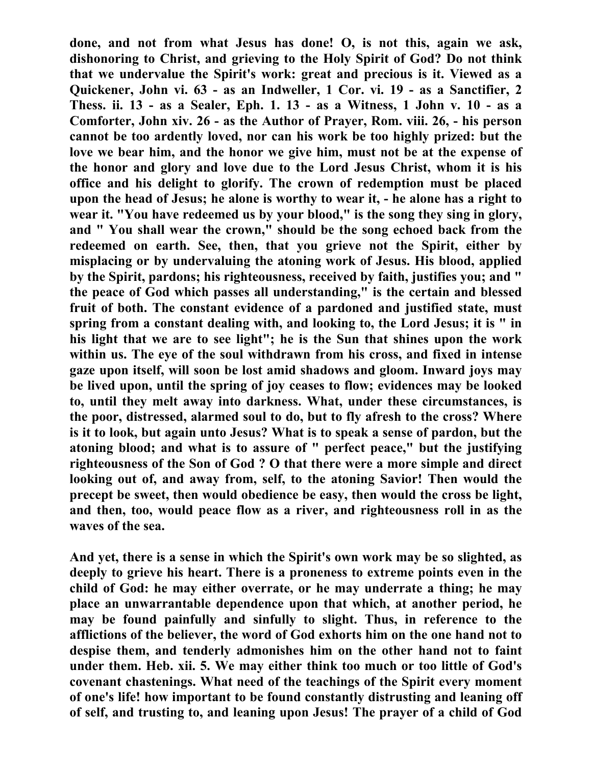done, and not from what Jesus has done! O, is not this, again we ask, dishonoring to Christ, and grieving to the Holy Spirit of God? Do not think that we undervalue the Spirit's work: great and precious is it. Viewed as a Quickener, John vi. 63 - as an Indweller, 1 Cor. vi. 19 - as a Sanctifier, 2 Thess. ii. 13 - as a Sealer, Eph. 1. 13 - as a Witness, 1 John v. 10 - as a Comforter, John xiv. 26 - as the Author of Prayer, Rom. viii. 26, - his person cannot be too ardently loved, nor can his work be too highly prized: but the love we bear him, and the honor we give him, must not be at the expense of the honor and glory and love due to the Lord Jesus Christ, whom it is his office and his delight to glorify. The crown of redemption must be placed upon the head of Jesus; he alone is worthy to wear it, - he alone has a right to wear it. "You have redeemed us by your blood," is the song they sing in glory, and " You shall wear the crown," should be the song echoed back from the redeemed on earth. See, then, that you grieve not the Spirit, either by misplacing or by undervaluing the atoning work of Jesus. His blood, applied by the Spirit, pardons; his righteousness, received by faith, justifies you; and " the peace of God which passes all understanding," is the certain and blessed fruit of both. The constant evidence of a pardoned and justified state, must spring from a constant dealing with, and looking to, the Lord Jesus; it is " in his light that we are to see light"; he is the Sun that shines upon the work within us. The eye of the soul withdrawn from his cross, and fixed in intense gaze upon itself, will soon be lost amid shadows and gloom. Inward joys may be lived upon, until the spring of joy ceases to flow; evidences may be looked to, until they melt away into darkness. What, under these circumstances, is the poor, distressed, alarmed soul to do, but to fly afresh to the cross? Where is it to look, but again unto Jesus? What is to speak a sense of pardon, but the atoning blood; and what is to assure of " perfect peace," but the justifying righteousness of the Son of God ? O that there were a more simple and direct looking out of, and away from, self, to the atoning Savior! Then would the precept be sweet, then would obedience be easy, then would the cross be light, and then, too, would peace flow as a river, and righteousness roll in as the waves of the sea.

And yet, there is a sense in which the Spirit's own work may be so slighted, as deeply to grieve his heart. There is a proneness to extreme points even in the child of God: he may either overrate, or he may underrate a thing; he may place an unwarrantable dependence upon that which, at another period, he may be found painfully and sinfully to slight. Thus, in reference to the afflictions of the believer, the word of God exhorts him on the one hand not to despise them, and tenderly admonishes him on the other hand not to faint under them. Heb. xii. 5. We may either think too much or too little of God's covenant chastenings. What need of the teachings of the Spirit every moment of one's life! how important to be found constantly distrusting and leaning off of self, and trusting to, and leaning upon Jesus! The prayer of a child of God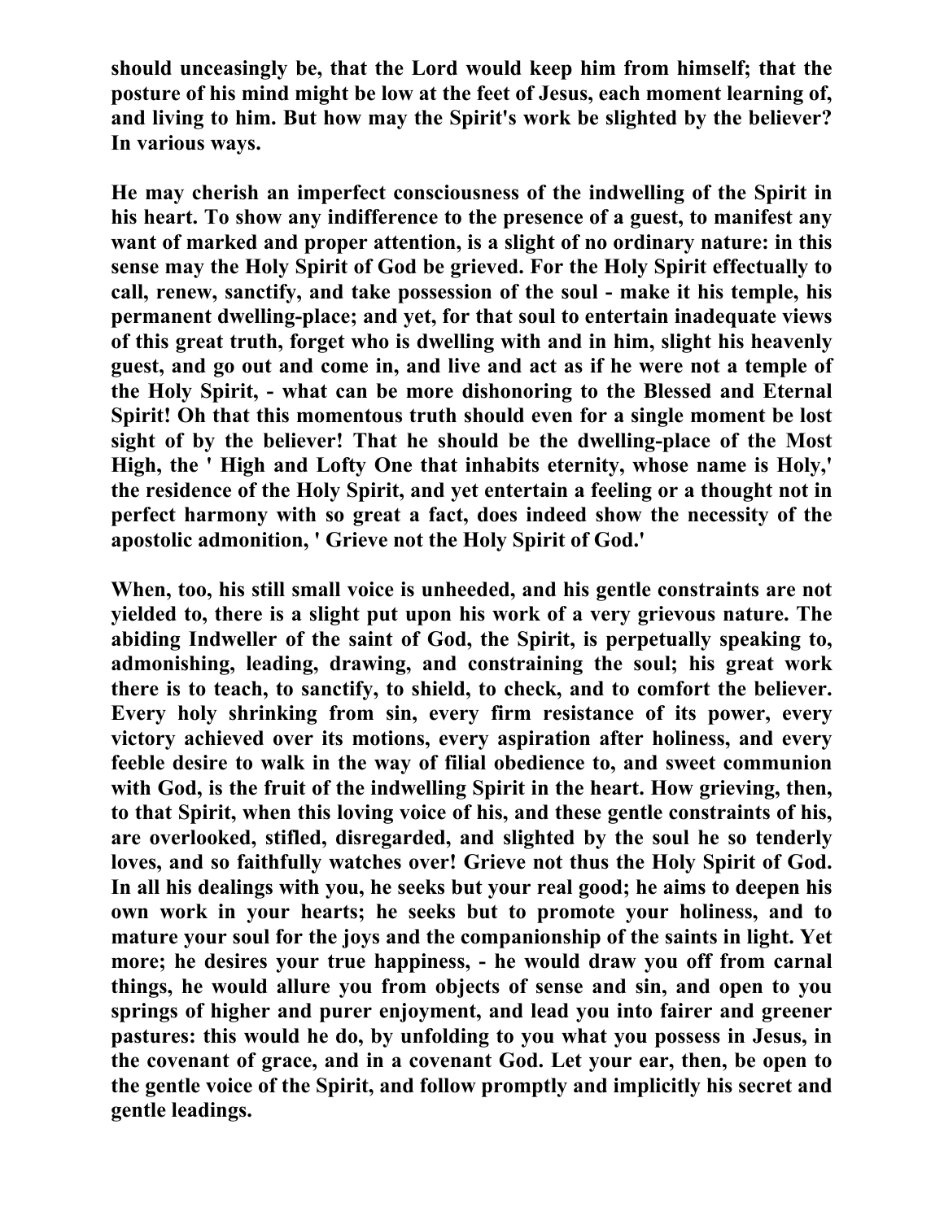**should unceasingly be, that the Lord would keep him from himself; that the posture of his mind might be low at the feet of Jesus, each moment learning of, and living to him. But how may the Spirit's work be slighted by the believer? In various ways.**

**He may cherish an imperfect consciousness of the indwelling of the Spirit in his heart. To show any indifference to the presence of a guest, to manifest any want of marked and proper attention, is a slight of no ordinary nature: in this sense may the Holy Spirit of God be grieved. For the Holy Spirit effectually to call, renew, sanctify, and take possession of the soul - make it his temple, his permanent dwelling-place; and yet, for that soul to entertain inadequate views of this great truth, forget who is dwelling with and in him, slight his heavenly guest, and go out and come in, and live and act as if he were not a temple of the Holy Spirit, - what can be more dishonoring to the Blessed and Eternal Spirit! Oh that this momentous truth should even for a single moment be lost sight of by the believer! That he should be the dwelling-place of the Most High, the ' High and Lofty One that inhabits eternity, whose name is Holy,' the residence of the Holy Spirit, and yet entertain a feeling or a thought not in perfect harmony with so great a fact, does indeed show the necessity of the apostolic admonition, ' Grieve not the Holy Spirit of God.'**

**When, too, his still small voice is unheeded, and his gentle constraints are not yielded to, there is a slight put upon his work of a very grievous nature. The abiding Indweller of the saint of God, the Spirit, is perpetually speaking to, admonishing, leading, drawing, and constraining the soul; his great work there is to teach, to sanctify, to shield, to check, and to comfort the believer. Every holy shrinking from sin, every firm resistance of its power, every victory achieved over its motions, every aspiration after holiness, and every feeble desire to walk in the way of filial obedience to, and sweet communion with God, is the fruit of the indwelling Spirit in the heart. How grieving, then, to that Spirit, when this loving voice of his, and these gentle constraints of his, are overlooked, stifled, disregarded, and slighted by the soul he so tenderly loves, and so faithfully watches over! Grieve not thus the Holy Spirit of God. In all his dealings with you, he seeks but your real good; he aims to deepen his own work in your hearts; he seeks but to promote your holiness, and to mature your soul for the joys and the companionship of the saints in light. Yet more; he desires your true happiness, - he would draw you off from carnal things, he would allure you from objects of sense and sin, and open to you springs of higher and purer enjoyment, and lead you into fairer and greener pastures: this would he do, by unfolding to you what you possess in Jesus, in the covenant of grace, and in a covenant God. Let your ear, then, be open to the gentle voice of the Spirit, and follow promptly and implicitly his secret and gentle leadings.**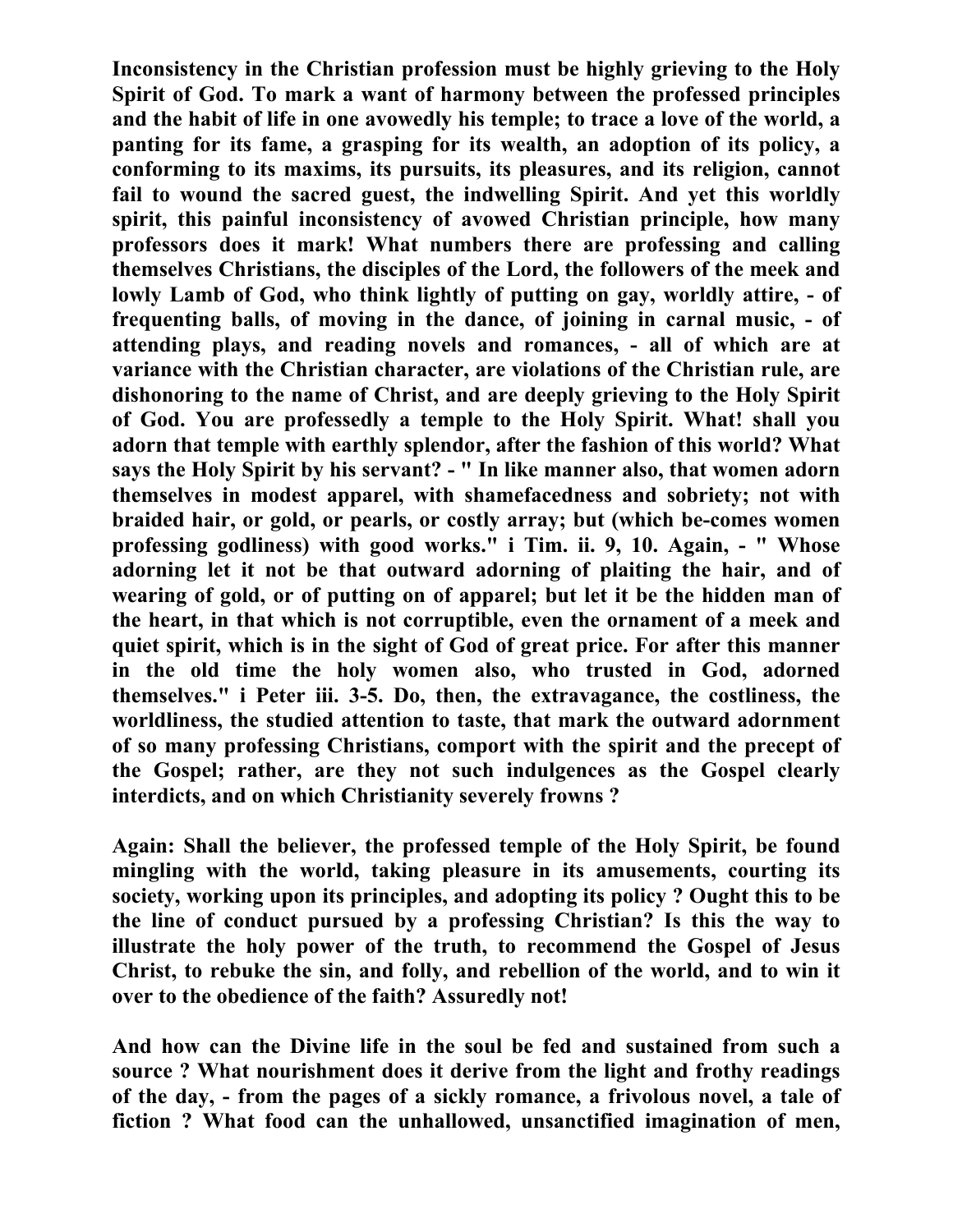**Inconsistency in the Christian profession must be highly grieving to the Holy Spirit of God. To mark a want of harmony between the professed principles and the habit of life in one avowedly his temple; to trace a love of the world, a panting for its fame, a grasping for its wealth, an adoption of its policy, a conforming to its maxims, its pursuits, its pleasures, and its religion, cannot fail to wound the sacred guest, the indwelling Spirit. And yet this worldly spirit, this painful inconsistency of avowed Christian principle, how many professors does it mark! What numbers there are professing and calling themselves Christians, the disciples of the Lord, the followers of the meek and lowly Lamb of God, who think lightly of putting on gay, worldly attire, - of frequenting balls, of moving in the dance, of joining in carnal music, - of attending plays, and reading novels and romances, - all of which are at variance with the Christian character, are violations of the Christian rule, are dishonoring to the name of Christ, and are deeply grieving to the Holy Spirit of God. You are professedly a temple to the Holy Spirit. What! shall you adorn that temple with earthly splendor, after the fashion of this world? What says the Holy Spirit by his servant? - " In like manner also, that women adorn themselves in modest apparel, with shamefacedness and sobriety; not with braided hair, or gold, or pearls, or costly array; but (which be-comes women professing godliness) with good works." i Tim. ii. 9, 10. Again, - " Whose adorning let it not be that outward adorning of plaiting the hair, and of wearing of gold, or of putting on of apparel; but let it be the hidden man of the heart, in that which is not corruptible, even the ornament of a meek and quiet spirit, which is in the sight of God of great price. For after this manner in the old time the holy women also, who trusted in God, adorned themselves." i Peter iii. 3-5. Do, then, the extravagance, the costliness, the worldliness, the studied attention to taste, that mark the outward adornment of so many professing Christians, comport with the spirit and the precept of the Gospel; rather, are they not such indulgences as the Gospel clearly interdicts, and on which Christianity severely frowns ?**

**Again: Shall the believer, the professed temple of the Holy Spirit, be found mingling with the world, taking pleasure in its amusements, courting its society, working upon its principles, and adopting its policy ? Ought this to be the line of conduct pursued by a professing Christian? Is this the way to illustrate the holy power of the truth, to recommend the Gospel of Jesus Christ, to rebuke the sin, and folly, and rebellion of the world, and to win it over to the obedience of the faith? Assuredly not!**

**And how can the Divine life in the soul be fed and sustained from such a source ? What nourishment does it derive from the light and frothy readings of the day, - from the pages of a sickly romance, a frivolous novel, a tale of fiction ? What food can the unhallowed, unsanctified imagination of men,**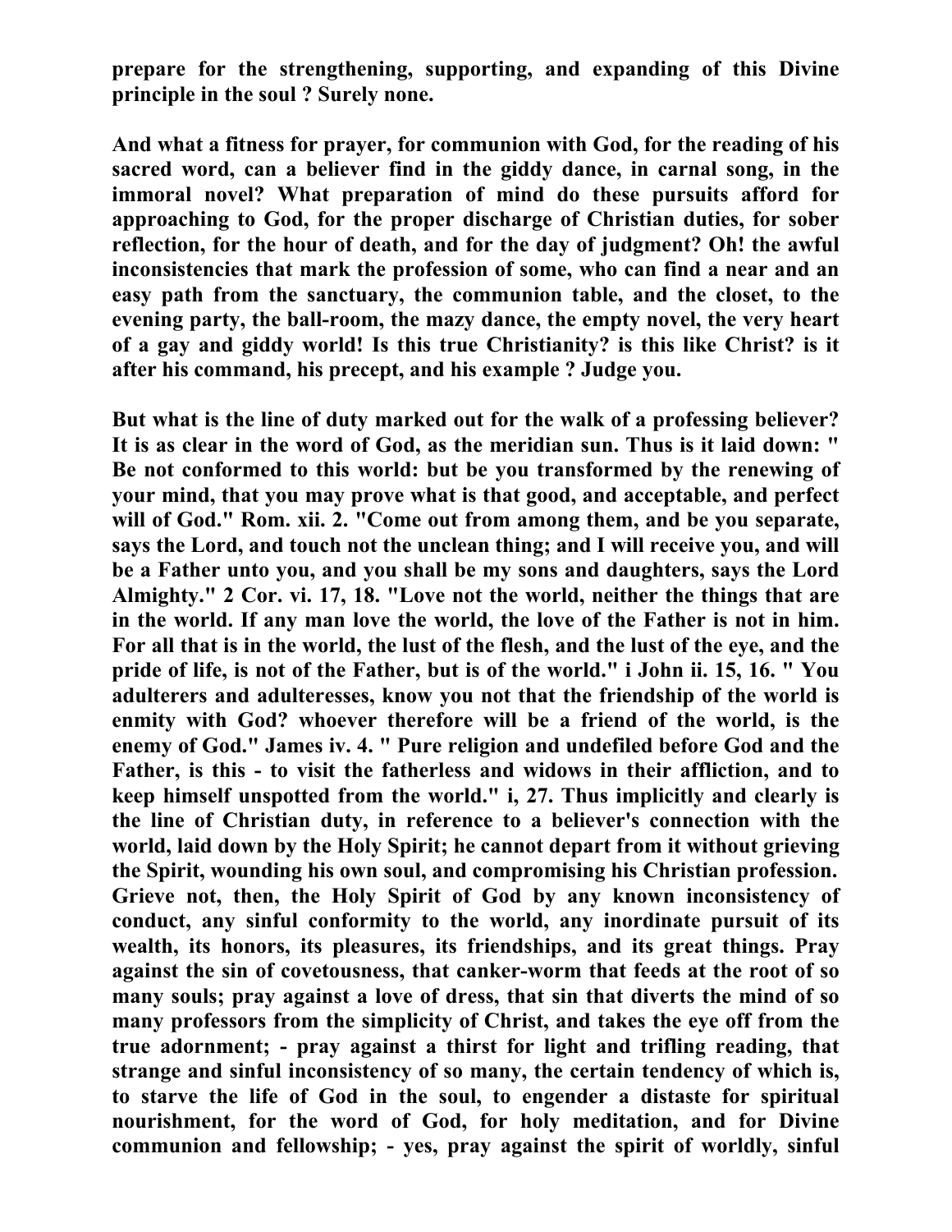**prepare for the strengthening, supporting, and expanding of this Divine principle in the soul ? Surely none.**

**And what a fitness for prayer, for communion with God, for the reading of his sacred word, can a believer find in the giddy dance, in carnal song, in the immoral novel? What preparation of mind do these pursuits afford for approaching to God, for the proper discharge of Christian duties, for sober reflection, for the hour of death, and for the day of judgment? Oh! the awful inconsistencies that mark the profession of some, who can find a near and an easy path from the sanctuary, the communion table, and the closet, to the evening party, the ball-room, the mazy dance, the empty novel, the very heart of a gay and giddy world! Is this true Christianity? is this like Christ? is it after his command, his precept, and his example ? Judge you.**

**But what is the line of duty marked out for the walk of a professing believer? It is as clear in the word of God, as the meridian sun. Thus is it laid down: " Be not conformed to this world: but be you transformed by the renewing of your mind, that you may prove what is that good, and acceptable, and perfect will of God." Rom. xii. 2. "Come out from among them, and be you separate, says the Lord, and touch not the unclean thing; and I will receive you, and will be a Father unto you, and you shall be my sons and daughters, says the Lord Almighty." 2 Cor. vi. 17, 18. "Love not the world, neither the things that are in the world. If any man love the world, the love of the Father is not in him. For all that is in the world, the lust of the flesh, and the lust of the eye, and the pride of life, is not of the Father, but is of the world." i John ii. 15, 16. " You adulterers and adulteresses, know you not that the friendship of the world is enmity with God? whoever therefore will be a friend of the world, is the enemy of God." James iv. 4. " Pure religion and undefiled before God and the Father, is this - to visit the fatherless and widows in their affliction, and to keep himself unspotted from the world." i, 27. Thus implicitly and clearly is the line of Christian duty, in reference to a believer's connection with the world, laid down by the Holy Spirit; he cannot depart from it without grieving the Spirit, wounding his own soul, and compromising his Christian profession. Grieve not, then, the Holy Spirit of God by any known inconsistency of conduct, any sinful conformity to the world, any inordinate pursuit of its wealth, its honors, its pleasures, its friendships, and its great things. Pray against the sin of covetousness, that canker-worm that feeds at the root of so many souls; pray against a love of dress, that sin that diverts the mind of so many professors from the simplicity of Christ, and takes the eye off from the true adornment; - pray against a thirst for light and trifling reading, that strange and sinful inconsistency of so many, the certain tendency of which is, to starve the life of God in the soul, to engender a distaste for spiritual nourishment, for the word of God, for holy meditation, and for Divine communion and fellowship; - yes, pray against the spirit of worldly, sinful**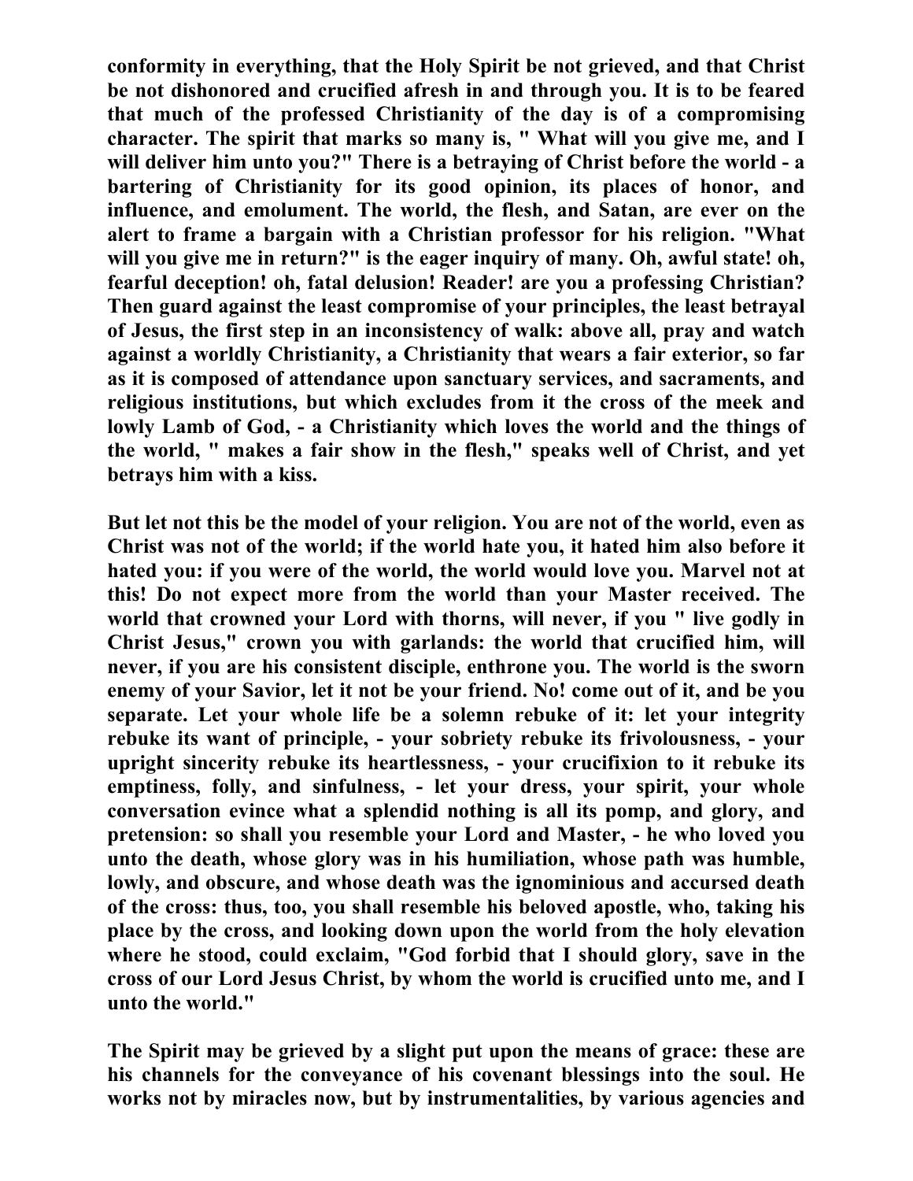**conformity in everything, that the Holy Spirit be not grieved, and that Christ be not dishonored and crucified afresh in and through you. It is to be feared that much of the professed Christianity of the day is of a compromising character. The spirit that marks so many is, " What will you give me, and I will deliver him unto you?" There is a betraying of Christ before the world - a bartering of Christianity for its good opinion, its places of honor, and influence, and emolument. The world, the flesh, and Satan, are ever on the alert to frame a bargain with a Christian professor for his religion. "What will you give me in return?" is the eager inquiry of many. Oh, awful state! oh, fearful deception! oh, fatal delusion! Reader! are you a professing Christian? Then guard against the least compromise of your principles, the least betrayal of Jesus, the first step in an inconsistency of walk: above all, pray and watch against a worldly Christianity, a Christianity that wears a fair exterior, so far as it is composed of attendance upon sanctuary services, and sacraments, and religious institutions, but which excludes from it the cross of the meek and lowly Lamb of God, - a Christianity which loves the world and the things of the world, " makes a fair show in the flesh," speaks well of Christ, and yet betrays him with a kiss.**

**But let not this be the model of your religion. You are not of the world, even as Christ was not of the world; if the world hate you, it hated him also before it hated you: if you were of the world, the world would love you. Marvel not at this! Do not expect more from the world than your Master received. The world that crowned your Lord with thorns, will never, if you " live godly in Christ Jesus," crown you with garlands: the world that crucified him, will never, if you are his consistent disciple, enthrone you. The world is the sworn enemy of your Savior, let it not be your friend. No! come out of it, and be you separate. Let your whole life be a solemn rebuke of it: let your integrity rebuke its want of principle, - your sobriety rebuke its frivolousness, - your upright sincerity rebuke its heartlessness, - your crucifixion to it rebuke its emptiness, folly, and sinfulness, - let your dress, your spirit, your whole conversation evince what a splendid nothing is all its pomp, and glory, and pretension: so shall you resemble your Lord and Master, - he who loved you unto the death, whose glory was in his humiliation, whose path was humble, lowly, and obscure, and whose death was the ignominious and accursed death of the cross: thus, too, you shall resemble his beloved apostle, who, taking his place by the cross, and looking down upon the world from the holy elevation where he stood, could exclaim, "God forbid that I should glory, save in the cross of our Lord Jesus Christ, by whom the world is crucified unto me, and I unto the world."**

**The Spirit may be grieved by a slight put upon the means of grace: these are his channels for the conveyance of his covenant blessings into the soul. He works not by miracles now, but by instrumentalities, by various agencies and**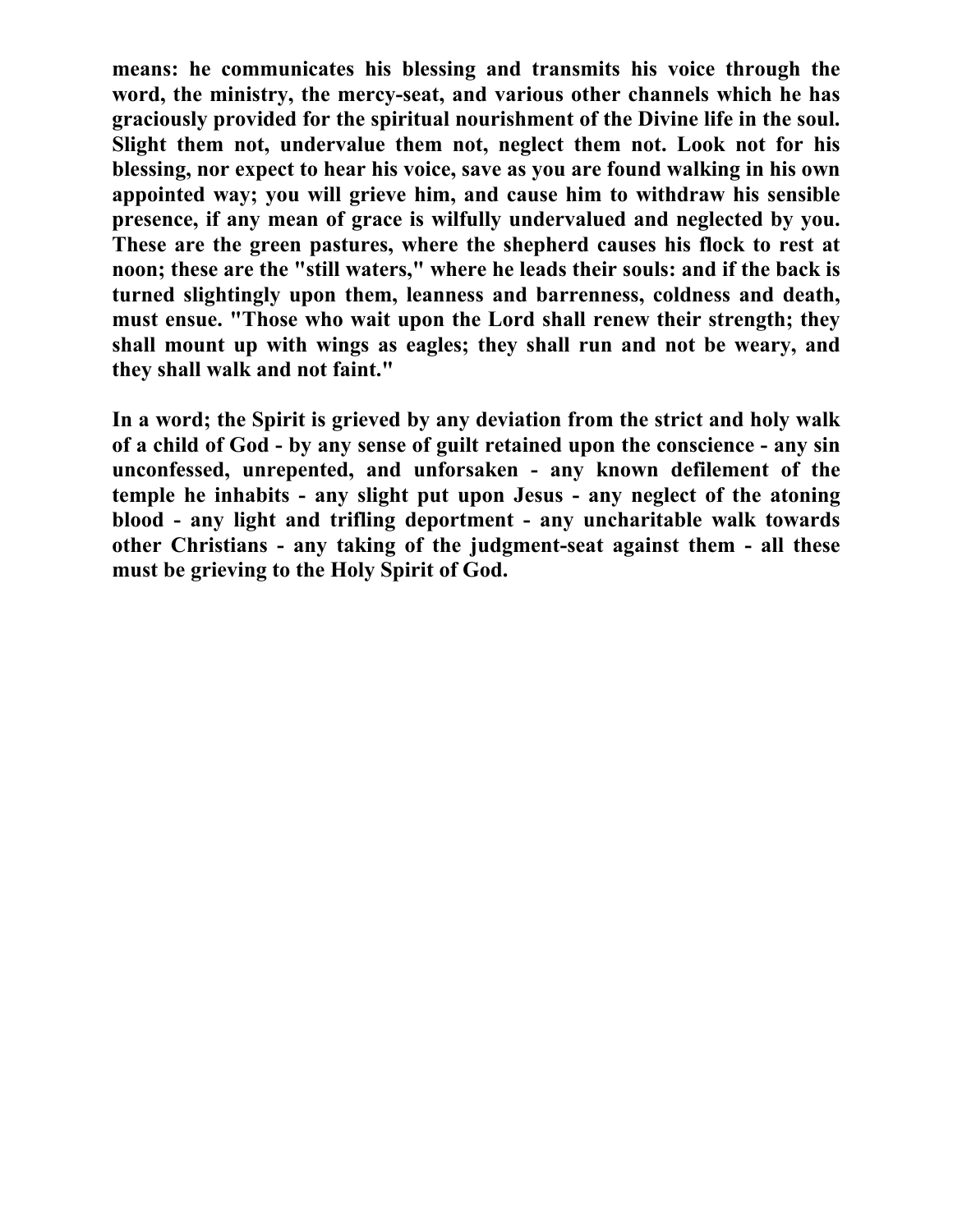means: he communicates his blessing and transmits his voice through the word, the ministry, the mercy-seat, and various other channels which he has graciously provided for the spiritual nourishment of the Divine life in the soul. Slight them not, undervalue them not, neglect them not. Look not for his blessing, nor expect to hear his voice, save as you are found walking in his own appointed way; you will grieve him, and cause him to withdraw his sensible presence, if any mean of grace is wilfully undervalued and neglected by you. These are the green pastures, where the shepherd causes his flock to rest at noon; these are the "still waters," where he leads their souls: and if the back is turned slightingly upon them, leanness and barrenness, coldness and death, must ensue. "Those who wait upon the Lord shall renew their strength; they shall mount up with wings as eagles; they shall run and not be weary, and they shall walk and not faint."

In a word; the Spirit is grieved by any deviation from the strict and holy walk of a child of God - by any sense of guilt retained upon the conscience - any sin unconfessed, unrepented, and unforsaken - any known defilement of the temple he inhabits - any slight put upon Jesus - any neglect of the atoning blood - any light and trifling deportment - any uncharitable walk towards other Christians - any taking of the judgment-seat against them - all these must be grieving to the Holy Spirit of God.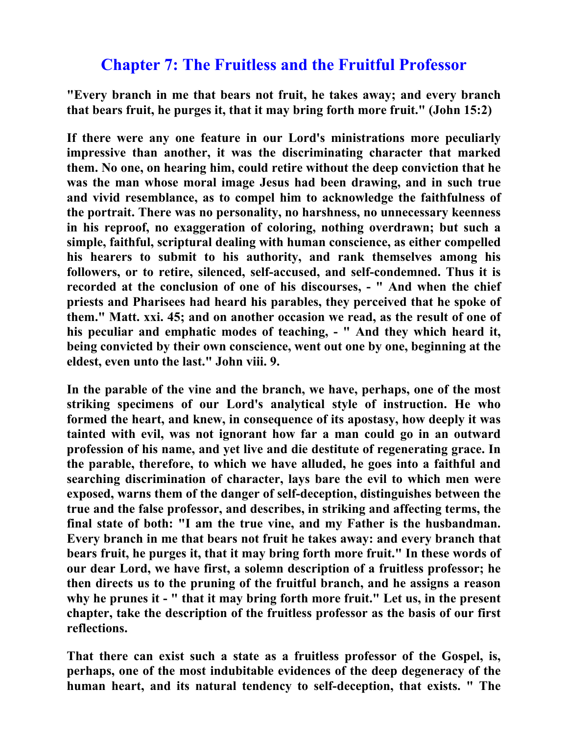# Chapter 7: The Fruitless and the Fruitful Professor

**"Every branch in me that bears not fruit, he takes away; and every branch that bears fruit, he purges it, that it may bring forth more fruit." (John 15:2)**

**If there were any one feature in our Lord's ministrations more peculiarly impressive than another, it was the discriminating character that marked them. No one, on hearing him, could retire without the deep conviction that he was the man whose moral image Jesus had been drawing, and in such true and vivid resemblance, as to compel him to acknowledge the faithfulness of the portrait. There was no personality, no harshness, no unnecessary keenness in his reproof, no exaggeration of coloring, nothing overdrawn; but such a simple, faithful, scriptural dealing with human conscience, as either compelled his hearers to submit to his authority, and rank themselves among his followers, or to retire, silenced, self-accused, and self-condemned. Thus it is recorded at the conclusion of one of his discourses, - " And when the chief priests and Pharisees had heard his parables, they perceived that he spoke of them." Matt. xxi. 45; and on another occasion we read, as the result of one of his peculiar and emphatic modes of teaching, - " And they which heard it, being convicted by their own conscience, went out one by one, beginning at the eldest, even unto the last." John viii. 9.**

**In the parable of the vine and the branch, we have, perhaps, one of the most striking specimens of our Lord's analytical style of instruction. He who formed the heart, and knew, in consequence of its apostasy, how deeply it was tainted with evil, was not ignorant how far a man could go in an outward profession of his name, and yet live and die destitute of regenerating grace. In the parable, therefore, to which we have alluded, he goes into a faithful and searching discrimination of character, lays bare the evil to which men were exposed, warns them of the danger of self-deception, distinguishes between the true and the false professor, and describes, in striking and affecting terms, the final state of both: "I am the true vine, and my Father is the husbandman. Every branch in me that bears not fruit he takes away: and every branch that bears fruit, he purges it, that it may bring forth more fruit." In these words of our dear Lord, we have first, a solemn description of a fruitless professor; he then directs us to the pruning of the fruitful branch, and he assigns a reason why he prunes it - " that it may bring forth more fruit." Let us, in the present chapter, take the description of the fruitless professor as the basis of our first reflections.**

**That there can exist such a state as a fruitless professor of the Gospel, is, perhaps, one of the most indubitable evidences of the deep degeneracy of the human heart, and its natural tendency to self-deception, that exists. " The**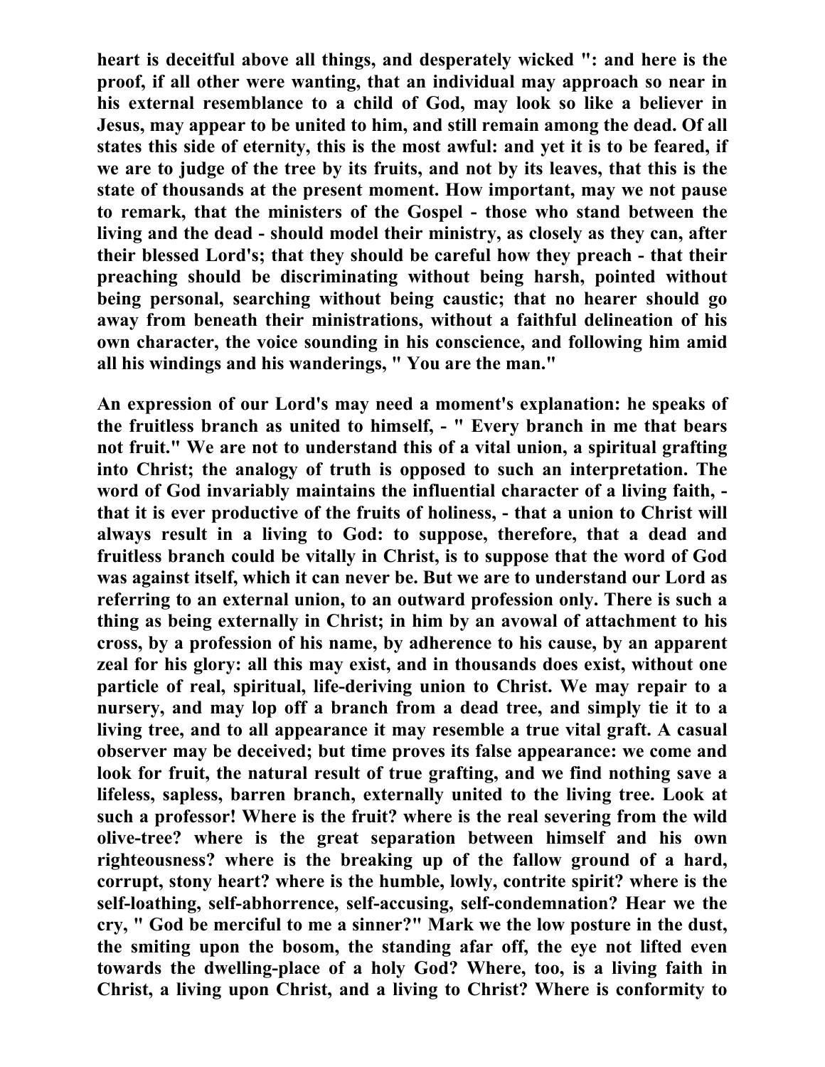heart is deceitful above all things, and desperately wicked ": and here is the proof, if all other were wanting, that an individual may approach so near in his external resemblance to a child of God, may look so like a believer in Jesus, may appear to be united to him, and still remain among the dead. Of all states this side of eternity, this is the most awful: and yet it is to be feared, if we are to judge of the tree by its fruits, and not by its leaves, that this is the state of thousands at the present moment. How important, may we not pause to remark, that the ministers of the Gospel - those who stand between the living and the dead - should model their ministry, as closely as they can, after their blessed Lord's; that they should be careful how they preach - that their preaching should be discriminating without being harsh, pointed without being personal, searching without being caustic; that no hearer should go away from beneath their ministrations, without a faithful delineation of his own character, the voice sounding in his conscience, and following him amid all his windings and his wanderings, " You are the man."

An expression of our Lord's may need a moment's explanation: he speaks of the fruitless branch as united to himself, - " Every branch in me that bears not fruit." We are not to understand this of a vital union, a spiritual grafting into Christ; the analogy of truth is opposed to such an interpretation. The word of God invariably maintains the influential character of a living faith, - that it is ever productive of the fruits of holiness, - that a union to Christ will always result in a living to God: to suppose, therefore, that a dead and fruitless branch could be vitally in Christ, is to suppose that the word of God was against itself, which it can never be. But we are to understand our Lord as referring to an external union, to an outward profession only. There is such a thing as being externally in Christ; in him by an avowal of attachment to his cross, by a profession of his name, by adherence to his cause, by an apparent zeal for his glory: all this may exist, and in thousands does exist, without one particle of real, spiritual, life-deriving union to Christ. We may repair to a nursery, and may lop off a branch from a dead tree, and simply tie it to a living tree, and to all appearance it may resemble a true vital graft. A casual observer may be deceived; but time proves its false appearance: we come and look for fruit, the natural result of true grafting, and we find nothing save a lifeless, sapless, barren branch, externally united to the living tree. Look at such a professor! Where is the fruit? where is the real severing from the wild olive-tree? where is the great separation between himself and his own righteousness? where is the breaking up of the fallow ground of a hard, corrupt, stony heart? where is the humble, lowly, contrite spirit? where is the self-loathing, self-abhorrence, self-accusing, self-condemnation? Hear we the cry, " God be merciful to me a sinner?" Mark we the low posture in the dust, the smiting upon the bosom, the standing afar off, the eye not lifted even towards the dwelling-place of a holy God? Where, too, is a living faith in Christ, a living upon Christ, and a living to Christ? Where is conformity to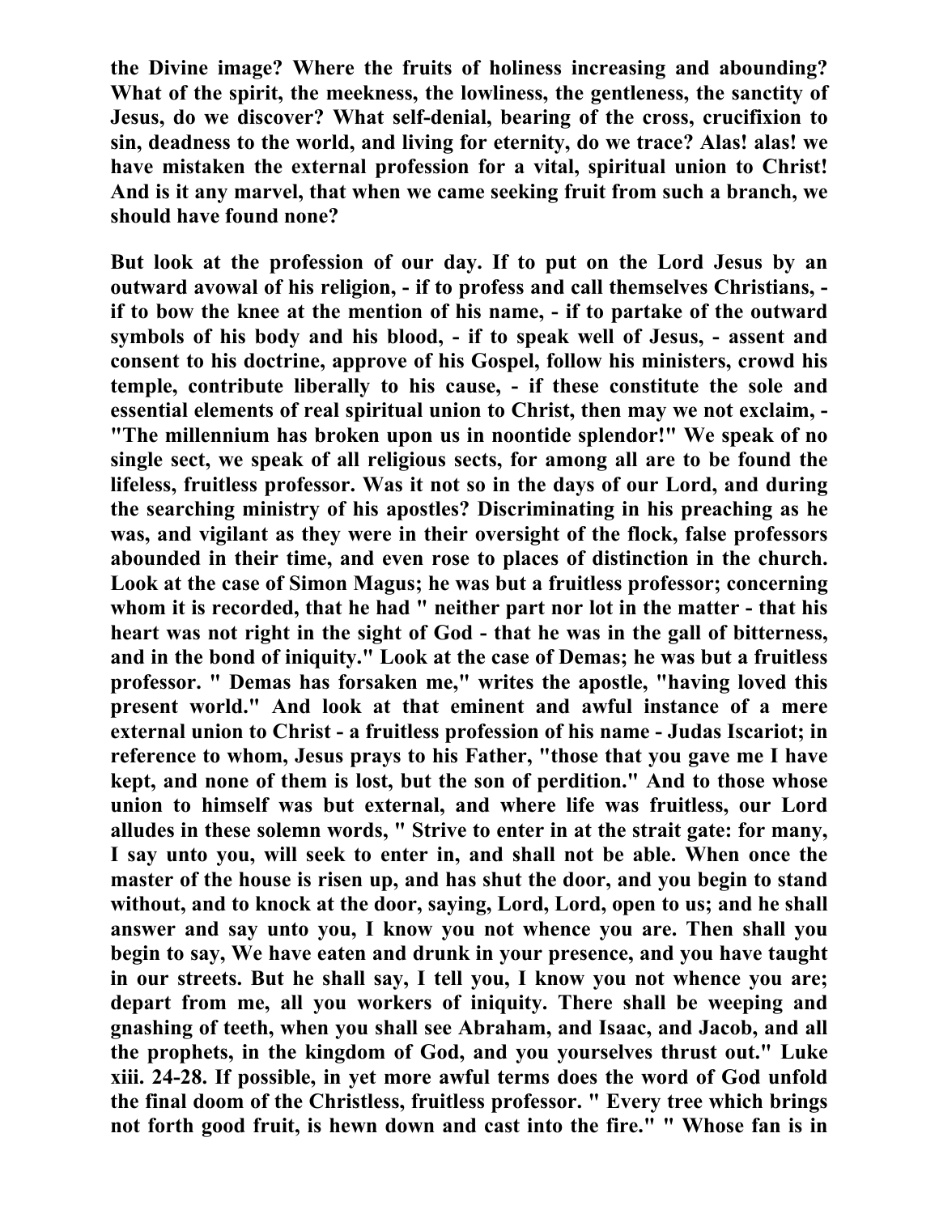the Divine image? Where the fruits of holiness increasing and abounding? What of the spirit, the meekness, the lowliness, the gentleness, the sanctity of Jesus, do we discover? What self-denial, bearing of the cross, crucifixion to sin, deadness to the world, and living for eternity, do we trace? Alas! alas! we have mistaken the external profession for a vital, spiritual union to Christ! And is it any marvel, that when we came seeking fruit from such a branch, we should have found none?

But look at the profession of our day. If to put on the Lord Jesus by an outward avowal of his religion, - if to profess and call themselves Christians, - if to bow the knee at the mention of his name, - if to partake of the outward symbols of his body and his blood, - if to speak well of Jesus, - assent and consent to his doctrine, approve of his Gospel, follow his ministers, crowd his temple, contribute liberally to his cause, - if these constitute the sole and essential elements of real spiritual union to Christ, then may we not exclaim, - "The millennium has broken upon us in noontide splendor!" We speak of no single sect, we speak of all religious sects, for among all are to be found the lifeless, fruitless professor. Was it not so in the days of our Lord, and during the searching ministry of his apostles? Discriminating in his preaching as he was, and vigilant as they were in their oversight of the flock, false professors abounded in their time, and even rose to places of distinction in the church. Look at the case of Simon Magus; he was but a fruitless professor; concerning whom it is recorded, that he had " neither part nor lot in the matter - that his heart was not right in the sight of God - that he was in the gall of bitterness, and in the bond of iniquity." Look at the case of Demas; he was but a fruitless professor. " Demas has forsaken me," writes the apostle, "having loved this present world." And look at that eminent and awful instance of a mere external union to Christ - a fruitless profession of his name - Judas Iscariot; in reference to whom, Jesus prays to his Father, "those that you gave me I have kept, and none of them is lost, but the son of perdition." And to those whose union to himself was but external, and where life was fruitless, our Lord alludes in these solemn words, " Strive to enter in at the strait gate: for many, I say unto you, will seek to enter in, and shall not be able. When once the master of the house is risen up, and has shut the door, and you begin to stand without, and to knock at the door, saying, Lord, Lord, open to us; and he shall answer and say unto you, I know you not whence you are. Then shall you begin to say, We have eaten and drunk in your presence, and you have taught in our streets. But he shall say, I tell you, I know you not whence you are; depart from me, all you workers of iniquity. There shall be weeping and gnashing of teeth, when you shall see Abraham, and Isaac, and Jacob, and all the prophets, in the kingdom of God, and you yourselves thrust out." Luke xiii. 24-28. If possible, in yet more awful terms does the word of God unfold the final doom of the Christless, fruitless professor. " Every tree which brings not forth good fruit, is hewn down and cast into the fire." " Whose fan is in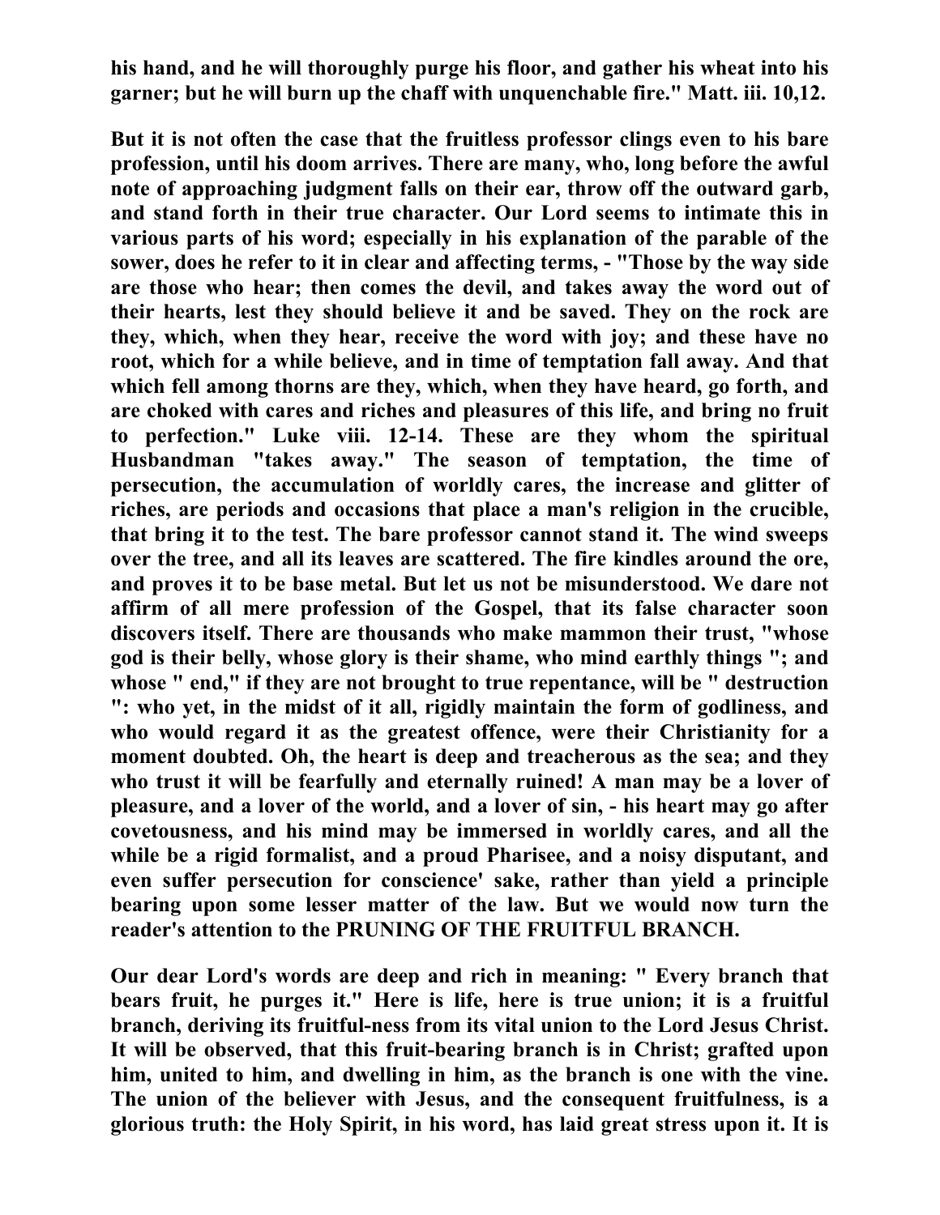his hand, and he will thoroughly purge his floor, and gather his wheat into his garner; but he will burn up the chaff with unquenchable fire." Matt. iii. 10,12.

But it is not often the case that the fruitless professor clings even to his bare profession, until his doom arrives. There are many, who, long before the awful note of approaching judgment falls on their ear, throw off the outward garb, and stand forth in their true character. Our Lord seems to intimate this in various parts of his word; especially in his explanation of the parable of the sower, does he refer to it in clear and affecting terms, - "Those by the way side are those who hear; then comes the devil, and takes away the word out of their hearts, lest they should believe it and be saved. They on the rock are they, which, when they hear, receive the word with joy; and these have no root, which for a while believe, and in time of temptation fall away. And that which fell among thorns are they, which, when they have heard, go forth, and are choked with cares and riches and pleasures of this life, and bring no fruit to perfection." Luke viii. 12-14. These are they whom the spiritual Husbandman "takes away." The season of temptation, the time of persecution, the accumulation of worldly cares, the increase and glitter of riches, are periods and occasions that place a man's religion in the crucible, that bring it to the test. The bare professor cannot stand it. The wind sweeps over the tree, and all its leaves are scattered. The fire kindles around the ore, and proves it to be base metal. But let us not be misunderstood. We dare not affirm of all mere profession of the Gospel, that its false character soon discovers itself. There are thousands who make mammon their trust, "whose god is their belly, whose glory is their shame, who mind earthly things "; and whose " end," if they are not brought to true repentance, will be " destruction ": who yet, in the midst of it all, rigidly maintain the form of godliness, and who would regard it as the greatest offence, were their Christianity for a moment doubted. Oh, the heart is deep and treacherous as the sea; and they who trust it will be fearfully and eternally ruined! A man may be a lover of pleasure, and a lover of the world, and a lover of sin, - his heart may go after covetousness, and his mind may be immersed in worldly cares, and all the while be a rigid formalist, and a proud Pharisee, and a noisy disputant, and even suffer persecution for conscience' sake, rather than yield a principle bearing upon some lesser matter of the law. But we would now turn the reader's attention to the PRUNING OF THE FRUITFUL BRANCH.

Our dear Lord's words are deep and rich in meaning: " Every branch that bears fruit, he purges it." Here is life, here is true union; it is a fruitful branch, deriving its fruitful-ness from its vital union to the Lord Jesus Christ. It will be observed, that this fruit-bearing branch is in Christ; grafted upon him, united to him, and dwelling in him, as the branch is one with the vine. The union of the believer with Jesus, and the consequent fruitfulness, is a glorious truth: the Holy Spirit, in his word, has laid great stress upon it. It is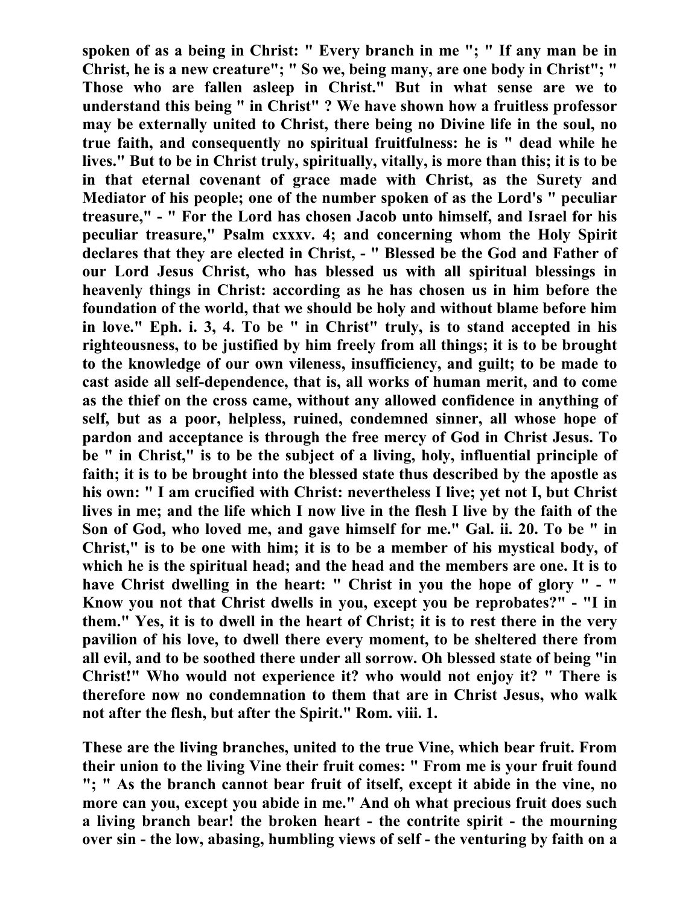spoken of as a being in Christ: " Every branch in me "; " If any man be in Christ, he is a new creature"; " So we, being many, are one body in Christ"; " Those who are fallen asleep in Christ." But in what sense are we to understand this being " in Christ" ? We have shown how a fruitless professor may be externally united to Christ, there being no Divine life in the soul, no true faith, and consequently no spiritual fruitfulness: he is " dead while he lives." But to be in Christ truly, spiritually, vitally, is more than this; it is to be in that eternal covenant of grace made with Christ, as the Surety and Mediator of his people; one of the number spoken of as the Lord's " peculiar treasure," - " For the Lord has chosen Jacob unto himself, and Israel for his peculiar treasure," Psalm cxxxv. 4; and concerning whom the Holy Spirit declares that they are elected in Christ, - " Blessed be the God and Father of our Lord Jesus Christ, who has blessed us with all spiritual blessings in heavenly things in Christ: according as he has chosen us in him before the foundation of the world, that we should be holy and without blame before him in love." Eph. i. 3, 4. To be " in Christ" truly, is to stand accepted in his righteousness, to be justified by him freely from all things; it is to be brought to the knowledge of our own vileness, insufficiency, and guilt; to be made to cast aside all self-dependence, that is, all works of human merit, and to come as the thief on the cross came, without any allowed confidence in anything of self, but as a poor, helpless, ruined, condemned sinner, all whose hope of pardon and acceptance is through the free mercy of God in Christ Jesus. To be " in Christ," is to be the subject of a living, holy, influential principle of faith; it is to be brought into the blessed state thus described by the apostle as his own: " I am crucified with Christ: nevertheless I live; yet not I, but Christ lives in me; and the life which I now live in the flesh I live by the faith of the Son of God, who loved me, and gave himself for me." Gal. ii. 20. To be " in Christ," is to be one with him; it is to be a member of his mystical body, of which he is the spiritual head; and the head and the members are one. It is to have Christ dwelling in the heart: " Christ in you the hope of glory " - " Know you not that Christ dwells in you, except you be reprobates?" - "I in them." Yes, it is to dwell in the heart of Christ; it is to rest there in the very pavilion of his love, to dwell there every moment, to be sheltered there from all evil, and to be soothed there under all sorrow. Oh blessed state of being "in Christ!" Who would not experience it? who would not enjoy it? " There is therefore now no condemnation to them that are in Christ Jesus, who walk not after the flesh, but after the Spirit." Rom. viii. 1.

These are the living branches, united to the true Vine, which bear fruit. From their union to the living Vine their fruit comes: " From me is your fruit found "; " As the branch cannot bear fruit of itself, except it abide in the vine, no more can you, except you abide in me." And oh what precious fruit does such a living branch bear! the broken heart - the contrite spirit - the mourning over sin - the low, abasing, humbling views of self - the venturing by faith on a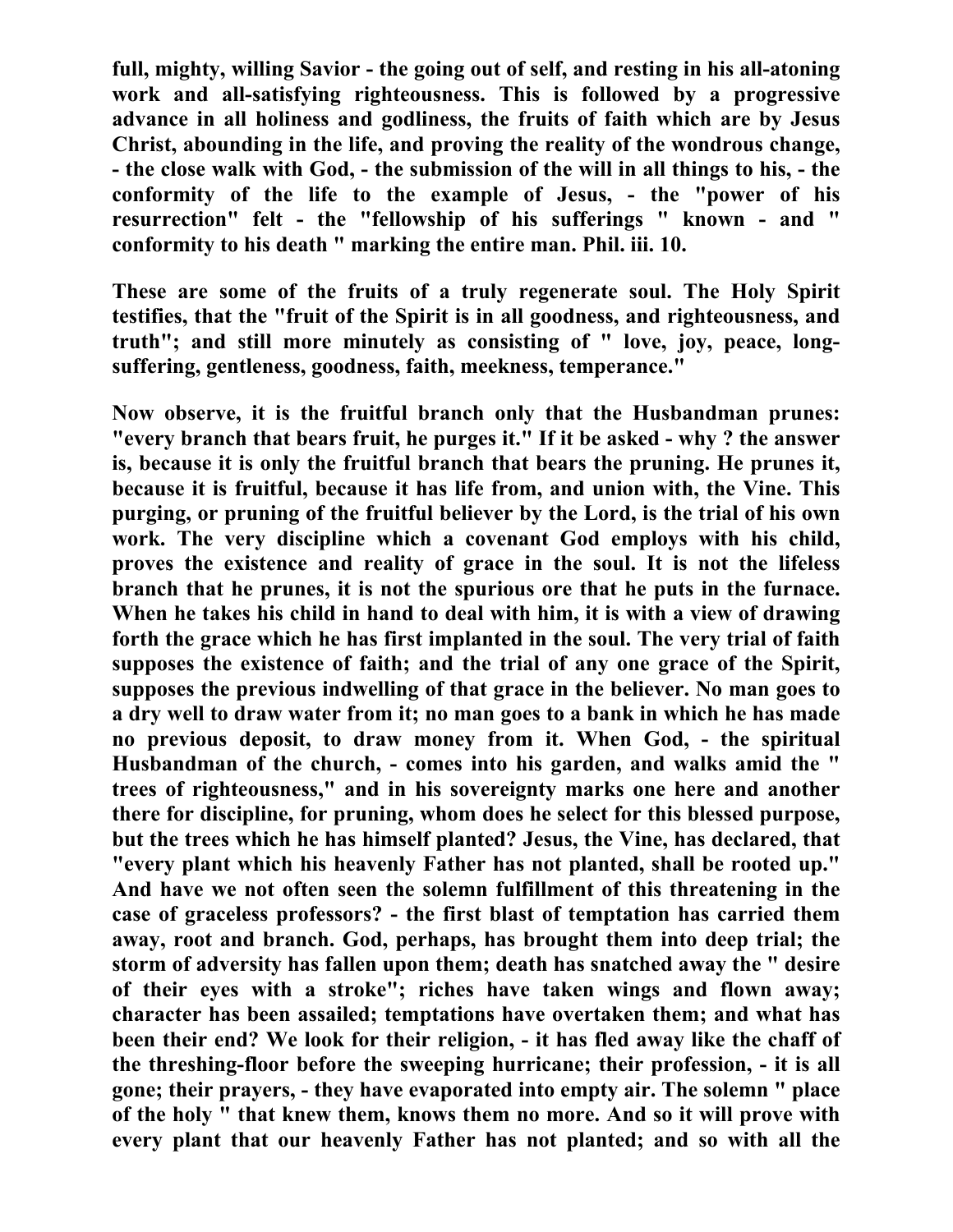full, mighty, willing Savior - the going out of self, and resting in his all-atoning work and all-satisfying righteousness. This is followed by a progressive advance in all holiness and godliness, the fruits of faith which are by Jesus Christ, abounding in the life, and proving the reality of the wondrous change, - the close walk with God, - the submission of the will in all things to his, - the conformity of the life to the example of Jesus, - the "power of his resurrection" felt - the "fellowship of his sufferings " known - and " conformity to his death " marking the entire man. Phil. iii. 10.

These are some of the fruits of a truly regenerate soul. The Holy Spirit testifies, that the "fruit of the Spirit is in all goodness, and righteousness, and truth"; and still more minutely as consisting of " love, joy, peace, long-suffering, gentleness, goodness, faith, meekness, temperance."

Now observe, it is the fruitful branch only that the Husbandman prunes: "every branch that bears fruit, he purges it." If it be asked - why ? the answer is, because it is only the fruitful branch that bears the pruning. He prunes it, because it is fruitful, because it has life from, and union with, the Vine. This purging, or pruning of the fruitful believer by the Lord, is the trial of his own work. The very discipline which a covenant God employs with his child, proves the existence and reality of grace in the soul. It is not the lifeless branch that he prunes, it is not the spurious ore that he puts in the furnace. When he takes his child in hand to deal with him, it is with a view of drawing forth the grace which he has first implanted in the soul. The very trial of faith supposes the existence of faith; and the trial of any one grace of the Spirit, supposes the previous indwelling of that grace in the believer. No man goes to a dry well to draw water from it; no man goes to a bank in which he has made no previous deposit, to draw money from it. When God, - the spiritual Husbandman of the church, - comes into his garden, and walks amid the " trees of righteousness," and in his sovereignty marks one here and another there for discipline, for pruning, whom does he select for this blessed purpose, but the trees which he has himself planted? Jesus, the Vine, has declared, that "every plant which his heavenly Father has not planted, shall be rooted up." And have we not often seen the solemn fulfillment of this threatening in the case of graceless professors? - the first blast of temptation has carried them away, root and branch. God, perhaps, has brought them into deep trial; the storm of adversity has fallen upon them; death has snatched away the " desire of their eyes with a stroke"; riches have taken wings and flown away; character has been assailed; temptations have overtaken them; and what has been their end? We look for their religion, - it has fled away like the chaff of the threshing-floor before the sweeping hurricane; their profession, - it is all gone; their prayers, - they have evaporated into empty air. The solemn " place of the holy " that knew them, knows them no more. And so it will prove with every plant that our heavenly Father has not planted; and so with all the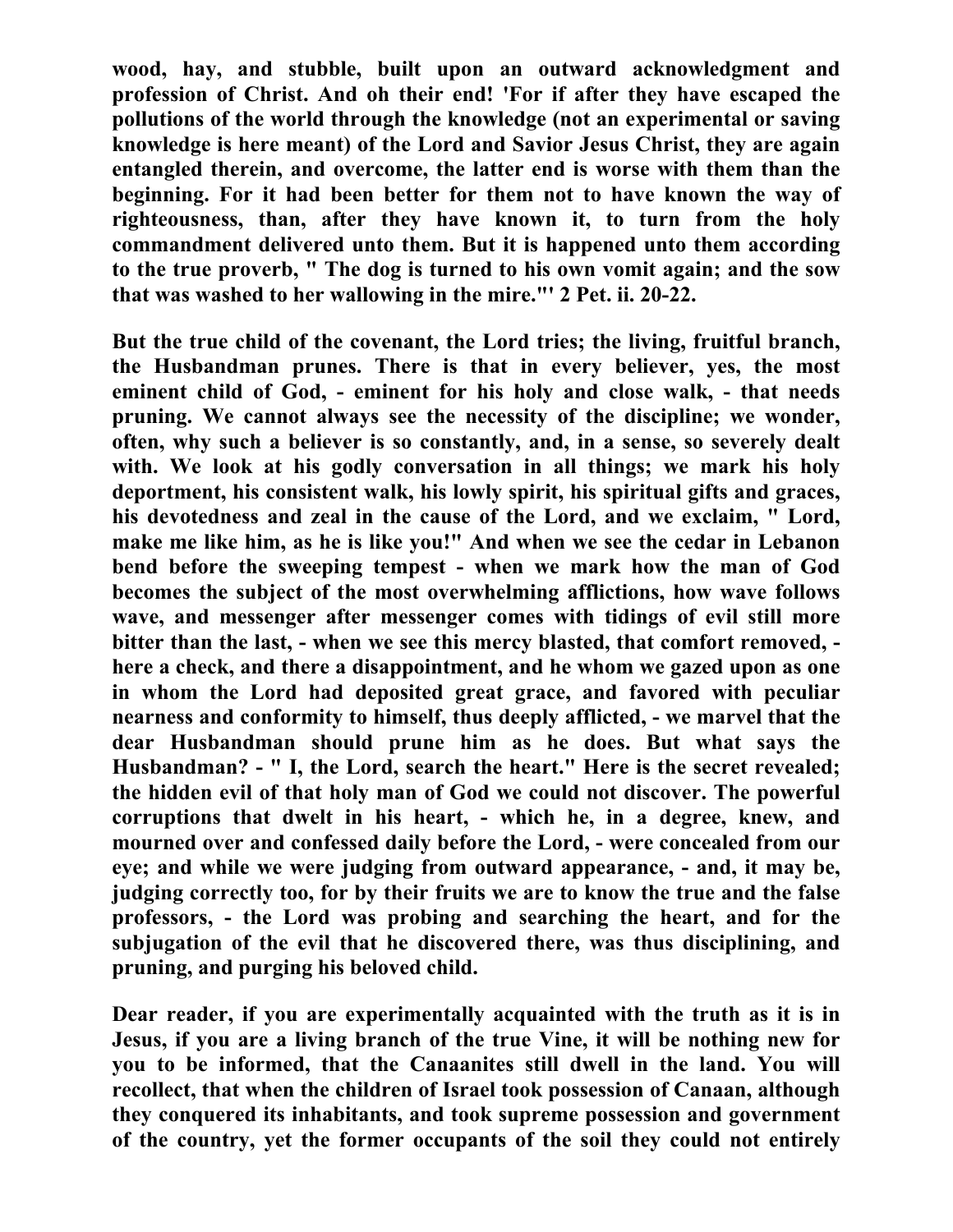**wood, hay, and stubble, built upon an outward acknowledgment and profession of Christ. And oh their end! 'For if after they have escaped the pollutions of the world through the knowledge (not an experimental or saving knowledge is here meant) of the Lord and Savior Jesus Christ, they are again entangled therein, and overcome, the latter end is worse with them than the beginning. For it had been better for them not to have known the way of righteousness, than, after they have known it, to turn from the holy commandment delivered unto them. But it is happened unto them according to the true proverb, " The dog is turned to his own vomit again; and the sow that was washed to her wallowing in the mire."' 2 Pet. ii. 20-22.**

**But the true child of the covenant, the Lord tries; the living, fruitful branch, the Husbandman prunes. There is that in every believer, yes, the most eminent child of God, - eminent for his holy and close walk, - that needs pruning. We cannot always see the necessity of the discipline; we wonder, often, why such a believer is so constantly, and, in a sense, so severely dealt with. We look at his godly conversation in all things; we mark his holy deportment, his consistent walk, his lowly spirit, his spiritual gifts and graces, his devotedness and zeal in the cause of the Lord, and we exclaim, " Lord, make me like him, as he is like you!" And when we see the cedar in Lebanon bend before the sweeping tempest - when we mark how the man of God becomes the subject of the most overwhelming afflictions, how wave follows wave, and messenger after messenger comes with tidings of evil still more bitter than the last, - when we see this mercy blasted, that comfort removed, - here a check, and there a disappointment, and he whom we gazed upon as one in whom the Lord had deposited great grace, and favored with peculiar nearness and conformity to himself, thus deeply afflicted, - we marvel that the dear Husbandman should prune him as he does. But what says the Husbandman? - " I, the Lord, search the heart." Here is the secret revealed; the hidden evil of that holy man of God we could not discover. The powerful corruptions that dwelt in his heart, - which he, in a degree, knew, and mourned over and confessed daily before the Lord, - were concealed from our eye; and while we were judging from outward appearance, - and, it may be, judging correctly too, for by their fruits we are to know the true and the false professors, - the Lord was probing and searching the heart, and for the subjugation of the evil that he discovered there, was thus disciplining, and pruning, and purging his beloved child.**

**Dear reader, if you are experimentally acquainted with the truth as it is in Jesus, if you are a living branch of the true Vine, it will be nothing new for you to be informed, that the Canaanites still dwell in the land. You will recollect, that when the children of Israel took possession of Canaan, although they conquered its inhabitants, and took supreme possession and government of the country, yet the former occupants of the soil they could not entirely**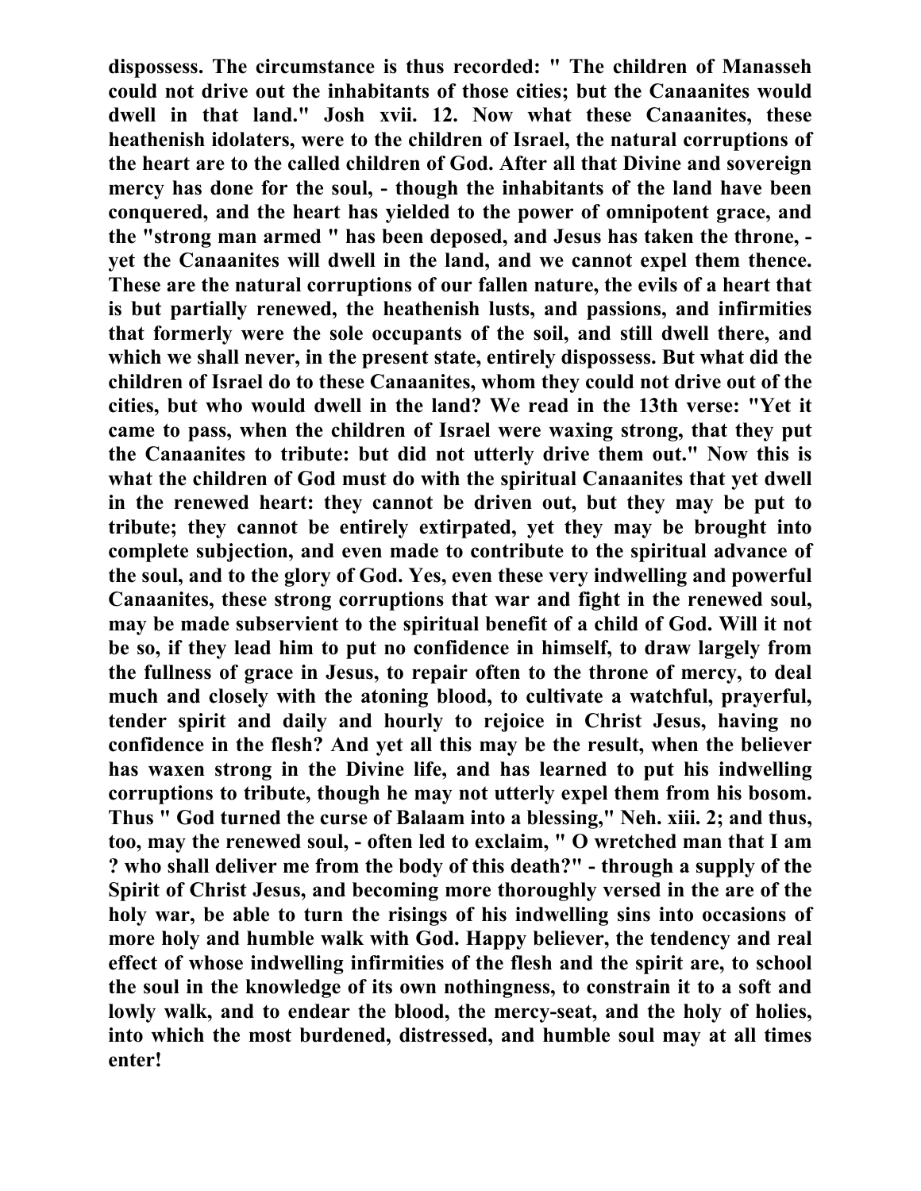dispossess. The circumstance is thus recorded: " The children of Manasseh could not drive out the inhabitants of those cities; but the Canaanites would dwell in that land." Josh xvii. 12. Now what these Canaanites, these heathenish idolaters, were to the children of Israel, the natural corruptions of the heart are to the called children of God. After all that Divine and sovereign mercy has done for the soul, - though the inhabitants of the land have been conquered, and the heart has yielded to the power of omnipotent grace, and the "strong man armed " has been deposed, and Jesus has taken the throne, - yet the Canaanites will dwell in the land, and we cannot expel them thence. These are the natural corruptions of our fallen nature, the evils of a heart that is but partially renewed, the heathenish lusts, and passions, and infirmities that formerly were the sole occupants of the soil, and still dwell there, and which we shall never, in the present state, entirely dispossess. But what did the children of Israel do to these Canaanites, whom they could not drive out of the cities, but who would dwell in the land? We read in the 13th verse: "Yet it came to pass, when the children of Israel were waxing strong, that they put the Canaanites to tribute: but did not utterly drive them out." Now this is what the children of God must do with the spiritual Canaanites that yet dwell in the renewed heart: they cannot be driven out, but they may be put to tribute; they cannot be entirely extirpated, yet they may be brought into complete subjection, and even made to contribute to the spiritual advance of the soul, and to the glory of God. Yes, even these very indwelling and powerful Canaanites, these strong corruptions that war and fight in the renewed soul, may be made subservient to the spiritual benefit of a child of God. Will it not be so, if they lead him to put no confidence in himself, to draw largely from the fullness of grace in Jesus, to repair often to the throne of mercy, to deal much and closely with the atoning blood, to cultivate a watchful, prayerful, tender spirit and daily and hourly to rejoice in Christ Jesus, having no confidence in the flesh? And yet all this may be the result, when the believer has waxen strong in the Divine life, and has learned to put his indwelling corruptions to tribute, though he may not utterly expel them from his bosom. Thus " God turned the curse of Balaam into a blessing," Neh. xiii. 2; and thus, too, may the renewed soul, - often led to exclaim, " O wretched man that I am ? who shall deliver me from the body of this death?" - through a supply of the Spirit of Christ Jesus, and becoming more thoroughly versed in the are of the holy war, be able to turn the risings of his indwelling sins into occasions of more holy and humble walk with God. Happy believer, the tendency and real effect of whose indwelling infirmities of the flesh and the spirit are, to school the soul in the knowledge of its own nothingness, to constrain it to a soft and lowly walk, and to endear the blood, the mercy-seat, and the holy of holies, into which the most burdened, distressed, and humble soul may at all times enter!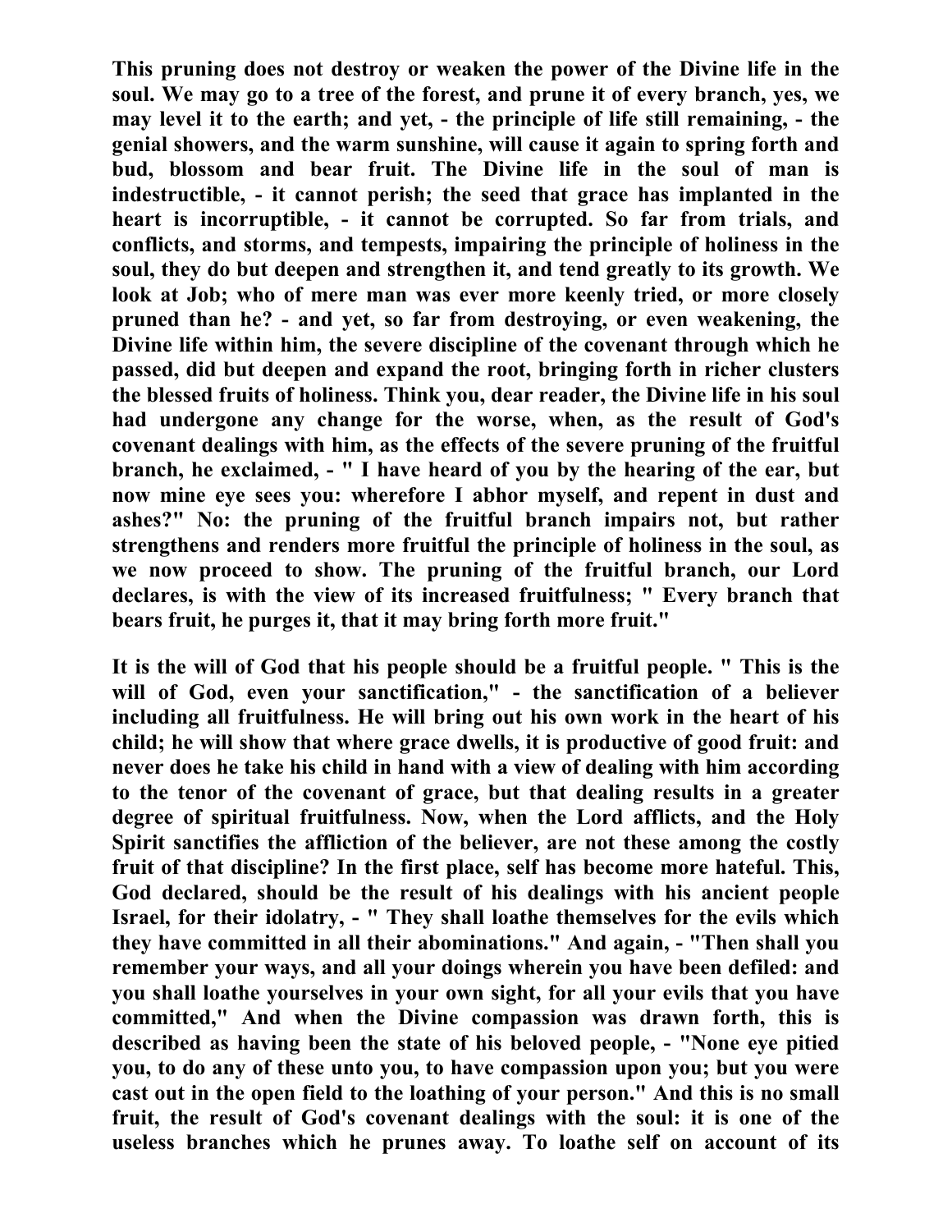This pruning does not destroy or weaken the power of the Divine life in the soul. We may go to a tree of the forest, and prune it of every branch, yes, we may level it to the earth; and yet, - the principle of life still remaining, - the genial showers, and the warm sunshine, will cause it again to spring forth and bud, blossom and bear fruit. The Divine life in the soul of man is indestructible, - it cannot perish; the seed that grace has implanted in the heart is incorruptible, - it cannot be corrupted. So far from trials, and conflicts, and storms, and tempests, impairing the principle of holiness in the soul, they do but deepen and strengthen it, and tend greatly to its growth. We look at Job; who of mere man was ever more keenly tried, or more closely pruned than he? - and yet, so far from destroying, or even weakening, the Divine life within him, the severe discipline of the covenant through which he passed, did but deepen and expand the root, bringing forth in richer clusters the blessed fruits of holiness. Think you, dear reader, the Divine life in his soul had undergone any change for the worse, when, as the result of God's covenant dealings with him, as the effects of the severe pruning of the fruitful branch, he exclaimed, - " I have heard of you by the hearing of the ear, but now mine eye sees you: wherefore I abhor myself, and repent in dust and ashes?" No: the pruning of the fruitful branch impairs not, but rather strengthens and renders more fruitful the principle of holiness in the soul, as we now proceed to show. The pruning of the fruitful branch, our Lord declares, is with the view of its increased fruitfulness; " Every branch that bears fruit, he purges it, that it may bring forth more fruit."

It is the will of God that his people should be a fruitful people. " This is the will of God, even your sanctification," - the sanctification of a believer including all fruitfulness. He will bring out his own work in the heart of his child; he will show that where grace dwells, it is productive of good fruit: and never does he take his child in hand with a view of dealing with him according to the tenor of the covenant of grace, but that dealing results in a greater degree of spiritual fruitfulness. Now, when the Lord afflicts, and the Holy Spirit sanctifies the affliction of the believer, are not these among the costly fruit of that discipline? In the first place, self has become more hateful. This, God declared, should be the result of his dealings with his ancient people Israel, for their idolatry, - " They shall loathe themselves for the evils which they have committed in all their abominations." And again, - "Then shall you remember your ways, and all your doings wherein you have been defiled: and you shall loathe yourselves in your own sight, for all your evils that you have committed," And when the Divine compassion was drawn forth, this is described as having been the state of his beloved people, - "None eye pitied you, to do any of these unto you, to have compassion upon you; but you were cast out in the open field to the loathing of your person." And this is no small fruit, the result of God's covenant dealings with the soul: it is one of the useless branches which he prunes away. To loathe self on account of its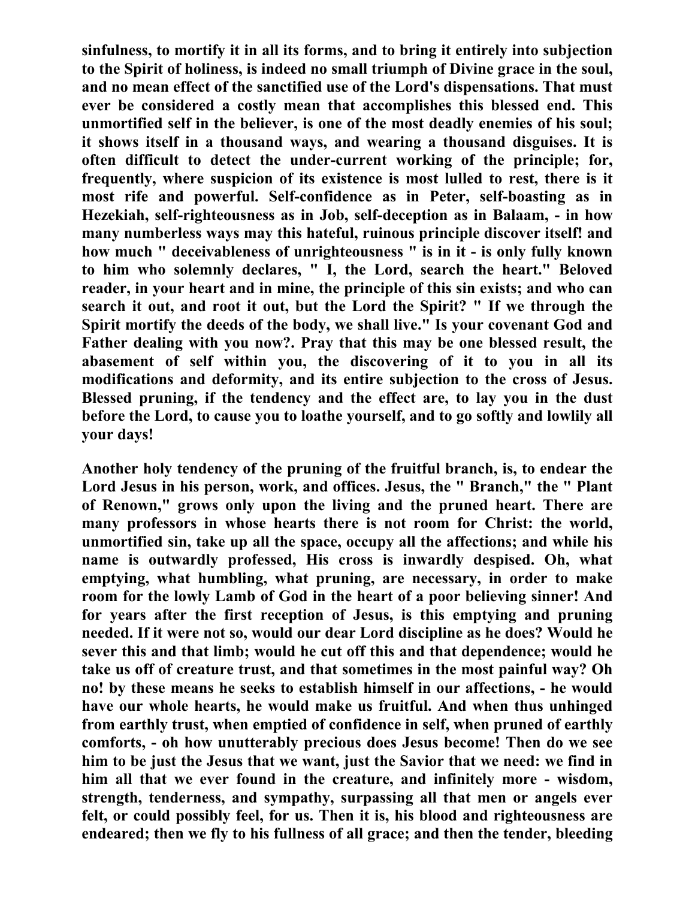sinfulness, to mortify it in all its forms, and to bring it entirely into subjection to the Spirit of holiness, is indeed no small triumph of Divine grace in the soul, and no mean effect of the sanctified use of the Lord's dispensations. That must ever be considered a costly mean that accomplishes this blessed end. This unmortified self in the believer, is one of the most deadly enemies of his soul; it shows itself in a thousand ways, and wearing a thousand disguises. It is often difficult to detect the under-current working of the principle; for, frequently, where suspicion of its existence is most lulled to rest, there is it most rife and powerful. Self-confidence as in Peter, self-boasting as in Hezekiah, self-righteousness as in Job, self-deception as in Balaam, - in how many numberless ways may this hateful, ruinous principle discover itself! and how much " deceivableness of unrighteousness " is in it - is only fully known to him who solemnly declares, " I, the Lord, search the heart." Beloved reader, in your heart and in mine, the principle of this sin exists; and who can search it out, and root it out, but the Lord the Spirit? " If we through the Spirit mortify the deeds of the body, we shall live." Is your covenant God and Father dealing with you now?. Pray that this may be one blessed result, the abasement of self within you, the discovering of it to you in all its modifications and deformity, and its entire subjection to the cross of Jesus. Blessed pruning, if the tendency and the effect are, to lay you in the dust before the Lord, to cause you to loathe yourself, and to go softly and lowlily all your days!

Another holy tendency of the pruning of the fruitful branch, is, to endear the Lord Jesus in his person, work, and offices. Jesus, the " Branch," the " Plant of Renown," grows only upon the living and the pruned heart. There are many professors in whose hearts there is not room for Christ: the world, unmortified sin, take up all the space, occupy all the affections; and while his name is outwardly professed, His cross is inwardly despised. Oh, what emptying, what humbling, what pruning, are necessary, in order to make room for the lowly Lamb of God in the heart of a poor believing sinner! And for years after the first reception of Jesus, is this emptying and pruning needed. If it were not so, would our dear Lord discipline as he does? Would he sever this and that limb; would he cut off this and that dependence; would he take us off of creature trust, and that sometimes in the most painful way? Oh no! by these means he seeks to establish himself in our affections, - he would have our whole hearts, he would make us fruitful. And when thus unhinged from earthly trust, when emptied of confidence in self, when pruned of earthly comforts, - oh how unutterably precious does Jesus become! Then do we see him to be just the Jesus that we want, just the Savior that we need: we find in him all that we ever found in the creature, and infinitely more - wisdom, strength, tenderness, and sympathy, surpassing all that men or angels ever felt, or could possibly feel, for us. Then it is, his blood and righteousness are endeared; then we fly to his fullness of all grace; and then the tender, bleeding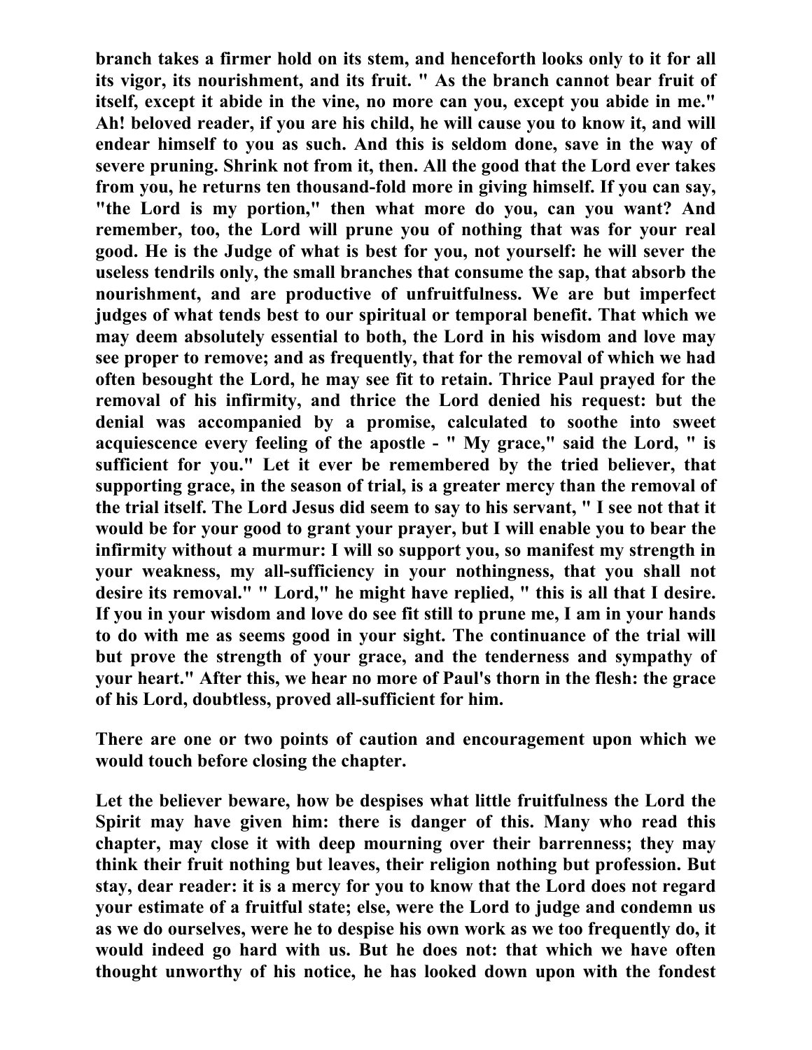branch takes a firmer hold on its stem, and henceforth looks only to it for all its vigor, its nourishment, and its fruit. " As the branch cannot bear fruit of itself, except it abide in the vine, no more can you, except you abide in me." Ah! beloved reader, if you are his child, he will cause you to know it, and will endear himself to you as such. And this is seldom done, save in the way of severe pruning. Shrink not from it, then. All the good that the Lord ever takes from you, he returns ten thousand-fold more in giving himself. If you can say, "the Lord is my portion," then what more do you, can you want? And remember, too, the Lord will prune you of nothing that was for your real good. He is the Judge of what is best for you, not yourself: he will sever the useless tendrils only, the small branches that consume the sap, that absorb the nourishment, and are productive of unfruitfulness. We are but imperfect judges of what tends best to our spiritual or temporal benefit. That which we may deem absolutely essential to both, the Lord in his wisdom and love may see proper to remove; and as frequently, that for the removal of which we had often besought the Lord, he may see fit to retain. Thrice Paul prayed for the removal of his infirmity, and thrice the Lord denied his request: but the denial was accompanied by a promise, calculated to soothe into sweet acquiescence every feeling of the apostle - " My grace," said the Lord, " is sufficient for you." Let it ever be remembered by the tried believer, that supporting grace, in the season of trial, is a greater mercy than the removal of the trial itself. The Lord Jesus did seem to say to his servant, " I see not that it would be for your good to grant your prayer, but I will enable you to bear the infirmity without a murmur: I will so support you, so manifest my strength in your weakness, my all-sufficiency in your nothingness, that you shall not desire its removal." " Lord," he might have replied, " this is all that I desire. If you in your wisdom and love do see fit still to prune me, I am in your hands to do with me as seems good in your sight. The continuance of the trial will but prove the strength of your grace, and the tenderness and sympathy of your heart." After this, we hear no more of Paul's thorn in the flesh: the grace of his Lord, doubtless, proved all-sufficient for him.

There are one or two points of caution and encouragement upon which we would touch before closing the chapter.

Let the believer beware, how be despises what little fruitfulness the Lord the Spirit may have given him: there is danger of this. Many who read this chapter, may close it with deep mourning over their barrenness; they may think their fruit nothing but leaves, their religion nothing but profession. But stay, dear reader: it is a mercy for you to know that the Lord does not regard your estimate of a fruitful state; else, were the Lord to judge and condemn us as we do ourselves, were he to despise his own work as we too frequently do, it would indeed go hard with us. But he does not: that which we have often thought unworthy of his notice, he has looked down upon with the fondest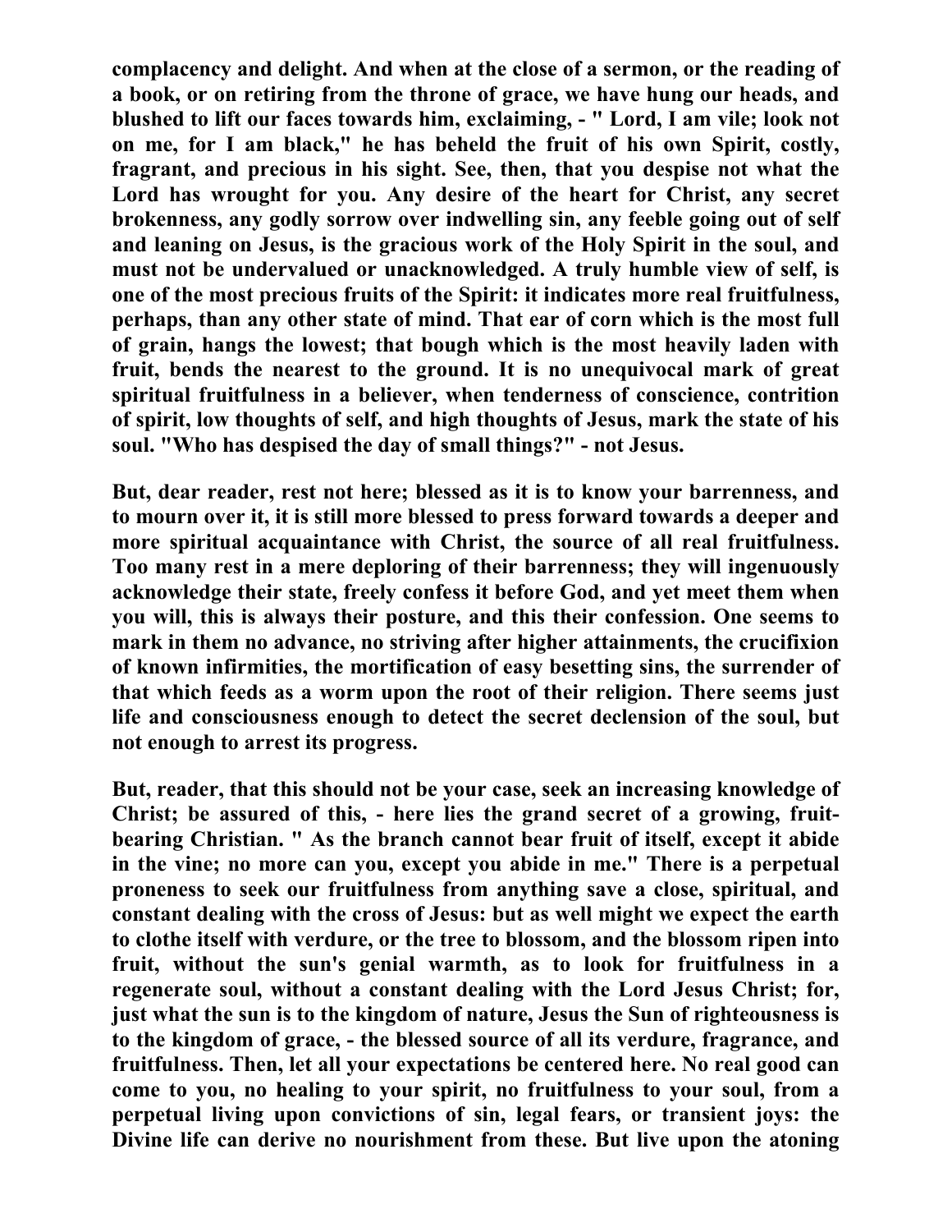complacency and delight. And when at the close of a sermon, or the reading of a book, or on retiring from the throne of grace, we have hung our heads, and blushed to lift our faces towards him, exclaiming, - " Lord, I am vile; look not on me, for I am black," he has beheld the fruit of his own Spirit, costly, fragrant, and precious in his sight. See, then, that you despise not what the Lord has wrought for you. Any desire of the heart for Christ, any secret brokenness, any godly sorrow over indwelling sin, any feeble going out of self and leaning on Jesus, is the gracious work of the Holy Spirit in the soul, and must not be undervalued or unacknowledged. A truly humble view of self, is one of the most precious fruits of the Spirit: it indicates more real fruitfulness, perhaps, than any other state of mind. That ear of corn which is the most full of grain, hangs the lowest; that bough which is the most heavily laden with fruit, bends the nearest to the ground. It is no unequivocal mark of great spiritual fruitfulness in a believer, when tenderness of conscience, contrition of spirit, low thoughts of self, and high thoughts of Jesus, mark the state of his soul. "Who has despised the day of small things?" - not Jesus.

But, dear reader, rest not here; blessed as it is to know your barrenness, and to mourn over it, it is still more blessed to press forward towards a deeper and more spiritual acquaintance with Christ, the source of all real fruitfulness. Too many rest in a mere deploring of their barrenness; they will ingenuously acknowledge their state, freely confess it before God, and yet meet them when you will, this is always their posture, and this their confession. One seems to mark in them no advance, no striving after higher attainments, the crucifixion of known infirmities, the mortification of easy besetting sins, the surrender of that which feeds as a worm upon the root of their religion. There seems just life and consciousness enough to detect the secret declension of the soul, but not enough to arrest its progress.

But, reader, that this should not be your case, seek an increasing knowledge of Christ; be assured of this, - here lies the grand secret of a growing, fruit-bearing Christian. " As the branch cannot bear fruit of itself, except it abide in the vine; no more can you, except you abide in me." There is a perpetual proneness to seek our fruitfulness from anything save a close, spiritual, and constant dealing with the cross of Jesus: but as well might we expect the earth to clothe itself with verdure, or the tree to blossom, and the blossom ripen into fruit, without the sun's genial warmth, as to look for fruitfulness in a regenerate soul, without a constant dealing with the Lord Jesus Christ; for, just what the sun is to the kingdom of nature, Jesus the Sun of righteousness is to the kingdom of grace, - the blessed source of all its verdure, fragrance, and fruitfulness. Then, let all your expectations be centered here. No real good can come to you, no healing to your spirit, no fruitfulness to your soul, from a perpetual living upon convictions of sin, legal fears, or transient joys: the Divine life can derive no nourishment from these. But live upon the atoning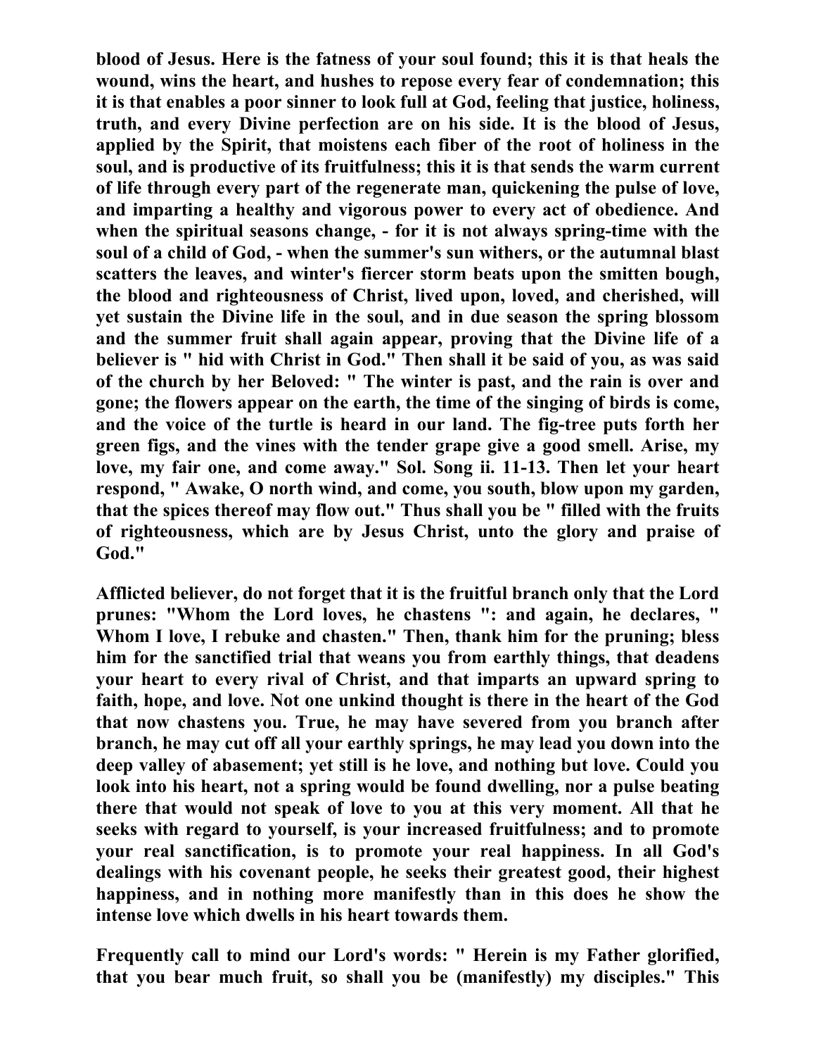blood of Jesus. Here is the fatness of your soul found; this it is that heals the wound, wins the heart, and hushes to repose every fear of condemnation; this it is that enables a poor sinner to look full at God, feeling that justice, holiness, truth, and every Divine perfection are on his side. It is the blood of Jesus, applied by the Spirit, that moistens each fiber of the root of holiness in the soul, and is productive of its fruitfulness; this it is that sends the warm current of life through every part of the regenerate man, quickening the pulse of love, and imparting a healthy and vigorous power to every act of obedience. And when the spiritual seasons change, - for it is not always spring-time with the soul of a child of God, - when the summer's sun withers, or the autumnal blast scatters the leaves, and winter's fiercer storm beats upon the smitten bough, the blood and righteousness of Christ, lived upon, loved, and cherished, will yet sustain the Divine life in the soul, and in due season the spring blossom and the summer fruit shall again appear, proving that the Divine life of a believer is " hid with Christ in God." Then shall it be said of you, as was said of the church by her Beloved: " The winter is past, and the rain is over and gone; the flowers appear on the earth, the time of the singing of birds is come, and the voice of the turtle is heard in our land. The fig-tree puts forth her green figs, and the vines with the tender grape give a good smell. Arise, my love, my fair one, and come away." Sol. Song ii. 11-13. Then let your heart respond, " Awake, O north wind, and come, you south, blow upon my garden, that the spices thereof may flow out." Thus shall you be " filled with the fruits of righteousness, which are by Jesus Christ, unto the glory and praise of God."

Afflicted believer, do not forget that it is the fruitful branch only that the Lord prunes: "Whom the Lord loves, he chastens ": and again, he declares, " Whom I love, I rebuke and chasten." Then, thank him for the pruning; bless him for the sanctified trial that weans you from earthly things, that deadens your heart to every rival of Christ, and that imparts an upward spring to faith, hope, and love. Not one unkind thought is there in the heart of the God that now chastens you. True, he may have severed from you branch after branch, he may cut off all your earthly springs, he may lead you down into the deep valley of abasement; yet still is he love, and nothing but love. Could you look into his heart, not a spring would be found dwelling, nor a pulse beating there that would not speak of love to you at this very moment. All that he seeks with regard to yourself, is your increased fruitfulness; and to promote your real sanctification, is to promote your real happiness. In all God's dealings with his covenant people, he seeks their greatest good, their highest happiness, and in nothing more manifestly than in this does he show the intense love which dwells in his heart towards them.

Frequently call to mind our Lord's words: " Herein is my Father glorified, that you bear much fruit, so shall you be (manifestly) my disciples." This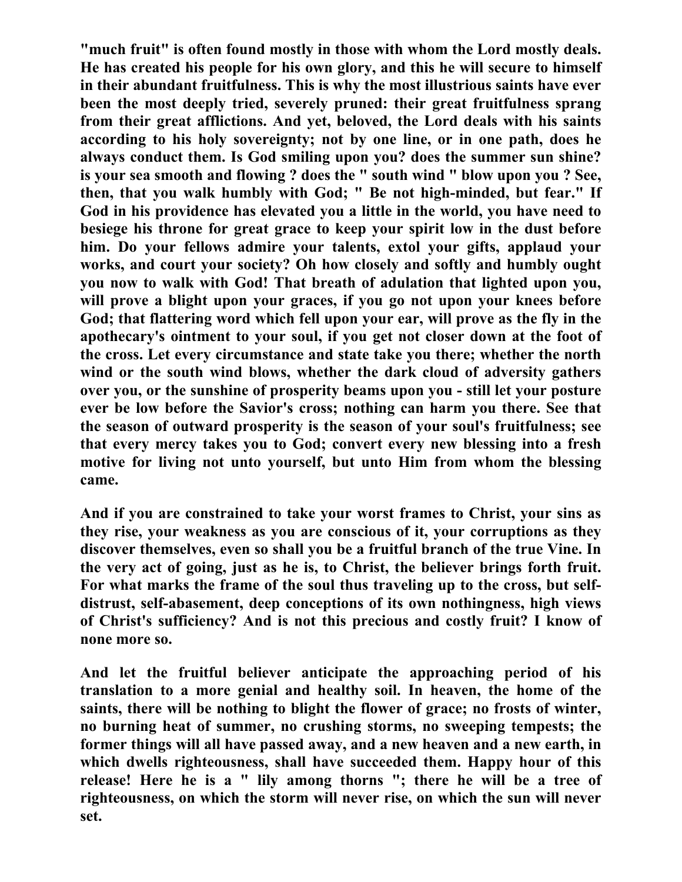"much fruit" is often found mostly in those with whom the Lord mostly deals. He has created his people for his own glory, and this he will secure to himself in their abundant fruitfulness. This is why the most illustrious saints have ever been the most deeply tried, severely pruned: their great fruitfulness sprang from their great afflictions. And yet, beloved, the Lord deals with his saints according to his holy sovereignty; not by one line, or in one path, does he always conduct them. Is God smiling upon you? does the summer sun shine? is your sea smooth and flowing ? does the " south wind " blow upon you ? See, then, that you walk humbly with God; " Be not high-minded, but fear." If God in his providence has elevated you a little in the world, you have need to besiege his throne for great grace to keep your spirit low in the dust before him. Do your fellows admire your talents, extol your gifts, applaud your works, and court your society? Oh how closely and softly and humbly ought you now to walk with God! That breath of adulation that lighted upon you, will prove a blight upon your graces, if you go not upon your knees before God; that flattering word which fell upon your ear, will prove as the fly in the apothecary's ointment to your soul, if you get not closer down at the foot of the cross. Let every circumstance and state take you there; whether the north wind or the south wind blows, whether the dark cloud of adversity gathers over you, or the sunshine of prosperity beams upon you - still let your posture ever be low before the Savior's cross; nothing can harm you there. See that the season of outward prosperity is the season of your soul's fruitfulness; see that every mercy takes you to God; convert every new blessing into a fresh motive for living not unto yourself, but unto Him from whom the blessing came.

And if you are constrained to take your worst frames to Christ, your sins as they rise, your weakness as you are conscious of it, your corruptions as they discover themselves, even so shall you be a fruitful branch of the true Vine. In the very act of going, just as he is, to Christ, the believer brings forth fruit. For what marks the frame of the soul thus traveling up to the cross, but self-distrust, self-abasement, deep conceptions of its own nothingness, high views of Christ's sufficiency? And is not this precious and costly fruit? I know of none more so.

And let the fruitful believer anticipate the approaching period of his translation to a more genial and healthy soil. In heaven, the home of the saints, there will be nothing to blight the flower of grace; no frosts of winter, no burning heat of summer, no crushing storms, no sweeping tempests; the former things will all have passed away, and a new heaven and a new earth, in which dwells righteousness, shall have succeeded them. Happy hour of this release! Here he is a " lily among thorns "; there he will be a tree of righteousness, on which the storm will never rise, on which the sun will never set.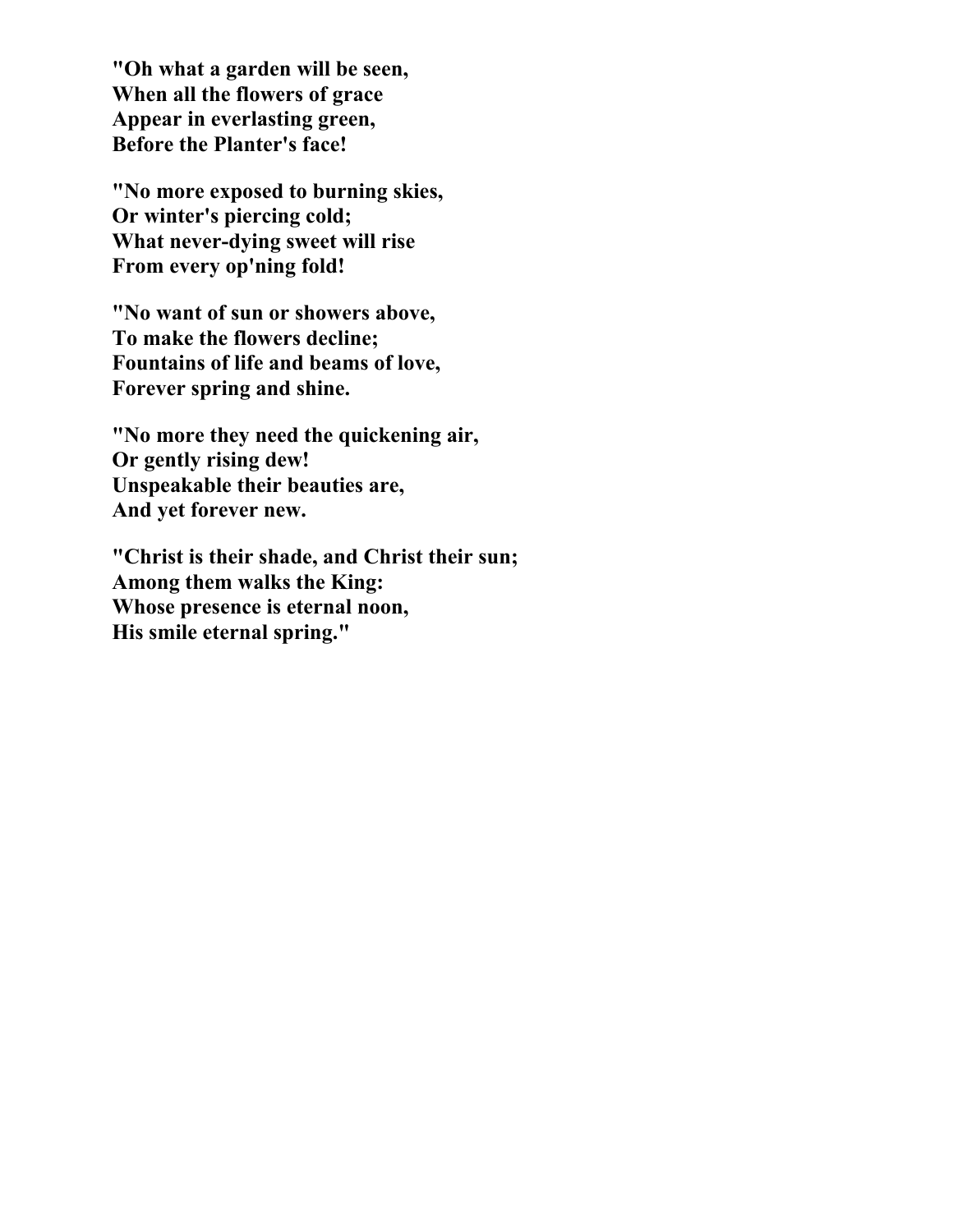**"Oh what a garden will be seen,**
**When all the flowers of grace**
**Appear in everlasting green,**
**Before the Planter's face!**

**"No more exposed to burning skies,**
**Or winter's piercing cold;**
**What never-dying sweet will rise**
**From every op'ning fold!**

**"No want of sun or showers above,**
**To make the flowers decline;**
**Fountains of life and beams of love,**
**Forever spring and shine.**

**"No more they need the quickening air,**
**Or gently rising dew!**
**Unspeakable their beauties are,**
**And yet forever new.**

**"Christ is their shade, and Christ their sun;**
**Among them walks the King:**
**Whose presence is eternal noon,**
**His smile eternal spring."**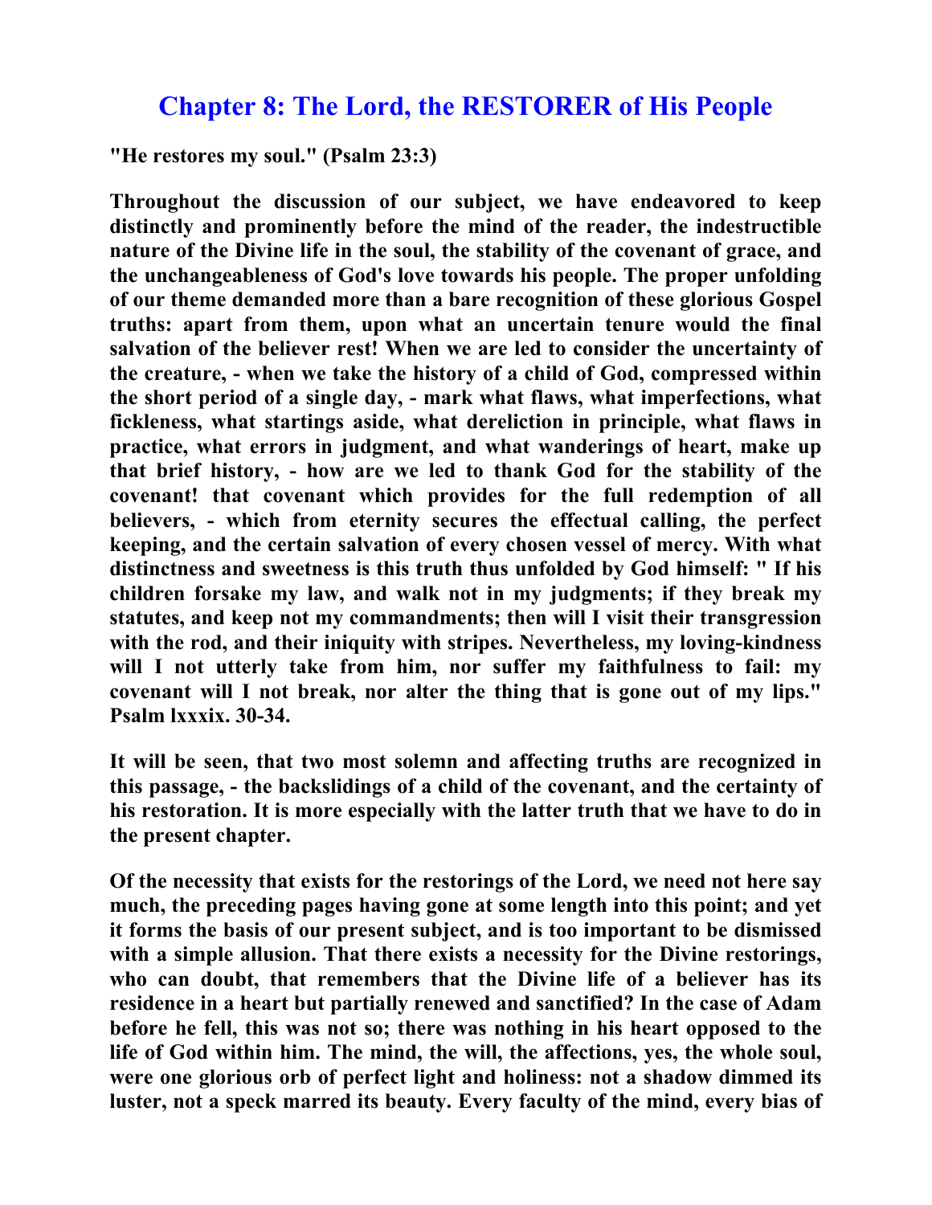# Chapter 8: The Lord, the RESTORER of His People

**"He restores my soul." (Psalm 23:3)**

**Throughout the discussion of our subject, we have endeavored to keep distinctly and prominently before the mind of the reader, the indestructible nature of the Divine life in the soul, the stability of the covenant of grace, and the unchangeableness of God's love towards his people. The proper unfolding of our theme demanded more than a bare recognition of these glorious Gospel truths: apart from them, upon what an uncertain tenure would the final salvation of the believer rest! When we are led to consider the uncertainty of the creature, - when we take the history of a child of God, compressed within the short period of a single day, - mark what flaws, what imperfections, what fickleness, what startings aside, what dereliction in principle, what flaws in practice, what errors in judgment, and what wanderings of heart, make up that brief history, - how are we led to thank God for the stability of the covenant! that covenant which provides for the full redemption of all believers, - which from eternity secures the effectual calling, the perfect keeping, and the certain salvation of every chosen vessel of mercy. With what distinctness and sweetness is this truth thus unfolded by God himself: " If his children forsake my law, and walk not in my judgments; if they break my statutes, and keep not my commandments; then will I visit their transgression with the rod, and their iniquity with stripes. Nevertheless, my loving-kindness will I not utterly take from him, nor suffer my faithfulness to fail: my covenant will I not break, nor alter the thing that is gone out of my lips." Psalm lxxxix. 30-34.**

**It will be seen, that two most solemn and affecting truths are recognized in this passage, - the backslidings of a child of the covenant, and the certainty of his restoration. It is more especially with the latter truth that we have to do in the present chapter.**

**Of the necessity that exists for the restorings of the Lord, we need not here say much, the preceding pages having gone at some length into this point; and yet it forms the basis of our present subject, and is too important to be dismissed with a simple allusion. That there exists a necessity for the Divine restorings, who can doubt, that remembers that the Divine life of a believer has its residence in a heart but partially renewed and sanctified? In the case of Adam before he fell, this was not so; there was nothing in his heart opposed to the life of God within him. The mind, the will, the affections, yes, the whole soul, were one glorious orb of perfect light and holiness: not a shadow dimmed its luster, not a speck marred its beauty. Every faculty of the mind, every bias of**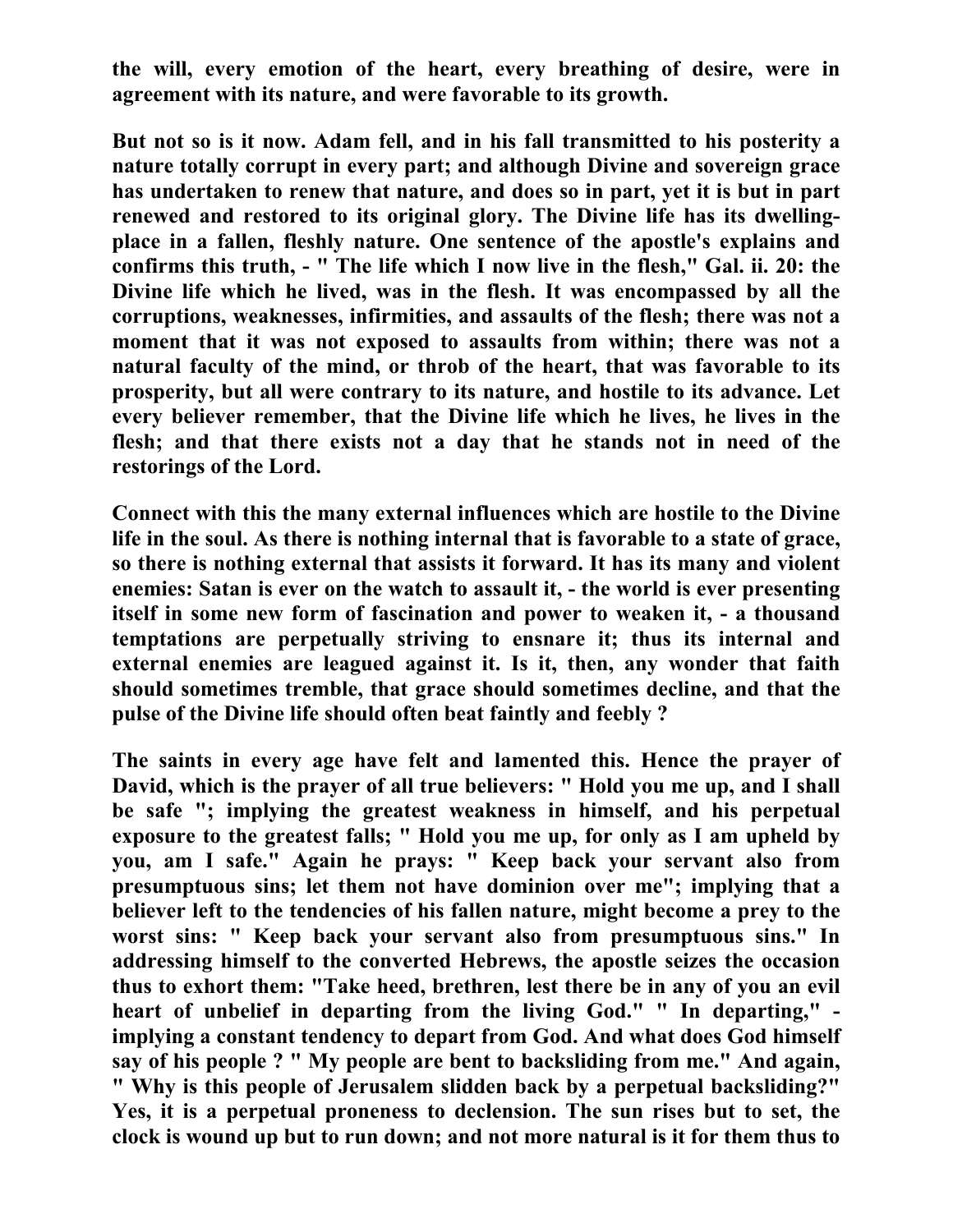the will, every emotion of the heart, every breathing of desire, were in agreement with its nature, and were favorable to its growth.

But not so is it now. Adam fell, and in his fall transmitted to his posterity a nature totally corrupt in every part; and although Divine and sovereign grace has undertaken to renew that nature, and does so in part, yet it is but in part renewed and restored to its original glory. The Divine life has its dwelling-place in a fallen, fleshly nature. One sentence of the apostle's explains and confirms this truth, - " The life which I now live in the flesh," Gal. ii. 20: the Divine life which he lived, was in the flesh. It was encompassed by all the corruptions, weaknesses, infirmities, and assaults of the flesh; there was not a moment that it was not exposed to assaults from within; there was not a natural faculty of the mind, or throb of the heart, that was favorable to its prosperity, but all were contrary to its nature, and hostile to its advance. Let every believer remember, that the Divine life which he lives, he lives in the flesh; and that there exists not a day that he stands not in need of the restorings of the Lord.

Connect with this the many external influences which are hostile to the Divine life in the soul. As there is nothing internal that is favorable to a state of grace, so there is nothing external that assists it forward. It has its many and violent enemies: Satan is ever on the watch to assault it, - the world is ever presenting itself in some new form of fascination and power to weaken it, - a thousand temptations are perpetually striving to ensnare it; thus its internal and external enemies are leagued against it. Is it, then, any wonder that faith should sometimes tremble, that grace should sometimes decline, and that the pulse of the Divine life should often beat faintly and feebly ?

The saints in every age have felt and lamented this. Hence the prayer of David, which is the prayer of all true believers: " Hold you me up, and I shall be safe "; implying the greatest weakness in himself, and his perpetual exposure to the greatest falls; " Hold you me up, for only as I am upheld by you, am I safe." Again he prays: " Keep back your servant also from presumptuous sins; let them not have dominion over me"; implying that a believer left to the tendencies of his fallen nature, might become a prey to the worst sins: " Keep back your servant also from presumptuous sins." In addressing himself to the converted Hebrews, the apostle seizes the occasion thus to exhort them: "Take heed, brethren, lest there be in any of you an evil heart of unbelief in departing from the living God." " In departing," - implying a constant tendency to depart from God. And what does God himself say of his people ? " My people are bent to backsliding from me." And again, " Why is this people of Jerusalem slidden back by a perpetual backsliding?" Yes, it is a perpetual proneness to declension. The sun rises but to set, the clock is wound up but to run down; and not more natural is it for them thus to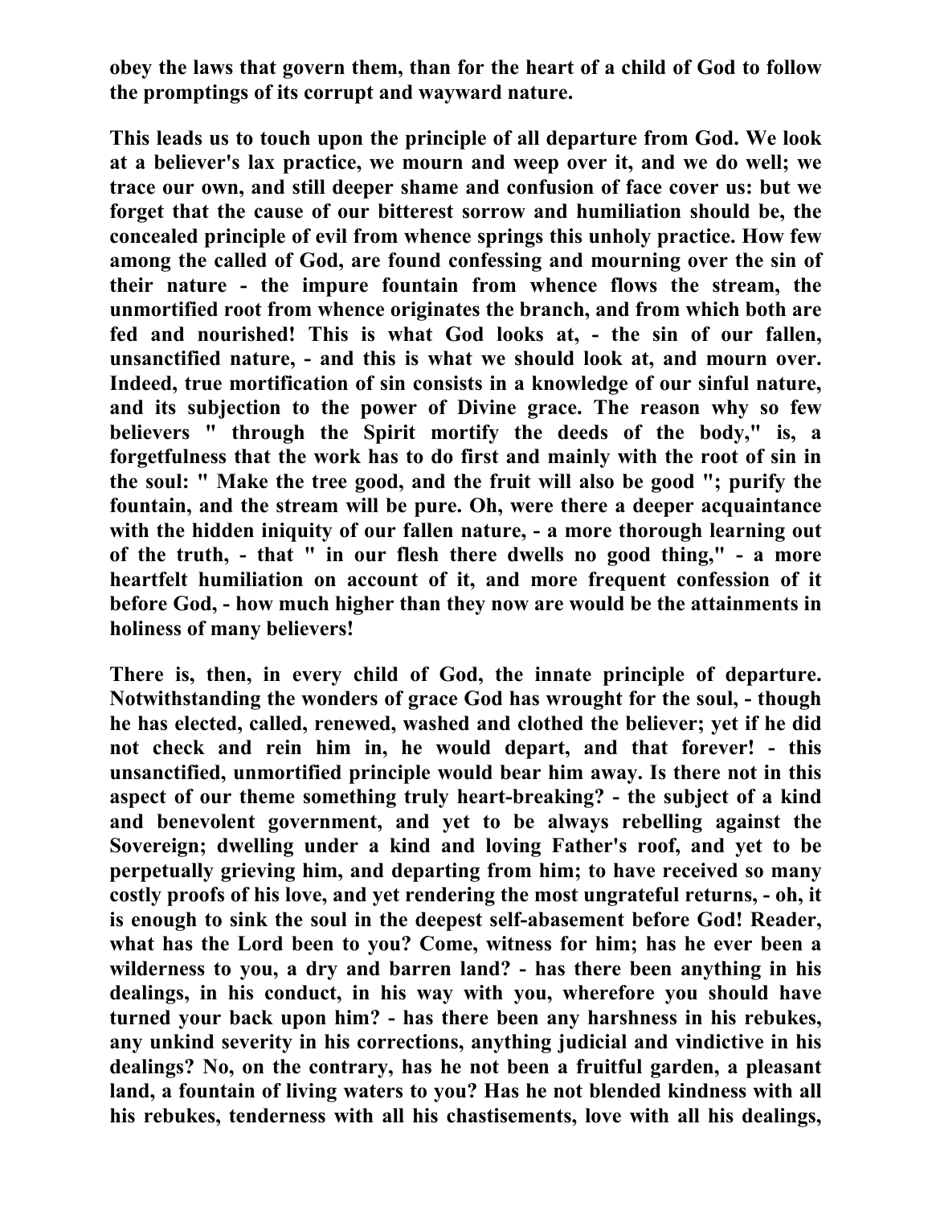obey the laws that govern them, than for the heart of a child of God to follow the promptings of its corrupt and wayward nature.

This leads us to touch upon the principle of all departure from God. We look at a believer's lax practice, we mourn and weep over it, and we do well; we trace our own, and still deeper shame and confusion of face cover us: but we forget that the cause of our bitterest sorrow and humiliation should be, the concealed principle of evil from whence springs this unholy practice. How few among the called of God, are found confessing and mourning over the sin of their nature - the impure fountain from whence flows the stream, the unmortified root from whence originates the branch, and from which both are fed and nourished! This is what God looks at, - the sin of our fallen, unsanctified nature, - and this is what we should look at, and mourn over. Indeed, true mortification of sin consists in a knowledge of our sinful nature, and its subjection to the power of Divine grace. The reason why so few believers " through the Spirit mortify the deeds of the body," is, a forgetfulness that the work has to do first and mainly with the root of sin in the soul: " Make the tree good, and the fruit will also be good "; purify the fountain, and the stream will be pure. Oh, were there a deeper acquaintance with the hidden iniquity of our fallen nature, - a more thorough learning out of the truth, - that " in our flesh there dwells no good thing," - a more heartfelt humiliation on account of it, and more frequent confession of it before God, - how much higher than they now are would be the attainments in holiness of many believers!

There is, then, in every child of God, the innate principle of departure. Notwithstanding the wonders of grace God has wrought for the soul, - though he has elected, called, renewed, washed and clothed the believer; yet if he did not check and rein him in, he would depart, and that forever! - this unsanctified, unmortified principle would bear him away. Is there not in this aspect of our theme something truly heart-breaking? - the subject of a kind and benevolent government, and yet to be always rebelling against the Sovereign; dwelling under a kind and loving Father's roof, and yet to be perpetually grieving him, and departing from him; to have received so many costly proofs of his love, and yet rendering the most ungrateful returns, - oh, it is enough to sink the soul in the deepest self-abasement before God! Reader, what has the Lord been to you? Come, witness for him; has he ever been a wilderness to you, a dry and barren land? - has there been anything in his dealings, in his conduct, in his way with you, wherefore you should have turned your back upon him? - has there been any harshness in his rebukes, any unkind severity in his corrections, anything judicial and vindictive in his dealings? No, on the contrary, has he not been a fruitful garden, a pleasant land, a fountain of living waters to you? Has he not blended kindness with all his rebukes, tenderness with all his chastisements, love with all his dealings,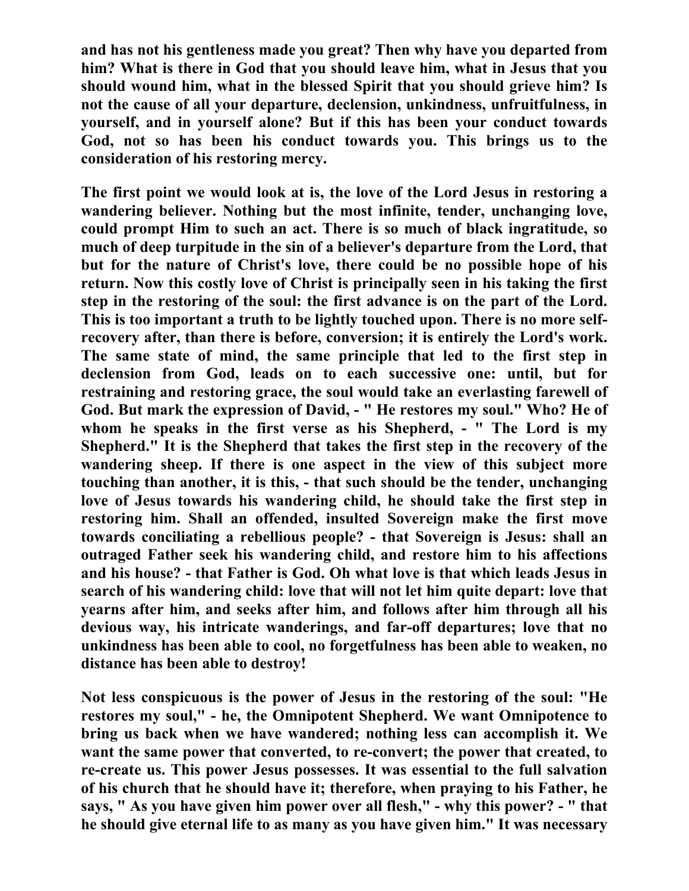**and has not his gentleness made you great? Then why have you departed from him? What is there in God that you should leave him, what in Jesus that you should wound him, what in the blessed Spirit that you should grieve him? Is not the cause of all your departure, declension, unkindness, unfruitfulness, in yourself, and in yourself alone? But if this has been your conduct towards God, not so has been his conduct towards you. This brings us to the consideration of his restoring mercy.**

**The first point we would look at is, the love of the Lord Jesus in restoring a wandering believer. Nothing but the most infinite, tender, unchanging love, could prompt Him to such an act. There is so much of black ingratitude, so much of deep turpitude in the sin of a believer's departure from the Lord, that but for the nature of Christ's love, there could be no possible hope of his return. Now this costly love of Christ is principally seen in his taking the first step in the restoring of the soul: the first advance is on the part of the Lord. This is too important a truth to be lightly touched upon. There is no more self-recovery after, than there is before, conversion; it is entirely the Lord's work. The same state of mind, the same principle that led to the first step in declension from God, leads on to each successive one: until, but for restraining and restoring grace, the soul would take an everlasting farewell of God. But mark the expression of David, - " He restores my soul." Who? He of whom he speaks in the first verse as his Shepherd, - " The Lord is my Shepherd." It is the Shepherd that takes the first step in the recovery of the wandering sheep. If there is one aspect in the view of this subject more touching than another, it is this, - that such should be the tender, unchanging love of Jesus towards his wandering child, he should take the first step in restoring him. Shall an offended, insulted Sovereign make the first move towards conciliating a rebellious people? - that Sovereign is Jesus: shall an outraged Father seek his wandering child, and restore him to his affections and his house? - that Father is God. Oh what love is that which leads Jesus in search of his wandering child: love that will not let him quite depart: love that yearns after him, and seeks after him, and follows after him through all his devious way, his intricate wanderings, and far-off departures; love that no unkindness has been able to cool, no forgetfulness has been able to weaken, no distance has been able to destroy!**

**Not less conspicuous is the power of Jesus in the restoring of the soul: "He restores my soul," - he, the Omnipotent Shepherd. We want Omnipotence to bring us back when we have wandered; nothing less can accomplish it. We want the same power that converted, to re-convert; the power that created, to re-create us. This power Jesus possesses. It was essential to the full salvation of his church that he should have it; therefore, when praying to his Father, he says, " As you have given him power over all flesh," - why this power? - " that he should give eternal life to as many as you have given him." It was necessary**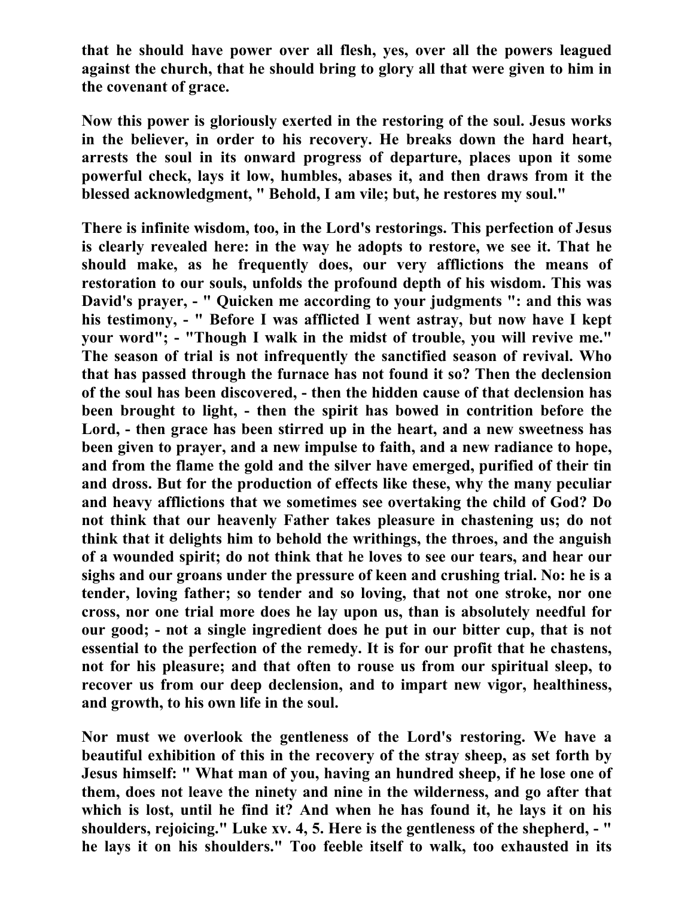that he should have power over all flesh, yes, over all the powers leagued against the church, that he should bring to glory all that were given to him in the covenant of grace.

Now this power is gloriously exerted in the restoring of the soul. Jesus works in the believer, in order to his recovery. He breaks down the hard heart, arrests the soul in its onward progress of departure, places upon it some powerful check, lays it low, humbles, abases it, and then draws from it the blessed acknowledgment, " Behold, I am vile; but, he restores my soul."

There is infinite wisdom, too, in the Lord's restorings. This perfection of Jesus is clearly revealed here: in the way he adopts to restore, we see it. That he should make, as he frequently does, our very afflictions the means of restoration to our souls, unfolds the profound depth of his wisdom. This was David's prayer, - " Quicken me according to your judgments ": and this was his testimony, - " Before I was afflicted I went astray, but now have I kept your word"; - "Though I walk in the midst of trouble, you will revive me." The season of trial is not infrequently the sanctified season of revival. Who that has passed through the furnace has not found it so? Then the declension of the soul has been discovered, - then the hidden cause of that declension has been brought to light, - then the spirit has bowed in contrition before the Lord, - then grace has been stirred up in the heart, and a new sweetness has been given to prayer, and a new impulse to faith, and a new radiance to hope, and from the flame the gold and the silver have emerged, purified of their tin and dross. But for the production of effects like these, why the many peculiar and heavy afflictions that we sometimes see overtaking the child of God? Do not think that our heavenly Father takes pleasure in chastening us; do not think that it delights him to behold the writhings, the throes, and the anguish of a wounded spirit; do not think that he loves to see our tears, and hear our sighs and our groans under the pressure of keen and crushing trial. No: he is a tender, loving father; so tender and so loving, that not one stroke, nor one cross, nor one trial more does he lay upon us, than is absolutely needful for our good; - not a single ingredient does he put in our bitter cup, that is not essential to the perfection of the remedy. It is for our profit that he chastens, not for his pleasure; and that often to rouse us from our spiritual sleep, to recover us from our deep declension, and to impart new vigor, healthiness, and growth, to his own life in the soul.

Nor must we overlook the gentleness of the Lord's restoring. We have a beautiful exhibition of this in the recovery of the stray sheep, as set forth by Jesus himself: " What man of you, having an hundred sheep, if he lose one of them, does not leave the ninety and nine in the wilderness, and go after that which is lost, until he find it? And when he has found it, he lays it on his shoulders, rejoicing." Luke xv. 4, 5. Here is the gentleness of the shepherd, - " he lays it on his shoulders." Too feeble itself to walk, too exhausted in its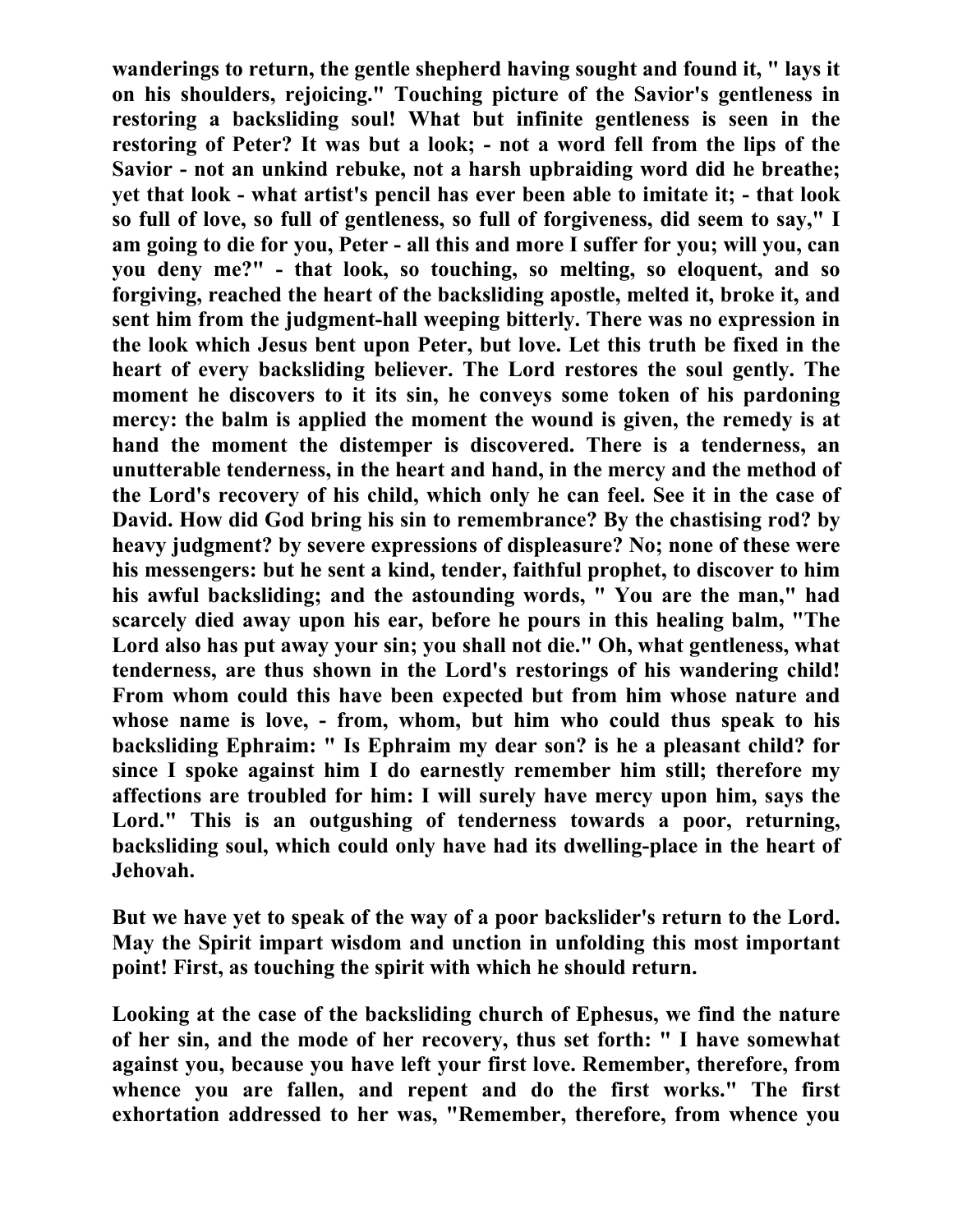wanderings to return, the gentle shepherd having sought and found it, " lays it on his shoulders, rejoicing." Touching picture of the Savior's gentleness in restoring a backsliding soul! What but infinite gentleness is seen in the restoring of Peter? It was but a look; - not a word fell from the lips of the Savior - not an unkind rebuke, not a harsh upbraiding word did he breathe; yet that look - what artist's pencil has ever been able to imitate it; - that look so full of love, so full of gentleness, so full of forgiveness, did seem to say," I am going to die for you, Peter - all this and more I suffer for you; will you, can you deny me?" - that look, so touching, so melting, so eloquent, and so forgiving, reached the heart of the backsliding apostle, melted it, broke it, and sent him from the judgment-hall weeping bitterly. There was no expression in the look which Jesus bent upon Peter, but love. Let this truth be fixed in the heart of every backsliding believer. The Lord restores the soul gently. The moment he discovers to it its sin, he conveys some token of his pardoning mercy: the balm is applied the moment the wound is given, the remedy is at hand the moment the distemper is discovered. There is a tenderness, an unutterable tenderness, in the heart and hand, in the mercy and the method of the Lord's recovery of his child, which only he can feel. See it in the case of David. How did God bring his sin to remembrance? By the chastising rod? by heavy judgment? by severe expressions of displeasure? No; none of these were his messengers: but he sent a kind, tender, faithful prophet, to discover to him his awful backsliding; and the astounding words, " You are the man," had scarcely died away upon his ear, before he pours in this healing balm, "The Lord also has put away your sin; you shall not die." Oh, what gentleness, what tenderness, are thus shown in the Lord's restorings of his wandering child! From whom could this have been expected but from him whose nature and whose name is love, - from, whom, but him who could thus speak to his backsliding Ephraim: " Is Ephraim my dear son? is he a pleasant child? for since I spoke against him I do earnestly remember him still; therefore my affections are troubled for him: I will surely have mercy upon him, says the Lord." This is an outgushing of tenderness towards a poor, returning, backsliding soul, which could only have had its dwelling-place in the heart of Jehovah.

But we have yet to speak of the way of a poor backslider's return to the Lord. May the Spirit impart wisdom and unction in unfolding this most important point! First, as touching the spirit with which he should return.

Looking at the case of the backsliding church of Ephesus, we find the nature of her sin, and the mode of her recovery, thus set forth: " I have somewhat against you, because you have left your first love. Remember, therefore, from whence you are fallen, and repent and do the first works." The first exhortation addressed to her was, "Remember, therefore, from whence you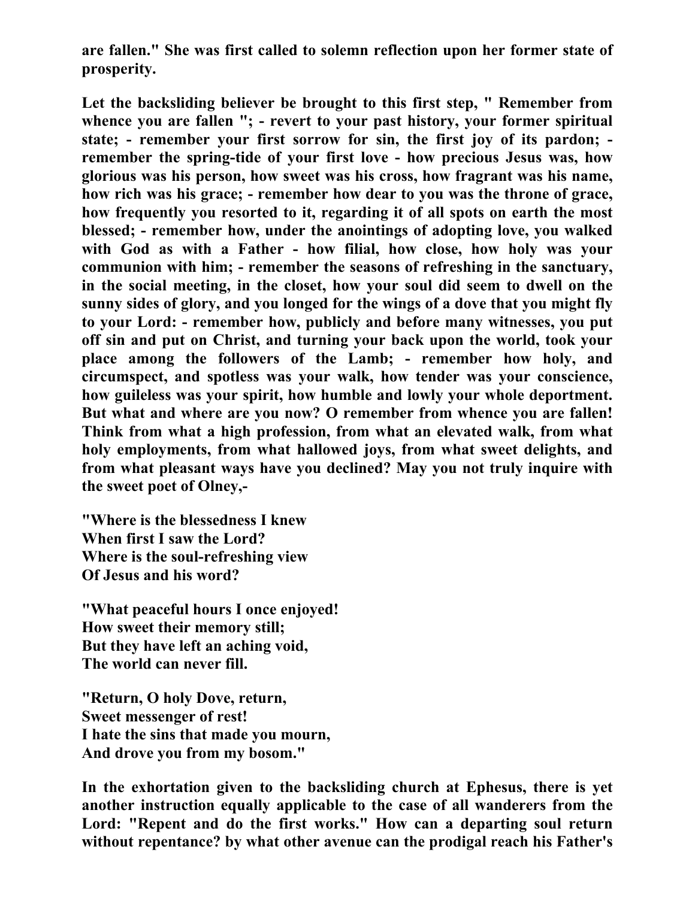**are fallen." She was first called to solemn reflection upon her former state of prosperity.**

**Let the backsliding believer be brought to this first step, " Remember from whence you are fallen "; - revert to your past history, your former spiritual state; - remember your first sorrow for sin, the first joy of its pardon; - remember the spring-tide of your first love - how precious Jesus was, how glorious was his person, how sweet was his cross, how fragrant was his name, how rich was his grace; - remember how dear to you was the throne of grace, how frequently you resorted to it, regarding it of all spots on earth the most blessed; - remember how, under the anointings of adopting love, you walked with God as with a Father - how filial, how close, how holy was your communion with him; - remember the seasons of refreshing in the sanctuary, in the social meeting, in the closet, how your soul did seem to dwell on the sunny sides of glory, and you longed for the wings of a dove that you might fly to your Lord: - remember how, publicly and before many witnesses, you put off sin and put on Christ, and turning your back upon the world, took your place among the followers of the Lamb; - remember how holy, and circumspect, and spotless was your walk, how tender was your conscience, how guileless was your spirit, how humble and lowly your whole deportment. But what and where are you now? O remember from whence you are fallen! Think from what a high profession, from what an elevated walk, from what holy employments, from what hallowed joys, from what sweet delights, and from what pleasant ways have you declined? May you not truly inquire with the sweet poet of Olney,-**

**"Where is the blessedness I knew**
**When first I saw the Lord?**
**Where is the soul-refreshing view**
**Of Jesus and his word?**

**"What peaceful hours I once enjoyed!**
**How sweet their memory still;**
**But they have left an aching void,**
**The world can never fill.**

**"Return, O holy Dove, return,**
**Sweet messenger of rest!**
**I hate the sins that made you mourn,**
**And drove you from my bosom."**

**In the exhortation given to the backsliding church at Ephesus, there is yet another instruction equally applicable to the case of all wanderers from the Lord: "Repent and do the first works." How can a departing soul return without repentance? by what other avenue can the prodigal reach his Father's**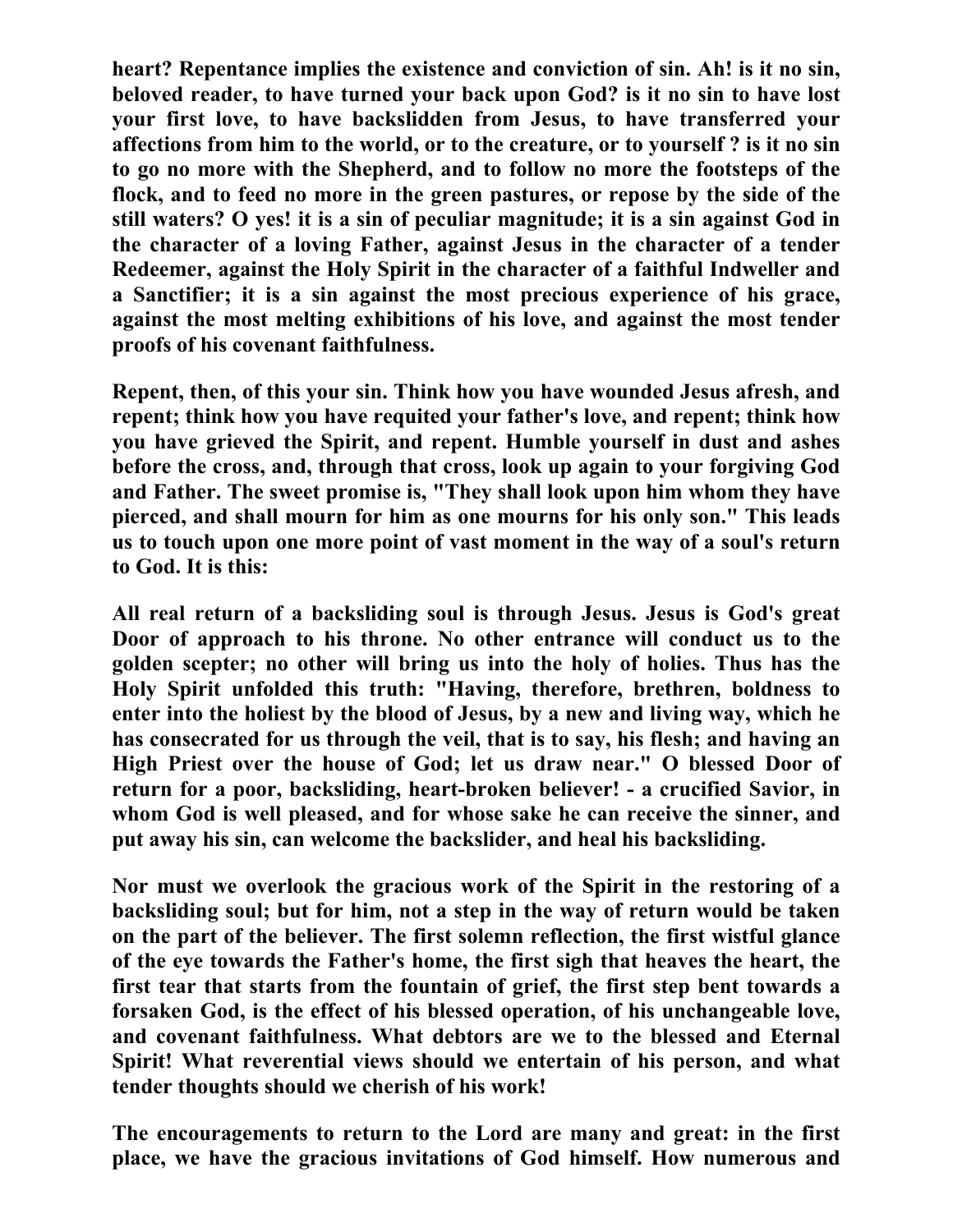heart? Repentance implies the existence and conviction of sin. Ah! is it no sin, beloved reader, to have turned your back upon God? is it no sin to have lost your first love, to have backslidden from Jesus, to have transferred your affections from him to the world, or to the creature, or to yourself ? is it no sin to go no more with the Shepherd, and to follow no more the footsteps of the flock, and to feed no more in the green pastures, or repose by the side of the still waters? O yes! it is a sin of peculiar magnitude; it is a sin against God in the character of a loving Father, against Jesus in the character of a tender Redeemer, against the Holy Spirit in the character of a faithful Indweller and a Sanctifier; it is a sin against the most precious experience of his grace, against the most melting exhibitions of his love, and against the most tender proofs of his covenant faithfulness.

Repent, then, of this your sin. Think how you have wounded Jesus afresh, and repent; think how you have requited your father's love, and repent; think how you have grieved the Spirit, and repent. Humble yourself in dust and ashes before the cross, and, through that cross, look up again to your forgiving God and Father. The sweet promise is, "They shall look upon him whom they have pierced, and shall mourn for him as one mourns for his only son." This leads us to touch upon one more point of vast moment in the way of a soul's return to God. It is this:

All real return of a backsliding soul is through Jesus. Jesus is God's great Door of approach to his throne. No other entrance will conduct us to the golden scepter; no other will bring us into the holy of holies. Thus has the Holy Spirit unfolded this truth: "Having, therefore, brethren, boldness to enter into the holiest by the blood of Jesus, by a new and living way, which he has consecrated for us through the veil, that is to say, his flesh; and having an High Priest over the house of God; let us draw near." O blessed Door of return for a poor, backsliding, heart-broken believer! - a crucified Savior, in whom God is well pleased, and for whose sake he can receive the sinner, and put away his sin, can welcome the backslider, and heal his backsliding.

Nor must we overlook the gracious work of the Spirit in the restoring of a backsliding soul; but for him, not a step in the way of return would be taken on the part of the believer. The first solemn reflection, the first wistful glance of the eye towards the Father's home, the first sigh that heaves the heart, the first tear that starts from the fountain of grief, the first step bent towards a forsaken God, is the effect of his blessed operation, of his unchangeable love, and covenant faithfulness. What debtors are we to the blessed and Eternal Spirit! What reverential views should we entertain of his person, and what tender thoughts should we cherish of his work!

The encouragements to return to the Lord are many and great: in the first place, we have the gracious invitations of God himself. How numerous and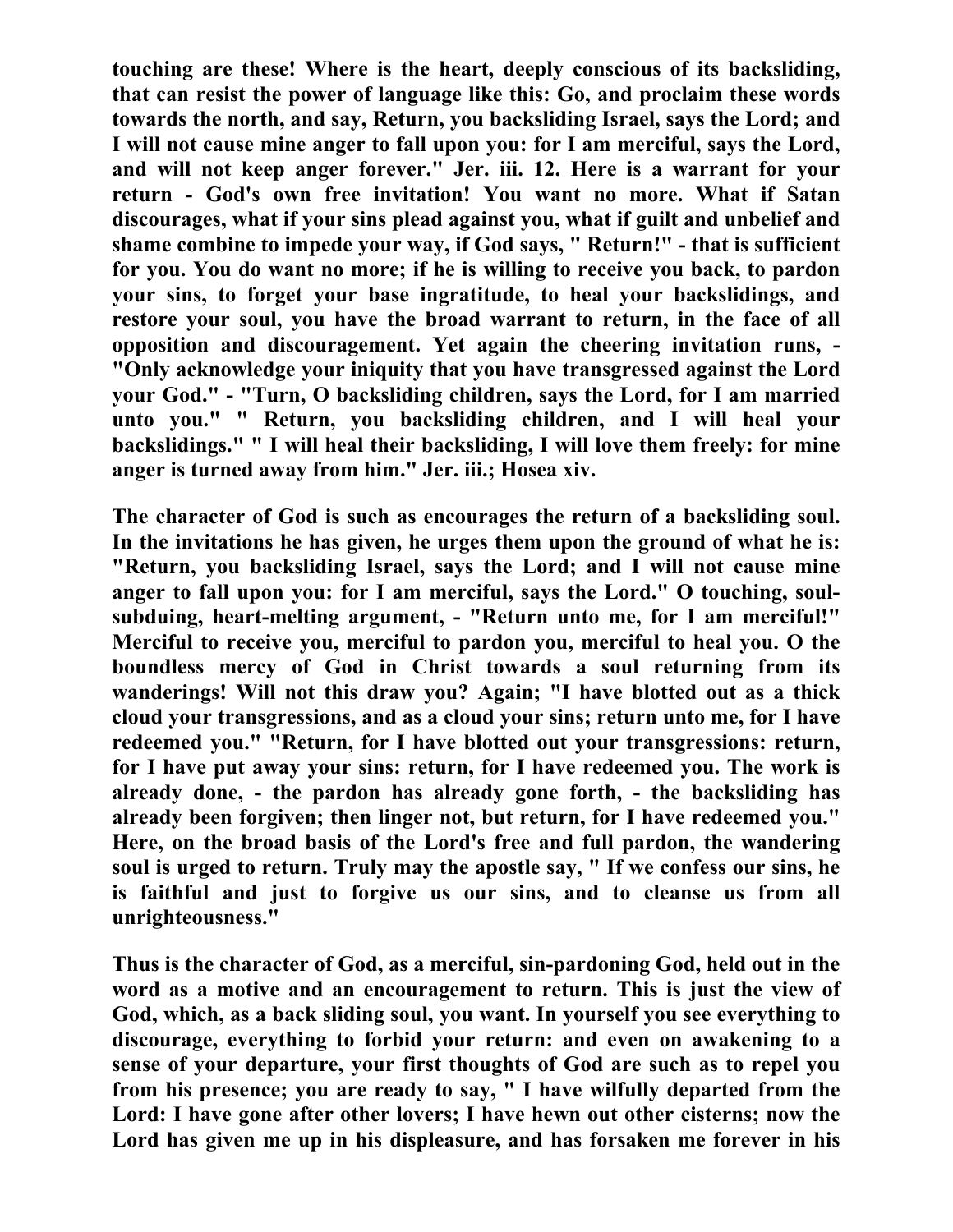**touching are these! Where is the heart, deeply conscious of its backsliding, that can resist the power of language like this: Go, and proclaim these words towards the north, and say, Return, you backsliding Israel, says the Lord; and I will not cause mine anger to fall upon you: for I am merciful, says the Lord, and will not keep anger forever." Jer. iii. 12. Here is a warrant for your return - God's own free invitation! You want no more. What if Satan discourages, what if your sins plead against you, what if guilt and unbelief and shame combine to impede your way, if God says, " Return!" - that is sufficient for you. You do want no more; if he is willing to receive you back, to pardon your sins, to forget your base ingratitude, to heal your backslidings, and restore your soul, you have the broad warrant to return, in the face of all opposition and discouragement. Yet again the cheering invitation runs, - "Only acknowledge your iniquity that you have transgressed against the Lord your God." - "Turn, O backsliding children, says the Lord, for I am married unto you." " Return, you backsliding children, and I will heal your backslidings." " I will heal their backsliding, I will love them freely: for mine anger is turned away from him." Jer. iii.; Hosea xiv.**

**The character of God is such as encourages the return of a backsliding soul. In the invitations he has given, he urges them upon the ground of what he is: "Return, you backsliding Israel, says the Lord; and I will not cause mine anger to fall upon you: for I am merciful, says the Lord." O touching, soul-subduing, heart-melting argument, - "Return unto me, for I am merciful!" Merciful to receive you, merciful to pardon you, merciful to heal you. O the boundless mercy of God in Christ towards a soul returning from its wanderings! Will not this draw you? Again; "I have blotted out as a thick cloud your transgressions, and as a cloud your sins; return unto me, for I have redeemed you." "Return, for I have blotted out your transgressions: return, for I have put away your sins: return, for I have redeemed you. The work is already done, - the pardon has already gone forth, - the backsliding has already been forgiven; then linger not, but return, for I have redeemed you." Here, on the broad basis of the Lord's free and full pardon, the wandering soul is urged to return. Truly may the apostle say, " If we confess our sins, he is faithful and just to forgive us our sins, and to cleanse us from all unrighteousness."**

**Thus is the character of God, as a merciful, sin-pardoning God, held out in the word as a motive and an encouragement to return. This is just the view of God, which, as a back sliding soul, you want. In yourself you see everything to discourage, everything to forbid your return: and even on awakening to a sense of your departure, your first thoughts of God are such as to repel you from his presence; you are ready to say, " I have wilfully departed from the Lord: I have gone after other lovers; I have hewn out other cisterns; now the Lord has given me up in his displeasure, and has forsaken me forever in his**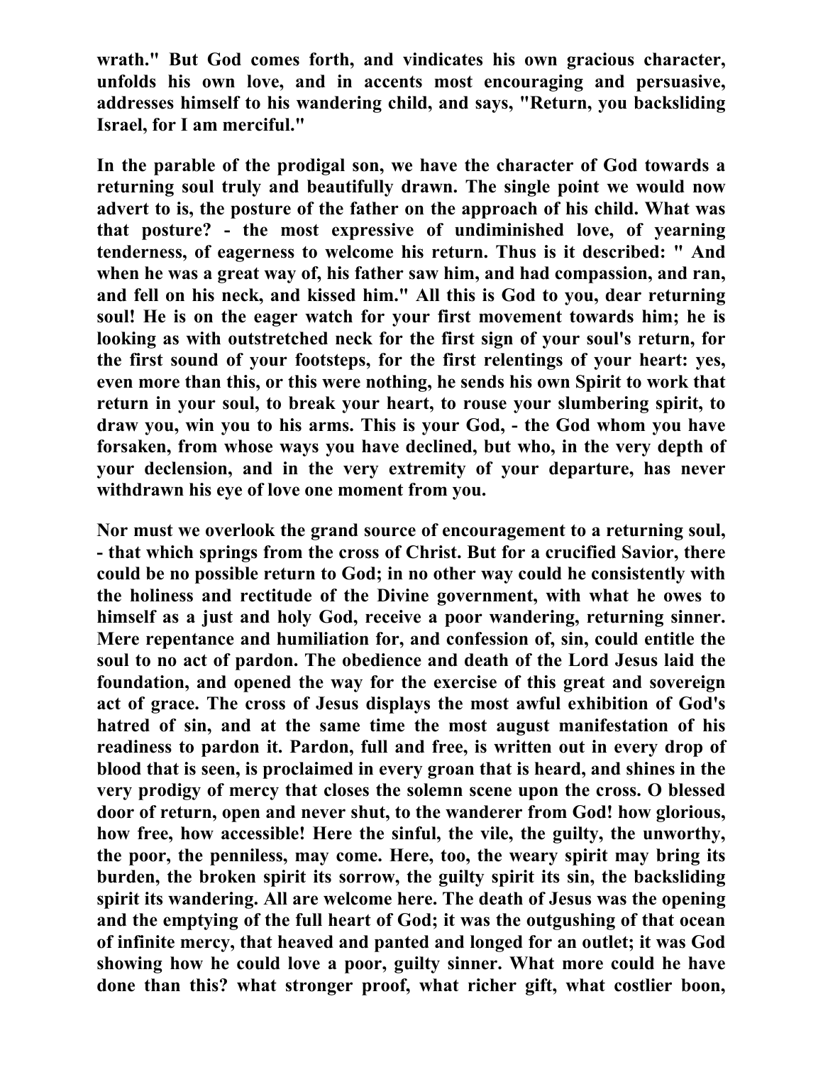wrath." But God comes forth, and vindicates his own gracious character, unfolds his own love, and in accents most encouraging and persuasive, addresses himself to his wandering child, and says, "Return, you backsliding Israel, for I am merciful."

In the parable of the prodigal son, we have the character of God towards a returning soul truly and beautifully drawn. The single point we would now advert to is, the posture of the father on the approach of his child. What was that posture? - the most expressive of undiminished love, of yearning tenderness, of eagerness to welcome his return. Thus is it described: " And when he was a great way of, his father saw him, and had compassion, and ran, and fell on his neck, and kissed him." All this is God to you, dear returning soul! He is on the eager watch for your first movement towards him; he is looking as with outstretched neck for the first sign of your soul's return, for the first sound of your footsteps, for the first relentings of your heart: yes, even more than this, or this were nothing, he sends his own Spirit to work that return in your soul, to break your heart, to rouse your slumbering spirit, to draw you, win you to his arms. This is your God, - the God whom you have forsaken, from whose ways you have declined, but who, in the very depth of your declension, and in the very extremity of your departure, has never withdrawn his eye of love one moment from you.

Nor must we overlook the grand source of encouragement to a returning soul, - that which springs from the cross of Christ. But for a crucified Savior, there could be no possible return to God; in no other way could he consistently with the holiness and rectitude of the Divine government, with what he owes to himself as a just and holy God, receive a poor wandering, returning sinner. Mere repentance and humiliation for, and confession of, sin, could entitle the soul to no act of pardon. The obedience and death of the Lord Jesus laid the foundation, and opened the way for the exercise of this great and sovereign act of grace. The cross of Jesus displays the most awful exhibition of God's hatred of sin, and at the same time the most august manifestation of his readiness to pardon it. Pardon, full and free, is written out in every drop of blood that is seen, is proclaimed in every groan that is heard, and shines in the very prodigy of mercy that closes the solemn scene upon the cross. O blessed door of return, open and never shut, to the wanderer from God! how glorious, how free, how accessible! Here the sinful, the vile, the guilty, the unworthy, the poor, the penniless, may come. Here, too, the weary spirit may bring its burden, the broken spirit its sorrow, the guilty spirit its sin, the backsliding spirit its wandering. All are welcome here. The death of Jesus was the opening and the emptying of the full heart of God; it was the outgushing of that ocean of infinite mercy, that heaved and panted and longed for an outlet; it was God showing how he could love a poor, guilty sinner. What more could he have done than this? what stronger proof, what richer gift, what costlier boon,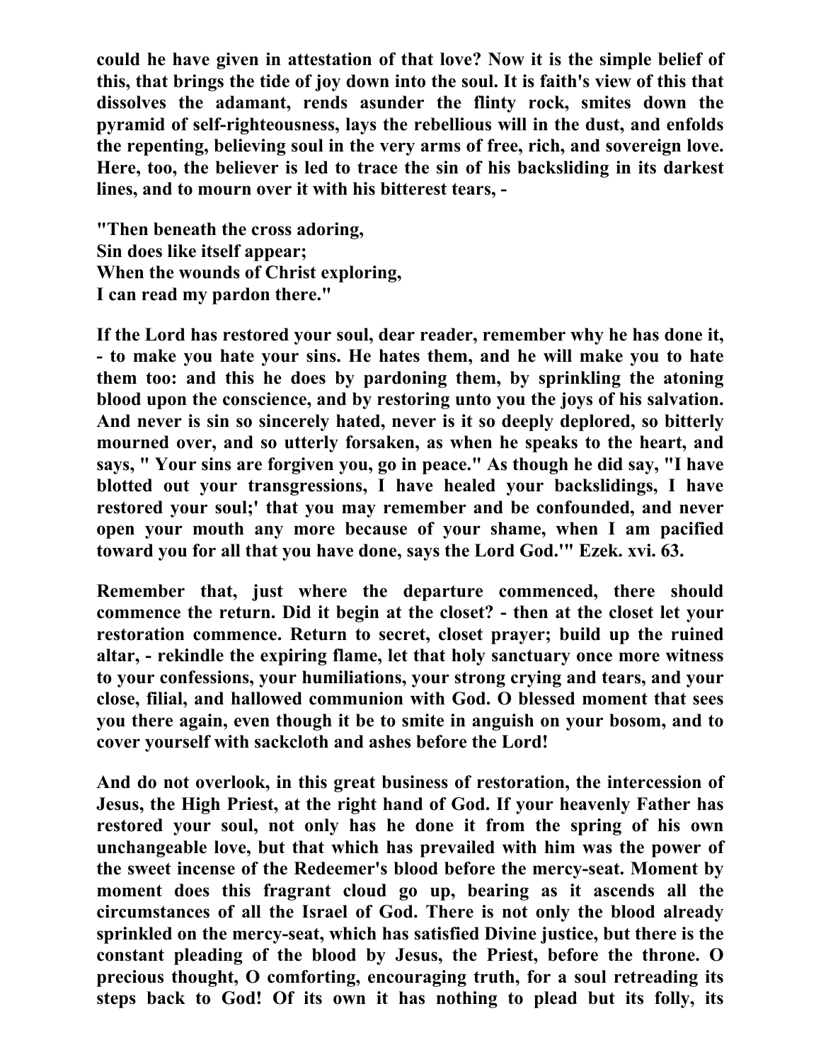**could he have given in attestation of that love? Now it is the simple belief of this, that brings the tide of joy down into the soul. It is faith's view of this that dissolves the adamant, rends asunder the flinty rock, smites down the pyramid of self-righteousness, lays the rebellious will in the dust, and enfolds the repenting, believing soul in the very arms of free, rich, and sovereign love. Here, too, the believer is led to trace the sin of his backsliding in its darkest lines, and to mourn over it with his bitterest tears, -**

**"Then beneath the cross adoring,**
**Sin does like itself appear;**
**When the wounds of Christ exploring,**
**I can read my pardon there."**

**If the Lord has restored your soul, dear reader, remember why he has done it, - to make you hate your sins. He hates them, and he will make you to hate them too: and this he does by pardoning them, by sprinkling the atoning blood upon the conscience, and by restoring unto you the joys of his salvation. And never is sin so sincerely hated, never is it so deeply deplored, so bitterly mourned over, and so utterly forsaken, as when he speaks to the heart, and says, " Your sins are forgiven you, go in peace." As though he did say, "I have blotted out your transgressions, I have healed your backslidings, I have restored your soul;' that you may remember and be confounded, and never open your mouth any more because of your shame, when I am pacified toward you for all that you have done, says the Lord God.'" Ezek. xvi. 63.**

**Remember that, just where the departure commenced, there should commence the return. Did it begin at the closet? - then at the closet let your restoration commence. Return to secret, closet prayer; build up the ruined altar, - rekindle the expiring flame, let that holy sanctuary once more witness to your confessions, your humiliations, your strong crying and tears, and your close, filial, and hallowed communion with God. O blessed moment that sees you there again, even though it be to smite in anguish on your bosom, and to cover yourself with sackcloth and ashes before the Lord!**

**And do not overlook, in this great business of restoration, the intercession of Jesus, the High Priest, at the right hand of God. If your heavenly Father has restored your soul, not only has he done it from the spring of his own unchangeable love, but that which has prevailed with him was the power of the sweet incense of the Redeemer's blood before the mercy-seat. Moment by moment does this fragrant cloud go up, bearing as it ascends all the circumstances of all the Israel of God. There is not only the blood already sprinkled on the mercy-seat, which has satisfied Divine justice, but there is the constant pleading of the blood by Jesus, the Priest, before the throne. O precious thought, O comforting, encouraging truth, for a soul retreading its steps back to God! Of its own it has nothing to plead but its folly, its**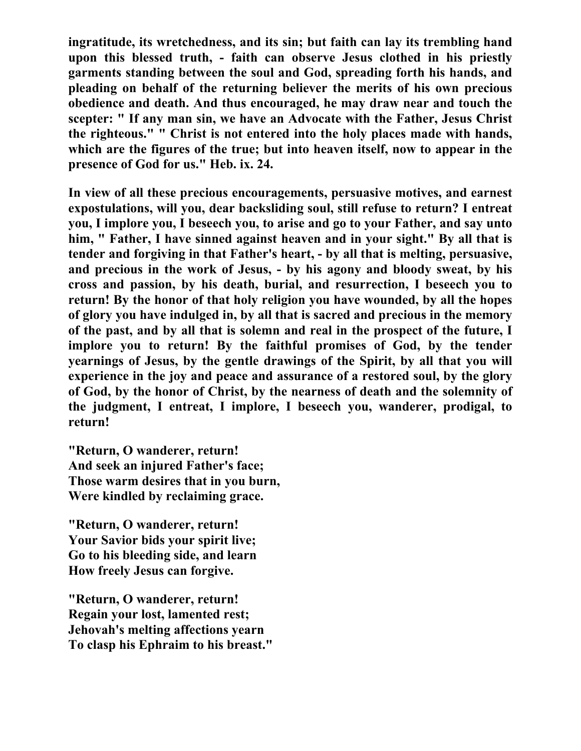**ingratitude, its wretchedness, and its sin; but faith can lay its trembling hand upon this blessed truth, - faith can observe Jesus clothed in his priestly garments standing between the soul and God, spreading forth his hands, and pleading on behalf of the returning believer the merits of his own precious obedience and death. And thus encouraged, he may draw near and touch the scepter: " If any man sin, we have an Advocate with the Father, Jesus Christ the righteous." " Christ is not entered into the holy places made with hands, which are the figures of the true; but into heaven itself, now to appear in the presence of God for us." Heb. ix. 24.**

**In view of all these precious encouragements, persuasive motives, and earnest expostulations, will you, dear backsliding soul, still refuse to return? I entreat you, I implore you, I beseech you, to arise and go to your Father, and say unto him, " Father, I have sinned against heaven and in your sight." By all that is tender and forgiving in that Father's heart, - by all that is melting, persuasive, and precious in the work of Jesus, - by his agony and bloody sweat, by his cross and passion, by his death, burial, and resurrection, I beseech you to return! By the honor of that holy religion you have wounded, by all the hopes of glory you have indulged in, by all that is sacred and precious in the memory of the past, and by all that is solemn and real in the prospect of the future, I implore you to return! By the faithful promises of God, by the tender yearnings of Jesus, by the gentle drawings of the Spirit, by all that you will experience in the joy and peace and assurance of a restored soul, by the glory of God, by the honor of Christ, by the nearness of death and the solemnity of the judgment, I entreat, I implore, I beseech you, wanderer, prodigal, to return!**

**"Return, O wanderer, return!
And seek an injured Father's face;
Those warm desires that in you burn,
Were kindled by reclaiming grace.**

**"Return, O wanderer, return!
Your Savior bids your spirit live;
Go to his bleeding side, and learn
How freely Jesus can forgive.**

**"Return, O wanderer, return!
Regain your lost, lamented rest;
Jehovah's melting affections yearn
To clasp his Ephraim to his breast."**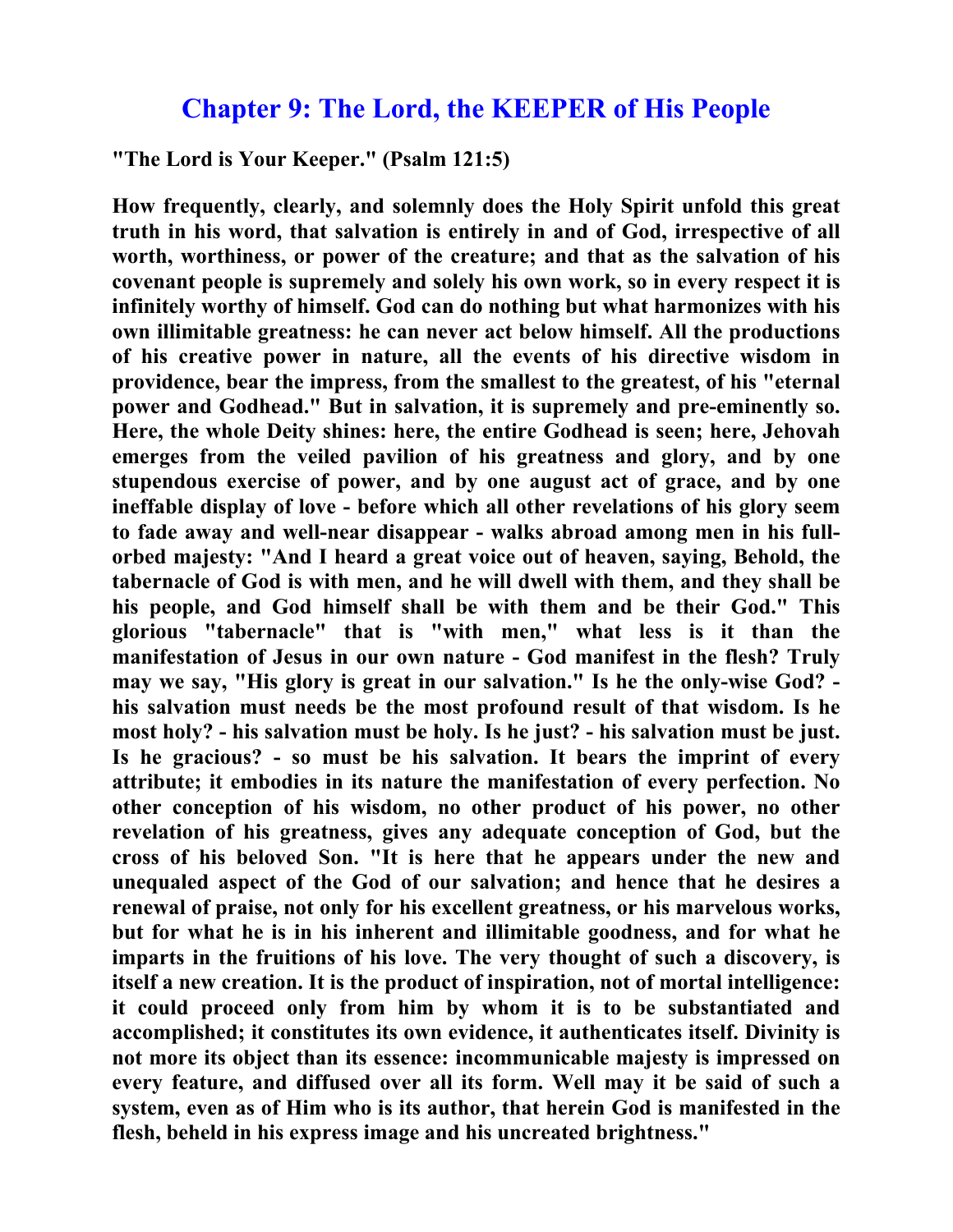# Chapter 9: The Lord, the KEEPER of His People

**"The Lord is Your Keeper." (Psalm 121:5)**

**How frequently, clearly, and solemnly does the Holy Spirit unfold this great truth in his word, that salvation is entirely in and of God, irrespective of all worth, worthiness, or power of the creature; and that as the salvation of his covenant people is supremely and solely his own work, so in every respect it is infinitely worthy of himself. God can do nothing but what harmonizes with his own illimitable greatness: he can never act below himself. All the productions of his creative power in nature, all the events of his directive wisdom in providence, bear the impress, from the smallest to the greatest, of his "eternal power and Godhead." But in salvation, it is supremely and pre-eminently so. Here, the whole Deity shines: here, the entire Godhead is seen; here, Jehovah emerges from the veiled pavilion of his greatness and glory, and by one stupendous exercise of power, and by one august act of grace, and by one ineffable display of love - before which all other revelations of his glory seem to fade away and well-near disappear - walks abroad among men in his full-orbed majesty: "And I heard a great voice out of heaven, saying, Behold, the tabernacle of God is with men, and he will dwell with them, and they shall be his people, and God himself shall be with them and be their God." This glorious "tabernacle" that is "with men," what less is it than the manifestation of Jesus in our own nature - God manifest in the flesh? Truly may we say, "His glory is great in our salvation." Is he the only-wise God? - his salvation must needs be the most profound result of that wisdom. Is he most holy? - his salvation must be holy. Is he just? - his salvation must be just. Is he gracious? - so must be his salvation. It bears the imprint of every attribute; it embodies in its nature the manifestation of every perfection. No other conception of his wisdom, no other product of his power, no other revelation of his greatness, gives any adequate conception of God, but the cross of his beloved Son. "It is here that he appears under the new and unequaled aspect of the God of our salvation; and hence that he desires a renewal of praise, not only for his excellent greatness, or his marvelous works, but for what he is in his inherent and illimitable goodness, and for what he imparts in the fruitions of his love. The very thought of such a discovery, is itself a new creation. It is the product of inspiration, not of mortal intelligence: it could proceed only from him by whom it is to be substantiated and accomplished; it constitutes its own evidence, it authenticates itself. Divinity is not more its object than its essence: incommunicable majesty is impressed on every feature, and diffused over all its form. Well may it be said of such a system, even as of Him who is its author, that herein God is manifested in the flesh, beheld in his express image and his uncreated brightness."**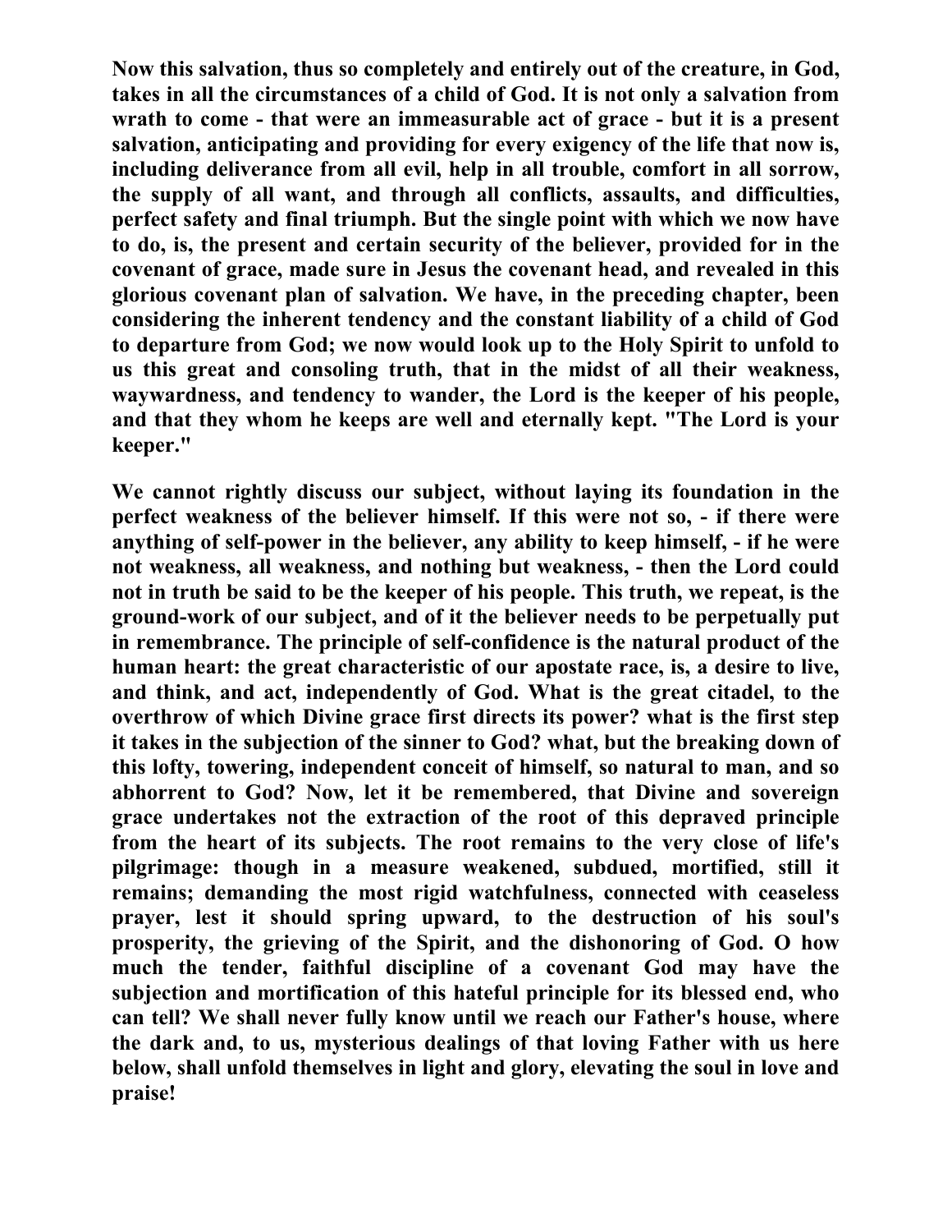Now this salvation, thus so completely and entirely out of the creature, in God, takes in all the circumstances of a child of God. It is not only a salvation from wrath to come - that were an immeasurable act of grace - but it is a present salvation, anticipating and providing for every exigency of the life that now is, including deliverance from all evil, help in all trouble, comfort in all sorrow, the supply of all want, and through all conflicts, assaults, and difficulties, perfect safety and final triumph. But the single point with which we now have to do, is, the present and certain security of the believer, provided for in the covenant of grace, made sure in Jesus the covenant head, and revealed in this glorious covenant plan of salvation. We have, in the preceding chapter, been considering the inherent tendency and the constant liability of a child of God to departure from God; we now would look up to the Holy Spirit to unfold to us this great and consoling truth, that in the midst of all their weakness, waywardness, and tendency to wander, the Lord is the keeper of his people, and that they whom he keeps are well and eternally kept. "The Lord is your keeper."

We cannot rightly discuss our subject, without laying its foundation in the perfect weakness of the believer himself. If this were not so, - if there were anything of self-power in the believer, any ability to keep himself, - if he were not weakness, all weakness, and nothing but weakness, - then the Lord could not in truth be said to be the keeper of his people. This truth, we repeat, is the ground-work of our subject, and of it the believer needs to be perpetually put in remembrance. The principle of self-confidence is the natural product of the human heart: the great characteristic of our apostate race, is, a desire to live, and think, and act, independently of God. What is the great citadel, to the overthrow of which Divine grace first directs its power? what is the first step it takes in the subjection of the sinner to God? what, but the breaking down of this lofty, towering, independent conceit of himself, so natural to man, and so abhorrent to God? Now, let it be remembered, that Divine and sovereign grace undertakes not the extraction of the root of this depraved principle from the heart of its subjects. The root remains to the very close of life's pilgrimage: though in a measure weakened, subdued, mortified, still it remains; demanding the most rigid watchfulness, connected with ceaseless prayer, lest it should spring upward, to the destruction of his soul's prosperity, the grieving of the Spirit, and the dishonoring of God. O how much the tender, faithful discipline of a covenant God may have the subjection and mortification of this hateful principle for its blessed end, who can tell? We shall never fully know until we reach our Father's house, where the dark and, to us, mysterious dealings of that loving Father with us here below, shall unfold themselves in light and glory, elevating the soul in love and praise!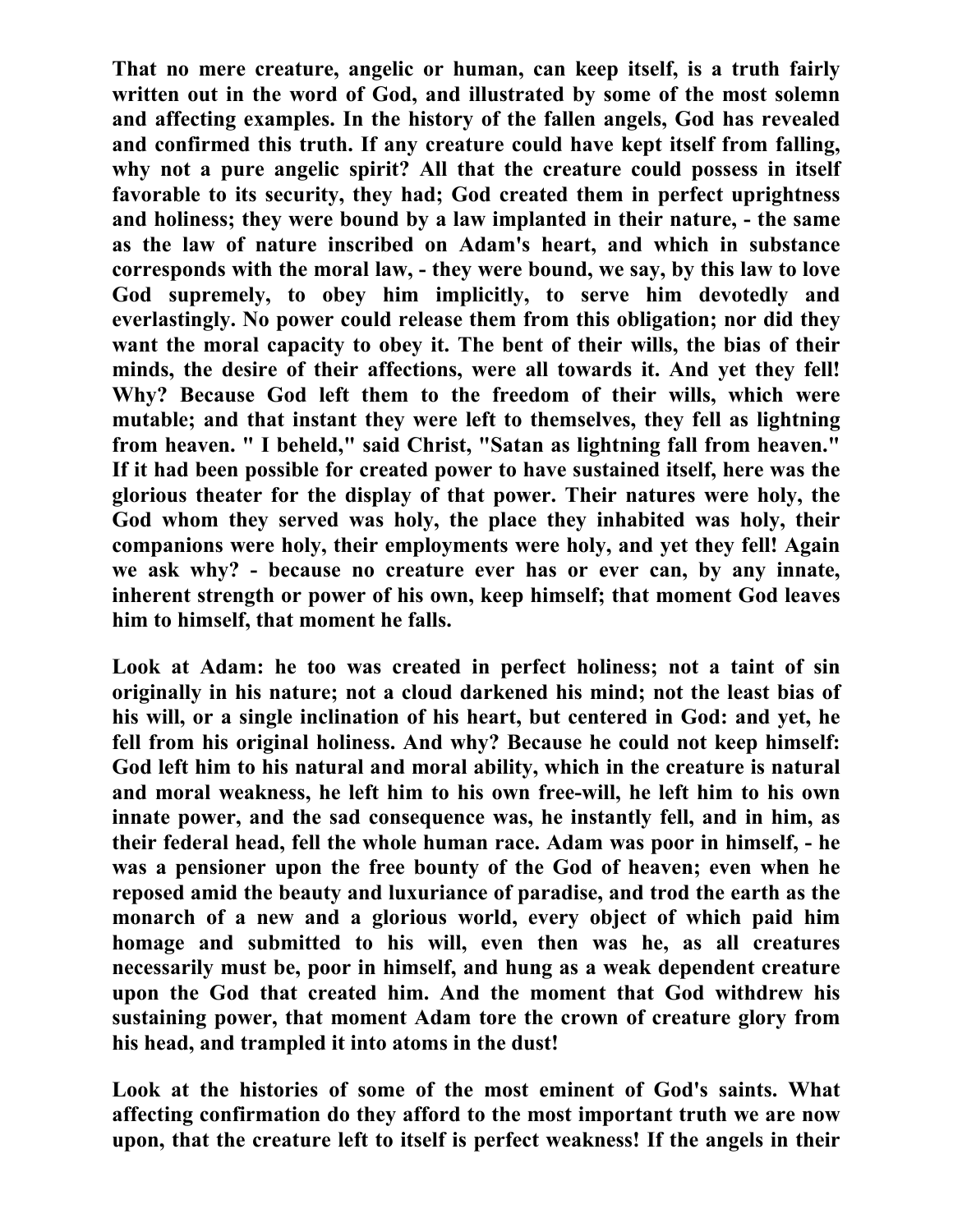That no mere creature, angelic or human, can keep itself, is a truth fairly written out in the word of God, and illustrated by some of the most solemn and affecting examples. In the history of the fallen angels, God has revealed and confirmed this truth. If any creature could have kept itself from falling, why not a pure angelic spirit? All that the creature could possess in itself favorable to its security, they had; God created them in perfect uprightness and holiness; they were bound by a law implanted in their nature, - the same as the law of nature inscribed on Adam's heart, and which in substance corresponds with the moral law, - they were bound, we say, by this law to love God supremely, to obey him implicitly, to serve him devotedly and everlastingly. No power could release them from this obligation; nor did they want the moral capacity to obey it. The bent of their wills, the bias of their minds, the desire of their affections, were all towards it. And yet they fell! Why? Because God left them to the freedom of their wills, which were mutable; and that instant they were left to themselves, they fell as lightning from heaven. " I beheld," said Christ, "Satan as lightning fall from heaven." If it had been possible for created power to have sustained itself, here was the glorious theater for the display of that power. Their natures were holy, the God whom they served was holy, the place they inhabited was holy, their companions were holy, their employments were holy, and yet they fell! Again we ask why? - because no creature ever has or ever can, by any innate, inherent strength or power of his own, keep himself; that moment God leaves him to himself, that moment he falls.

Look at Adam: he too was created in perfect holiness; not a taint of sin originally in his nature; not a cloud darkened his mind; not the least bias of his will, or a single inclination of his heart, but centered in God: and yet, he fell from his original holiness. And why? Because he could not keep himself: God left him to his natural and moral ability, which in the creature is natural and moral weakness, he left him to his own free-will, he left him to his own innate power, and the sad consequence was, he instantly fell, and in him, as their federal head, fell the whole human race. Adam was poor in himself, - he was a pensioner upon the free bounty of the God of heaven; even when he reposed amid the beauty and luxuriance of paradise, and trod the earth as the monarch of a new and a glorious world, every object of which paid him homage and submitted to his will, even then was he, as all creatures necessarily must be, poor in himself, and hung as a weak dependent creature upon the God that created him. And the moment that God withdrew his sustaining power, that moment Adam tore the crown of creature glory from his head, and trampled it into atoms in the dust!

Look at the histories of some of the most eminent of God's saints. What affecting confirmation do they afford to the most important truth we are now upon, that the creature left to itself is perfect weakness! If the angels in their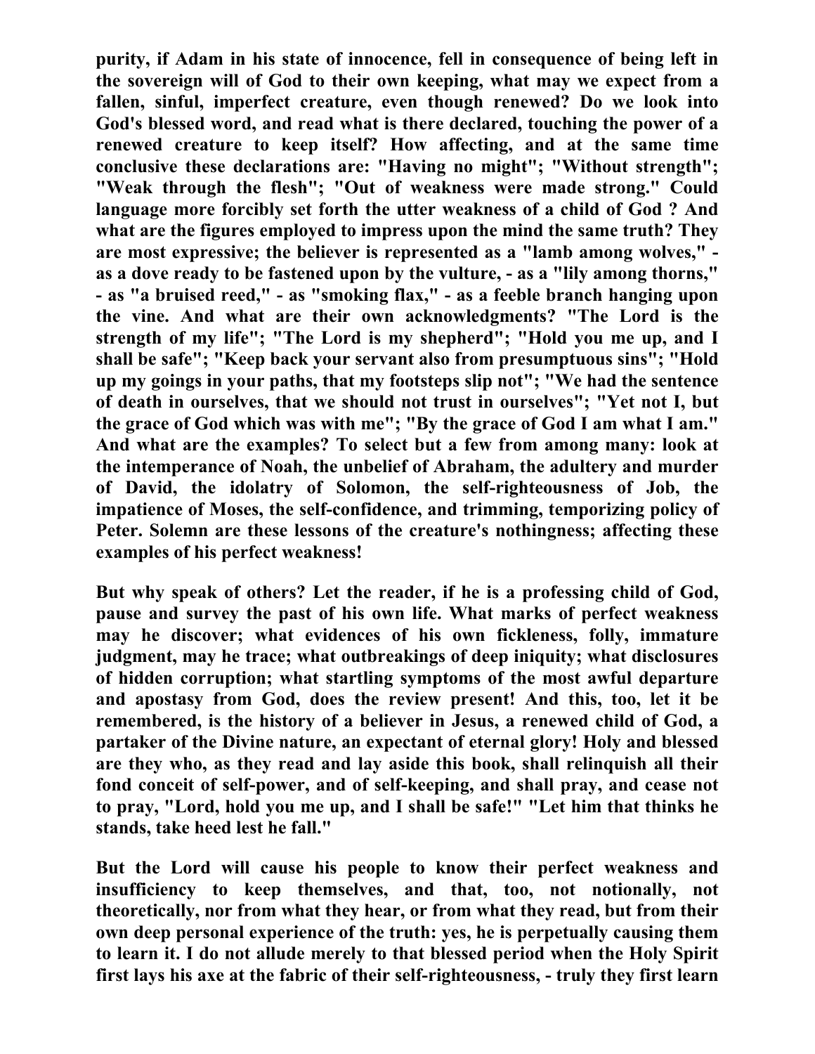purity, if Adam in his state of innocence, fell in consequence of being left in the sovereign will of God to their own keeping, what may we expect from a fallen, sinful, imperfect creature, even though renewed? Do we look into God's blessed word, and read what is there declared, touching the power of a renewed creature to keep itself? How affecting, and at the same time conclusive these declarations are: "Having no might"; "Without strength"; "Weak through the flesh"; "Out of weakness were made strong." Could language more forcibly set forth the utter weakness of a child of God ? And what are the figures employed to impress upon the mind the same truth? They are most expressive; the believer is represented as a "lamb among wolves," - as a dove ready to be fastened upon by the vulture, - as a "lily among thorns," - as "a bruised reed," - as "smoking flax," - as a feeble branch hanging upon the vine. And what are their own acknowledgments? "The Lord is the strength of my life"; "The Lord is my shepherd"; "Hold you me up, and I shall be safe"; "Keep back your servant also from presumptuous sins"; "Hold up my goings in your paths, that my footsteps slip not"; "We had the sentence of death in ourselves, that we should not trust in ourselves"; "Yet not I, but the grace of God which was with me"; "By the grace of God I am what I am." And what are the examples? To select but a few from among many: look at the intemperance of Noah, the unbelief of Abraham, the adultery and murder of David, the idolatry of Solomon, the self-righteousness of Job, the impatience of Moses, the self-confidence, and trimming, temporizing policy of Peter. Solemn are these lessons of the creature's nothingness; affecting these examples of his perfect weakness!

But why speak of others? Let the reader, if he is a professing child of God, pause and survey the past of his own life. What marks of perfect weakness may he discover; what evidences of his own fickleness, folly, immature judgment, may he trace; what outbreakings of deep iniquity; what disclosures of hidden corruption; what startling symptoms of the most awful departure and apostasy from God, does the review present! And this, too, let it be remembered, is the history of a believer in Jesus, a renewed child of God, a partaker of the Divine nature, an expectant of eternal glory! Holy and blessed are they who, as they read and lay aside this book, shall relinquish all their fond conceit of self-power, and of self-keeping, and shall pray, and cease not to pray, "Lord, hold you me up, and I shall be safe!" "Let him that thinks he stands, take heed lest he fall."

But the Lord will cause his people to know their perfect weakness and insufficiency to keep themselves, and that, too, not notionally, not theoretically, nor from what they hear, or from what they read, but from their own deep personal experience of the truth: yes, he is perpetually causing them to learn it. I do not allude merely to that blessed period when the Holy Spirit first lays his axe at the fabric of their self-righteousness, - truly they first learn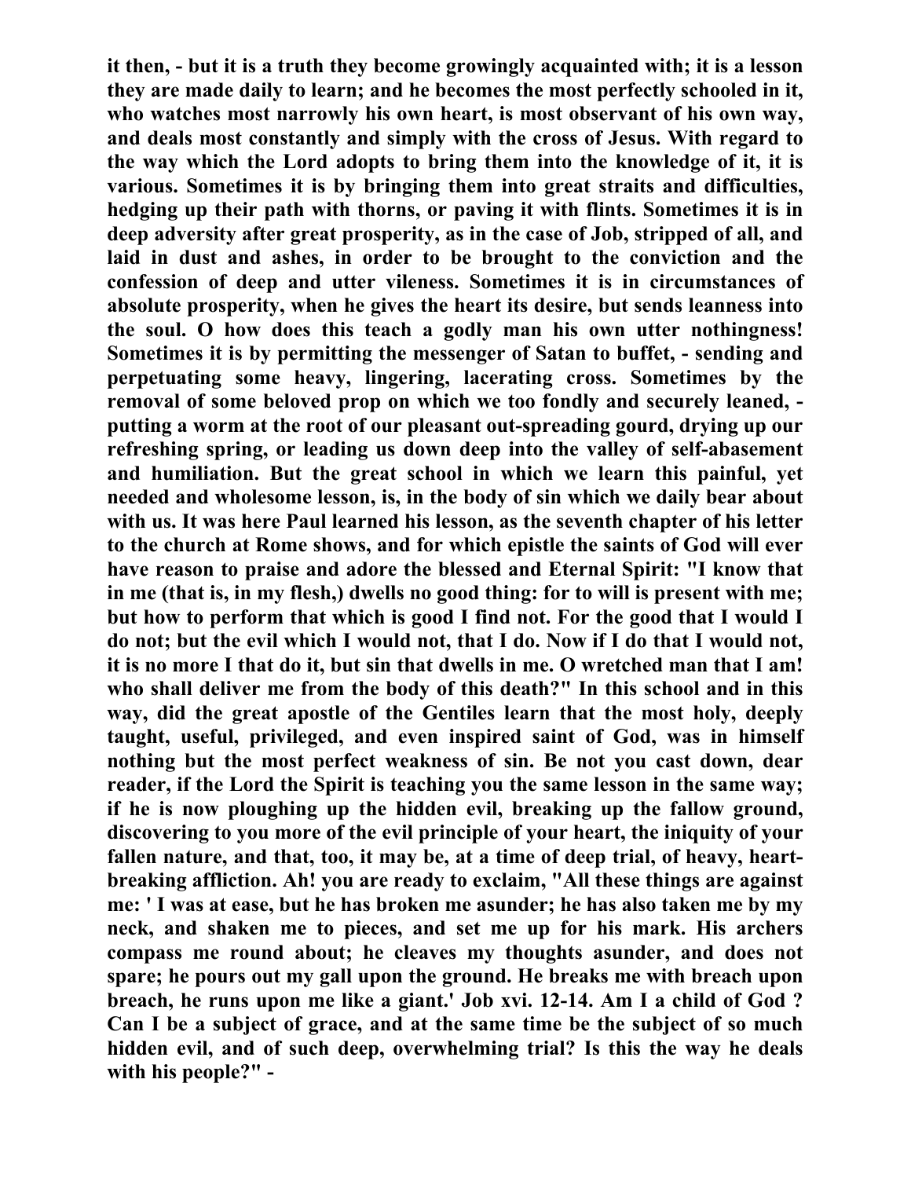**it then, - but it is a truth they become growingly acquainted with; it is a lesson they are made daily to learn; and he becomes the most perfectly schooled in it, who watches most narrowly his own heart, is most observant of his own way, and deals most constantly and simply with the cross of Jesus. With regard to the way which the Lord adopts to bring them into the knowledge of it, it is various. Sometimes it is by bringing them into great straits and difficulties, hedging up their path with thorns, or paving it with flints. Sometimes it is in deep adversity after great prosperity, as in the case of Job, stripped of all, and laid in dust and ashes, in order to be brought to the conviction and the confession of deep and utter vileness. Sometimes it is in circumstances of absolute prosperity, when he gives the heart its desire, but sends leanness into the soul. O how does this teach a godly man his own utter nothingness! Sometimes it is by permitting the messenger of Satan to buffet, - sending and perpetuating some heavy, lingering, lacerating cross. Sometimes by the removal of some beloved prop on which we too fondly and securely leaned, - putting a worm at the root of our pleasant out-spreading gourd, drying up our refreshing spring, or leading us down deep into the valley of self-abasement and humiliation. But the great school in which we learn this painful, yet needed and wholesome lesson, is, in the body of sin which we daily bear about with us. It was here Paul learned his lesson, as the seventh chapter of his letter to the church at Rome shows, and for which epistle the saints of God will ever have reason to praise and adore the blessed and Eternal Spirit: "I know that in me (that is, in my flesh,) dwells no good thing: for to will is present with me; but how to perform that which is good I find not. For the good that I would I do not; but the evil which I would not, that I do. Now if I do that I would not, it is no more I that do it, but sin that dwells in me. O wretched man that I am! who shall deliver me from the body of this death?" In this school and in this way, did the great apostle of the Gentiles learn that the most holy, deeply taught, useful, privileged, and even inspired saint of God, was in himself nothing but the most perfect weakness of sin. Be not you cast down, dear reader, if the Lord the Spirit is teaching you the same lesson in the same way; if he is now ploughing up the hidden evil, breaking up the fallow ground, discovering to you more of the evil principle of your heart, the iniquity of your fallen nature, and that, too, it may be, at a time of deep trial, of heavy, heart-breaking affliction. Ah! you are ready to exclaim, "All these things are against me: ' I was at ease, but he has broken me asunder; he has also taken me by my neck, and shaken me to pieces, and set me up for his mark. His archers compass me round about; he cleaves my thoughts asunder, and does not spare; he pours out my gall upon the ground. He breaks me with breach upon breach, he runs upon me like a giant.' Job xvi. 12-14. Am I a child of God ? Can I be a subject of grace, and at the same time be the subject of so much hidden evil, and of such deep, overwhelming trial? Is this the way he deals with his people?" -**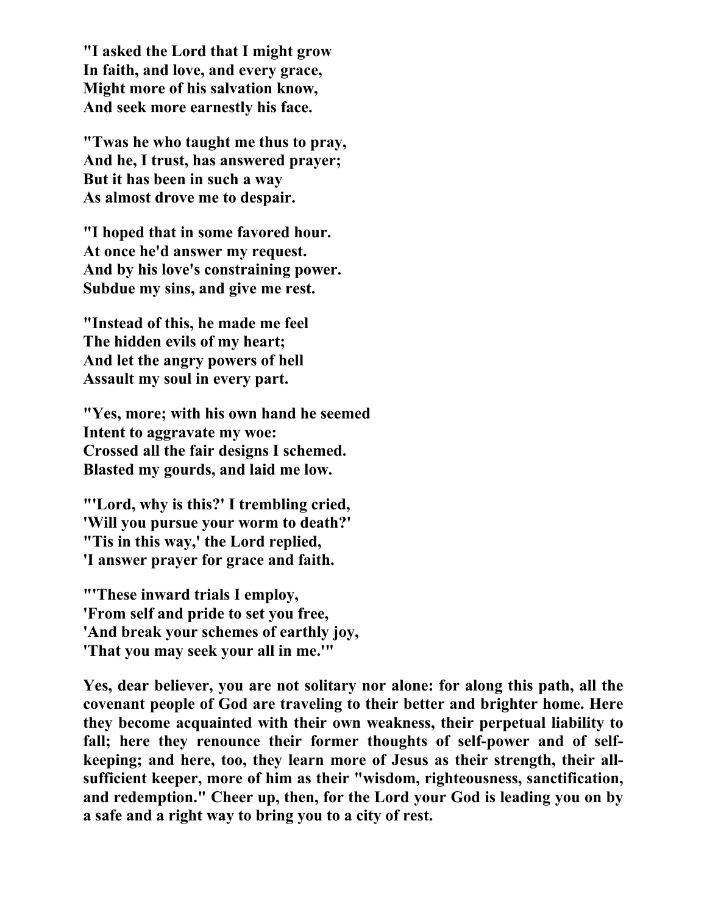**"I asked the Lord that I might grow**
**In faith, and love, and every grace,**
**Might more of his salvation know,**
**And seek more earnestly his face.**

**"Twas he who taught me thus to pray,**
**And he, I trust, has answered prayer;**
**But it has been in such a way**
**As almost drove me to despair.**

**"I hoped that in some favored hour.**
**At once he'd answer my request.**
**And by his love's constraining power.**
**Subdue my sins, and give me rest.**

**"Instead of this, he made me feel**
**The hidden evils of my heart;**
**And let the angry powers of hell**
**Assault my soul in every part.**

**"Yes, more; with his own hand he seemed**
**Intent to aggravate my woe:**
**Crossed all the fair designs I schemed.**
**Blasted my gourds, and laid me low.**

**"'Lord, why is this?' I trembling cried,**
**'Will you pursue your worm to death?'**
**"Tis in this way,' the Lord replied,**
**'I answer prayer for grace and faith.**

**"'These inward trials I employ,**
**'From self and pride to set you free,**
**'And break your schemes of earthly joy,**
**'That you may seek your all in me.'"**

**Yes, dear believer, you are not solitary nor alone: for along this path, all the covenant people of God are traveling to their better and brighter home. Here they become acquainted with their own weakness, their perpetual liability to fall; here they renounce their former thoughts of self-power and of self-keeping; and here, too, they learn more of Jesus as their strength, their all-sufficient keeper, more of him as their "wisdom, righteousness, sanctification, and redemption." Cheer up, then, for the Lord your God is leading you on by a safe and a right way to bring you to a city of rest.**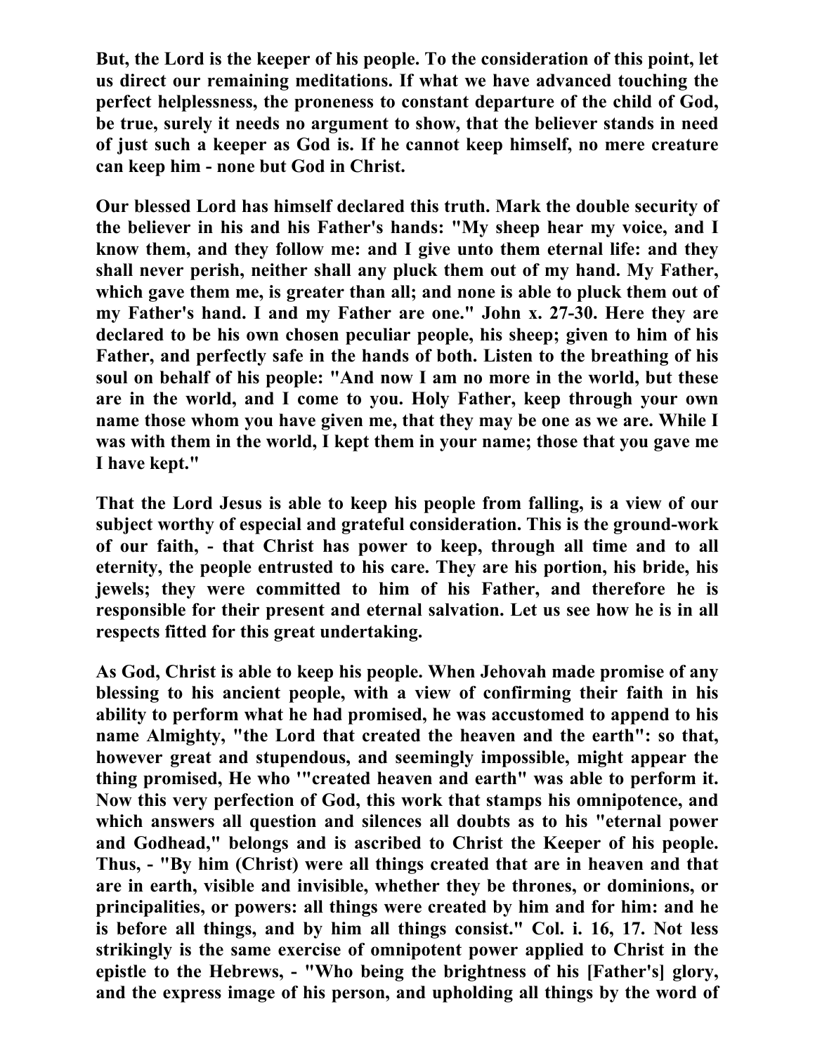But, the Lord is the keeper of his people. To the consideration of this point, let us direct our remaining meditations. If what we have advanced touching the perfect helplessness, the proneness to constant departure of the child of God, be true, surely it needs no argument to show, that the believer stands in need of just such a keeper as God is. If he cannot keep himself, no mere creature can keep him - none but God in Christ.

Our blessed Lord has himself declared this truth. Mark the double security of the believer in his and his Father's hands: "My sheep hear my voice, and I know them, and they follow me: and I give unto them eternal life: and they shall never perish, neither shall any pluck them out of my hand. My Father, which gave them me, is greater than all; and none is able to pluck them out of my Father's hand. I and my Father are one." John x. 27-30. Here they are declared to be his own chosen peculiar people, his sheep; given to him of his Father, and perfectly safe in the hands of both. Listen to the breathing of his soul on behalf of his people: "And now I am no more in the world, but these are in the world, and I come to you. Holy Father, keep through your own name those whom you have given me, that they may be one as we are. While I was with them in the world, I kept them in your name; those that you gave me I have kept."

That the Lord Jesus is able to keep his people from falling, is a view of our subject worthy of especial and grateful consideration. This is the ground-work of our faith, - that Christ has power to keep, through all time and to all eternity, the people entrusted to his care. They are his portion, his bride, his jewels; they were committed to him of his Father, and therefore he is responsible for their present and eternal salvation. Let us see how he is in all respects fitted for this great undertaking.

As God, Christ is able to keep his people. When Jehovah made promise of any blessing to his ancient people, with a view of confirming their faith in his ability to perform what he had promised, he was accustomed to append to his name Almighty, "the Lord that created the heaven and the earth": so that, however great and stupendous, and seemingly impossible, might appear the thing promised, He who '"created heaven and earth" was able to perform it. Now this very perfection of God, this work that stamps his omnipotence, and which answers all question and silences all doubts as to his "eternal power and Godhead," belongs and is ascribed to Christ the Keeper of his people. Thus, - "By him (Christ) were all things created that are in heaven and that are in earth, visible and invisible, whether they be thrones, or dominions, or principalities, or powers: all things were created by him and for him: and he is before all things, and by him all things consist." Col. i. 16, 17. Not less strikingly is the same exercise of omnipotent power applied to Christ in the epistle to the Hebrews, - "Who being the brightness of his [Father's] glory, and the express image of his person, and upholding all things by the word of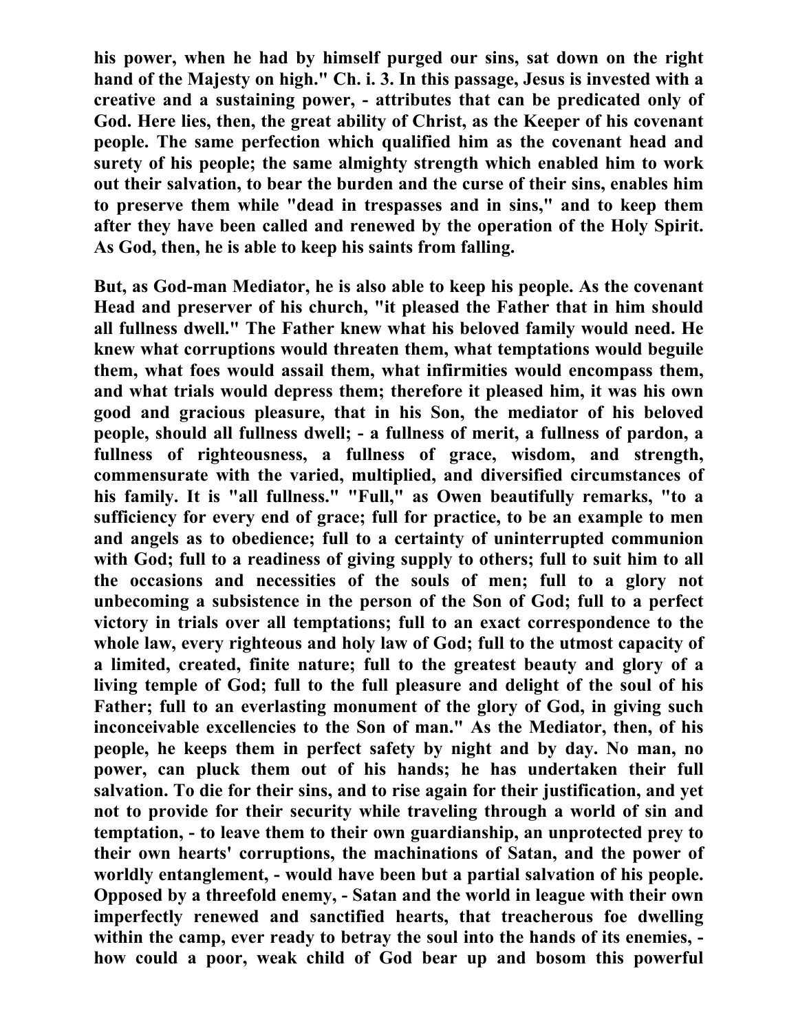his power, when he had by himself purged our sins, sat down on the right hand of the Majesty on high." Ch. i. 3. In this passage, Jesus is invested with a creative and a sustaining power, - attributes that can be predicated only of God. Here lies, then, the great ability of Christ, as the Keeper of his covenant people. The same perfection which qualified him as the covenant head and surety of his people; the same almighty strength which enabled him to work out their salvation, to bear the burden and the curse of their sins, enables him to preserve them while "dead in trespasses and in sins," and to keep them after they have been called and renewed by the operation of the Holy Spirit. As God, then, he is able to keep his saints from falling.

But, as God-man Mediator, he is also able to keep his people. As the covenant Head and preserver of his church, "it pleased the Father that in him should all fullness dwell." The Father knew what his beloved family would need. He knew what corruptions would threaten them, what temptations would beguile them, what foes would assail them, what infirmities would encompass them, and what trials would depress them; therefore it pleased him, it was his own good and gracious pleasure, that in his Son, the mediator of his beloved people, should all fullness dwell; - a fullness of merit, a fullness of pardon, a fullness of righteousness, a fullness of grace, wisdom, and strength, commensurate with the varied, multiplied, and diversified circumstances of his family. It is "all fullness." "Full," as Owen beautifully remarks, "to a sufficiency for every end of grace; full for practice, to be an example to men and angels as to obedience; full to a certainty of uninterrupted communion with God; full to a readiness of giving supply to others; full to suit him to all the occasions and necessities of the souls of men; full to a glory not unbecoming a subsistence in the person of the Son of God; full to a perfect victory in trials over all temptations; full to an exact correspondence to the whole law, every righteous and holy law of God; full to the utmost capacity of a limited, created, finite nature; full to the greatest beauty and glory of a living temple of God; full to the full pleasure and delight of the soul of his Father; full to an everlasting monument of the glory of God, in giving such inconceivable excellencies to the Son of man." As the Mediator, then, of his people, he keeps them in perfect safety by night and by day. No man, no power, can pluck them out of his hands; he has undertaken their full salvation. To die for their sins, and to rise again for their justification, and yet not to provide for their security while traveling through a world of sin and temptation, - to leave them to their own guardianship, an unprotected prey to their own hearts' corruptions, the machinations of Satan, and the power of worldly entanglement, - would have been but a partial salvation of his people. Opposed by a threefold enemy, - Satan and the world in league with their own imperfectly renewed and sanctified hearts, that treacherous foe dwelling within the camp, ever ready to betray the soul into the hands of its enemies, - how could a poor, weak child of God bear up and bosom this powerful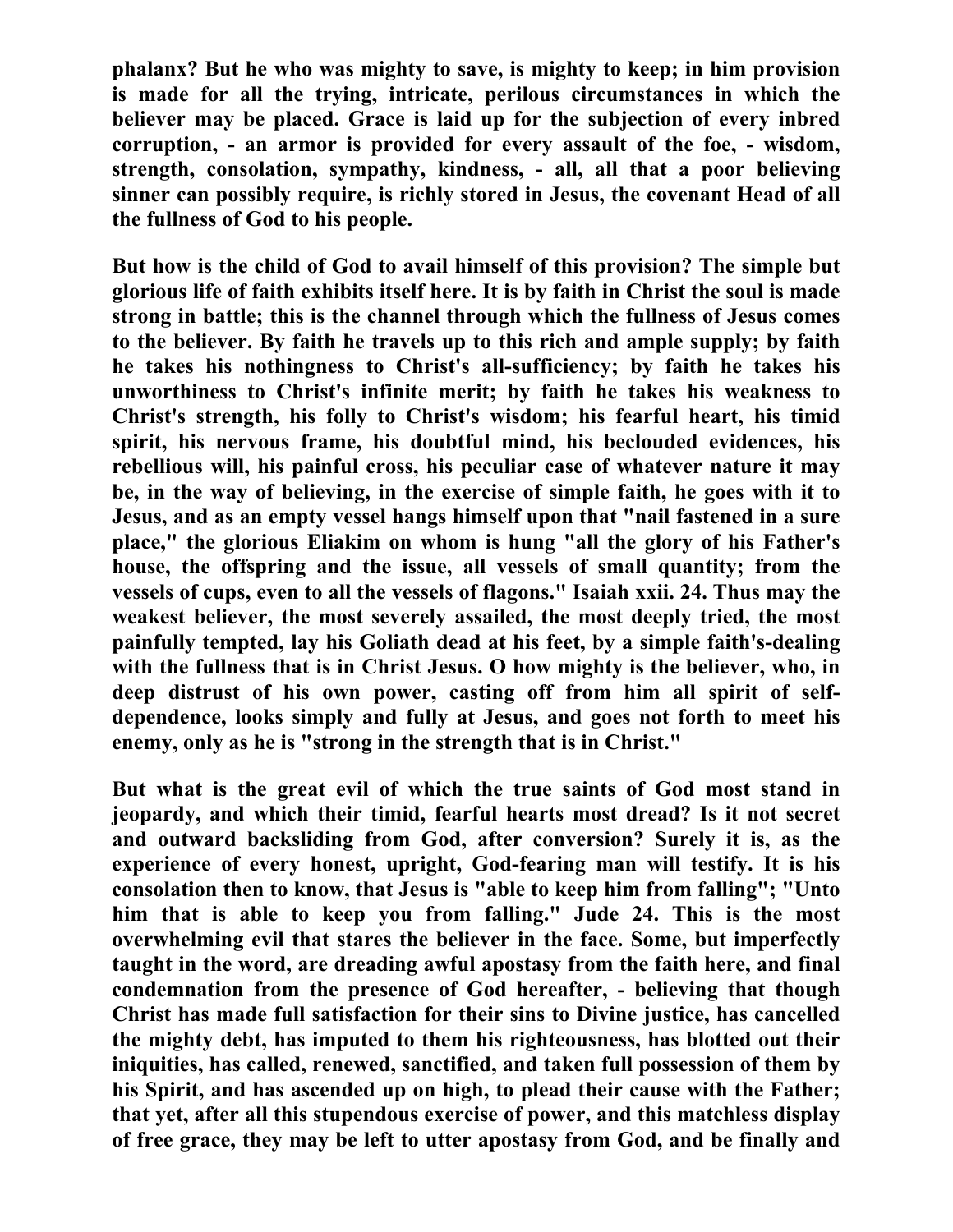phalanx? But he who was mighty to save, is mighty to keep; in him provision is made for all the trying, intricate, perilous circumstances in which the believer may be placed. Grace is laid up for the subjection of every inbred corruption, - an armor is provided for every assault of the foe, - wisdom, strength, consolation, sympathy, kindness, - all, all that a poor believing sinner can possibly require, is richly stored in Jesus, the covenant Head of all the fullness of God to his people.

But how is the child of God to avail himself of this provision? The simple but glorious life of faith exhibits itself here. It is by faith in Christ the soul is made strong in battle; this is the channel through which the fullness of Jesus comes to the believer. By faith he travels up to this rich and ample supply; by faith he takes his nothingness to Christ's all-sufficiency; by faith he takes his unworthiness to Christ's infinite merit; by faith he takes his weakness to Christ's strength, his folly to Christ's wisdom; his fearful heart, his timid spirit, his nervous frame, his doubtful mind, his beclouded evidences, his rebellious will, his painful cross, his peculiar case of whatever nature it may be, in the way of believing, in the exercise of simple faith, he goes with it to Jesus, and as an empty vessel hangs himself upon that "nail fastened in a sure place," the glorious Eliakim on whom is hung "all the glory of his Father's house, the offspring and the issue, all vessels of small quantity; from the vessels of cups, even to all the vessels of flagons." Isaiah xxii. 24. Thus may the weakest believer, the most severely assailed, the most deeply tried, the most painfully tempted, lay his Goliath dead at his feet, by a simple faith's-dealing with the fullness that is in Christ Jesus. O how mighty is the believer, who, in deep distrust of his own power, casting off from him all spirit of self-dependence, looks simply and fully at Jesus, and goes not forth to meet his enemy, only as he is "strong in the strength that is in Christ."

But what is the great evil of which the true saints of God most stand in jeopardy, and which their timid, fearful hearts most dread? Is it not secret and outward backsliding from God, after conversion? Surely it is, as the experience of every honest, upright, God-fearing man will testify. It is his consolation then to know, that Jesus is "able to keep him from falling"; "Unto him that is able to keep you from falling." Jude 24. This is the most overwhelming evil that stares the believer in the face. Some, but imperfectly taught in the word, are dreading awful apostasy from the faith here, and final condemnation from the presence of God hereafter, - believing that though Christ has made full satisfaction for their sins to Divine justice, has cancelled the mighty debt, has imputed to them his righteousness, has blotted out their iniquities, has called, renewed, sanctified, and taken full possession of them by his Spirit, and has ascended up on high, to plead their cause with the Father; that yet, after all this stupendous exercise of power, and this matchless display of free grace, they may be left to utter apostasy from God, and be finally and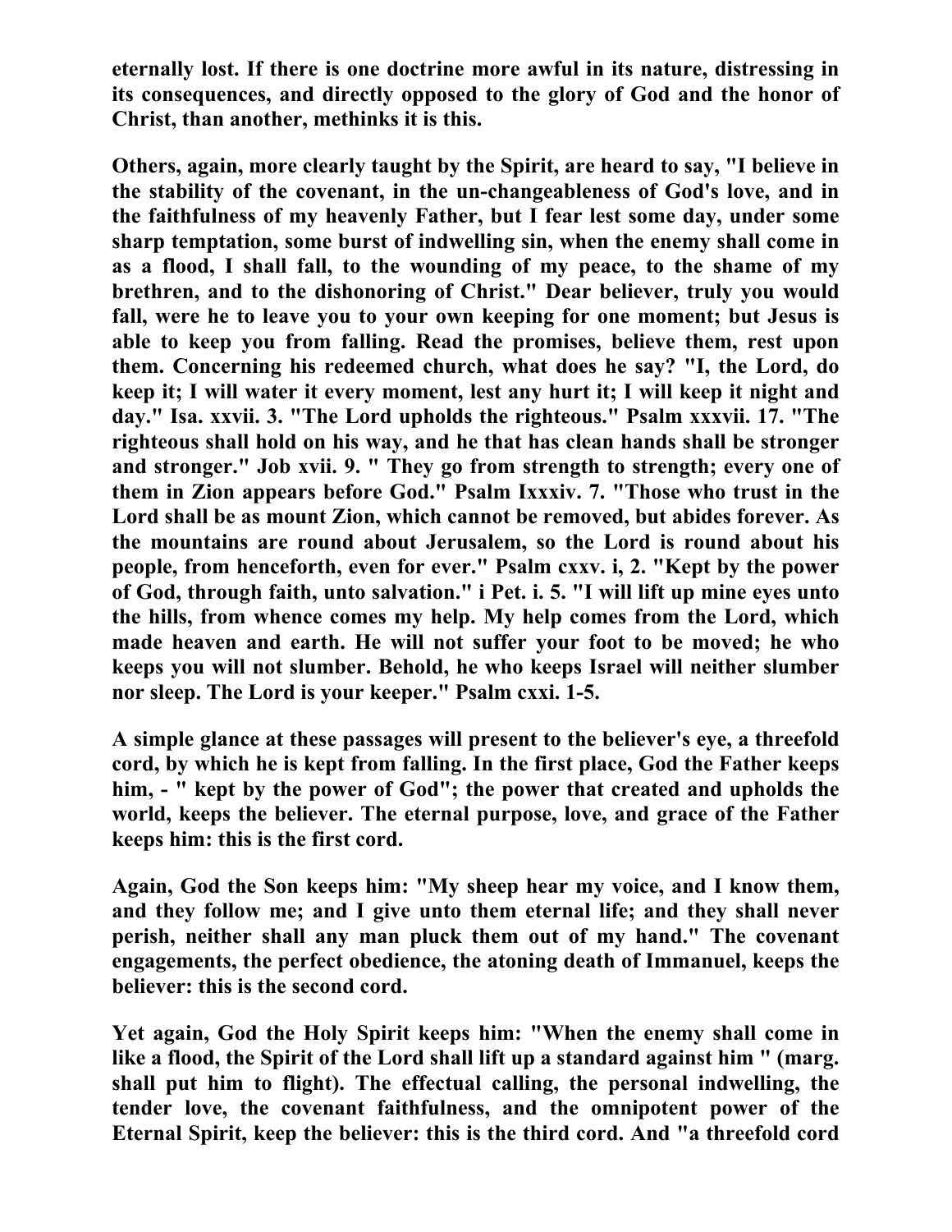**eternally lost. If there is one doctrine more awful in its nature, distressing in its consequences, and directly opposed to the glory of God and the honor of Christ, than another, methinks it is this.**

**Others, again, more clearly taught by the Spirit, are heard to say, "I believe in the stability of the covenant, in the un-changeableness of God's love, and in the faithfulness of my heavenly Father, but I fear lest some day, under some sharp temptation, some burst of indwelling sin, when the enemy shall come in as a flood, I shall fall, to the wounding of my peace, to the shame of my brethren, and to the dishonoring of Christ." Dear believer, truly you would fall, were he to leave you to your own keeping for one moment; but Jesus is able to keep you from falling. Read the promises, believe them, rest upon them. Concerning his redeemed church, what does he say? "I, the Lord, do keep it; I will water it every moment, lest any hurt it; I will keep it night and day." Isa. xxvii. 3. "The Lord upholds the righteous." Psalm xxxvii. 17. "The righteous shall hold on his way, and he that has clean hands shall be stronger and stronger." Job xvii. 9. " They go from strength to strength; every one of them in Zion appears before God." Psalm Ixxxiv. 7. "Those who trust in the Lord shall be as mount Zion, which cannot be removed, but abides forever. As the mountains are round about Jerusalem, so the Lord is round about his people, from henceforth, even for ever." Psalm cxxv. i, 2. "Kept by the power of God, through faith, unto salvation." i Pet. i. 5. "I will lift up mine eyes unto the hills, from whence comes my help. My help comes from the Lord, which made heaven and earth. He will not suffer your foot to be moved; he who keeps you will not slumber. Behold, he who keeps Israel will neither slumber nor sleep. The Lord is your keeper." Psalm cxxi. 1-5.**

**A simple glance at these passages will present to the believer's eye, a threefold cord, by which he is kept from falling. In the first place, God the Father keeps him, - " kept by the power of God"; the power that created and upholds the world, keeps the believer. The eternal purpose, love, and grace of the Father keeps him: this is the first cord.**

**Again, God the Son keeps him: "My sheep hear my voice, and I know them, and they follow me; and I give unto them eternal life; and they shall never perish, neither shall any man pluck them out of my hand." The covenant engagements, the perfect obedience, the atoning death of Immanuel, keeps the believer: this is the second cord.**

**Yet again, God the Holy Spirit keeps him: "When the enemy shall come in like a flood, the Spirit of the Lord shall lift up a standard against him " (marg. shall put him to flight). The effectual calling, the personal indwelling, the tender love, the covenant faithfulness, and the omnipotent power of the Eternal Spirit, keep the believer: this is the third cord. And "a threefold cord**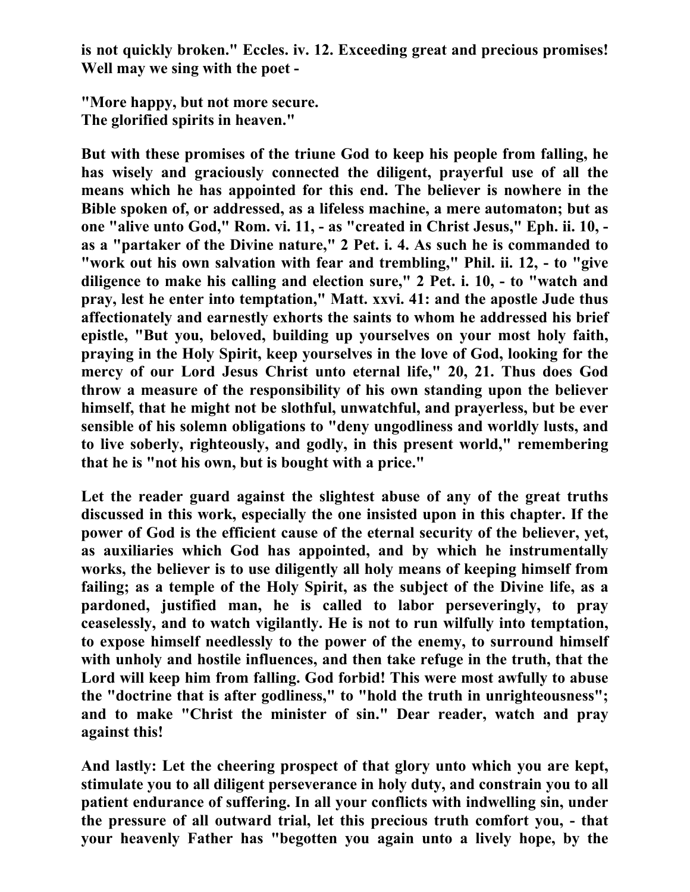is not quickly broken." Eccles. iv. 12. Exceeding great and precious promises! Well may we sing with the poet -

"More happy, but not more secure.
The glorified spirits in heaven."

But with these promises of the triune God to keep his people from falling, he has wisely and graciously connected the diligent, prayerful use of all the means which he has appointed for this end. The believer is nowhere in the Bible spoken of, or addressed, as a lifeless machine, a mere automaton; but as one "alive unto God," Rom. vi. 11, - as "created in Christ Jesus," Eph. ii. 10, - as a "partaker of the Divine nature," 2 Pet. i. 4. As such he is commanded to "work out his own salvation with fear and trembling," Phil. ii. 12, - to "give diligence to make his calling and election sure," 2 Pet. i. 10, - to "watch and pray, lest he enter into temptation," Matt. xxvi. 41: and the apostle Jude thus affectionately and earnestly exhorts the saints to whom he addressed his brief epistle, "But you, beloved, building up yourselves on your most holy faith, praying in the Holy Spirit, keep yourselves in the love of God, looking for the mercy of our Lord Jesus Christ unto eternal life," 20, 21. Thus does God throw a measure of the responsibility of his own standing upon the believer himself, that he might not be slothful, unwatchful, and prayerless, but be ever sensible of his solemn obligations to "deny ungodliness and worldly lusts, and to live soberly, righteously, and godly, in this present world," remembering that he is "not his own, but is bought with a price."

Let the reader guard against the slightest abuse of any of the great truths discussed in this work, especially the one insisted upon in this chapter. If the power of God is the efficient cause of the eternal security of the believer, yet, as auxiliaries which God has appointed, and by which he instrumentally works, the believer is to use diligently all holy means of keeping himself from failing; as a temple of the Holy Spirit, as the subject of the Divine life, as a pardoned, justified man, he is called to labor perseveringly, to pray ceaselessly, and to watch vigilantly. He is not to run wilfully into temptation, to expose himself needlessly to the power of the enemy, to surround himself with unholy and hostile influences, and then take refuge in the truth, that the Lord will keep him from falling. God forbid! This were most awfully to abuse the "doctrine that is after godliness," to "hold the truth in unrighteousness"; and to make "Christ the minister of sin." Dear reader, watch and pray against this!

And lastly: Let the cheering prospect of that glory unto which you are kept, stimulate you to all diligent perseverance in holy duty, and constrain you to all patient endurance of suffering. In all your conflicts with indwelling sin, under the pressure of all outward trial, let this precious truth comfort you, - that your heavenly Father has "begotten you again unto a lively hope, by the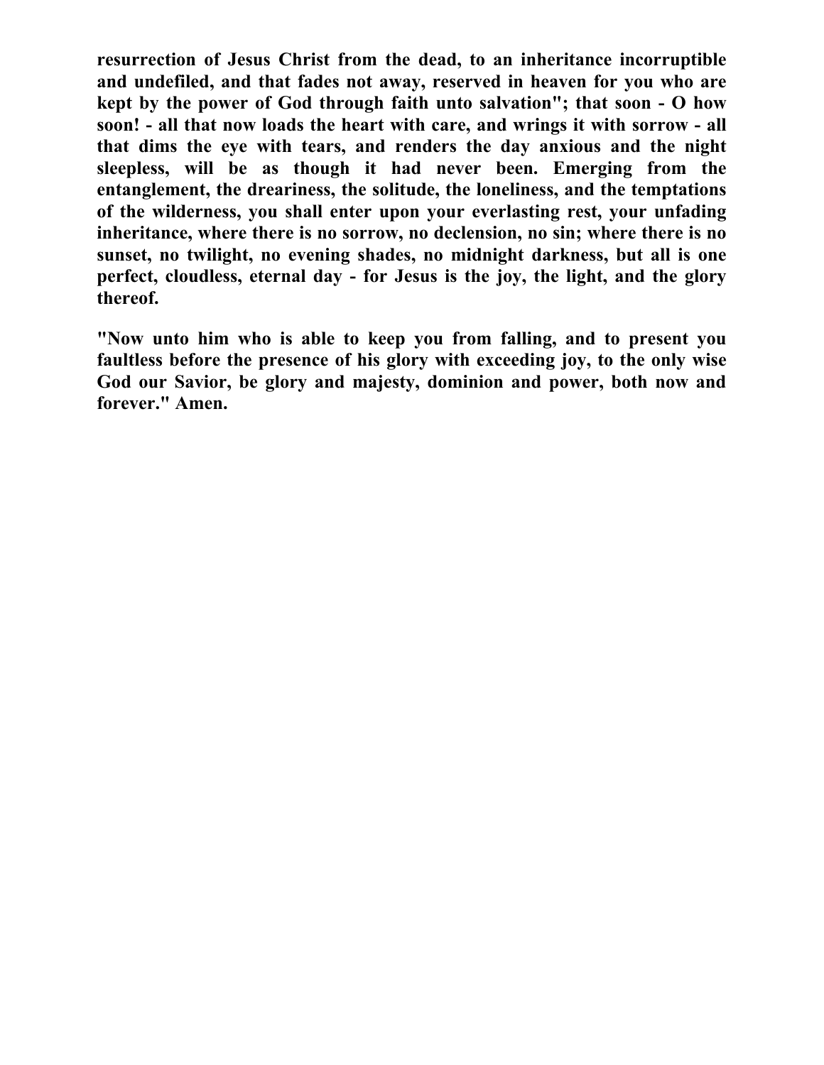**resurrection of Jesus Christ from the dead, to an inheritance incorruptible and undefiled, and that fades not away, reserved in heaven for you who are kept by the power of God through faith unto salvation"; that soon - O how soon! - all that now loads the heart with care, and wrings it with sorrow - all that dims the eye with tears, and renders the day anxious and the night sleepless, will be as though it had never been. Emerging from the entanglement, the dreariness, the solitude, the loneliness, and the temptations of the wilderness, you shall enter upon your everlasting rest, your unfading inheritance, where there is no sorrow, no declension, no sin; where there is no sunset, no twilight, no evening shades, no midnight darkness, but all is one perfect, cloudless, eternal day - for Jesus is the joy, the light, and the glory thereof.**

**"Now unto him who is able to keep you from falling, and to present you faultless before the presence of his glory with exceeding joy, to the only wise God our Savior, be glory and majesty, dominion and power, both now and forever." Amen.**